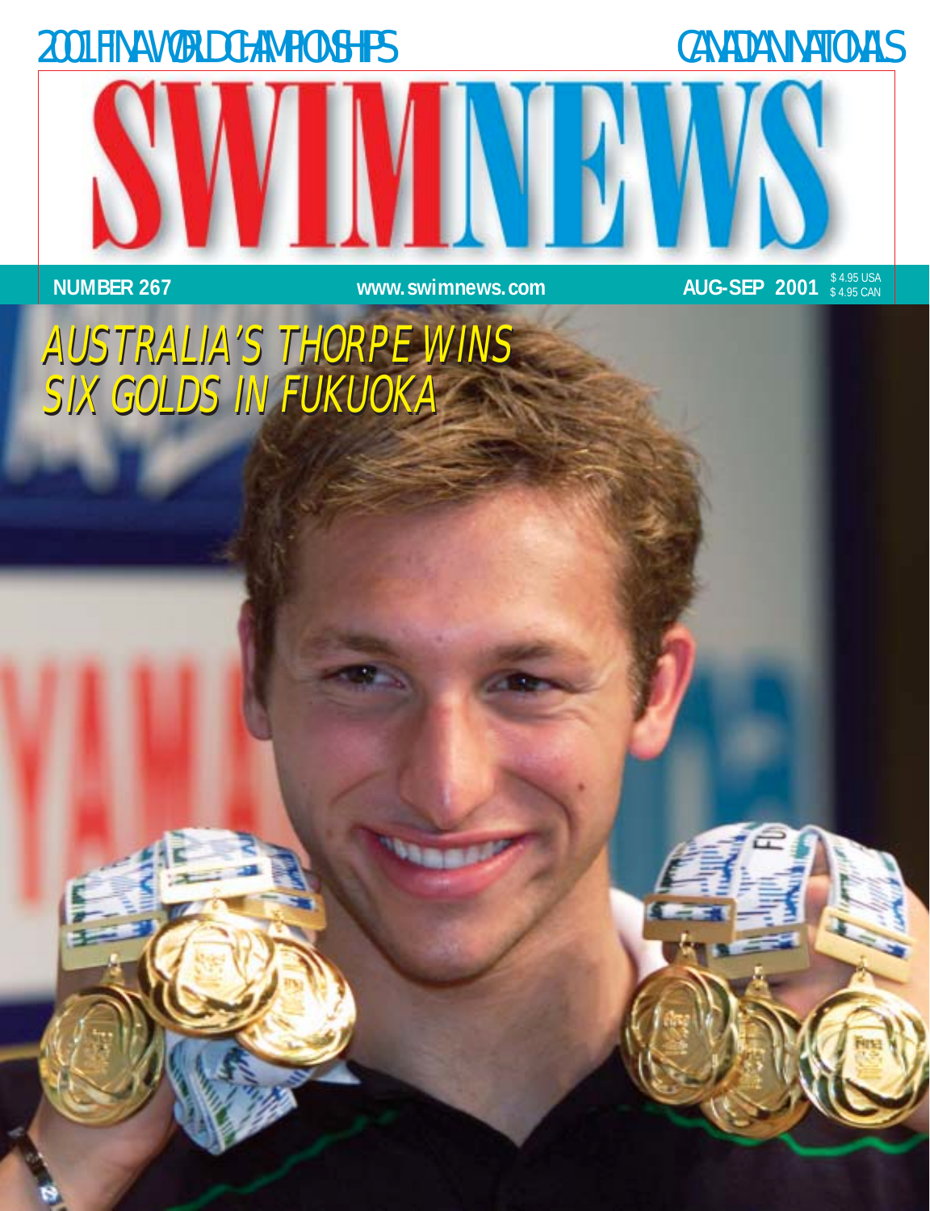2001 FINA WORLD CHAMPIONSHIPS

CANADIAN NATIONALS

# SWIMNEWS

**NUMBER 267** **www.swimnews.com** **AUG-SEP 2001** $ 4.95 USA $ 4.95 CAN

## *AUSTRALIA'S THORPE WINS SIX GOLDS IN FUKUOKA*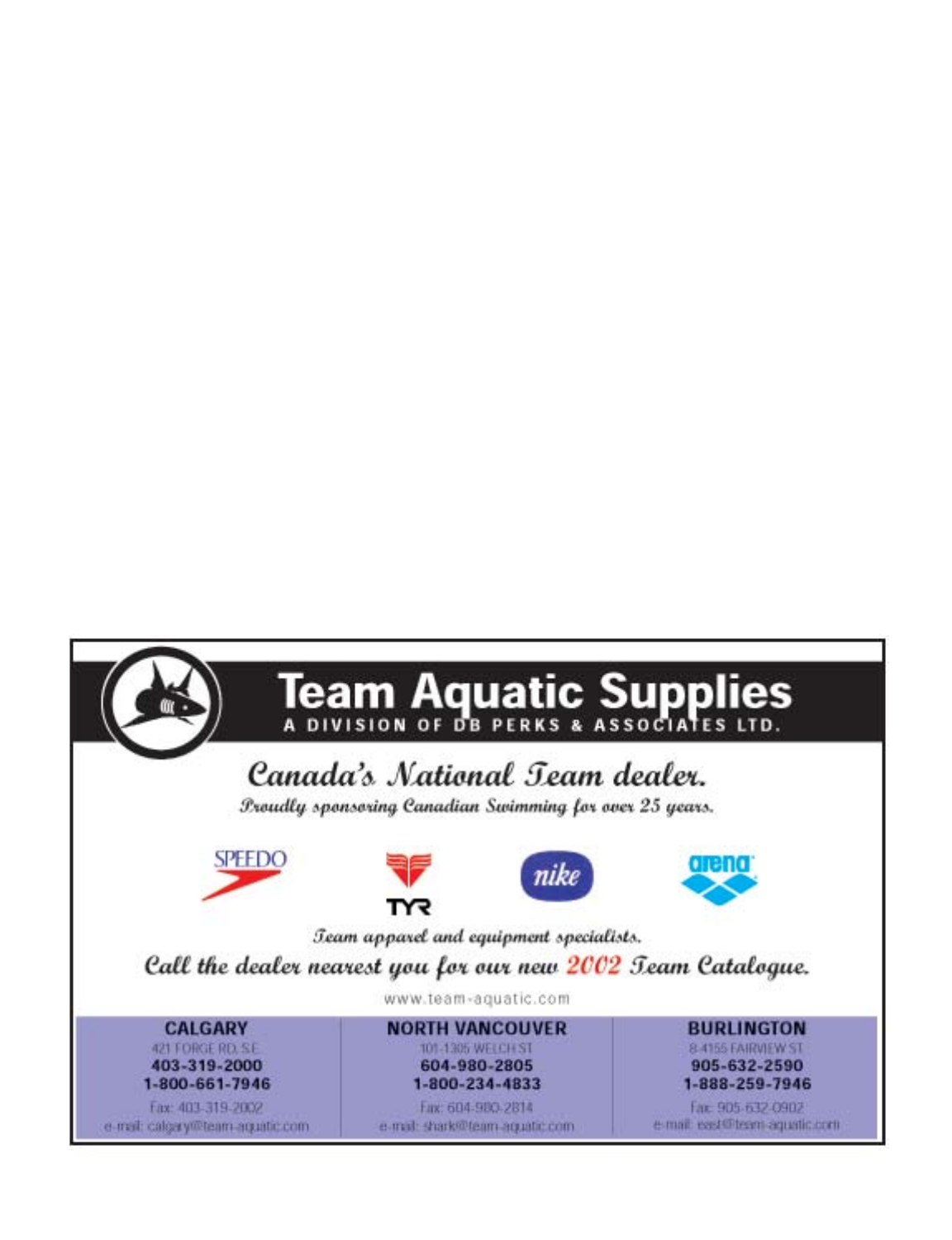# Team Aquatic Supplies

A DIVISION OF DB PERKS & ASSOCIATES LTD.

## *Canada's National Team dealer.*

*Proudly sponsoring Canadian Swimming for over 25 years.*

SPEEDO TYR nike arena

*Team apparel and equipment specialists.*

***Call the dealer nearest you for our new 2002 Team Catalogue.***

www.team-aquatic.com

| CALGARY | NORTH VANCOUVER | BURLINGTON |
|---|---|---|
| 421 FORGE RD. S.E. | 101-1305 WELCH ST. | 8-4155 FAIRVIEW ST. |
| **403-319-2000** | **604-980-2805** | **905-632-2590** |
| **1-800-661-7946** | **1-800-234-4833** | **1-888-259-7946** |
| Fax: 403-319-2002 | Fax: 604-980-2814 | Fax: 905-632-0902 |
| e-mail: calgary@team-aquatic.com | e-mail: shark@team-aquatic.com | e-mail: east@team-aquatic.com |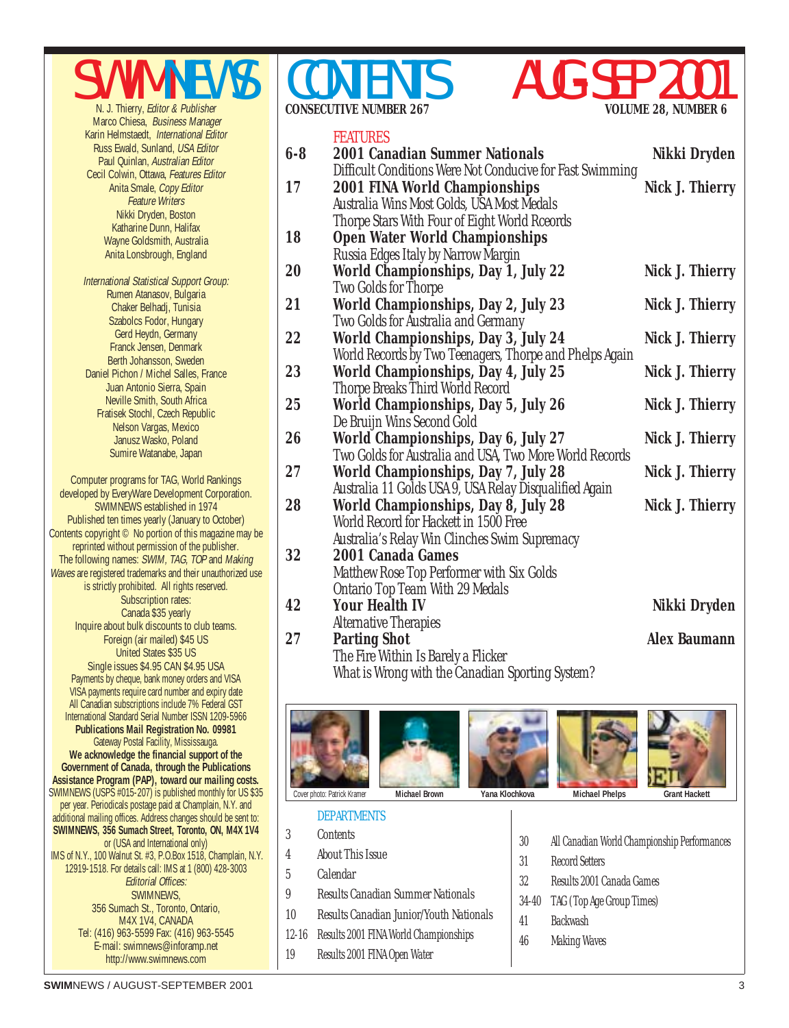# SWIMNEWS

N. J. Thierry, *Editor & Publisher*
Marco Chiesa, *Business Manager*
Karin Helmstaedt, *International Editor*
Russ Ewald, Sunland, *USA Editor*
Paul Quinlan, *Australian Editor*
Cecil Colwin, Ottawa, *Features Editor*
Anita Smale, *Copy Editor*
*Feature Writers*
Nikki Dryden, Boston
Katharine Dunn, Halifax
Wayne Goldsmith, Australia
Anita Lonsbrough, England

*International Statistical Support Group:*
Rumen Atanasov, Bulgaria
Chaker Belhadj, Tunisia
Szabolcs Fodor, Hungary
Gerd Heydn, Germany
Franck Jensen, Denmark
Berth Johansson, Sweden
Daniel Pichon / Michel Salles, France
Juan Antonio Sierra, Spain
Neville Smith, South Africa
Fratisek Stochl, Czech Republic
Nelson Vargas, Mexico
Janusz Wasko, Poland
Sumire Watanabe, Japan

Computer programs for TAG, World Rankings developed by EveryWare Development Corporation.
SWIMNEWS established in 1974
Published ten times yearly (January to October)
Contents copyright © No portion of this magazine may be reprinted without permission of the publisher.
The following names: *SWIM, TAG, TOP* and *Making Waves* are registered trademarks and their unauthorized use is strictly prohibited. All rights reserved.
Subscription rates:
Canada $35 yearly
Inquire about bulk discounts to club teams.
Foreign (air mailed) $45 US
United States $35 US
Single issues $4.95 CAN $4.95 USA
Payments by cheque, bank money orders and VISA
VISA payments require card number and expiry date
All Canadian subscriptions include 7% Federal GST
International Standard Serial Number ISSN 1209-5966
**Publications Mail Registration No. 09981**
Gateway Postal Facility, Mississauga.
**We acknowledge the financial support of the Government of Canada, through the Publications Assistance Program (PAP), toward our mailing costs.**
SWIMNEWS (USPS #015-207) is published monthly for US $35 per year. Periodicals postage paid at Champlain, N.Y. and additional mailing offices. Address changes should be sent to: **SWIMNEWS, 356 Sumach Street, Toronto, ON, M4X 1V4** or (USA and International only)
IMS of N.Y., 100 Walnut St. #3, P.O.Box 1518, Champlain, N.Y. 12919-1518. For details call: IMS at 1 (800) 428-3003
*Editorial Offices:*
SWIMNEWS,
356 Sumach St., Toronto, Ontario,
M4X 1V4, CANADA
Tel: (416) 963-5599 Fax: (416) 963-5545
E-mail: swimnews@inforamp.net
http://www.swimnews.com

# CONTENTS — AUG-SEP 2001

**CONSECUTIVE NUMBER 267** — **VOLUME 28, NUMBER 6**

## FEATURES

| Page | Feature | Author |
|---|---|---|
| 6-8 | **2001 Canadian Summer Nationals**<br>Difficult Conditions Were Not Conducive for Fast Swimming | **Nikki Dryden** |
| 17 | **2001 FINA World Championships**<br>Australia Wins Most Golds, USA Most Medals<br>Thorpe Stars With Four of Eight World Rceords | **Nick J. Thierry** |
| 18 | **Open Water World Championships**<br>Russia Edges Italy by Narrow Margin | |
| 20 | **World Championships, Day 1, July 22**<br>Two Golds for Thorpe | **Nick J. Thierry** |
| 21 | **World Championships, Day 2, July 23**<br>Two Golds for Australia and Germany | **Nick J. Thierry** |
| 22 | **World Championships, Day 3, July 24**<br>World Records by Two Teenagers, Thorpe and Phelps Again | **Nick J. Thierry** |
| 23 | **World Championships, Day 4, July 25**<br>Thorpe Breaks Third World Record | **Nick J. Thierry** |
| 25 | **World Championships, Day 5, July 26**<br>De Bruijn Wins Second Gold | **Nick J. Thierry** |
| 26 | **World Championships, Day 6, July 27**<br>Two Golds for Australia and USA, Two More World Records | **Nick J. Thierry** |
| 27 | **World Championships, Day 7, July 28**<br>Australia 11 Golds USA 9, USA Relay Disqualified Again | **Nick J. Thierry** |
| 28 | **World Championships, Day 8, July 28**<br>World Record for Hackett in 1500 Free<br>Australia's Relay Win Clinches Swim Supremacy | **Nick J. Thierry** |
| 32 | **2001 Canada Games**<br>Matthew Rose Top Performer with Six Golds<br>Ontario Top Team With 29 Medals | |
| 42 | **Your Health IV**<br>Alternative Therapies | **Nikki Dryden** |
| 27 | **Parting Shot**<br>The Fire Within Is Barely a Flicker<br>What is Wrong with the Canadian Sporting System? | **Alex Baumann** |

Cover photo: Patrick Kramer — Michael Brown — Yana Klochkova — Michael Phelps — Grant Hackett

## DEPARTMENTS

| Page | Department |
|---|---|
| 3 | Contents |
| 4 | About This Issue |
| 5 | Calendar |
| 9 | Results Canadian Summer Nationals |
| 10 | Results Canadian Junior/Youth Nationals |
| 12-16 | Results 2001 FINA World Championships |
| 19 | Results 2001 FINA Open Water |
| 30 | All Canadian World Championship Performances |
| 31 | Record Setters |
| 32 | Results 2001 Canada Games |
| 34-40 | TAG (Top Age Group Times) |
| 41 | Backwash |
| 46 | Making Waves |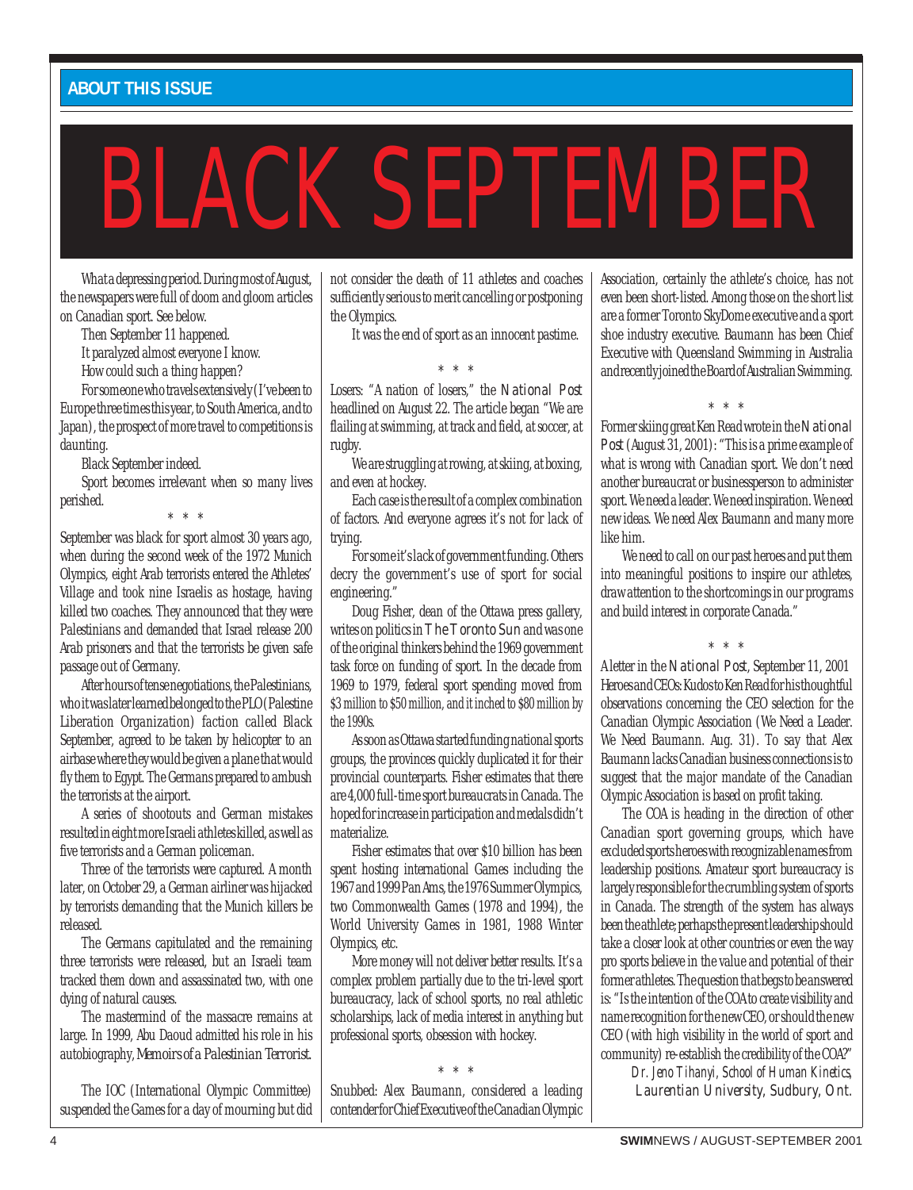## ABOUT THIS ISSUE

# BLACK SEPTEMBER

What a depressing period. During most of August, the newspapers were full of doom and gloom articles on Canadian sport. See below.

Then September 11 happened.

It paralyzed almost everyone I know.

How could such a thing happen?

For someone who travels extensively (I've been to Europe three times this year, to South America, and to Japan), the prospect of more travel to competitions is daunting.

Black September indeed.

Sport becomes irrelevant when so many lives perished.

\* \* \*

September was black for sport almost 30 years ago, when during the second week of the 1972 Munich Olympics, eight Arab terrorists entered the Athletes' Village and took nine Israelis as hostage, having killed two coaches. They announced that they were Palestinians and demanded that Israel release 200 Arab prisoners and that the terrorists be given safe passage out of Germany.

After hours of tense negotiations, the Palestinians, who it was later learned belonged to the PLO (Palestine Liberation Organization) faction called Black September, agreed to be taken by helicopter to an airbase where they would be given a plane that would fly them to Egypt. The Germans prepared to ambush the terrorists at the airport.

A series of shootouts and German mistakes resulted in eight more Israeli athletes killed, as well as five terrorists and a German policeman.

Three of the terrorists were captured. A month later, on October 29, a German airliner was hijacked by terrorists demanding that the Munich killers be released.

The Germans capitulated and the remaining three terrorists were released, but an Israeli team tracked them down and assassinated two, with one dying of natural causes.

The mastermind of the massacre remains at large. In 1999, Abu Daoud admitted his role in his autobiography, *Memoirs of a Palestinian Terrorist*.

The IOC (International Olympic Committee) suspended the Games for a day of mourning but did not consider the death of 11 athletes and coaches sufficiently serious to merit cancelling or postponing the Olympics.

It was the end of sport as an innocent pastime.

\* \* \*

Losers: "A nation of losers," the *National Post* headlined on August 22. The article began "We are flailing at swimming, at track and field, at soccer, at rugby.

We are struggling at rowing, at skiing, at boxing, and even at hockey.

Each case is the result of a complex combination of factors. And everyone agrees it's not for lack of trying.

For some it's lack of government funding. Others decry the government's use of sport for social engineering."

Doug Fisher, dean of the Ottawa press gallery, writes on politics in *The Toronto Sun* and was one of the original thinkers behind the 1969 government task force on funding of sport. In the decade from 1969 to 1979, federal sport spending moved from $3 million to $50 million, and it inched to $80 million by the 1990s.

As soon as Ottawa started funding national sports groups, the provinces quickly duplicated it for their provincial counterparts. Fisher estimates that there are 4,000 full-time sport bureaucrats in Canada. The hoped for increase in participation and medals didn't materialize.

Fisher estimates that over $10 billion has been spent hosting international Games including the 1967 and 1999 Pan Ams, the 1976 Summer Olympics, two Commonwealth Games (1978 and 1994), the World University Games in 1981, 1988 Winter Olympics, etc.

More money will not deliver better results. It's a complex problem partially due to the tri-level sport bureaucracy, lack of school sports, no real athletic scholarships, lack of media interest in anything but professional sports, obsession with hockey.

\* \* \*

Snubbed: Alex Baumann, considered a leading contender for Chief Executive of the Canadian Olympic Association, certainly the athlete's choice, has not even been short-listed. Among those on the short list are a former Toronto SkyDome executive and a sport shoe industry executive. Baumann has been Chief Executive with Queensland Swimming in Australia and recently joined the Board of Australian Swimming.

\* \* \*

Former skiing great Ken Read wrote in the *National Post* (August 31, 2001): "This is a prime example of what is wrong with Canadian sport. We don't need another bureaucrat or businessperson to administer sport. We need a leader. We need inspiration. We need new ideas. We need Alex Baumann and many more like him.

We need to call on our past heroes and put them into meaningful positions to inspire our athletes, draw attention to the shortcomings in our programs and build interest in corporate Canada."

\* \* \*

A letter in the *National Post*, September 11, 2001 Heroes and CEOs: Kudos to Ken Read for his thoughtful observations concerning the CEO selection for the Canadian Olympic Association (We Need a Leader. We Need Baumann. Aug. 31). To say that Alex Baumann lacks Canadian business connections is to suggest that the major mandate of the Canadian Olympic Association is based on profit taking.

The COA is heading in the direction of other Canadian sport governing groups, which have excluded sports heroes with recognizable names from leadership positions. Amateur sport bureaucracy is largely responsible for the crumbling system of sports in Canada. The strength of the system has always been the athlete; perhaps the present leadership should take a closer look at other countries or even the way pro sports believe in the value and potential of their former athletes. The question that begs to be answered is: "Is the intention of the COA to create visibility and name recognition for the new CEO, or should the new CEO (with high visibility in the world of sport and community) re-establish the credibility of the COA?"

*Dr. Jeno Tihanyi, School of Human Kinetics, Laurentian University, Sudbury, Ont.*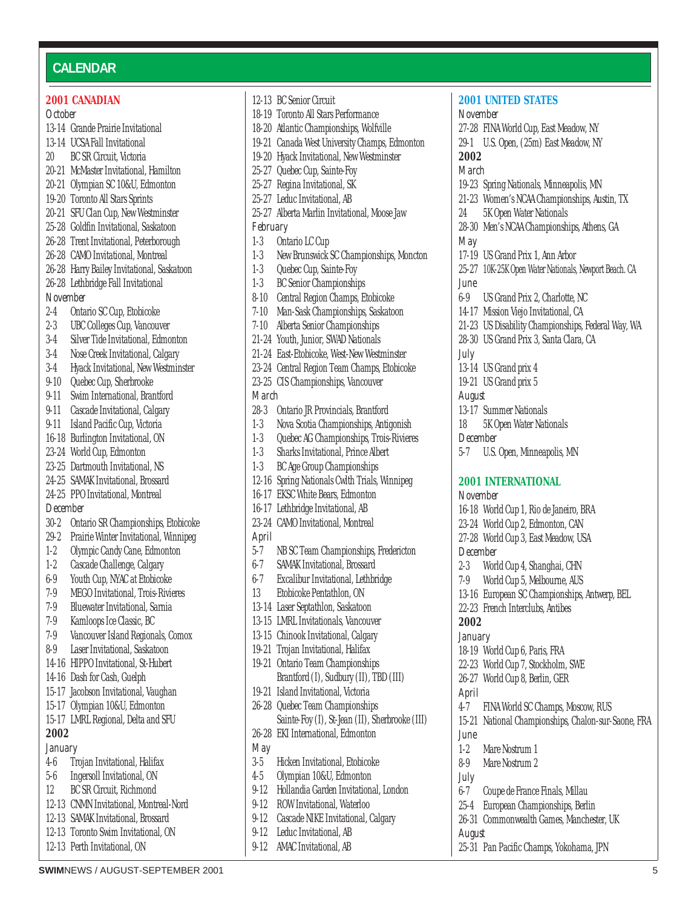# CALENDAR

## 2001 CANADIAN

*October*

- 13-14 Grande Prairie Invitational
- 13-14 UCSA Fall Invitational
- 20 BC SR Circuit, Victoria
- 20-21 McMaster Invitational, Hamilton
- 20-21 Olympian SC 10&U, Edmonton
- 19-20 Toronto All Stars Sprints
- 20-21 SFU Clan Cup, New Westminster
- 25-28 Goldfin Invitational, Saskatoon
- 26-28 Trent Invitational, Peterborough
- 26-28 CAMO Invitational, Montreal
- 26-28 Harry Bailey Invitational, Saskatoon
- 26-28 Lethbridge Fall Invitational

*November*

- 2-4 Ontario SC Cup, Etobicoke
- 2-3 UBC Colleges Cup, Vancouver
- 3-4 Silver Tide Invitational, Edmonton
- 3-4 Nose Creek Invitational, Calgary
- 3-4 Hyack Invitational, New Westminster
- 9-10 Quebec Cup, Sherbrooke
- 9-11 Swim International, Brantford
- 9-11 Cascade Invitational, Calgary
- 9-11 Island Pacific Cup, Victoria
- 16-18 Burlington Invitational, ON
- 23-24 World Cup, Edmonton
- 23-25 Dartmouth Invitational, NS
- 24-25 SAMAK Invitational, Brossard
- 24-25 PPO Invitational, Montreal

*December*

- 30-2 Ontario SR Championships, Etobicoke
- 29-2 Prairie Winter Invitational, Winnipeg
- 1-2 Olympic Candy Cane, Edmonton
- 1-2 Cascade Challenge, Calgary
- 6-9 Youth Cup, NYAC at Etobicoke
- 7-9 MEGO Invitational, Trois-Rivieres
- 7-9 Bluewater Invitational, Sarnia
- 7-9 Kamloops Ice Classic, BC
- 7-9 Vancouver Island Regionals, Comox
- 8-9 Laser Invitational, Saskatoon
- 14-16 HIPPO Invitational, St-Hubert
- 14-16 Dash for Cash, Guelph
- 15-17 Jacobson Invitational, Vaughan
- 15-17 Olympian 10&U, Edmonton
- 15-17 LMRL Regional, Delta and SFU

**2002**

*January*

- 4-6 Trojan Invitational, Halifax
- 5-6 Ingersoll Invitational, ON
- 12 BC SR Circuit, Richmond
- 12-13 CNMN Invitational, Montreal-Nord
- 12-13 SAMAK Invitational, Brossard
- 12-13 Toronto Swim Invitational, ON
- 12-13 Perth Invitational, ON
- 12-13 BC Senior Circuit
- 18-19 Toronto All Stars Performance
- 18-20 Atlantic Championships, Wolfville
- 19-21 Canada West University Champs, Edmonton
- 19-20 Hyack Invitational, New Westminster
- 25-27 Quebec Cup, Sainte-Foy
- 25-27 Regina Invitational, SK
- 25-27 Leduc Invitational, AB
- 25-27 Alberta Marlin Invitational, Moose Jaw

*February*

- 1-3 Ontario LC Cup
- 1-3 New Brunswick SC Championships, Moncton
- 1-3 Quebec Cup, Sainte-Foy
- 1-3 BC Senior Championships
- 8-10 Central Region Champs, Etobicoke
- 7-10 Man-Sask Championships, Saskatoon
- 7-10 Alberta Senior Championships
- 21-24 Youth, Junior, SWAD Nationals
- 21-24 East-Etobicoke, West-New Westminster
- 23-24 Central Region Team Champs, Etobicoke
- 23-25 CIS Championships, Vancouver

*March*

- 28-3 Ontario JR Provincials, Brantford
- 1-3 Nova Scotia Championships, Antigonish
- 1-3 Quebec AG Championships, Trois-Rivieres
- 1-3 Sharks Invitational, Prince Albert
- 1-3 BC Age Group Championships
- 12-16 Spring Nationals Cwlth Trials, Winnipeg
- 16-17 EKSC White Bears, Edmonton
- 16-17 Lethbridge Invitational, AB
- 23-24 CAMO Invitational, Montreal

*April*

- 5-7 NB SC Team Championships, Fredericton
- 6-7 SAMAK Invitational, Brossard
- 6-7 Excalibur Invitational, Lethbridge
- 13 Etobicoke Pentathlon, ON
- 13-14 Laser Septathlon, Saskatoon
- 13-15 LMRL Invitationals, Vancouver
- 13-15 Chinook Invitational, Calgary
- 19-21 Trojan Invitational, Halifax
- 19-21 Ontario Team Championships Brantford (I), Sudbury (II), TBD (III)
- 19-21 Island Invitational, Victoria
- 26-28 Quebec Team Championships Sainte-Foy (I), St-Jean (II), Sherbrooke (III)
- 26-28 EKI International, Edmonton

*May*

- 3-5 Hicken Invitational, Etobicoke
- 4-5 Olympian 10&U, Edmonton
- 9-12 Hollandia Garden Invitational, London
- 9-12 ROW Invitational, Waterloo
- 9-12 Cascade NIKE Invitational, Calgary
- 9-12 Leduc Invitational, AB
- 9-12 AMAC Invitational, AB

## 2001 UNITED STATES

*November*

- 27-28 FINA World Cup, East Meadow, NY
- 29-1 U.S. Open, (25m) East Meadow, NY

**2002**

*March*

- 19-23 Spring Nationals, Minneapolis, MN
- 21-23 Women's NCAA Championships, Austin, TX
- 24 5K Open Water Nationals
- 28-30 Men's NCAA Championships, Athens, GA

*May*

- 17-19 US Grand Prix 1, Ann Arbor
- 25-27 10K-25K Open Water Nationals, Newport Beach. CA

*June*

- 6-9 US Grand Prix 2, Charlotte, NC
- 14-17 Mission Viejo Invitational, CA
- 21-23 US Disability Championships, Federal Way, WA
- 28-30 US Grand Prix 3, Santa Clara, CA

*July*

- 13-14 US Grand prix 4
- 19-21 US Grand prix 5

*August*

- 13-17 Summer Nationals
- 18 5K Open Water Nationals

*December*

- 5-7 U.S. Open, Minneapolis, MN

## 2001 INTERNATIONAL

*November*

- 16-18 World Cup 1, Rio de Janeiro, BRA
- 23-24 World Cup 2, Edmonton, CAN
- 27-28 World Cup 3, East Meadow, USA

*December*

- 2-3 World Cup 4, Shanghai, CHN
- 7-9 World Cup 5, Melbourne, AUS
- 13-16 European SC Championships, Antwerp, BEL
- 22-23 French Interclubs, Antibes

**2002**

*January*

- 18-19 World Cup 6, Paris, FRA
- 22-23 World Cup 7, Stockholm, SWE
- 26-27 World Cup 8, Berlin, GER

*April*

- 4-7 FINA World SC Champs, Moscow, RUS
- 15-21 National Championships, Chalon-sur-Saone, FRA

*June*

- 1-2 Mare Nostrum 1
- 8-9 Mare Nostrum 2

*July*

- 6-7 Coupe de France Finals, Millau
- 25-4 European Championships, Berlin
- 26-31 Commonwealth Games, Manchester, UK

*August*

- 25-31 Pan Pacific Champs, Yokohama, JPN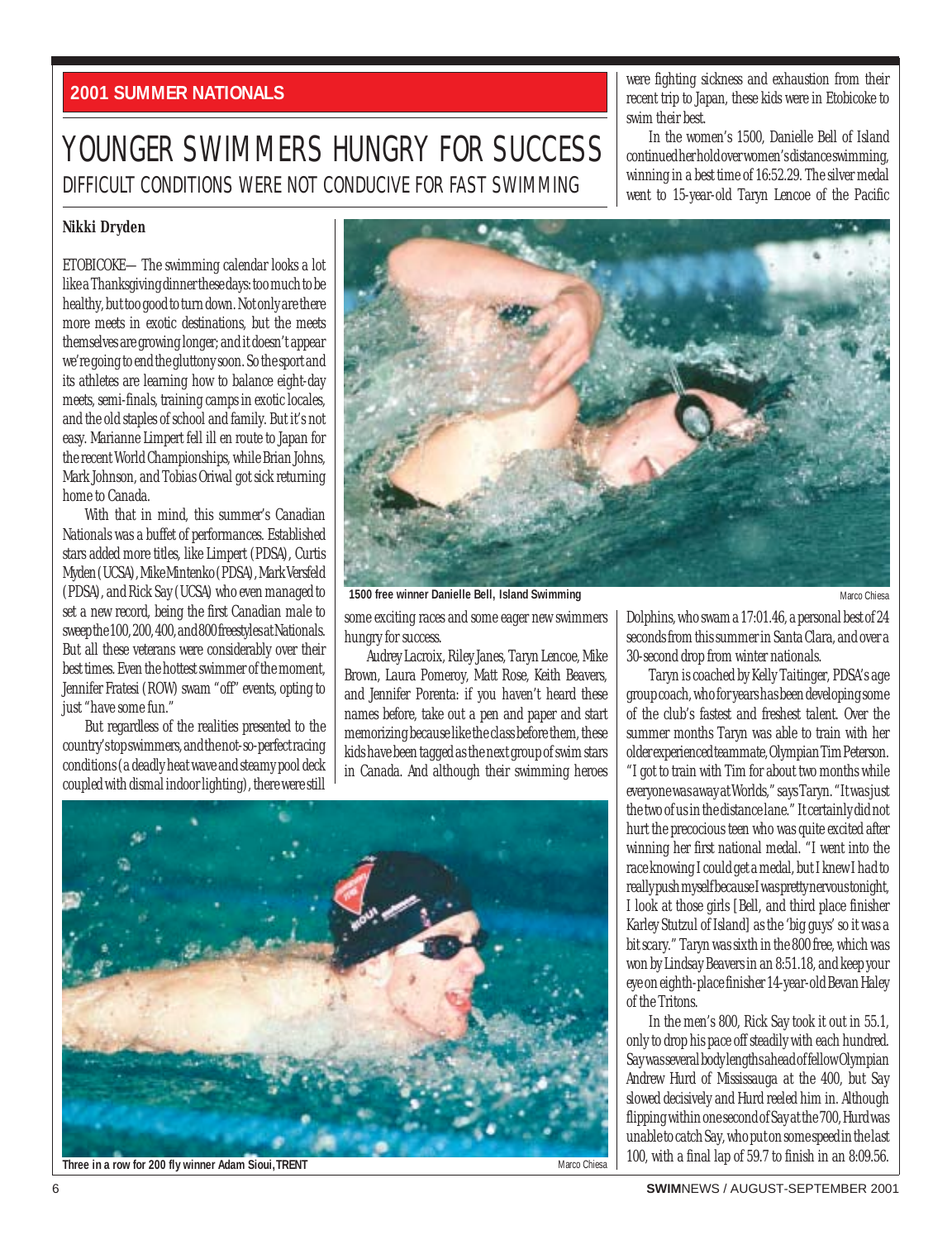**2001 SUMMER NATIONALS**

# YOUNGER SWIMMERS HUNGRY FOR SUCCESS

## DIFFICULT CONDITIONS WERE NOT CONDUCIVE FOR FAST SWIMMING

**Nikki Dryden**

ETOBICOKE— The swimming calendar looks a lot like a Thanksgiving dinner these days: too much to be healthy, but too good to turn down. Not only are there more meets in exotic destinations, but the meets themselves are growing longer; and it doesn't appear we're going to end the gluttony soon. So the sport and its athletes are learning how to balance eight-day meets, semi-finals, training camps in exotic locales, and the old staples of school and family. But it's not easy. Marianne Limpert fell ill en route to Japan for the recent World Championships, while Brian Johns, Mark Johnson, and Tobias Oriwal got sick returning home to Canada.

With that in mind, this summer's Canadian Nationals was a buffet of performances. Established stars added more titles, like Limpert (PDSA), Curtis Myden (UCSA), Mike Mintenko (PDSA), Mark Versfeld (PDSA), and Rick Say (UCSA) who even managed to set a new record, being the first Canadian male to sweep the 100, 200, 400, and 800 freestyles at Nationals. But all these veterans were considerably over their best times. Even the hottest swimmer of the moment, Jennifer Fratesi (ROW) swam "off" events, opting to just "have some fun."

But regardless of the realities presented to the country's top swimmers, and the not-so-perfect racing conditions (a deadly heat wave and steamy pool deck coupled with dismal indoor lighting), there were still some exciting races and some eager new swimmers hungry for success.

Audrey Lacroix, Riley Janes, Taryn Lencoe, Mike Brown, Laura Pomeroy, Matt Rose, Keith Beavers, and Jennifer Porenta: if you haven't heard these names before, take out a pen and paper and start memorizing because like the class before them, these kids have been tagged as the next group of swim stars in Canada. And although their swimming heroes were fighting sickness and exhaustion from their recent trip to Japan, these kids were in Etobicoke to swim their best.

In the women's 1500, Danielle Bell of Island continued her hold over women's distance swimming, winning in a best time of 16:52.29. The silver medal went to 15-year-old Taryn Lencoe of the Pacific Dolphins, who swam a 17:01.46, a personal best of 24 seconds from this summer in Santa Clara, and over a 30-second drop from winter nationals.

1500 free winner Danielle Bell, Island Swimming — Marco Chiesa

Taryn is coached by Kelly Taitinger, PDSA's age group coach, who for years has been developing some of the club's fastest and freshest talent. Over the summer months Taryn was able to train with her older experienced teammate, Olympian Tim Peterson. "I got to train with Tim for about two months while everyone was away at Worlds," says Taryn. "It was just the two of us in the distance lane." It certainly did not hurt the precocious teen who was quite excited after winning her first national medal. "I went into the race knowing I could get a medal, but I knew I had to really push myself because I was pretty nervous tonight, I look at those girls [Bell, and third place finisher Karley Stutzul of Island] as the 'big guys' so it was a bit scary." Taryn was sixth in the 800 free, which was won by Lindsay Beavers in an 8:51.18, and keep your eye on eighth-place finisher 14-year-old Bevan Haley of the Tritons.

In the men's 800, Rick Say took it out in 55.1, only to drop his pace off steadily with each hundred. Say was several body lengths ahead of fellow Olympian Andrew Hurd of Mississauga at the 400, but Say slowed decisively and Hurd reeled him in. Although flipping within one second of Say at the 700, Hurd was unable to catch Say, who put on some speed in the last 100, with a final lap of 59.7 to finish in an 8:09.56.

Three in a row for 200 fly winner Adam Sioui, TRENT — Marco Chiesa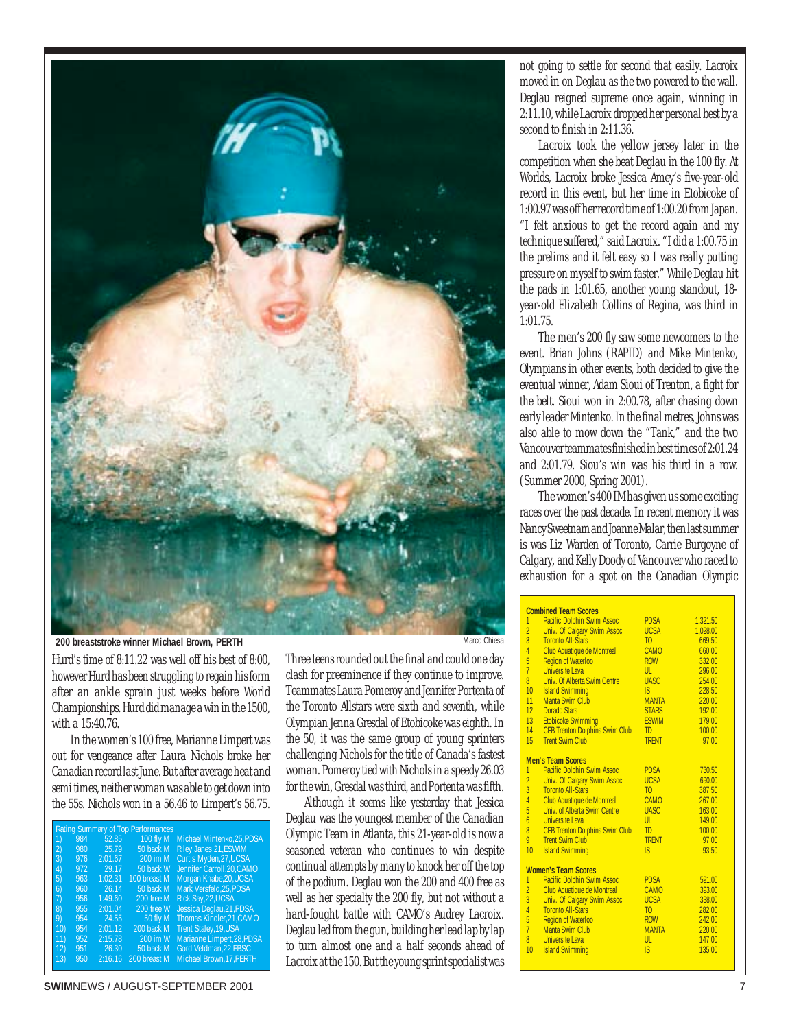200 breaststroke winner Michael Brown, PERTH

Marco Chiesa

Hurd's time of 8:11.22 was well off his best of 8:00, however Hurd has been struggling to regain his form after an ankle sprain just weeks before World Championships. Hurd did manage a win in the 1500, with a 15:40.76.

In the women's 100 free, Marianne Limpert was out for vengeance after Laura Nichols broke her Canadian record last June. But after average heat and semi times, neither woman was able to get down into the 55s. Nichols won in a 56.46 to Limpert's 56.75.

| Rating Summary of Top Performances | | | | |
|---|---|---|---|---|
| 1) | 984 | 52.85 | 100 fly M | Michael Mintenko,25,PDSA |
| 2) | 980 | 25.79 | 50 back M | Riley Janes,21,ESWIM |
| 3) | 976 | 2:01.67 | 200 im M | Curtis Myden,27,UCSA |
| 4) | 972 | 29.17 | 50 back W | Jennifer Carroll,20,CAMO |
| 5) | 963 | 1:02.31 | 100 breast M | Morgan Knabe,20,UCSA |
| 6) | 960 | 26.14 | 50 back M | Mark Versfeld,25,PDSA |
| 7) | 956 | 1:49.60 | 200 free M | Rick Say,22,UCSA |
| 8) | 955 | 2:01.04 | 200 free W | Jessica Deglau,21,PDSA |
| 9) | 954 | 24.55 | 50 fly M | Thomas Kindler,21,CAMO |
| 10) | 954 | 2:01.12 | 200 back M | Trent Staley,19,USA |
| 11) | 952 | 2:15.78 | 200 im W | Marianne Limpert,28,PDSA |
| 12) | 951 | 26.30 | 50 back M | Gord Veldman,22,EBSC |
| 13) | 950 | 2:16.16 | 200 breast M | Michael Brown,17,PERTH |

Three teens rounded out the final and could one day clash for preeminence if they continue to improve. Teammates Laura Pomeroy and Jennifer Portenta of the Toronto Allstars were sixth and seventh, while Olympian Jenna Gresdal of Etobicoke was eighth. In the 50, it was the same group of young sprinters challenging Nichols for the title of Canada's fastest woman. Pomeroy tied with Nichols in a speedy 26.03 for the win, Gresdal was third, and Portenta was fifth.

Although it seems like yesterday that Jessica Deglau was the youngest member of the Canadian Olympic Team in Atlanta, this 21-year-old is now a seasoned veteran who continues to win despite continual attempts by many to knock her off the top of the podium. Deglau won the 200 and 400 free as well as her specialty the 200 fly, but not without a hard-fought battle with CAMO's Audrey Lacroix. Deglau led from the gun, building her lead lap by lap to turn almost one and a half seconds ahead of Lacroix at the 150. But the young sprint specialist was not going to settle for second that easily. Lacroix moved in on Deglau as the two powered to the wall. Deglau reigned supreme once again, winning in 2:11.10, while Lacroix dropped her personal best by a second to finish in 2:11.36.

Lacroix took the yellow jersey later in the competition when she beat Deglau in the 100 fly. At Worlds, Lacroix broke Jessica Amey's five-year-old record in this event, but her time in Etobicoke of 1:00.97 was off her record time of 1:00.20 from Japan. "I felt anxious to get the record again and my technique suffered," said Lacroix. "I did a 1:00.75 in the prelims and it felt easy so I was really putting pressure on myself to swim faster." While Deglau hit the pads in 1:01.65, another young standout, 18-year-old Elizabeth Collins of Regina, was third in 1:01.75.

The men's 200 fly saw some newcomers to the event. Brian Johns (RAPID) and Mike Mintenko, Olympians in other events, both decided to give the eventual winner, Adam Sioui of Trenton, a fight for the belt. Sioui won in 2:00.78, after chasing down early leader Mintenko. In the final metres, Johns was also able to mow down the "Tank," and the two Vancouver teammates finished in best times of 2:01.24 and 2:01.79. Siou's win was his third in a row. (Summer 2000, Spring 2001).

The women's 400 IM has given us some exciting races over the past decade. In recent memory it was Nancy Sweetnam and Joanne Malar, then last summer is was Liz Warden of Toronto, Carrie Burgoyne of Calgary, and Kelly Doody of Vancouver who raced to exhaustion for a spot on the Canadian Olympic

**Combined Team Scores**

| | | | |
|---|---|---|---|
| 1 | Pacific Dolphin Swim Assoc | PDSA | 1,321.50 |
| 2 | Univ. Of Calgary Swim Assoc | UCSA | 1,028.00 |
| 3 | Toronto All-Stars | TO | 669.50 |
| 4 | Club Aquatique de Montreal | CAMO | 660.00 |
| 5 | Region of Waterloo | ROW | 332.00 |
| 7 | Universite Laval | UL | 296.00 |
| 8 | Univ. Of Alberta Swim Centre | UASC | 254.00 |
| 10 | Island Swimming | IS | 228.50 |
| 11 | Manta Swim Club | MANTA | 220.00 |
| 12 | Dorado Stars | STARS | 192.00 |
| 13 | Etobicoke Swimming | ESWIM | 179.00 |
| 14 | CFB Trenton Dolphins Swim Club | TD | 100.00 |
| 15 | Trent Swim Club | TRENT | 97.00 |

**Men's Team Scores**

| | | | |
|---|---|---|---|
| 1 | Pacific Dolphin Swim Assoc | PDSA | 730.50 |
| 2 | Univ. Of Calgary Swim Assoc. | UCSA | 690.00 |
| 3 | Toronto All-Stars | TO | 387.50 |
| 4 | Club Aquatique de Montreal | CAMO | 267.00 |
| 5 | Univ. of Alberta Swim Centre | UASC | 163.00 |
| 6 | Universite Laval | UL | 149.00 |
| 8 | CFB Trenton Dolphins Swim Club | TD | 100.00 |
| 9 | Trent Swim Club | TRENT | 97.00 |
| 10 | Island Swimming | IS | 93.50 |

**Women's Team Scores**

| | | | |
|---|---|---|---|
| 1 | Pacific Dolphin Swim Assoc | PDSA | 591.00 |
| 2 | Club Aquatique de Montreal | CAMO | 393.00 |
| 3 | Univ. Of Calgary Swim Assoc. | UCSA | 338.00 |
| 4 | Toronto All-Stars | TO | 282.00 |
| 5 | Region of Waterloo | ROW | 242.00 |
| 7 | Manta Swim Club | MANTA | 220.00 |
| 8 | Universite Laval | UL | 147.00 |
| 10 | Island Swimming | IS | 135.00 |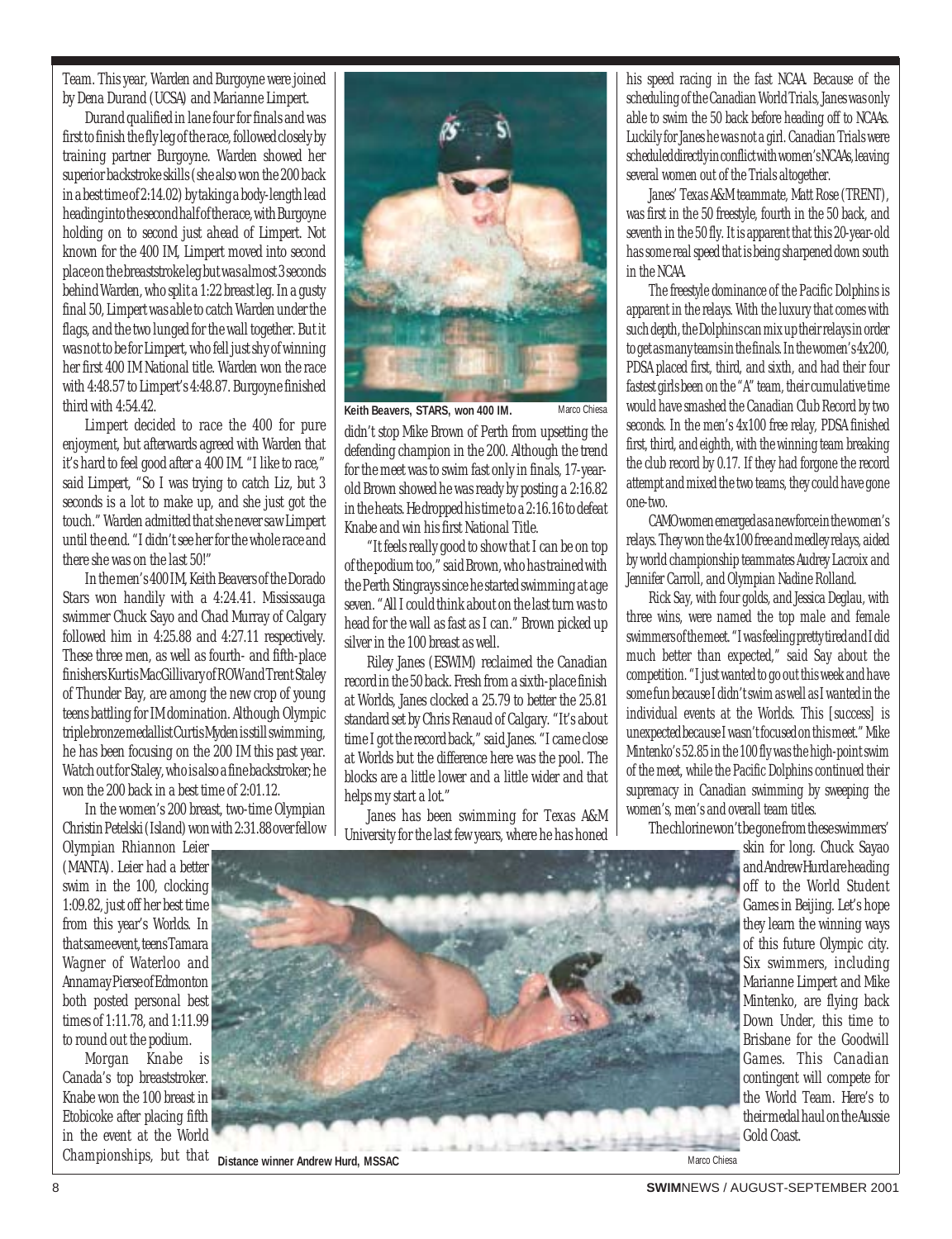Team. This year, Warden and Burgoyne were joined by Dena Durand (UCSA) and Marianne Limpert.

Durand qualified in lane four for finals and was first to finish the fly leg of the race, followed closely by training partner Burgoyne. Warden showed her superior backstroke skills (she also won the 200 back in a best time of 2:14.02) by taking a body-length lead heading into the second half of the race, with Burgoyne holding on to second just ahead of Limpert. Not known for the 400 IM, Limpert moved into second place on the breaststroke leg but was almost 3 seconds behind Warden, who split a 1:22 breast leg. In a gusty final 50, Limpert was able to catch Warden under the flags, and the two lunged for the wall together. But it was not to be for Limpert, who fell just shy of winning her first 400 IM National title. Warden won the race with 4:48.57 to Limpert's 4:48.87. Burgoyne finished third with 4:54.42.

Limpert decided to race the 400 for pure enjoyment, but afterwards agreed with Warden that it's hard to feel good after a 400 IM. "I like to race," said Limpert, "So I was trying to catch Liz, but 3 seconds is a lot to make up, and she just got the touch." Warden admitted that she never saw Limpert until the end. "I didn't see her for the whole race and there she was on the last 50!"

In the men's 400 IM, Keith Beavers of the Dorado Stars won handily with a 4:24.41. Mississauga swimmer Chuck Sayo and Chad Murray of Calgary followed him in 4:25.88 and 4:27.11 respectively. These three men, as well as fourth- and fifth-place finishers Kurtis MacGillivary of ROW and Trent Staley of Thunder Bay, are among the new crop of young teens battling for IM domination. Although Olympic triple bronze medallist Curtis Myden is still swimming, he has been focusing on the 200 IM this past year. Watch out for Staley, who is also a fine backstroker; he won the 200 back in a best time of 2:01.12.

In the women's 200 breast, two-time Olympian Christin Petelski (Island) won with 2:31.88 over fellow Olympian Rhiannon Leier (MANTA). Leier had a better swim in the 100, clocking 1:09.82, just off her best time from this year's Worlds. In that same event, teens Tamara Wagner of Waterloo and Annamay Pierse of Edmonton both posted personal best times of 1:11.78, and 1:11.99 to round out the podium.

Morgan Knabe is Canada's top breaststroker. Knabe won the 100 breast in Etobicoke after placing fifth in the event at the World Championships, but that didn't stop Mike Brown of Perth from upsetting the defending champion in the 200. Although the trend for the meet was to swim fast only in finals, 17-year-old Brown showed he was ready by posting a 2:16.82 in the heats. He dropped his time to a 2:16.16 to defeat Knabe and win his first National Title.

Keith Beavers, STARS, won 400 IM. Marco Chiesa

"It feels really good to show that I can be on top of the podium too," said Brown, who has trained with the Perth Stingrays since he started swimming at age seven. "All I could think about on the last turn was to head for the wall as fast as I can." Brown picked up silver in the 100 breast as well.

Riley Janes (ESWIM) reclaimed the Canadian record in the 50 back. Fresh from a sixth-place finish at Worlds, Janes clocked a 25.79 to better the 25.81 standard set by Chris Renaud of Calgary. "It's about time I got the record back," said Janes. "I came close at Worlds but the difference here was the pool. The blocks are a little lower and a little wider and that helps my start a lot."

Janes has been swimming for Texas A&M University for the last few years, where he has honed his speed racing in the fast NCAA. Because of the scheduling of the Canadian World Trials, Janes was only able to swim the 50 back before heading off to NCAAs. Luckily for Janes he was not a girl. Canadian Trials were scheduled directly in conflict with women's NCAAs, leaving several women out of the Trials altogether.

Janes' Texas A&M teammate, Matt Rose (TRENT), was first in the 50 freestyle, fourth in the 50 back, and seventh in the 50 fly. It is apparent that this 20-year-old has some real speed that is being sharpened down south in the NCAA.

The freestyle dominance of the Pacific Dolphins is apparent in the relays. With the luxury that comes with such depth, the Dolphins can mix up their relays in order to get as many teams in the finals. In the women's 4x200, PDSA placed first, third, and sixth, and had their four fastest girls been on the "A" team, their cumulative time would have smashed the Canadian Club Record by two seconds. In the men's 4x100 free relay, PDSA finished first, third, and eighth, with the winning team breaking the club record by 0.17. If they had forgone the record attempt and mixed the two teams, they could have gone one-two.

CAMO women emerged as a new force in the women's relays. They won the 4x100 free and medley relays, aided by world championship teammates Audrey Lacroix and Jennifer Carroll, and Olympian Nadine Rolland.

Rick Say, with four golds, and Jessica Deglau, with three wins, were named the top male and female swimmers of the meet. "I was feeling pretty tired and I did much better than expected," said Say about the competition. "I just wanted to go out this week and have some fun because I didn't swim as well as I wanted in the individual events at the Worlds. This [success] is unexpected because I wasn't focused on this meet." Mike Mintenko's 52.85 in the 100 fly was the high-point swim of the meet, while the Pacific Dolphins continued their supremacy in Canadian swimming by sweeping the women's, men's and overall team titles.

The chlorine won't be gone from these swimmers' skin for long. Chuck Sayao and Andrew Hurd are heading off to the World Student Games in Beijing. Let's hope they learn the winning ways of this future Olympic city. Six swimmers, including Marianne Limpert and Mike Mintenko, are flying back Down Under, this time to Brisbane for the Goodwill Games. This Canadian contingent will compete for the World Team. Here's to their medal haul on the Aussie Gold Coast.

Distance winner Andrew Hurd, MSSAC Marco Chiesa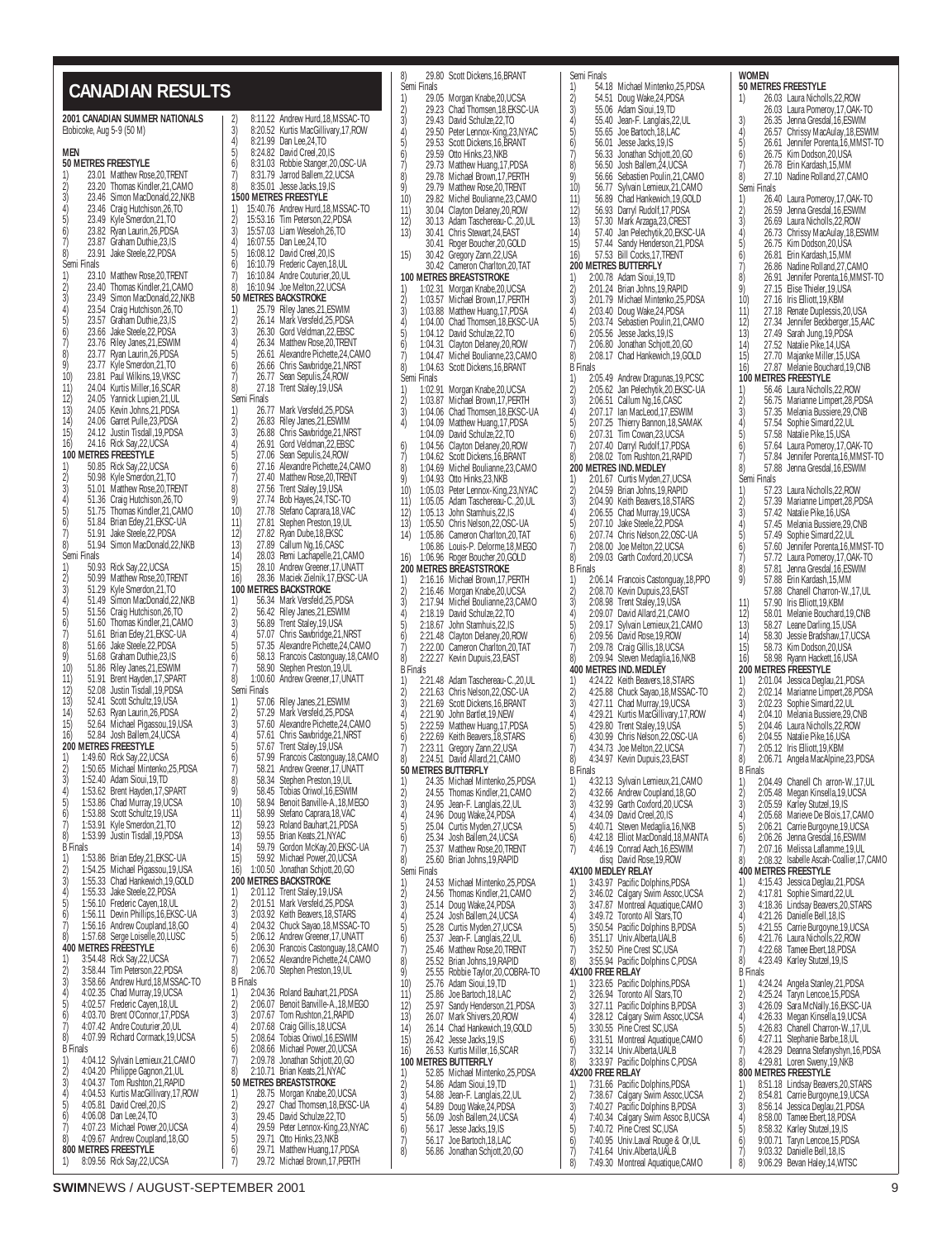# CANADIAN RESULTS

**2001 CANADIAN SUMMER NATIONALS**
Etobicoke, Aug 5-9 (50 M)

**MEN**

**50 METRES FREESTYLE**
1) 23.01 Matthew Rose,20,TRENT
2) 23.20 Thomas Kindler,21,CAMO
3) 23.46 Simon MacDonald,22,NKB
4) 23.46 Craig Hutchison,26,TO
5) 23.49 Kyle Smerdon,21,TO
6) 23.82 Ryan Laurin,26,PDSA
7) 23.87 Graham Duthie,23,IS
8) 23.91 Jake Steele,22,PDSA

Semi Finals
1) 23.10 Matthew Rose,20,TRENT
2) 23.40 Thomas Kindler,21,CAMO
3) 23.49 Simon MacDonald,22,NKB
4) 23.54 Craig Hutchison,26,TO
5) 23.57 Graham Duthie,23,IS
6) 23.66 Jake Steele,22,PDSA
7) 23.76 Riley Janes,21,ESWIM
8) 23.77 Ryan Laurin,26,PDSA
9) 23.77 Kyle Smerdon,21,TO
10) 23.81 Paul Wilkins,19,VKSC
11) 24.04 Kurtis Miller,16,SCAR
12) 24.05 Yannick Lupien,21,UL
13) 24.05 Kevin Johns,21,PDSA
14) 24.06 Garret Pulle,23,PDSA
15) 24.12 Justin Tisdall,19,PDSA
16) 24.16 Rick Say,22,UCSA

**100 METRES FREESTYLE**
1) 50.85 Rick Say,22,UCSA
2) 50.98 Kyle Smerdon,21,TO
3) 51.01 Matthew Rose,20,TRENT
4) 51.36 Craig Hutchison,26,TO
5) 51.75 Thomas Kindler,21,CAMO
6) 51.84 Brian Edey,21,EKSC-UA
7) 51.91 Jake Steele,22,PDSA
8) 51.94 Simon MacDonald,22,NKB

Semi Finals
1) 50.93 Rick Say,22,UCSA
2) 50.99 Matthew Rose,20,TRENT
3) 51.29 Kyle Smerdon,21,TO
4) 51.49 Simon MacDonald,22,NKB
5) 51.56 Craig Hutchison,26,TO
6) 51.60 Thomas Kindler,21,CAMO
7) 51.61 Brian Edey,21,EKSC-UA
8) 51.66 Jake Steele,22,PDSA
9) 51.68 Graham Duthie,23,IS
10) 51.86 Riley Janes,21,ESWIM
11) 51.91 Brent Hayden,17,SPART
12) 52.08 Justin Tisdall,19,PDSA
13) 52.41 Scott Schultz,19,USA
14) 52.63 Ryan Laurin,26,PDSA
15) 52.64 Michael Pigassou,19,USA
16) 52.84 Josh Ballem,24,UCSA

**200 METRES FREESTYLE**
1) 1:49.60 Rick Say,22,UCSA
2) 1:50.65 Michael Mintenko,25,PDSA
3) 1:52.40 Adam Sioui,19,TD
4) 1:53.62 Brent Hayden,17,SPART
5) 1:53.86 Chad Murray,19,UCSA
6) 1:53.88 Scott Schultz,19,USA
7) 1:53.91 Kyle Smerdon,21,TO
8) 1:53.99 Justin Tisdall,19,PDSA

B Finals
1) 1:53.86 Brian Edey,21,EKSC-UA
2) 1:54.25 Michael Pigassou,19,USA
3) 1:55.33 Chad Hankewich,19,GOLD
4) 1:55.33 Jake Steele,22,PDSA
5) 1:56.10 Frederic Cayen,18,UL
6) 1:56.11 Devin Phillips,16,EKSC-UA
7) 1:56.16 Andrew Coupland,18,GO
8) 1:57.68 Serge Loiselle,20,LUSC

**400 METRES FREESTYLE**
1) 3:54.48 Rick Say,22,UCSA
2) 3:58.44 Tim Peterson,22,PDSA
3) 3:58.66 Andrew Hurd,18,MSSAC-TO
4) 4:02.35 Chad Murray,19,UCSA
5) 4:02.57 Frederic Cayen,18,UL
6) 4:03.70 Brent O'Connor,17,PDSA
7) 4:07.42 Andre Couturier,20,UL
8) 4:07.99 Richard Cormack,19,UCSA

B Finals
1) 4:04.12 Sylvain Lemieux,21,CAMO
2) 4:04.20 Philippe Gagnon,21,UL
3) 4:04.37 Tom Rushton,21,RAPID
4) 4:04.53 Kurtis MacGillivary,17,ROW
5) 4:05.81 David Creel,20,IS
6) 4:06.08 Dan Lee,24,TO
7) 4:07.23 Michael Power,20,UCSA
8) 4:09.67 Andrew Coupland,18,GO

**800 METRES FREESTYLE**
1) 8:09.56 Rick Say,22,UCSA
2) 8:11.22 Andrew Hurd,18,MSSAC-TO
3) 8:20.52 Kurtis MacGillivary,17,ROW
4) 8:21.99 Dan Lee,24,TO
5) 8:24.82 David Creel,20,IS
6) 8:31.03 Robbie Stanger,20,OSC-UA
7) 8:31.79 Jarrod Ballem,22,UCSA
8) 8:35.01 Jesse Jacks,19,IS

**1500 METRES FREESTYLE**
1) 15:40.76 Andrew Hurd,18,MSSAC-TO
2) 15:53.16 Tim Peterson,22,PDSA
3) 15:57.03 Liam Weseloh,26,TO
4) 16:07.55 Dan Lee,24,TO
5) 16:08.12 David Creel,20,IS
6) 16:10.79 Frederic Cayen,18,UL
7) 16:10.84 Andre Couturier,20,UL
8) 16:10.94 Joe Melton,22,UCSA

**50 METRES BACKSTROKE**
1) 25.79 Riley Janes,21,ESWIM
2) 26.14 Mark Versfeld,25,PDSA
3) 26.30 Gord Veldman,22,EBSC
4) 26.34 Matthew Rose,20,TRENT
5) 26.61 Alexandre Pichette,24,CAMO
6) 26.66 Chris Sawbridge,21,NRST
7) 26.77 Sean Sepulis,24,ROW
8) 27.18 Trent Staley,19,USA

Semi Finals
1) 26.77 Mark Versfeld,25,PDSA
2) 26.83 Riley Janes,21,ESWIM
3) 26.88 Chris Sawbridge,21,NRST
4) 26.91 Gord Veldman,22,EBSC
5) 27.06 Sean Sepulis,24,ROW
6) 27.16 Alexandre Pichette,24,CAMO
7) 27.40 Matthew Rose,20,TRENT
8) 27.56 Trent Staley,19,USA
9) 27.74 Bob Hayes,24,TSC-TO
10) 27.78 Stefano Caprara,18,VAC
11) 27.81 Stephen Preston,19,UL
12) 27.82 Ryan Dube,18,EKSC
13) 27.89 Callum Ng,16,CASC
14) 28.03 Remi Lachapelle,21,CAMO
15) 28.10 Andrew Greener,17,UNATT
16) 28.36 Maciek Zielnik,17,EKSC-UA

**100 METRES BACKSTROKE**
1) 56.34 Mark Versfeld,25,PDSA
2) 56.42 Riley Janes,21,ESWIM
3) 56.89 Trent Staley,19,USA
4) 57.07 Chris Sawbridge,21,NRST
5) 57.35 Alexandre Pichette,24,CAMO
6) 58.13 Francois Castonguay,18,CAMO
7) 58.90 Stephen Preston,19,UL
8) 1:00.60 Andrew Greener,17,UNATT

Semi Finals
1) 57.06 Riley Janes,21,ESWIM
2) 57.29 Mark Versfeld,25,PDSA
3) 57.60 Alexandre Pichette,24,CAMO
4) 57.61 Chris Sawbridge,21,NRST
5) 57.67 Trent Staley,19,USA
6) 57.99 Francois Castonguay,18,CAMO
7) 58.21 Andrew Greener,17,UNATT
8) 58.34 Stephen Preston,19,UL
9) 58.45 Tobias Oriwol,16,ESWIM
10) 58.94 Benoit Banville-A.,18,MEGO
11) 58.99 Stefano Caprara,18,VAC
12) 59.23 Roland Bauhart,21,PDSA
13) 59.55 Brian Keats,21,NYAC
14) 59.79 Gordon McKay,20,EKSC-UA
15) 59.92 Michael Power,20,UCSA
16) 1:00.50 Jonathan Schjott,20,GO

**200 METRES BACKSTROKE**
1) 2:01.12 Trent Staley,19,USA
2) 2:01.51 Mark Versfeld,25,PDSA
3) 2:03.92 Keith Beavers,18,STARS
4) 2:04.32 Chuck Sayao,18,MSSAC-TO
5) 2:06.12 Andrew Greener,17,UNATT
6) 2:06.30 Francois Castonguay,18,CAMO
7) 2:06.52 Alexandre Pichette,24,CAMO
8) 2:06.70 Stephen Preston,19,UL

B Finals
1) 2:04.36 Roland Bauhart,21,PDSA
2) 2:06.07 Benoit Banville-A.,18,MEGO
3) 2:07.67 Tom Rushton,21,RAPID
4) 2:07.68 Craig Gillis,18,UCSA
5) 2:08.64 Tobias Oriwol,16,ESWIM
6) 2:08.66 Michael Power,20,UCSA
7) 2:09.78 Jonathan Schjott,20,GO
8) 2:10.71 Brian Keats,21,NYAC

**50 METRES BREASTSTROKE**
1) 28.75 Morgan Knabe,20,UCSA
2) 29.27 Chad Thomsen,18,EKSC-UA
3) 29.45 David Schulze,22,TO
4) 29.59 Peter Lennox-King,23,NYAC
5) 29.71 Otto Hinks,23,NKB
6) 29.71 Matthew Huang,17,PDSA
7) 29.72 Michael Brown,17,PERTH
8) 29.80 Scott Dickens,16,BRANT

Semi Finals
1) 29.05 Morgan Knabe,20,UCSA
2) 29.23 Chad Thomsen,18,EKSC-UA
3) 29.43 David Schulze,22,TO
4) 29.50 Peter Lennox-King,23,NYAC
5) 29.53 Scott Dickens,16,BRANT
6) 29.59 Otto Hinks,23,NKB
7) 29.73 Matthew Huang,17,PDSA
8) 29.78 Michael Brown,17,PERTH
9) 29.79 Matthew Rose,20,TRENT
10) 29.82 Michel Boulianne,23,CAMO
11) 30.04 Clayton Delaney,20,ROW
12) 30.13 Adam Taschereau-C.,20,UL
13) 30.41 Chris Stewart,24,EAST
30.41 Roger Boucher,20,GOLD
15) 30.42 Gregory Zann,22,USA
30.42 Cameron Charlton,20,TAT

**100 METRES BREASTSTROKE**
1) 1:02.31 Morgan Knabe,20,UCSA
2) 1:03.57 Michael Brown,17,PERTH
3) 1:03.88 Matthew Huang,17,PDSA
4) 1:04.00 Chad Thomsen,18,EKSC-UA
5) 1:04.12 David Schulze,22,TO
6) 1:04.31 Clayton Delaney,20,ROW
7) 1:04.47 Michel Boulianne,23,CAMO
8) 1:04.63 Scott Dickens,16,BRANT

Semi Finals
1) 1:02.91 Morgan Knabe,20,UCSA
2) 1:03.87 Michael Brown,17,PERTH
3) 1:04.06 Chad Thomsen,18,EKSC-UA
4) 1:04.09 Matthew Huang,17,PDSA
1:04.09 David Schulze,22,TO
6) 1:04.56 Clayton Delaney,20,ROW
7) 1:04.62 Scott Dickens,16,BRANT
8) 1:04.69 Michel Boulianne,23,CAMO
9) 1:04.93 Otto Hinks,23,NKB
10) 1:05.03 Peter Lennox-King,23,NYAC
11) 1:05.05 Adam Taschereau-C.,20,UL
12) 1:05.13 John Stamhuis,22,IS
13) 1:05.50 Chris Nelson,22,OSC-UA
14) 1:05.86 Cameron Charlton,20,TAT
1:06.86 Louis-P. Delorme,18,MEGO
16) 1:06.96 Roger Boucher,20,GOLD

**200 METRES BREASTSTROKE**
1) 2:16.16 Michael Brown,17,PERTH
2) 2:16.46 Morgan Knabe,20,UCSA
3) 2:17.94 Michel Boulianne,23,CAMO
4) 2:18.19 David Schulze,22,TO
5) 2:18.67 John Stamhuis,22,IS
6) 2:21.48 Clayton Delaney,20,ROW
7) 2:22.00 Cameron Charlton,20,TAT
8) 2:22.27 Kevin Dupuis,23,EAST

B Finals
1) 2:21.48 Adam Taschereau-C.,20,UL
2) 2:21.63 Chris Nelson,22,OSC-UA
3) 2:21.69 Scott Dickens,16,BRANT
4) 2:21.90 John Bartlet,19,NEW
5) 2:22.59 Matthew Huang,17,PDSA
6) 2:22.69 Keith Beavers,18,STARS
7) 2:23.11 Gregory Zann,22,USA
8) 2:24.51 David Allard,21,CAMO

**50 METRES BUTTERFLY**
1) 24.35 Michael Mintenko,25,PDSA
2) 24.55 Thomas Kindler,21,CAMO
3) 24.95 Jean-F. Langlais,22,UL
4) 24.96 Doug Wake,24,PDSA
5) 25.04 Curtis Myden,27,UCSA
6) 25.34 Josh Ballem,24,UCSA
7) 25.37 Matthew Rose,20,TRENT
8) 25.60 Brian Johns,19,RAPID

Semi Finals
1) 24.53 Michael Mintenko,25,PDSA
2) 24.56 Thomas Kindler,21,CAMO
3) 25.14 Doug Wake,24,PDSA
4) 25.24 Josh Ballem,24,UCSA
5) 25.28 Curtis Myden,27,UCSA
6) 25.37 Jean-F. Langlais,22,UL
7) 25.46 Matthew Rose,20,TRENT
8) 25.52 Brian Johns,19,RAPID
9) 25.55 Robbie Taylor,20,COBRA-TO
10) 25.76 Adam Sioui,19,TD
11) 25.86 Joe Bartoch,18,LAC
12) 25.97 Sandy Henderson,21,PDSA
13) 26.07 Mark Shivers,20,ROW
14) 26.14 Chad Hankewich,19,GOLD
15) 26.42 Jesse Jacks,19,IS
16) 26.53 Kurtis Miller,16,SCAR

**100 METRES BUTTERFLY**
1) 52.85 Michael Mintenko,25,PDSA
2) 54.86 Adam Sioui,19,TD
3) 54.88 Jean-F. Langlais,22,UL
4) 54.89 Doug Wake,24,PDSA
5) 56.09 Josh Ballem,24,UCSA
6) 56.17 Jesse Jacks,19,IS
7) 56.17 Joe Bartoch,18,LAC
8) 56.86 Jonathan Schjott,20,GO

Semi Finals
1) 54.18 Michael Mintenko,25,PDSA
2) 54.51 Doug Wake,24,PDSA
3) 55.06 Adam Sioui,19,TD
4) 55.40 Jean-F. Langlais,22,UL
5) 55.65 Joe Bartoch,18,LAC
6) 56.01 Jesse Jacks,19,IS
7) 56.33 Jonathan Schjott,20,GO
8) 56.50 Josh Ballem,24,UCSA
9) 56.66 Sebastien Poulin,21,CAMO
10) 56.77 Sylvain Lemieux,21,CAMO
11) 56.89 Chad Hankewich,19,GOLD
12) 56.93 Darryl Rudolf,17,PDSA
13) 57.30 Mark Arzaga,23,CREST
14) 57.40 Jan Pelechytik,20,EKSC-UA
15) 57.44 Sandy Henderson,21,PDSA
16) 57.53 Bill Cocks,17,TRENT

**200 METRES BUTTERFLY**
1) 2:00.78 Adam Sioui,19,TD
2) 2:01.24 Brian Johns,19,RAPID
3) 2:01.79 Michael Mintenko,25,PDSA
4) 2:03.40 Doug Wake,24,PDSA
5) 2:03.74 Sebastien Poulin,21,CAMO
6) 2:05.56 Jesse Jacks,19,IS
7) 2:06.80 Jonathan Schjott,20,GO
8) 2:08.17 Chad Hankewich,19,GOLD

B Finals
1) 2:05.49 Andrew Dragunas,19,PCSC
2) 2:05.62 Jan Pelechytik,20,EKSC-UA
3) 2:06.51 Callum Ng,16,CASC
4) 2:07.17 Ian MacLeod,17,ESWIM
5) 2:07.25 Thierry Bannon,18,SAMAK
6) 2:07.31 Tim Cowan,23,UCSA
7) 2:07.40 Darryl Rudolf,17,PDSA
8) 2:08.02 Tom Rushton,21,RAPID

**200 METRES IND. MEDLEY**
1) 2:01.67 Curtis Myden,27,UCSA
2) 2:04.59 Brian Johns,19,RAPID
3) 2:04.90 Keith Beavers,18,STARS
4) 2:06.55 Chad Murray,19,UCSA
5) 2:07.10 Jake Steele,22,PDSA
6) 2:07.74 Chris Nelson,22,OSC-UA
7) 2:08.00 Joe Melton,22,UCSA
8) 2:09.03 Garth Coxford,20,UCSA

B Finals
1) 2:06.14 Francois Castonguay,18,PPO
2) 2:08.70 Kevin Dupuis,23,EAST
3) 2:08.98 Trent Staley,19,USA
4) 2:09.07 David Allard,21,CAMO
5) 2:09.17 Sylvain Lemieux,21,CAMO
6) 2:09.56 David Rose,19,ROW
7) 2:09.78 Craig Gillis,18,UCSA
8) 2:09.94 Steven Medaglia,16,NKB

**400 METRES IND. MEDLEY**
1) 4:24.22 Keith Beavers,18,STARS
2) 4:25.88 Chuck Sayao,18,MSSAC-TO
3) 4:27.11 Chad Murray,19,UCSA
4) 4:29.21 Kurtis MacGillivary,17,ROW
5) 4:29.80 Trent Staley,19,USA
6) 4:30.99 Chris Nelson,22,OSC-UA
7) 4:34.73 Joe Melton,22,UCSA
8) 4:34.97 Kevin Dupuis,23,EAST

B Finals
1) 4:32.13 Sylvain Lemieux,21,CAMO
2) 4:32.66 Andrew Coupland,18,GO
3) 4:32.99 Garth Coxford,20,UCSA
4) 4:34.09 David Creel,20,IS
5) 4:40.71 Steven Medaglia,16,NKB
6) 4:42.18 Elliot MacDonald,18,MANTA
7) 4:46.19 Conrad Aach,16,ESWIM
disq David Rose,19,ROW

**4X100 MEDLEY RELAY**
1) 3:43.97 Pacific Dolphins,PDSA
2) 3:46.02 Calgary Swim Assoc,UCSA
3) 3:47.87 Montreal Aquatique,CAMO
4) 3:49.72 Toronto All Stars,TO
5) 3:50.54 Pacific Dolphins B,PDSA
6) 3:51.17 Univ.Alberta,UALB
7) 3:52.50 Pine Crest SC,USA
8) 3:55.94 Pacific Dolphins C,PDSA

**4X100 FREE RELAY**
1) 3:23.65 Pacific Dolphins,PDSA
2) 3:26.94 Toronto All Stars,TO
3) 3:27.11 Pacific Dolphins B,PDSA
4) 3:28.12 Calgary Swim Assoc,UCSA
5) 3:30.55 Pine Crest SC,USA
6) 3:31.51 Montreal Aquatique,CAMO
7) 3:32.14 Univ.Alberta,UALB
8) 3:33.97 Pacific Dolphins C,PDSA

**4X200 FREE RELAY**
1) 7:31.66 Pacific Dolphins,PDSA
2) 7:38.67 Calgary Swim Assoc,UCSA
3) 7:40.27 Pacific Dolphins B,PDSA
4) 7:40.34 Calgary Swim Assoc B,UCSA
5) 7:40.72 Pine Crest SC,USA
6) 7:40.95 Univ.Laval Rouge & Or,UL
7) 7:41.64 Univ.Alberta,UALB
8) 7:49.30 Montreal Aquatique,CAMO

**WOMEN**

**50 METRES FREESTYLE**
1) 26.03 Laura Nicholls,22,ROW
26.03 Laura Pomeroy,17,OAK-TO
3) 26.35 Jenna Gresdal,16,ESWIM
4) 26.57 Chrissy MacAulay,18,ESWIM
5) 26.61 Jennifer Porenta,16,MMST-TO
6) 26.75 Kim Dodson,20,USA
7) 26.78 Erin Kardash,15,MM
8) 27.10 Nadine Rolland,27,CAMO

Semi Finals
1) 26.40 Laura Pomeroy,17,OAK-TO
2) 26.59 Jenna Gresdal,16,ESWIM
3) 26.69 Laura Nicholls,22,ROW
4) 26.73 Chrissy MacAulay,18,ESWIM
5) 26.75 Kim Dodson,20,USA
6) 26.81 Erin Kardash,15,MM
7) 26.86 Nadine Rolland,27,CAMO
8) 26.91 Jennifer Porenta,16,MMST-TO
9) 27.15 Elise Thieler,19,USA
10) 27.16 Iris Elliott,19,KBM
11) 27.18 Renate Duplessis,20,USA
12) 27.34 Jennifer Beckberger,15,AAC
13) 27.49 Sarah Jung,19,PDSA
14) 27.52 Natalie Pike,14,USA
15) 27.70 Majanke Miller,15,USA
16) 27.87 Melanie Bouchard,19,CNB

**100 METRES FREESTYLE**
1) 56.46 Laura Nicholls,22,ROW
2) 56.75 Marianne Limpert,28,PDSA
3) 57.35 Melania Bussiere,29,CNB
4) 57.54 Sophie Simard,22,UL
5) 57.58 Natalie Pike,15,USA
6) 57.64 Laura Pomeroy,17,OAK-TO
7) 57.84 Jennifer Porenta,16,MMST-TO
8) 57.88 Jenna Gresdal,16,ESWIM

Semi Finals
1) 57.23 Laura Nicholls,22,ROW
2) 57.39 Marianne Limpert,28,PDSA
3) 57.42 Natalie Pike,16,USA
4) 57.45 Melania Bussiere,29,CNB
5) 57.49 Sophie Simard,22,UL
6) 57.60 Jennifer Porenta,16,MMST-TO
7) 57.72 Laura Pomeroy,17,OAK-TO
8) 57.81 Jenna Gresdal,16,ESWIM
9) 57.88 Erin Kardash,15,MM
57.88 Chanell Charron-W.,17,UL
11) 57.90 Iris Elliott,19,KBM
12) 58.01 Melanie Bouchard,19,CNB
13) 58.27 Leane Darling,15,USA
14) 58.30 Jessie Bradshaw,17,UCSA
15) 58.73 Kim Dodson,20,USA
16) 58.98 Ryann Hackett,16,USA

**200 METRES FREESTYLE**
1) 2:01.04 Jessica Deglau,21,PDSA
2) 2:02.14 Marianne Limpert,28,PDSA
3) 2:02.23 Sophie Simard,22,UL
4) 2:04.10 Melania Bussiere,29,CNB
5) 2:04.46 Laura Nicholls,22,ROW
6) 2:04.55 Natalie Pike,16,USA
7) 2:05.12 Iris Elliott,19,KBM
8) 2:06.71 Angela MacAlpine,23,PDSA

B Finals
1) 2:04.49 Chanell Ch arron-W.,17,UL
2) 2:05.48 Megan Kinsella,19,UCSA
3) 2:05.59 Karley Stutzel,19,IS
4) 2:05.68 Marieve De Blois,17,CAMO
5) 2:06.21 Carrie Burgoyne,19,UCSA
6) 2:06.26 Jenna Gresdal,16,ESWIM
7) 2:07.16 Melissa Laflamme,19,UL
8) 2:08.32 Isabelle Ascah-Coallier,17,CAMO

**400 METRES FREESTYLE**
1) 4:15.43 Jessica Deglau,21,PDSA
2) 4:17.81 Sophie Simard,22,UL
3) 4:18.36 Lindsay Beavers,20,STARS
4) 4:21.26 Danielle Bell,18,IS
5) 4:21.55 Carrie Burgoyne,19,UCSA
6) 4:21.76 Laura Nicholls,22,ROW
7) 4:22.68 Tamee Ebert,18,PDSA
8) 4:23.49 Karley Stutzel,19,IS

B Finals
1) 4:24.24 Angela Stanley,21,PDSA
2) 4:25.24 Taryn Lencoe,15,PDSA
3) 4:26.09 Sara McNally,16,EKSC-UA
4) 4:26.33 Megan Kinsella,19,UCSA
5) 4:26.83 Chanell Charron-W.,17,UL
6) 4:27.11 Stephanie Barbe,18,UL
7) 4:28.29 Deanna Stefanyshyn,16,PDSA
8) 4:29.81 Loren Sweny,19,NKB

**800 METRES FREESTYLE**
1) 8:51.18 Lindsay Beavers,20,STARS
2) 8:54.81 Carrie Burgoyne,19,UCSA
3) 8:56.14 Jessica Deglau,21,PDSA
4) 8:58.00 Tamee Ebert,18,PDSA
5) 8:58.32 Karley Stutzel,19,IS
6) 9:00.71 Taryn Lencoe,15,PDSA
7) 9:03.32 Danielle Bell,18,IS
8) 9:06.29 Bevan Haley,14,WTSC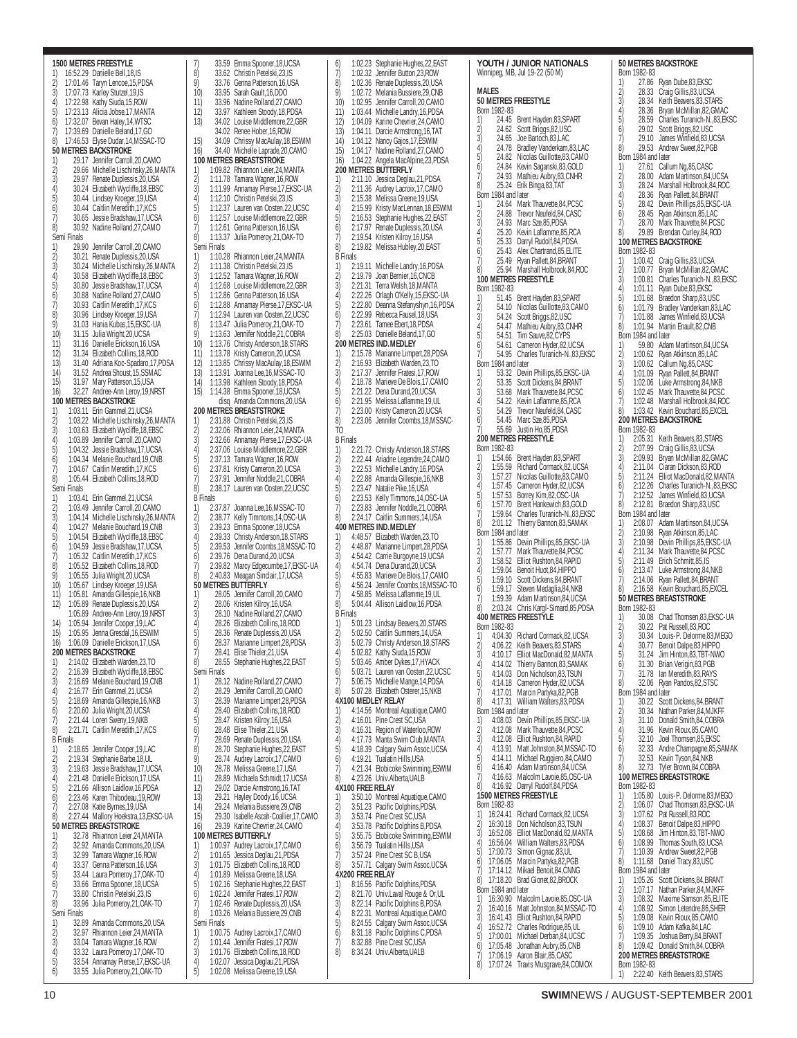**1500 METRES FREESTYLE**

1) 16:52.29 Danielle Bell,18,IS
2) 17:01.46 Taryn Lencoe,15,PDSA
3) 17:07.73 Karley Stutzel,19,IS
4) 17:22.98 Kathy Siuda,15,ROW
5) 17:23.13 Alicia Jobse,17,MANTA
6) 17:32.07 Bevan Haley,14,WTSC
7) 17:39.69 Danielle Beland,17,GO
8) 17:46.53 Elyse Dudar,14,MSSAC-TO

**50 METRES BACKSTROKE**

1) 29.17 Jennifer Carroll,20,CAMO
2) 29.66 Michelle Lischinsky,26,MANTA
3) 29.97 Renate Duplessis,20,USA
4) 30.24 Elizabeth Wycliffe,18,EBSC
5) 30.44 Lindsey Kroeger,19,USA
6) 30.44 Caitlin Meredith,17,KCS
7) 30.65 Jessie Bradshaw,17,UCSA
8) 30.92 Nadine Rolland,27,CAMO

Semi Finals

1) 29.90 Jennifer Carroll,20,CAMO
2) 30.21 Renate Duplessis,20,USA
3) 30.24 Michelle Lischinsky,26,MANTA
4) 30.58 Elizabeth Wycliffe,18,EBSC
5) 30.80 Jessie Bradshaw,17,UCSA
6) 30.88 Nadine Rolland,27,CAMO
7) 30.93 Caitlin Meredith,17,KCS
8) 30.96 Lindsey Kroeger,19,USA
9) 31.03 Hania Kubas,15,EKSC-UA
10) 31.15 Julia Wright,20,UCSA
11) 31.16 Danielle Erickson,16,USA
12) 31.34 Elizabeth Collins,18,ROD
13) 31.40 Adriana Koc-Spadaro,17,PDSA
14) 31.52 Andrea Shoust,15,SSMAC
15) 31.97 Mary Patterson,15,USA
16) 32.27 Andree-Ann Leroy,19,NRST

**100 METRES BACKSTROKE**

1) 1:03.11 Erin Gammel,21,UCSA
2) 1:03.22 Michelle Lischinsky,26,MANTA
3) 1:03.63 Elizabeth Wycliffe,18,EBSC
4) 1:03.89 Jennifer Carroll,20,CAMO
5) 1:04.32 Jessie Bradshaw,17,UCSA
6) 1:04.34 Melanie Bouchard,19,CNB
7) 1:04.67 Caitlin Meredith,17,KCS
8) 1:05.44 Elizabeth Collins,18,ROD

Semi Finals

1) 1:03.41 Erin Gammel,21,UCSA
2) 1:03.49 Jennifer Carroll,20,CAMO
3) 1:04.14 Michelle Lischinsky,26,MANTA
4) 1:04.27 Melanie Bouchard,19,CNB
5) 1:04.54 Elizabeth Wycliffe,18,EBSC
6) 1:04.59 Jessie Bradshaw,17,UCSA
7) 1:05.32 Caitlin Meredith,17,KCS
8) 1:05.52 Elizabeth Collins,18,ROD
9) 1:05.55 Julia Wright,20,UCSA
10) 1:05.67 Lindsey Kroeger,19,USA
11) 1:05.81 Amanda Gillespie,16,NKB
12) 1:05.89 Renate Duplessis,20,USA
1:05.89 Andree-Ann Leroy,19,NRST
14) 1:05.94 Jennifer Cooper,19,LAC
15) 1:05.95 Jenna Gresdal,16,ESWIM
16) 1:06.09 Danielle Erickson,17,USA

**200 METRES BACKSTROKE**

1) 2:14.02 Elizabeth Warden,23,TO
2) 2:16.39 Elizabeth Wycliffe,18,EBSC
3) 2:16.69 Melanie Bouchard,19,CNB
4) 2:16.77 Erin Gammel,21,UCSA
5) 2:18.69 Amanda Gillespie,16,NKB
6) 2:20.60 Julia Wright,20,UCSA
7) 2:21.44 Loren Sweny,19,NKB
8) 2:21.71 Caitlin Meredith,17,KCS

B Finals

1) 2:18.65 Jennifer Cooper,19,LAC
2) 2:19.34 Stephanie Barbe,18,UL
3) 2:19.63 Jessie Bradshaw,17,UCSA
4) 2:21.48 Danielle Erickson,17,USA
5) 2:21.66 Allison Laidlow,16,PDSA
6) 2:23.46 Karen Thibodeau,19,ROW
7) 2:27.08 Katie Byrnes,19,USA
8) 2:27.44 Mallory Hoekstra,13,EKSC-UA

**50 METRES BREASTSTROKE**

1) 32.78 Rhiannon Leier,24,MANTA
2) 32.92 Amanda Commons,20,USA
3) 32.99 Tamara Wagner,16,ROW
4) 33.37 Genna Patterson,16,USA
5) 33.44 Laura Pomeroy,17,OAK-TO
6) 33.66 Emma Spooner,18,UCSA
7) 33.80 Christin Petelski,23,IS
8) 33.96 Julia Pomeroy,21,OAK-TO

Semi Finals

1) 32.89 Amanda Commons,20,USA
2) 32.97 Rhiannon Leier,24,MANTA
3) 33.04 Tamara Wagner,16,ROW
4) 33.32 Laura Pomeroy,17,OAK-TO
5) 33.54 Annamay Pierse,17,EKSC-UA
6) 33.55 Julia Pomeroy,21,OAK-TO
7) 33.59 Emma Spooner,18,UCSA
8) 33.62 Christin Petelski,23,IS
9) 33.76 Genna Patterson,16,USA
10) 33.95 Sarah Gault,16,DDO
11) 33.96 Nadine Rolland,27,CAMO
12) 33.97 Kathleen Stoody,18,PDSA
13) 34.02 Louise Middlemore,22,GBR
34.02 Renee Hober,16,ROW
15) 34.09 Chrissy MacAulay,18,ESWIM
16) 34.40 Michelle Laprade,20,CAMO

**100 METRES BREASTSTROKE**

1) 1:09.82 Rhiannon Leier,24,MANTA
2) 1:11.78 Tamara Wagner,16,ROW
3) 1:11.99 Annamay Pierse,17,EKSC-UA
4) 1:12.10 Christin Petelski,23,IS
5) 1:12.37 Lauren van Oosten,22,UCSC
6) 1:12.57 Louise Middlemore,22,GBR
7) 1:12.61 Genna Patterson,16,USA
8) 1:13.37 Julia Pomeroy,21,OAK-TO

Semi Finals

1) 1:10.28 Rhiannon Leier,24,MANTA
2) 1:11.38 Christin Petelski,23,IS
3) 1:12.52 Tamara Wagner,16,ROW
4) 1:12.68 Louise Middlemore,22,GBR
5) 1:12.86 Genna Patterson,16,USA
6) 1:12.88 Annamay Pierse,17,EKSC-UA
7) 1:12.94 Lauren van Oosten,22,UCSC
8) 1:13.47 Julia Pomeroy,21,OAK-TO
9) 1:13.63 Jennifer Noddle,21,COBRA
10) 1:13.76 Christy Anderson,18,STARS
11) 1:13.78 Kristy Cameron,20,UCSA
12) 1:13.85 Chrissy MacAulay,18,ESWIM
13) 1:13.91 Joanna Lee,16,MSSAC-TO
14) 1:13.98 Kathleen Stoody,18,PDSA
15) 1:14.38 Emma Spooner,18,UCSA
disq Amanda Commons,20,USA

**200 METRES BREASTSTROKE**

1) 2:31.88 Christin Petelski,23,IS
2) 2:32.06 Rhiannon Leier,24,MANTA
3) 2:32.66 Annamay Pierse,17,EKSC-UA
4) 2:37.06 Louise Middlemore,22,GBR
5) 2:37.13 Tamara Wagner,16,ROW
6) 2:37.81 Kristy Cameron,20,UCSA
7) 2:37.91 Jennifer Noddle,21,COBRA
8) 2:38.17 Lauren van Oosten,22,UCSC

B Finals

1) 2:37.87 Joanna Lee,16,MSSAC-TO
2) 2:38.77 Kelly Timmons,14,OSC-UA
3) 2:39.23 Emma Spooner,18,UCSA
4) 2:39.33 Christy Anderson,18,STARS
5) 2:39.53 Jennifer Coombs,18,MSSAC-TO
6) 2:39.76 Dena Durand,20,UCSA
7) 2:39.82 Marcy Edgecumbe,17,EKSC-UA
8) 2:40.83 Meagan Sinclair,17,UCSA

**50 METRES BUTTERFLY**

1) 28.05 Jennifer Carroll,20,CAMO
2) 28.06 Kristen Kilroy,16,USA
3) 28.10 Nadine Rolland,27,CAMO
4) 28.26 Elizabeth Collins,18,ROD
5) 28.36 Renate Duplessis,20,USA
6) 28.37 Marianne Limpert,28,PDSA
7) 28.41 Elise Thieler,21,USA
8) 28.55 Stephanie Hughes,22,EAST

Semi Finals

1) 28.12 Nadine Rolland,27,CAMO
2) 28.29 Jennifer Carroll,20,CAMO
3) 28.39 Marianne Limpert,28,PDSA
4) 28.40 Elizabeth Collins,18,ROD
5) 28.47 Kristen Kilroy,16,USA
6) 28.48 Elise Thieler,21,USA
7) 28.69 Renate Duplessis,20,USA
8) 28.70 Stephanie Hughes,22,EAST
9) 28.74 Audrey Lacroix,17,CAMO
10) 28.78 Melissa Greene,17,USA
11) 28.89 Michaela Schmidt,17,UCSA
12) 29.02 Darcie Armstrong,16,TAT
13) 29.21 Hayley Doody,16,UCSA
14) 29.24 Melania Bussiere,29,CNB
15) 29.30 Isabelle Ascah-Coallier,17,CAMO
16) 29.39 Karine Chevrier,24,CAMO

**100 METRES BUTTERFLY**

1) 1:00.97 Audrey Lacroix,17,CAMO
2) 1:01.65 Jessica Deglau,21,PDSA
3) 1:01.75 Elizabeth Collins,18,ROD
4) 1:01.89 Melissa Greene,18,USA
5) 1:02.16 Stephanie Hughes,22,EAST
6) 1:02.24 Jennifer Fratesi,17,ROW
7) 1:02.46 Renate Duplessis,20,USA
8) 1:03.26 Melania Bussiere,29,CNB

Semi Finals

1) 1:00.75 Audrey Lacroix,17,CAMO
2) 1:01.44 Jennifer Fratesi,17,ROW
3) 1:01.76 Elizabeth Collins,18,ROD
4) 1:02.07 Jessica Deglau,21,PDSA
5) 1:02.08 Melissa Greene,19,USA
6) 1:02.23 Stephanie Hughes,22,EAST
7) 1:02.32 Jennifer Button,23,ROW
8) 1:02.36 Renate Duplessis,20,USA
9) 1:02.72 Melania Bussiere,29,CNB
10) 1:02.95 Jennifer Carroll,20,CAMO
11) 1:03.44 Michelle Landry,16,PDSA
12) 1:04.09 Karine Chevrier,24,CAMO
13) 1:04.11 Darcie Armstrong,16,TAT
14) 1:04.12 Nancy Gajos,17,ESWIM
15) 1:04.17 Nadine Rolland,27,CAMO
16) 1:04.22 Angela MacAlpine,23,PDSA

**200 METRES BUTTERFLY**

1) 2:11.10 Jessica Deglau,21,PDSA
2) 2:11.36 Audrey Lacroix,17,CAMO
3) 2:15.38 Melissa Greene,19,USA
4) 2:15.99 Kristy MacLennan,18,ESWIM
5) 2:16.53 Stephanie Hughes,22,EAST
6) 2:17.97 Renate Duplessis,20,USA
7) 2:19.54 Kristen Kilroy,16,USA
8) 2:19.82 Melissa Hubley,20,EAST

B Finals

1) 2:19.11 Michelle Landry,16,PDSA
2) 2:19.79 Joan Bernier,16,CNCB
3) 2:21.31 Terra Welsh,18,MANTA
4) 2:22.26 Orlagh O'Kelly,15,EKSC-UA
5) 2:22.80 Deanna Stefanyshyn,16,PDSA
6) 2:22.99 Rebecca Fausel,18,USA
7) 2:23.61 Tamee Ebert,18,PDSA
8) 2:25.03 Danielle Beland,17,GO

**200 METRES IND.MEDLEY**

1) 2:15.78 Marianne Limpert,28,PDSA
2) 2:16.93 Elizabeth Warden,23,TO
3) 2:17.37 Jennifer Fratesi,17,ROW
4) 2:18.78 Marieve De Blois,17,CAMO
5) 2:21.22 Dena Durand,20,UCSA
6) 2:21.95 Melissa Laflamme,19,UL
7) 2:23.00 Kristy Cameron,20,UCSA
8) 2:23.06 Jennifer Coombs,18,MSSAC-TO

B Finals

1) 2:21.72 Christy Anderson,18,STARS
2) 2:22.44 Ariadne Legendre,24,CAMO
3) 2:22.53 Michelle Landry,16,PDSA
4) 2:22.88 Amanda Gillespie,16,NKB
5) 2:23.47 Natalie Pike,16,USA
6) 2:23.53 Kelly Timmons,14,OSC-UA
7) 2:23.83 Jennifer Noddle,21,COBRA
8) 2:24.17 Caitlin Summers,14,USA

**400 METRES IND.MEDLEY**

1) 4:48.57 Elizabeth Warden,23,TO
2) 4:48.87 Marianne Limpert,28,PDSA
3) 4:54.42 Carrie Burgoyne,19,UCSA
4) 4:54.74 Dena Durand,20,UCSA
5) 4:55.83 Marieve De Blois,17,CAMO
6) 4:56.24 Jennifer Coombs,18,MSSAC-TO
7) 4:58.85 Melissa Laflamme,19,UL
8) 5:04.44 Allison Laidlow,16,PDSA

B Finals

1) 5:01.23 Lindsay Beavers,20,STARS
2) 5:02.50 Caitlin Summers,14,USA
3) 5:02.79 Christy Anderson,18,STARS
4) 5:02.82 Kathy Siuda,15,ROW
5) 5:03.46 Amber Dykes,17,HYACK
6) 5:03.71 Lauren van Oosten,22,UCSC
7) 5:06.75 Michelle Mange,14,PDSA
8) 5:07.28 Elizabeth Osterer,15,NKB

**4X100 MEDLEY RELAY**

1) 4:14.56 Montreal Aquatique,CAMO
2) 4:16.01 Pine Crest SC,USA
3) 4:16.31 Region of Waterloo,ROW
4) 4:17.73 Manta Swim Club,MANTA
5) 4:18.39 Calgary Swim Assoc,UCSA
6) 4:19.21 Tualatin Hills,USA
7) 4:21.34 Etobicoke Swimming,ESWIM
8) 4:23.26 Univ.Alberta,UALB

**4X100 FREE RELAY**

1) 3:50.10 Montreal Aquatique,CAMO
2) 3:51.23 Pacific Dolphins,PDSA
3) 3:53.74 Pine Crest SC,USA
4) 3:53.78 Pacific Dolphins B,PDSA
5) 3:55.75 Etobicoke Swimming,ESWIM
6) 3:56.79 Tualatin Hills,USA
7) 3:57.24 Pine Crest SC B,USA
8) 3:57.71 Calgary Swim Assoc,UCSA

**4X200 FREE RELAY**

1) 8:16.56 Pacific Dolphins,PDSA
2) 8:21.70 Univ.Laval Rouge & Or,UL
3) 8:22.14 Pacific Dolphins B,PDSA
4) 8:22.31 Montreal Aquatique,CAMO
5) 8:24.55 Calgary Swim Assoc,UCSA
6) 8:31.18 Pacific Dolphins C,PDSA
7) 8:32.88 Pine Crest SC,USA
8) 8:34.24 Univ.Alberta,UALB

## YOUTH / JUNIOR NATIONALS

Winnipeg, MB, Jul 19-22 (50 M)

### MALES

**50 METRES FREESTYLE**

Born 1982-83

1) 24.45 Brent Hayden,83,SPART
2) 24.62 Scott Briggs,82,USC
3) 24.65 Joe Bartoch,83,LAC
4) 24.78 Bradley Vanderkam,83,LAC
5) 24.82 Nicolas Guillotte,83,CAMO
6) 24.84 Kevin Saganski,83,GOLD
7) 24.93 Mathieu Aubry,83,CNHR
8) 25.24 Erik Binga,83,TAT

Born 1984 and later

1) 24.64 Mark Thauvette,84,PCSC
2) 24.88 Trevor Neufeld,84,CASC
3) 24.93 Marc Sze,85,PDSA
4) 25.20 Kevin Laflamme,85,RCA
5) 25.33 Darryl Rudolf,84,PDSA
6) 25.43 Alex Chartrand,85,ELITE
7) 25.49 Ryan Pallett,84,BRANT
8) 25.94 Marshall Holbrook,84,ROC

**100 METRES FREESTYLE**

Born 1982-83

1) 51.45 Brent Hayden,83,SPART
2) 54.10 Nicolas Guillotte,83,CAMO
3) 54.24 Scott Briggs,82,USC
4) 54.47 Mathieu Aubry,83,CNHR
5) 54.51 Tim Sauve,82,CYPS
6) 54.61 Cameron Hyder,82,UCSA
7) 54.95 Charles Turanich-N.,83,EKSC

Born 1984 and later

1) 53.32 Devin Phillips,85,EKSC-UA
2) 53.35 Scott Dickens,84,BRANT
3) 53.68 Mark Thauvette,84,PCSC
4) 54.22 Kevin Laflamme,85,RCA
5) 54.29 Trevor Neufeld,84,CASC
6) 54.45 Marc Sze,85,PDSA
7) 55.69 Justin Ho,85,PDSA

**200 METRES FREESTYLE**

Born 1982-83

1) 1:54.66 Brent Hayden,83,SPART
2) 1:55.59 Richard Cormack,82,UCSA
3) 1:57.27 Nicolas Guillotte,83,CAMO
4) 1:57.45 Cameron Hyder,82,UCSA
5) 1:57.53 Borrey Kim,82,OSC-UA
6) 1:57.70 Brent Hankewich,83,GOLD
7) 1:59.64 Charles Turanich-N.,83,EKSC
8) 2:01.12 Thierry Bannon,83,SAMAK

Born 1984 and later

1) 1:55.86 Devin Phillips,85,EKSC-UA
2) 1:57.77 Mark Thauvette,84,PCSC
3) 1:58.52 Elliot Rushton,84,RAPID
4) 1:59.04 Benoit Huot,84,HIPPO
5) 1:59.10 Scott Dickens,84,BRANT
6) 1:59.17 Steven Medaglia,84,NKB
7) 1:59.39 Adam Martinson,84,UCSA
8) 2:03.24 Chris Kargl-Simard,85,PDSA

**400 METRES FREESTYLE**

Born 1982-83

1) 4:04.30 Richard Cormack,82,UCSA
2) 4:06.22 Keith Beavers,83,STARS
3) 4:10.17 Elliot MacDonald,82,MANTA
4) 4:14.02 Thierry Bannon,83,SAMAK
5) 4:14.03 Don Nicholson,83,TSUN
6) 4:14.18 Cameron Hyder,82,UCSA
7) 4:17.01 Marcin Partyka,82,PGB
8) 4:17.31 William Walters,83,PDSA

Born 1984 and later

1) 4:08.03 Devin Phillips,85,EKSC-UA
2) 4:12.08 Mark Thauvette,84,PCSC
3) 4:12.08 Elliot Rushton,84,RAPID
4) 4:13.91 Matt Johnston,84,MSSAC-TO
5) 4:14.11 Michael Ruggiero,84,CAMO
6) 4:16.40 Adam Martinson,84,UCSA
7) 4:16.63 Malcolm Lavoie,85,OSC-UA
8) 4:16.92 Darryl Rudolf,84,PDSA

**1500 METRES FREESTYLE**

Born 1982-83

1) 16:24.41 Richard Cormack,82,UCSA
2) 16:30.18 Don Nicholson,83,TSUN
3) 16:52.08 Elliot MacDonald,82,MANTA
4) 16:56.04 William Walters,83,PDSA
5) 17:00.73 Simon Gignac,83,UL
6) 17:06.05 Marcin Partyka,82,PGB
7) 17:14.12 Mikael Benoit,84,CNNG
8) 17:18.20 Brad Gionet,82,BROCK

Born 1984 and later

1) 16:30.90 Malcolm Lavoie,85,OSC-UA
2) 16:40.16 Matt Johnston,84,MSSAC-TO
3) 16:41.43 Elliot Rushton,84,RAPID
4) 16:52.72 Charles Rodrigue,85,UL
5) 17:00.01 Michael Derban,84,UCSC
6) 17:05.48 Jonathan Aubry,85,CNB
7) 17:06.19 Aaron Blair,85,CASC
8) 17:07.24 Travis Musgrave,84,COMOX

**50 METRES BACKSTROKE**

Born 1982-83

1) 27.86 Ryan Dube,83,EKSC
2) 28.33 Craig Gillis,83,UCSA
3) 28.34 Keith Beavers,83,STARS
4) 28.36 Bryan McMillan,82,GMAC
5) 28.59 Charles Turanich-N.,83,EKSC
6) 29.02 Scott Briggs,82,USC
7) 29.10 James Winfield,83,UCSA
8) 29.53 Andrew Sweet,82,PGB

Born 1984 and later

1) 27.61 Callum Ng,85,CASC
2) 28.00 Adam Martinson,84,UCSA
3) 28.24 Marshall Holbrook,84,ROC
4) 28.36 Ryan Pallett,84,BRANT
5) 28.42 Devin Phillips,85,EKSC-UA
6) 28.45 Ryan Atkinson,85,LAC
7) 28.70 Mark Thauvette,84,PCSC
8) 29.89 Brendan Curley,84,ROD

**100 METRES BACKSTROKE**

Born 1982-83

1) 1:00.42 Craig Gillis,83,UCSA
2) 1:00.77 Bryan McMillan,82,GMAC
3) 1:00.81 Charles Turanich-N.,83,EKSC
4) 1:01.11 Ryan Dube,83,EKSC
5) 1:01.68 Braedon Sharp,83,USC
6) 1:01.79 Bradley Vanderkam,83,LAC
7) 1:01.88 James Winfield,83,UCSA
8) 1:01.94 Martin Enault,82,CNB

Born 1984 and later

1) 59.80 Adam Martinson,84,UCSA
2) 1:00.62 Ryan Atkinson,85,LAC
3) 1:00.62 Callum Ng,85,CASC
4) 1:01.09 Ryan Pallett,84,BRANT
5) 1:02.06 Luke Armstrong,84,NKB
6) 1:02.45 Mark Thauvette,84,PCSC
7) 1:02.48 Marshall Holbrook,84,ROC
8) 1:03.42 Kevin Bouchard,85,EXCEL

**200 METRES BACKSTROKE**

Born 1982-83

1) 2:05.31 Keith Beavers,83,STARS
2) 2:07.99 Craig Gillis,83,UCSA
3) 2:09.93 Bryan McMillan,82,GMAC
4) 2:11.04 Ciaran Dickson,83,ROD
5) 2:11.24 Elliot MacDonald,82,MANTA
6) 2:12.26 Charles Turanich-N.,83,EKSC
7) 2:12.52 James Winfield,83,UCSA
8) 2:12.81 Braedon Sharp,83,USC

Born 1984 and later

1) 2:08.07 Adam Martinson,84,UCSA
2) 2:10.98 Ryan Atkinson,85,LAC
3) 2:10.98 Devin Phillips,85,EKSC-UA
4) 2:11.34 Mark Thauvette,84,PCSC
5) 2:11.49 Erich Schmitt,85,IS
6) 2:13.47 Luke Armstrong,84,NKB
7) 2:14.06 Ryan Pallett,84,BRANT
8) 2:16.58 Kevin Bouchard,85,EXCEL

**50 METRES BREASTSTROKE**

Born 1982-83

1) 30.08 Chad Thomsen,83,EKSC-UA
2) 30.22 Pat Russell,83,ROC
3) 30.34 Louis-P. Delorme,83,MEGO
4) 30.77 Benoit Dalpe,83,HIPPO
5) 31.24 Jim Hinton,83,TBT-NWO
6) 31.30 Brian Verigin,83,PGB
7) 31.78 Ian Meredith,83,RAYS
8) 32.06 Ryan Pandos,82,STSC

Born 1984 and later

1) 30.22 Scott Dickens,84,BRANT
2) 30.34 Nathan Parker,84,MJKFF
3) 31.10 Donald Smith,84,COBRA
4) 31.96 Kevin Rioux,85,CAMO
5) 32.10 Joel Thomsen,85,EKSC
6) 32.33 Andre Champagne,85,SAMAK
7) 32.53 Kevin Tyson,84,NKB
8) 32.73 Tyler Brown,84,COBRA

**100 METRES BREASTSTROKE**

Born 1982-83

1) 1:05.80 Louis-P. Delorme,83,MEGO
2) 1:06.07 Chad Thomsen,83,EKSC-UA
3) 1:07.62 Pat Russell,83,ROC
4) 1:08.37 Benoit Dalpe,83,HIPPO
5) 1:08.68 Jim Hinton,83,TBT-NWO
6) 1:08.99 Thomas South,83,UCSA
7) 1:10.39 Andrew Sweet,82,PGB
8) 1:11.68 Daniel Tracy,83,USC

Born 1984 and later

1) 1:05.26 Scott Dickens,84,BRANT
2) 1:07.17 Nathan Parker,84,MJKFF
3) 1:08.32 Maxime Samson,85,ELITE
4) 1:08.92 Simon Letendre,86,SHER
5) 1:09.08 Kevin Rioux,85,CAMO
6) 1:09.10 Adam Kafka,84,LAC
7) 1:09.35 Joshua Berry,84,BRANT
8) 1:09.42 Donald Smith,84,COBRA

**200 METRES BREASTSTROKE**

Born 1982-83

1) 2:22.40 Keith Beavers,83,STARS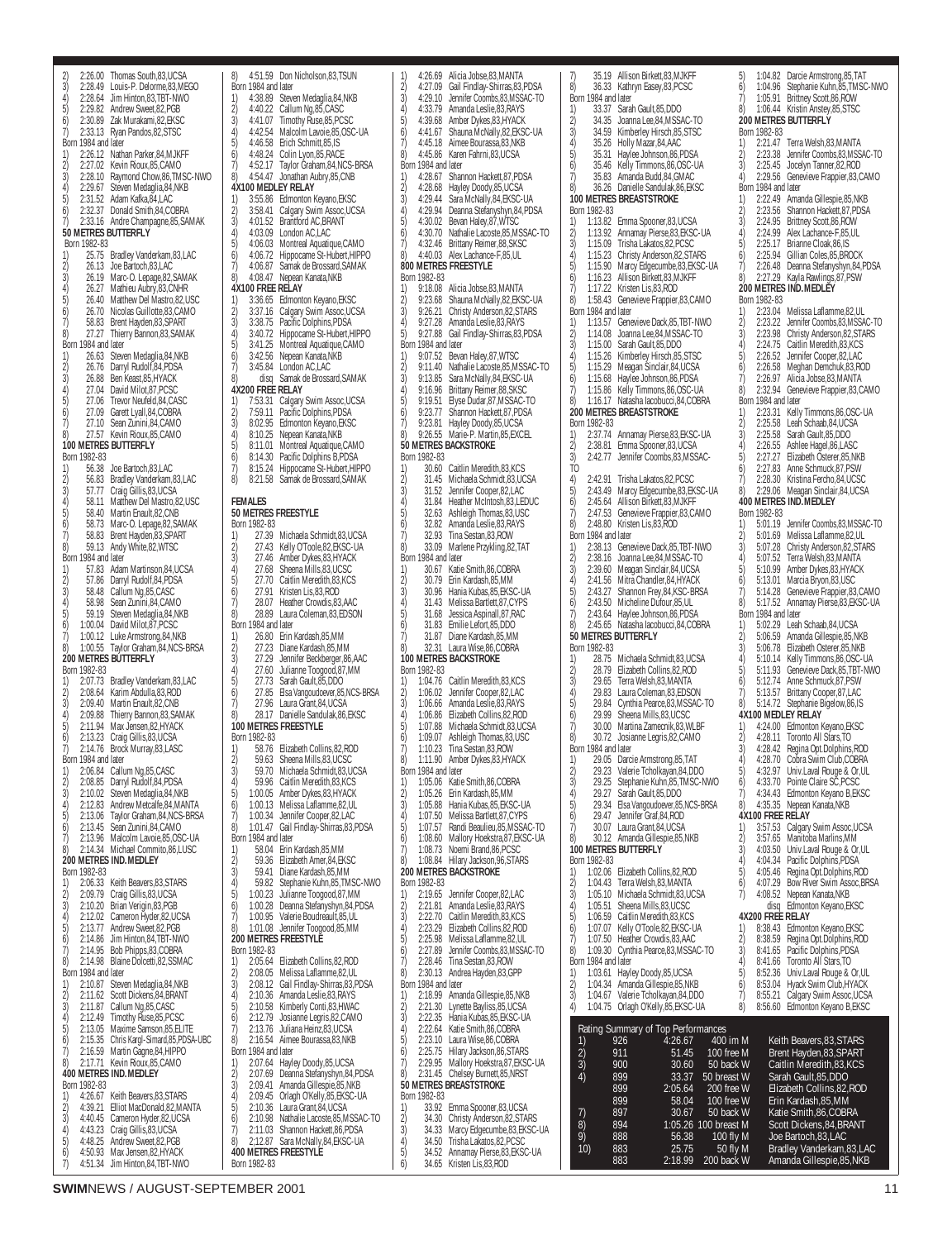2) 2:26.00 Thomas South,83,UCSA
3) 2:28.49 Louis-P. Delorme,83,MEGO
4) 2:28.64 Jim Hinton,83,TBT-NWO
5) 2:29.82 Andrew Sweet,82,PGB
6) 2:30.89 Zak Murakami,82,EKSC
7) 2:33.13 Ryan Pandos,82,STSC

Born 1984 and later
1) 2:26.12 Nathan Parker,84,MJKFF
2) 2:27.02 Kevin Rioux,85,CAMO
3) 2:28.10 Raymond Chow,86,TMSC-NWO
4) 2:29.67 Steven Medaglia,84,NKB
5) 2:31.52 Adam Kafka,84,LAC
6) 2:32.37 Donald Smith,84,COBRA
7) 2:33.16 Andre Champagne,85,SAMAK

**50 METRES BUTTERFLY**

Born 1982-83
1) 25.75 Bradley Vanderkam,83,LAC
2) 26.13 Joe Bartoch,83,LAC
3) 26.19 Marc-O. Lepage,82,SAMAK
4) 26.27 Mathieu Aubry,83,CNHR
5) 26.40 Matthew Del Mastro,82,USC
6) 26.70 Nicolas Guillotte,83,CAMO
7) 58.83 Brent Hayden,83,SPART
8) 27.27 Thierry Bannon,83,SAMAK

Born 1984 and later
1) 26.63 Steven Medaglia,84,NKB
2) 26.76 Darryl Rudolf,84,PDSA
3) 26.88 Ben Keast,85,HYACK
4) 27.04 David Milot,87,PCSC
5) 27.06 Trevor Neufeld,84,CASC
6) 27.09 Garett Lyall,84,COBRA
7) 27.10 Sean Zunini,84,CAMO
8) 27.57 Kevin Rioux,85,CAMO

**100 METRES BUTTERFLY**

Born 1982-83
1) 56.38 Joe Bartoch,83,LAC
2) 56.83 Bradley Vanderkam,83,LAC
3) 57.77 Craig Gillis,83,UCSA
4) 58.11 Matthew Del Mastro,82,USC
5) 58.40 Martin Enault,82,CNB
6) 58.73 Marc-O. Lepage,82,SAMAK
7) 58.83 Brent Hayden,83,SPART
8) 59.13 Andy White,82,WTSC

Born 1984 and later
1) 57.83 Adam Martinson,84,UCSA
2) 57.86 Darryl Rudolf,84,PDSA
3) 58.48 Callum Ng,85,CASC
4) 58.98 Sean Zunini,84,CAMO
5) 59.19 Steven Medaglia,84,NKB
6) 1:00.04 David Milot,87,PCSC
7) 1:00.12 Luke Armstrong,84,NKB
8) 1:00.55 Taylor Graham,84,NCS-BRSA

**200 METRES BUTTERFLY**

Born 1982-83
1) 2:07.73 Bradley Vanderkam,83,LAC
2) 2:08.64 Karim Abdulla,83,ROD
3) 2:09.40 Martin Enault,82,CNB
4) 2:09.88 Thierry Bannon,83,SAMAK
5) 2:11.94 Max Jensen,82,HYACK
6) 2:13.23 Craig Gillis,83,UCSA
7) 2:14.76 Brock Murray,83,LASC

Born 1984 and later
1) 2:06.84 Callum Ng,85,CASC
2) 2:08.85 Darryl Rudolf,84,PDSA
3) 2:10.02 Steven Medaglia,84,NKB
4) 2:12.83 Andrew Metcalfe,84,MANTA
5) 2:13.06 Taylor Graham,84,NCS-BRSA
6) 2:13.45 Sean Zunini,84,CAMO
7) 2:13.96 Malcolm Lavoie,85,OSC-UA
8) 2:14.34 Michael Commito,86,LUSC

**200 METRES IND. MEDLEY**

Born 1982-83
1) 2:06.33 Keith Beavers,83,STARS
2) 2:09.79 Craig Gillis,83,UCSA
3) 2:10.20 Brian Verigin,83,PGB
4) 2:12.02 Cameron Hyder,82,UCSA
5) 2:13.77 Andrew Sweet,82,PGB
6) 2:14.86 Jim Hinton,84,TBT-NWO
7) 2:14.95 Bob Phipps,83,COBRA
8) 2:14.98 Blaine Dolcetti,82,SSMAC

Born 1984 and later
1) 2:10.87 Steven Medaglia,84,NKB
2) 2:11.62 Scott Dickens,84,BRANT
3) 2:11.87 Callum Ng,85,CASC
4) 2:12.49 Timothy Ruse,85,PCSC
5) 2:13.05 Maxime Samson,85,ELITE
6) 2:15.35 Chris Kargl-Simard,85,PDSA-UBC
7) 2:16.59 Martin Gagne,84,HIPPO
8) 2:17.71 Kevin Rioux,85,CAMO

**400 METRES IND. MEDLEY**

Born 1982-83
1) 4:26.67 Keith Beavers,83,STARS
2) 4:39.21 Elliot MacDonald,82,MANTA
3) 4:40.45 Cameron Hyder,82,UCSA
4) 4:43.23 Craig Gillis,83,UCSA
5) 4:48.25 Andrew Sweet,82,PGB
6) 4:50.93 Max Jensen,82,HYACK
7) 4:51.34 Jim Hinton,84,TBT-NWO
8) 4:51.59 Don Nicholson,83,TSUN

Born 1984 and later
1) 4:38.89 Steven Medaglia,84,NKB
2) 4:40.22 Callum Ng,85,CASC
3) 4:41.07 Timothy Ruse,85,PCSC
4) 4:42.54 Malcolm Lavoie,85,OSC-UA
5) 4:46.58 Erich Schmitt,85,IS
6) 4:48.24 Colin Lyon,85,RACE
7) 4:52.17 Taylor Graham,84,NCS-BRSA
8) 4:54.47 Jonathan Aubry,85,CNB

**4X100 MEDLEY RELAY**
1) 3:55.86 Edmonton Keyano,EKSC
2) 3:58.41 Calgary Swim Assoc,UCSA
3) 4:01.52 Brantford AC,BRANT
4) 4:03.09 London AC,LAC
5) 4:06.03 Montreal Aquatique,CAMO
6) 4:06.72 Hippocame St-Hubert,HIPPO
7) 4:06.87 Samak de Brossard,SAMAK
8) 4:08.47 Nepean Kanata,NKB

**4X100 FREE RELAY**
1) 3:36.65 Edmonton Keyano,EKSC
2) 3:37.16 Calgary Swim Assoc,UCSA
3) 3:38.75 Pacific Dolphins,PDSA
4) 3:40.72 Hippocame St-Hubert,HIPPO
5) 3:41.25 Montreal Aquatique,CAMO
6) 3:42.56 Nepean Kanata,NKB
7) 3:45.84 London AC,LAC
8) disq Samak de Brossard,SAMAK

**4X200 FREE RELAY**
1) 7:53.31 Calgary Swim Assoc,UCSA
2) 7:59.11 Pacific Dolphins,PDSA
3) 8:02.95 Edmonton Keyano,EKSC
4) 8:10.25 Nepean Kanata,NKB
5) 8:11.01 Montreal Aquatique,CAMO
6) 8:14.30 Pacific Dolphins B,PDSA
7) 8:15.24 Hippocame St-Hubert,HIPPO
8) 8:21.58 Samak de Brossard,SAMAK

## FEMALES

**50 METRES FREESTYLE**

Born 1982-83
1) 27.39 Michaela Schmidt,83,UCSA
2) 27.43 Kelly O'Toole,82,EKSC-UA
3) 27.46 Amber Dykes,83,HYACK
4) 27.68 Sheena Mills,83,UCSC
5) 27.70 Caitlin Meredith,83,KCS
6) 27.91 Kristen Lis,83,ROD
7) 28.07 Heather Crowdis,83,AAC
8) 28.89 Laura Coleman,83,EDSON

Born 1984 and later
1) 26.80 Erin Kardash,85,MM
2) 27.23 Diane Kardash,85,MM
3) 27.29 Jennifer Beckberger 86,AAC
4) 27.60 Julianne Toogood,87,MM
5) 27.73 Sarah Gault,85,DDO
6) 27.85 Elsa Vangoudoever,85,NCS-BRSA
7) 27.96 Laura Grant,84,UCSA
8) 28.17 Danielle Sandulak,86,EKSC

**100 METRES FREESTYLE**

Born 1982-83
1) 58.76 Elizabeth Collins,82,ROD
2) 59.63 Sheena Mills,83,UCSC
3) 59.70 Michaela Schmidt,83,UCSA
4) 59.96 Caitlin Meredith,83,KCS
5) 1:00.05 Amber Dykes,83,HYACK
6) 1:00.13 Melissa Laflamme,82,UL
7) 1:00.34 Jennifer Cooper,82,LAC
8) 1:01.47 Gail Findlay-Shirras,83,PDSA

Born 1984 and later
1) 58.04 Erin Kardash,85,MM
2) 59.36 Elizabeth Amer,84,EKSC
3) 59.41 Diane Kardash,85,MM
4) 59.82 Stephanie Kuhn,85,TMSC-NWO
5) 1:00.23 Julianne Toogood,87,MM
6) 1:00.28 Deanna Stefanyshyn,84,PDSA
7) 1:00.95 Valerie Boudreault,85,UL
8) 1:01.08 Jennifer Toogood,85,MM

**200 METRES FREESTYLE**

Born 1982-83
1) 2:05.64 Elizabeth Collins,82,ROD
2) 2:08.05 Melissa Laflamme,82,UL
3) 2:08.12 Gail Findlay-Shirras,83,PDSA
4) 2:10.36 Amanda Leslie,83,RAYS
5) 2:10.58 Kimberly Conti,83,HWAC
6) 2:12.79 Josianne Legris,82,CAMO
7) 2:13.76 Juliana Heinz,83,UCSA
8) 2:16.54 Aimee Bourassa,83,NKB

Born 1984 and later
1) 2:07.64 Hayley Doody,85,UCSA
2) 2:07.69 Deanna Stefanyshyn,84,PDSA
3) 2:09.41 Amanda Gillespie,85,NKB
4) 2:09.45 Orlagh O'Kelly,85,EKSC-UA
5) 2:10.36 Laura Grant,84,UCSA
6) 2:10.98 Nathalie Lacoste,85,MSSAC-TO
7) 2:11.03 Shannon Hackett,86,PDSA
8) 2:12.87 Sara McNally,84,EKSC-UA

**400 METRES FREESTYLE**

Born 1982-83
1) 4:26.69 Alicia Jobse,83,MANTA
2) 4:27.09 Gail Findlay-Shirras,83,PDSA
3) 4:29.10 Jennifer Coombs,83,MSSAC-TO
4) 4:33.79 Amanda Leslie,83,RAYS
5) 4:39.68 Amber Dykes,83,HYACK
6) 4:41.67 Shauna McNally,82,EKSC-UA
7) 4:45.18 Aimee Bourassa,83,NKB
8) 4:45.86 Karen Fahrni,83,UCSA

Born 1984 and later
1) 4:28.67 Shannon Hackett,87,PDSA
2) 4:28.68 Hayley Doody,85,UCSA
3) 4:29.44 Sara McNally,84,EKSC-UA
4) 4:29.94 Deanna Stefanyshyn,84,PDSA
5) 4:30.02 Bevan Haley,87,WTSC
6) 4:30.70 Nathalie Lacoste,85,MSSAC-TO
7) 4:32.46 Brittany Reimer,88,SKSC
8) 4:40.03 Alex Lachance-F,85,UL

**800 METRES FREESTYLE**

Born 1982-83
1) 9:18.08 Alicia Jobse,83,MANTA
2) 9:23.68 Shauna McNally,82,EKSC-UA
3) 9:26.21 Christy Anderson,82,STARS
4) 9:27.28 Amanda Leslie,83,RAYS
5) 9:27.88 Gail Findlay-Shirras,83,PDSA

Born 1984 and later
1) 9:07.52 Bevan Haley,87,WTSC
2) 9:11.40 Nathalie Lacoste,85,MSSAC-TO
3) 9:13.85 Sara McNally,84,EKSC-UA
4) 9:16.96 Brittany Reimer,88,SKSC
5) 9:19.51 Elyse Dudar,87,MSSAC-TO
6) 9:23.77 Shannon Hackett,87,PDSA
7) 9:23.81 Hayley Doody,85,UCSA
8) 9:26.55 Marie-P. Martin,85,EXCEL

**50 METRES BACKSTROKE**

Born 1982-83
1) 30.60 Caitlin Meredith,83,KCS
2) 31.45 Michaela Schmidt,83,UCSA
3) 31.52 Jennifer Cooper,82,LAC
4) 31.84 Heather McIntosh,83,LEDUC
5) 32.63 Ashleigh Thomas,83,USC
6) 32.82 Amanda Leslie,83,RAYS
7) 32.93 Tina Sestan,83,ROW
8) 33.09 Marlene Przykling,82,TAT

Born 1984 and later
1) 30.67 Katie Smith,86,COBRA
2) 30.79 Erin Kardash,85,MM
3) 30.96 Hania Kubas,85,EKSC-UA
4) 31.43 Melissa Bartlett,87,CYPS
5) 31.68 Jessica Aspinall,87,RAC
6) 31.83 Emilie Lefort,85,DDO
7) 31.87 Diane Kardash,85,MM
8) 32.31 Laura Wise,86,COBRA

**100 METRES BACKSTROKE**

Born 1982-83
1) 1:04.76 Caitlin Meredith,83,KCS
2) 1:06.02 Jennifer Cooper,82,LAC
3) 1:06.66 Amanda Leslie,83,RAYS
4) 1:06.86 Elizabeth Collins,82,ROD
5) 1:07.88 Michaela Schmidt,83,UCSA
6) 1:09.07 Ashleigh Thomas,83,USC
7) 1:10.23 Tina Sestan,83,ROW
8) 1:11.90 Amber Dykes,83,HYACK

Born 1984 and later
1) 1:05.06 Katie Smith,86,COBRA
2) 1:05.26 Erin Kardash,85,MM
3) 1:05.88 Hania Kubas,85,EKSC-UA
4) 1:07.50 Melissa Bartlett,87,CYPS
5) 1:07.57 Randi Beaulieu,85,MSSAC-TO
6) 1:08.60 Mallory Hoekstra,87,EKSC-UA
7) 1:08.73 Noemi Brand,86,PCSC
8) 1:08.84 Hilary Jackson,96,STARS

**200 METRES BACKSTROKE**

Born 1982-83
1) 2:19.65 Jennifer Cooper,82,LAC
2) 2:21.81 Amanda Leslie,83,RAYS
3) 2:22.70 Caitlin Meredith,83,KCS
4) 2:23.29 Elizabeth Collins,82,ROD
5) 2:25.98 Melissa Laflamme,82,UL
6) 2:27.89 Jennifer Coombs,83,MSSAC-TO
7) 2:28.46 Tina Sestan,83,ROW
8) 2:30.13 Andrea Hayden,83,GPP

Born 1984 and later
1) 2:18.99 Amanda Gillespie,85,NKB
2) 2:21.30 Lynette Bayliss,85,UCSA
3) 2:22.35 Hania Kubas,85,EKSC-UA
4) 2:22.64 Katie Smith,86,COBRA
5) 2:23.10 Laura Wise,86,COBRA
6) 2:25.75 Hilary Jackson,86,STARS
7) 2:29.95 Mallory Hoekstra,87,EKSC-UA
8) 2:31.45 Chelsey Burnett,85,NRST

**50 METRES BREASTSTROKE**

Born 1982-83
1) 33.92 Emma Spooner,83,UCSA
2) 34.30 Christy Anderson,82,STARS
3) 34.33 Marcy Edgecumbe,83,EKSC-UA
4) 34.50 Trisha Lakatos,82,PCSC
5) 34.52 Annamay Pierse,83,EKSC-UA
6) 34.65 Kristen Lis,83,ROD
7) 35.19 Allison Birkett,83,MJKFF
8) 36.33 Kathryn Easey,83,PCSC

Born 1984 and later
1) 33.37 Sarah Gault,85,DDO
2) 34.35 Joanna Lee,84,MSSAC-TO
3) 34.59 Kimberley Hirsch,85,STSC
4) 35.26 Holly Mazar,84,AAC
5) 35.31 Haylee Johnson,86,PDSA
6) 35.46 Kelly Timmons,86,OSC-UA
7) 35.83 Amanda Budd,84,GMAC
8) 36.26 Danielle Sandulak,86,EKSC

**100 METRES BREASTSTROKE**

Born 1982-83
1) 1:13.82 Emma Spooner,83,UCSA
2) 1:13.92 Annamay Pierse,83,EKSC-UA
3) 1:15.09 Trisha Lakatos,82,PCSC
4) 1:15.23 Christy Anderson,82,STARS
5) 1:15.90 Marcy Edgecumbe,83,EKSC-UA
6) 1:16.23 Allison Birkett,83,MJKFF
7) 1:17.22 Kristen Lis,83,ROD
8) 1:58.43 Genevieve Frappier,83,CAMO

Born 1984 and later
1) 1:13.57 Genevieve Dack,85,TBT-NWO
2) 1:14.08 Joanna Lee,84,MSSAC-TO
3) 1:15.00 Sarah Gault,85,DDO
4) 1:15.26 Kimberley Hirsch,85,STSC
5) 1:15.29 Meagan Sinclair,84,UCSA
6) 1:15.68 Haylee Johnson,86,PDSA
7) 1:15.86 Kelly Timmons,86,OSC-UA
8) 1:16.17 Natasha Iacobucci,84,COBRA

**200 METRES BREASTSTROKE**

Born 1982-83
1) 2:37.74 Annamay Pierse,83,EKSC-UA
2) 2:38.81 Emma Spooner,83,UCSA
3) 2:42.77 Jennifer Coombs,83,MSSAC-TO
4) 2:42.91 Trisha Lakatos,82,PCSC
5) 2:43.49 Marcy Edgecumbe,83,EKSC-UA
6) 2:45.64 Allison Birkett,83,MJKFF
7) 2:47.53 Genevieve Frappier,83,CAMO
8) 2:48.80 Kristen Lis,83,ROD

Born 1984 and later
1) 2:38.13 Genevieve Dack,85,TBT-NWO
2) 2:38.16 Joanna Lee,84,MSSAC-TO
3) 2:39.60 Meagan Sinclair,84,UCSA
4) 2:41.56 Mitra Chandler,84,HYACK
5) 2:43.27 Shannon Frey,84,KSC-BRSA
6) 2:43.55 Micheline Dufour,85,UL
7) 2:43.64 Haylee Johnson,86,PDSA
8) 2:45.65 Natasha Iacobucci,84,COBRA

**50 METRES BUTTERFLY**

Born 1982-83
1) 28.75 Michaela Schmidt,83,UCSA
2) 28.79 Elizabeth Collins,82,ROD
3) 29.65 Terra Welsh,83,MANTA
4) 29.83 Laura Coleman,83,EDSON
5) 29.84 Cynthia Pearce,83,MSSAC-TO
6) 29.99 Sheena Mills,83,UCSC
7) 30.00 Martina Zamecnik,83,WLBF
8) 30.72 Josianne Legris,82,CAMO

Born 1984 and later
1) 29.05 Darcie Armstrong,85,TAT
2) 29.23 Valerie Tcholkayan,84,DDO
3) 29.25 Stephanie Kuhn,85,TMSC-NWO
4) 29.27 Sarah Gault,85,DDO
5) 29.34 Elsa Vangoudoever,85,NCS-BRSA
6) 29.47 Jennifer Graf,84,ROD
7) 30.07 Laura Grant,84,UCSA
8) 30.12 Amanda Gillespie,85,NKB

**100 METRES BUTTERFLY**

Born 1982-83
1) 1:02.06 Elizabeth Collins,82,ROD
2) 1:04.43 Terra Welsh,83,MANTA
3) 1:05.10 Michaela Schmidt,83,UCSA
4) 1:05.51 Sheena Mills,83,UCSC
5) 1:06.59 Caitlin Meredith,83,KCS
6) 1:07.07 Kelly O'Toole,82,EKSC-UA
7) 1:07.50 Heather Crowdis,83,AAC
8) 1:09.30 Cynthia Pearce,83,MSSAC-TO

Born 1984 and later
1) 1:03.61 Hayley Doody,85,UCSA
2) 1:04.34 Amanda Gillespie,85,NKB
3) 1:04.67 Valerie Tcholkayan,84,DDO
4) 1:04.75 Orlagh O'Kelly,85,EKSC-UA
5) 1:04.82 Darcie Armstrong,85,TAT
6) 1:04.96 Stephanie Kuhn,85,TMSC-NWO
7) 1:05.91 Brittney Scott,86,ROW
8) 1:06.44 Kristin Anstey,85,STSC

**200 METRES BUTTERFLY**

Born 1982-83
1) 2:21.47 Terra Welsh,83,MANTA
2) 2:23.38 Jennifer Coombs,83,MSSAC-TO
3) 2:25.45 Jocelyn Tanner,82,ROD
4) 2:29.56 Genevieve Frappier,83,CAMO

Born 1984 and later
1) 2:22.49 Amanda Gillespie,85,NKB
2) 2:23.56 Shannon Hackett,87,PDSA
3) 2:24.95 Brittney Scott,86,ROW
4) 2:24.99 Alex Lachance-F,85,UL
5) 2:25.17 Brianne Cloak,86,IS
6) 2:25.94 Gillian Coles,85,BROCK
7) 2:26.48 Deanna Stefanyshyn,84,PDSA
8) 2:27.29 Kayla Rawlings,87,PSW

**200 METRES IND. MEDLEY**

Born 1982-83
1) 2:23.04 Melissa Laflamme,82,UL
2) 2:23.22 Jennifer Coombs,83,MSSAC-TO
3) 2:23.98 Christy Anderson,82,STARS
4) 2:24.75 Caitlin Meredith,83,KCS
5) 2:26.52 Jennifer Cooper,82,LAC
6) 2:26.58 Meghan Demchuk,83,ROD
7) 2:26.97 Alicia Jobse,83,MANTA
8) 2:32.94 Genevieve Frappier,83,CAMO

Born 1984 and later
1) 2:23.31 Kelly Timmons,86,OSC-UA
2) 2:25.58 Leah Schaab,84,UCSA
3) 2:25.58 Sarah Gault,85,DDO
4) 2:26.55 Ashlee Hagel,86,LASC
5) 2:27.27 Elizabeth Osterer,85,NKB
6) 2:27.83 Anne Schmuck,87,PSW
7) 2:28.30 Kristina Fercho,84,UCSC
8) 2:29.06 Meagan Sinclair,84,UCSA

**400 METRES IND. MEDLEY**

Born 1982-83
1) 5:01.19 Jennifer Coombs,83,MSSAC-TO
2) 5:01.69 Melissa Laflamme,82,UL
3) 5:07.28 Christy Anderson,82,STARS
4) 5:07.52 Terra Welsh,83,MANTA
5) 5:10.99 Amber Dykes,83,HYACK
6) 5:13.01 Marcia Bryon,83,USC
7) 5:14.28 Genevieve Frappier,83,CAMO
8) 5:17.52 Annamay Pierse,83,EKSC-UA

Born 1984 and later
1) 5:02.29 Leah Schaab,84,UCSA
2) 5:06.59 Amanda Gillespie,85,NKB
3) 5:06.78 Elizabeth Osterer,85,NKB
4) 5:10.14 Kelly Timmons,86,OSC-UA
5) 5:11.93 Genevieve Dack,85,TBT-NWO
6) 5:12.74 Anne Schmuck,87,PSW
7) 5:13.57 Brittany Cooper,87,LAC
8) 5:14.72 Stephanie Bigelow,86,IS

**4X100 MEDLEY RELAY**
1) 4:24.00 Edmonton Keyano,EKSC
2) 4:28.11 Toronto All Stars,TO
3) 4:28.42 Regina Opt.Dolphins,ROD
4) 4:28.70 Cobra Swim Club,COBRA
5) 4:32.97 Univ.Laval Rouge & Or,UL
6) 4:33.70 Pointe Claire SC,PCSC
7) 4:34.43 Edmonton Keyano B,EKSC
8) 4:35.35 Nepean Kanata,NKB

**4X100 FREE RELAY**
1) 3:57.53 Calgary Swim Assoc,UCSA
2) 3:57.65 Manitoba Marlins,MM
3) 4:03.50 Univ.Laval Rouge & Or,UL
4) 4:04.34 Pacific Dolphins,PDSA
5) 4:05.46 Regina Opt.Dolphins,ROD
6) 4:07.29 Bow River Swim Assoc,BRSA
7) 4:08.52 Nepean Kanata,NKB
disq Edmonton Keyano,EKSC

**4X200 FREE RELAY**
1) 8:38.43 Edmonton Keyano,EKSC
2) 8:38.59 Regina Opt.Dolphins,ROD
3) 8:41.65 Pacific Dolphins,PDSA
4) 8:41.66 Toronto All Stars,TO
5) 8:52.36 Univ.Laval Rouge & Or,UL
6) 8:53.04 Hyack Swim Club,HYACK
7) 8:55.21 Calgary Swim Assoc,UCSA
8) 8:56.60 Edmonton Keyano B,EKSC

**Rating Summary of Top Performances**

| | Rating | Time | Event | Swimmer |
|---|---|---|---|---|
| 1) | 926 | 4:26.67 | 400 im M | Keith Beavers,83,STARS |
| 2) | 911 | 51.45 | 100 free M | Brent Hayden,83,SPART |
| 3) | 900 | 30.60 | 50 back W | Caitlin Meredith,83,KCS |
| 4) | 899 | 33.37 | 50 breast W | Sarah Gault,85,DDO |
| | 899 | 2:05.64 | 200 free W | Elizabeth Collins,82,ROD |
| | 899 | 58.04 | 100 free W | Erin Kardash,85,MM |
| 7) | 897 | 30.67 | 50 back W | Katie Smith,86,COBRA |
| 8) | 894 | 1:05.26 | 100 breast M | Scott Dickens,84,BRANT |
| 9) | 888 | 56.38 | 100 fly M | Joe Bartoch,83,LAC |
| 10) | 883 | 25.75 | 50 fly M | Bradley Vanderkam,83,LAC |
| | 883 | 2:18.99 | 200 back W | Amanda Gillespie,85,NKB |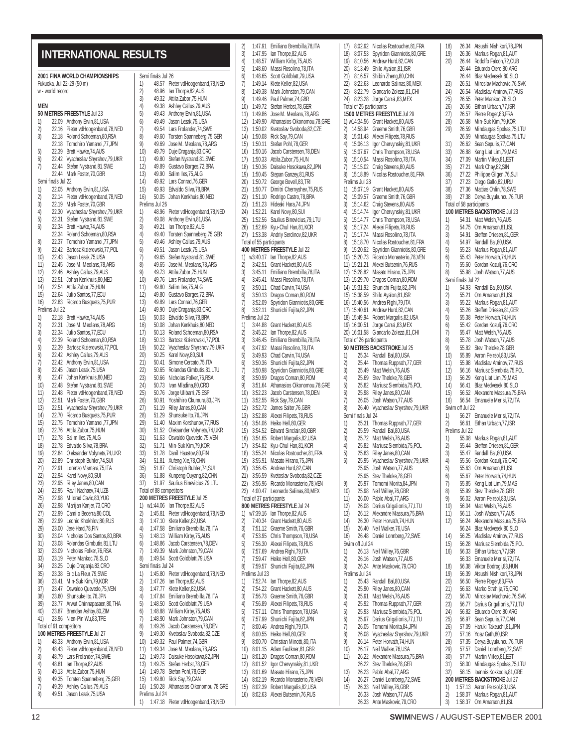# INTERNATIONAL RESULTS

**2001 FINA WORLD CHAMPIONSHIPS**
Fukuoka, Jul 22-29 (50 m)
w - world record

**MEN**

**50 METRES FREESTYLE** Jul 23
1) 22.09 Anthony Ervin,81,USA
2) 22.16 Pieter vdHoogenband,78,NED
3) 22.18 Roland Schoeman,80,RSA
22.18 Tomohiro Yamanoi,77,JPN
5) 22.39 Brett Hawke,74,AUS
6) 22.42 Vyacheslav Shyrshov,79,UKR
7) 22.44 Stefan Nystrand,81,SWE
22.44 Mark Foster,70,GBR

Semi finals Jul 22
1) 22.05 Anthony Ervin,81,USA
2) 22.14 Pieter vdHoogenband,78,NED
3) 22.19 Mark Foster,70,GBR
4) 22.30 Vyacheslav Shyrshov,79,UKR
5) 22.31 Stefan Nystrand,81,SWE
6) 22.34 Brett Hawke,74,AUS
22.34 Roland Schoeman,80,RSA
8) 22.37 Tomohiro Yamanoi,77,JPN
9) 22.42 Bartosz Kizierowski,77,POL
10) 22.43 Jason Lezak,75,USA
11) 22.45 Jose M. Meolans,78,ARG
12) 22.46 Ashley Callus,79,AUS
13) 22.51 Johan Kenkhuis,80,NED
14) 22.54 Attila Zubor,75,HUN
15) 22.64 Julio Santos,77,ECU
16) 22.83 Ricardo Busquets,75,PUR

Prelims Jul 22
1) 22.18 Brett Hawke,74,AUS
2) 22.31 Jose M. Meolans,78,ARG
3) 22.34 Julio Santos,77,ECU
4) 22.39 Roland Schoeman,80,RSA
5) 22.39 Bartosz Kizierowski,77,POL
6) 22.42 Ashley Callus,79,AUS
7) 22.42 Anthony Ervin,81,USA
8) 22.45 Jason Lezak,75,USA
9) 22.47 Johan Kenkhuis,80,NED
10) 22.48 Stefan Nystrand,81,SWE
11) 22.48 Pieter vdHoogenband,78,NED
12) 22.51 Mark Foster,70,GBR
13) 22.51 Vyacheslav Shyrshov,79,UKR
14) 22.70 Ricardo Busquets,75,PUR
15) 22.75 Tomohiro Yamanoi,77,JPN
16) 22.76 Attila Zubor,75,HUN
17) 22.78 Salim Iles,75,ALG
18) 22.78 Edvaldo Silva,78,BRA
19) 22.84 Oleksander Volynets,74,UKR
20) 22.89 Christoph Buhler,74,SUI
21) 22.91 Lorenzo Vismara,75,ITA
22) 22.94 Karel Novy,80,SUI
23) 22.95 Riley Janes,80,CAN
24) 22.95 Ravil Nachaev,74,UZB
25) 22.98 Milorad Cavic,83,YUG
26) 22.98 Marijan Kanjer,73,CRO
27) 22.99 Camilo Becerra,80,COL
28) 22.99 Leonid Khokhlov,80,RUS
29) 23.00 Jere Hard,78,FIN
30) 23.04 Nicholas Dos Santos,80,BRA
31) 23.08 Rolandas Gimbutis,81,LTU
32) 23.09 Nicholas Folker,76,RSA
33) 23.19 Peter Mankoc,78,SLO
34) 23.25 Duje Draganja,83,CRO
35) 23.38 Eric La Fleur,79,SWE
36) 23.41 Min-Suk Kim,79,KOR
37) 23.47 Oswaldo Quevedo,75,VEN
38) 23.60 Shunsuke Ito,76,JPN
39) 23.77 Arwut Chinnapasaen,80,THA
40) 23.87 Brendan Ashby,80,ZIM
41) 23.96 Nien-Pin Wu,83,TPE
Total of 91 competitors

**100 METRES FREESTYLE** Jul 27
1) 48.33 Anthony Ervin,81,USA
2) 48.43 Pieter vdHoogenband,78,NED
3) 48.79 Lars Frolander,74,SWE
4) 48.81 Ian Thorpe,82,AUS
5) 49.13 Attila Zubor,75,HUN
6) 49.35 Torsten Spanneberg,75,GER
7) 49.39 Ashley Callus,79,AUS
8) 49.51 Jason Lezak,75,USA

Semi finals Jul 26
1) 48.57 Pieter vdHoogenband,78,NED
2) 48.96 Ian Thorpe,82,AUS
3) 49.32 Attila Zubor,75,HUN
4) 49.38 Ashley Callus,79,AUS
5) 49.43 Anthony Ervin,81,USA
6) 49.49 Jason Lezak,75,USA
7) 49.54 Lars Frolander,74,SWE
8) 49.60 Torsten Spanneberg,75,GER
9) 49.69 Jose M. Meolans,78,ARG
10) 49.79 Duje Draganja,83,CRO
11) 49.80 Stefan Nystrand,81,SWE
12) 49.89 Gustavo Borges,72,BRA
13) 49.90 Salim Iles,75,ALG
14) 49.92 Lars Conrad,76,GER
15) 49.93 Edvaldo Silva,78,BRA
16) 50.05 Johan Kenkhuis,80,NED

Prelims Jul 26
1) 48.96 Pieter vdHoogenband,78,NED
2) 49.08 Anthony Ervin,81,USA
3) 49.21 Ian Thorpe,82,AUS
4) 49.40 Torsten Spanneberg,75,GER
5) 49.46 Ashley Callus,79,AUS
6) 49.51 Jason Lezak,75,USA
7) 49.65 Stefan Nystrand,81,SWE
8) 49.65 Jose M. Meolans,78,ARG
9) 49.73 Attila Zubor,75,HUN
10) 49.76 Lars Frolander,74,SWE
11) 49.80 Salim Iles,75,ALG
12) 49.80 Gustavo Borges,72,BRA
13) 49.89 Lars Conrad,76,GER
14) 49.90 Duje Draganja,83,CRO
15) 50.03 Edvaldo Silva,78,BRA
16) 50.08 Johan Kenkhuis,80,NED
17) 50.13 Roland Schoeman,80,RSA
18) 50.13 Bartosz Kizierowski,77,POL
19) 50.22 Vyacheslav Shyrshov,79,UKR
20) 50.25 Karel Novy,80,SUI
21) 50.41 Simone Cercato,75,ITA
22) 50.65 Rolandas Gimbutis,81,LTU
23) 50.66 Nicholas Folker,76,RSA
24) 50.73 Ivan Mladina,80,CRO
25) 50.76 Jorge Ulibarri,75,ESP
26) 50.91 Yoshihiro Okumura,83,JPN
27) 51.19 Riley Janes,80,CAN
28) 51.29 Shunsuke Ito,76,JPN
29) 51.40 Maxim Korshunov,77,RUS
30) 51.52 Oleksander Volynets,74,UKR
31) 51.63 Oswaldo Quevedo,75,VEN
32) 51.71 Min-Suk Kim,79,KOR
33) 51.78 Danil Haustov,80,FIN
34) 51.81 Xufeng Xie,78,CHN
35) 51.87 Christoph Buhler,74,SUI
36) 51.88 Kunpeng Ouyang,82,CHN
37) 51.97 Saulius Binevicius,79,LTU
Total of 88 competitors

**200 METRES FREESTYLE** Jul 25
1) w1:44.06 Ian Thorpe,82,AUS
2) 1:45.81 Pieter vdHoogenband,78,NED
3) 1:47.10 Klete Keller,82,USA
4) 1:47.58 Emiliano Brembilla,78,ITA
5) 1:48.13 William Kirby,75,AUS
6) 1:48.86 Jacob Carstensen,78,DEN
7) 1:49.39 Mark Johnston,79,CAN
8) 1:49.54 Scott Goldblatt,79,USA

Semi finals Jul 24
1) 1:45.80 Pieter vdHoogenband,78,NED
2) 1:47.26 Ian Thorpe,82,AUS
3) 1:47.77 Klete Keller,82,USA
4) 1:47.84 Emiliano Brembilla,78,ITA
5) 1:48.50 Scott Goldblatt,79,USA
6) 1:48.88 William Kirby,75,AUS
7) 1:48.90 Mark Johnston,79,CAN
8) 1:49.26 Jacob Carstensen,78,DEN
9) 1:49.30 Kvetoslav Svoboda,82,CZE
10) 1:49.32 Paul Palmer,74,GBR
11) 1:49.34 Jose M. Meolans,78,ARG
12) 1:49.73 Daisuke Hosokawa,82,JPN
13) 1:49.75 Stefan Herbst,78,GER
14) 1:49.78 Stefan Pohl,78,GER
15) 1:49.80 Rick Say,79,CAN
16) 1:50.28 Athanasios Oikonomou,78,GRE

Prelims Jul 24
1) 1:47.18 Pieter vdHoogenband,78,NED
2) 1:47.91 Emiliano Brembilla,78,ITA
3) 1:47.95 Ian Thorpe,82,AUS
4) 1:48.57 William Kirby,75,AUS
5) 1:48.60 Massi Rosolino,78,ITA
6) 1:48.65 Scott Goldblatt,79,USA
7) 1:49.14 Klete Keller,82,USA
8) 1:49.38 Mark Johnston,79,CAN
9) 1:49.46 Paul Palmer,74,GBR
10) 1:49.72 Stefan Herbst,78,GER
11) 1:49.86 Jose M. Meolans,78,ARG
12) 1:49.90 Athanasios Oikonomou,78,GRE
13) 1:50.02 Kvetoslav Svoboda,82,CZE
14) 1:50.08 Rick Say,79,CAN
15) 1:50.11 Stefan Pohl,78,GER
16) 1:50.16 Jacob Carstensen,78,DEN
17) 1:50.33 Attila Zubor,75,HUN
18) 1:50.36 Daisuke Hosokawa,82,JPN
19) 1:50.45 Stepan Ganzey,81,RUS
20) 1:50.72 George Bovell,83,TRI
21) 1:50.77 Dimitri Chernyshev,75,RUS
22) 1:51.10 Rodrigo Castro,78,BRA
23) 1:51.23 Hideaki Hara,74,JPN
24) 1:52.21 Karel Novy,80,SUI
25) 1:52.56 Saulius Binevicius,79,LTU
26) 1:52.69 Kyu-Chul Han,81,KOR
27) 1:53.38 Andriy Serdinov,82,UKR
Total of 55 participants

**400 METRES FREESTYLE** Jul 22
1) w3:40.17 Ian Thorpe,82,AUS
2) 3:42.51 Grant Hackett,80,AUS
3) 3:45.11 Emiliano Brembilla,78,ITA
4) 3:45.41 Massi Rosolino,78,ITA
5) 3:50.11 Chad Carvin,74,USA
6) 3:50.13 Dragos Coman,80,ROM
7) 3:52.09 Spyridon Gianniotis,80,GRE
8) 3:52.11 Shunichi Fujita,82,JPN

Prelims Jul 22
1) 3:44.88 Grant Hackett,80,AUS
2) 3:45.22 Ian Thorpe,82,AUS
3) 3:46.45 Emiliano Brembilla,78,ITA
4) 3:47.92 Massi Rosolino,78,ITA
5) 3:49.93 Chad Carvin,74,USA
6) 3:50.36 Shunichi Fujita,82,JPN
7) 3:50.98 Spyridon Gianniotis,80,GRE
8) 3:50.99 Dragos Coman,80,ROM
9) 3:51.64 Athanasios Oikonomou,78,GRE
10) 3:52.23 Jacob Carstensen,78,DEN
11) 3:52.55 Rick Say,79,CAN
12) 3:52.72 James Salter,76,GBR
13) 3:52.88 Alexei Filipets,78,RUS
14) 3:54.06 Heiko Hell,80,GER
15) 3:54.52 Edward Sinclair,80,GBR
16) 3:54.65 Robert Margalis,82,USA
17) 3:54.82 Kyu-Chul Han,81,KOR
18) 3:55.24 Nicolas Rostoucher,81,FRA
19) 3:55.91 Masato Hirano,75,JPN
20) 3:56.45 Andrew Hurd,82,CAN
21) 3:56.59 Kvetoslav Svoboda,82,CZE
22) 3:56.96 Ricardo Monasterio,78,VEN
23) 4:00.47 Leonardo Salinas,80,MEX
Total of 37 participants

**800 METRES FREESTYLE** Jul 24
1) w7:39.16 Ian Thorpe,82,AUS
2) 7:40.34 Grant Hackett,80,AUS
3) 7:51.12 Graeme Smith,76,GBR
4) 7:53.95 Chris Thompson,78,USA
5) 7:56.30 Alexei Filipets,78,RUS
6) 7:57.69 Andrea Righi,79,ITA
7) 7:59.47 Heiko Hell,80,GER
8) 7:59.57 Shunichi Fujita,82,JPN

Prelims Jul 23
1) 7:52.74 Ian Thorpe,82,AUS
2) 7:54.22 Grant Hackett,80,AUS
3) 7:56.73 Graeme Smith,76,GBR
4) 7:56.89 Alexei Filipets,78,RUS
5) 7:57.11 Chris Thompson,78,USA
6) 7:57.99 Shunichi Fujita,82,JPN
7) 8:00.46 Andrea Righi,79,ITA
8) 8:00.55 Heiko Hell,80,GER
9) 8:00.70 Christian Minotti,80,ITA
10) 8:01.15 Adam Faulkner,81,GBR
11) 8:01.20 Dragos Coman,80,ROM
12) 8:01.52 Igor Chervynskiy,81,UKR
13) 8:01.69 Masato Hirano,75,JPN
14) 8:02.19 Ricardo Monasterio,78,VEN
15) 8:02.39 Robert Margalis,82,USA
16) 8:02.63 Alexei Butsenin,76,RUS
17) 8:02.92 Nicolas Rostoucher,81,FRA
18) 8:07.53 Spyridon Gianniotis,80,GRE
19) 8:10.56 Andrew Hurd,82,CAN
20) 8:13.49 Shilo Ayalon,81,ISR
21) 8:16.57 Shibin Zheng,80,CHN
22) 8:22.63 Leonardo Salinas,80,MEX
23) 8:22.79 Giancarlo Zolezzi,81,CHI
24) 8:23.28 Jorge Carral,83,MEX
Total of 25 participants

**1500 METRES FREESTYLE** Jul 29
1) w14:34.56 Grant Hackett,80,AUS
2) 14:58.94 Graeme Smith,76,GBR
3) 15:01.43 Alexei Filipets,78,RUS
4) 15:06.13 Igor Chervynskiy,81,UKR
5) 15:07.67 Chris Thompson,78,USA
6) 15:10.54 Massi Rosolino,78,ITA
7) 15:15.02 Craig Stevens,80,AUS
8) 15:18.89 Nicolas Rostoucher,81,FRA

Prelims Jul 28
1) 15:07.19 Grant Hackett,80,AUS
2) 15:09.57 Graeme Smith,76,GBR
3) 15:14.62 Craig Stevens,80,AUS
4) 15:14.74 Igor Chervynskiy,81,UKR
5) 15:14.77 Chris Thompson,78,USA
6) 15:17.24 Alexei Filipets,78,RUS
7) 15:17.74 Massi Rosolino,78,ITA
8) 15:18.70 Nicolas Rostoucher,81,FRA
9) 15:20.62 Spyridon Gianniotis,80,GRE
10) 15:20.73 Ricardo Monasterio,78,VEN
11) 15:21.21 Alexei Butsenin,76,RUS
12) 15:28.82 Masato Hirano,75,JPN
13) 15:29.70 Dragos Coman,80,ROM
14) 15:31.92 Shunichi Fujita,82,JPN
15) 15:38.59 Shilo Ayalon,81,ISR
16) 15:40.56 Andrea Righi,79,ITA
17) 15:40.61 Andrew Hurd,82,CAN
18) 15:49.94 Robert Margalis,82,USA
19) 16:00.51 Jorge Carral,83,MEX
20) 16:01.58 Giancarlo Zolezzi,81,CHI
Total of 26 participants

**50 METRES BACKSTROKE** Jul 25
1) 25.34 Randall Bal,80,USA
2) 25.44 Thomas Rupprath,77,GER
3) 25.49 Matt Welsh,76,AUS
4) 25.69 Stev Theloke,78,GER
5) 25.82 Mariusz Siembida,75,POL
6) 25.98 Riley Janes,80,CAN
7) 26.05 Josh Watson,77,AUS
8) 26.40 Vyacheslav Shyrshov,79,UKR

Semi finals Jul 24
1) 25.31 Thomas Rupprath,77,GER
2) 25.59 Randall Bal,80,USA
3) 25.72 Matt Welsh,76,AUS
4) 25.82 Mariusz Siembida,75,POL
5) 25.83 Riley Janes,80,CAN
6) 25.95 Vyacheslav Shyrshov,79,UKR
25.95 Josh Watson,77,AUS
25.95 Stev Theloke,78,GER
9) 25.97 Tomomi Morita,84,JPN
10) 25.98 Neil Willey,76,GBR
11) 26.00 Pablo Abal,77,ARG
12) 26.08 Darius Grigalionis,77,LTU
13) 26.12 Alexandre Massura,75,BRA
14) 26.30 Peter Horvath,74,HUN
15) 26.40 Neil Walker,76,USA
16) 26.48 Daniel Lonnberg,72,SWE

Swim off Jul 24
1) 26.13 Neil Willey,76,GBR
2) 26.16 Josh Watson,77,AUS
3) 26.24 Ante Maskovic,79,CRO

Prelims Jul 24
1) 25.43 Randall Bal,80,USA
2) 25.90 Riley Janes,80,CAN
3) 25.91 Matt Welsh,76,AUS
4) 25.92 Thomas Rupprath,77,GER
5) 25.93 Mariusz Siembida,75,POL
6) 25.97 Darius Grigalionis,77,LTU
7) 26.05 Tomomi Morita,84,JPN
8) 26.08 Vyacheslav Shyrshov,79,UKR
9) 26.14 Peter Horvath,74,HUN
10) 26.17 Neil Walker,76,USA
11) 26.22 Alexandre Massura,75,BRA
26.22 Stev Theloke,78,GER
13) 26.23 Pablo Abal,77,ARG
14) 26.27 Daniel Lonnberg,72,SWE
15) 26.33 Neil Willey,76,GBR
26.33 Josh Watson,77,AUS
26.33 Ante Maskovic,79,CRO
18) 26.34 Atsushi Nishikori,78,JPN
19) 26.36 Markus Rogan,81,AUT
20) 26.44 Rodolfo Falcon,72,CUB
26.44 Eduardo Otero,80,ARG
26.44 Blaz Medvesek,80,SLO
23) 26.51 Miroslav Machovic,76,SVK
24) 26.54 Vladislav Aminov,77,RUS
25) 26.55 Peter Mankoc,78,SLO
26) 26.56 Eithan Urbach,77,ISR
27) 26.57 Pierre Roger,83,FRA
28) 26.58 Min-Suk Kim,79,KOR
29) 26.59 Mindaugas Spokas,75,LTU
26.59 Mindaugas Spokas,75,LTU
31) 26.62 Sean Sepulis,77,CAN
33) 26.88 Keng Liat Lim,79,MAS
34) 27.09 Martin Viilep,81,EST
35) 27.21 Mark Chay,82,SIN
36) 27.22 Philippe Gilgen,76,SUI
37) 27.23 Diego Gallo,82,URU
38) 27.36 Mattias Ohlin,78,SWE
39) 27.38 Derya Buyukuncu,76,TUR
Total of 58 participants

**100 METRES BACKSTROKE** Jul 23
1) 54.31 Matt Welsh,76,AUS
2) 54.75 Orn Arnarson,81,ISL
3) 54.91 Steffen Driesen,81,GER
4) 54.97 Randall Bal,80,USA
5) 55.23 Markus Rogan,81,AUT
6) 55.43 Peter Horvath,74,HUN
7) 55.60 Gordan Kozulj,76,CRO
8) 55.98 Josh Watson,77,AUS

Semi finals Jul 22
1) 54.93 Randall Bal,80,USA
2) 55.21 Orn Arnarson,81,ISL
3) 55.22 Markus Rogan,81,AUT
4) 55.26 Steffen Driesen,81,GER
5) 55.38 Peter Horvath,74,HUN
6) 55.42 Gordan Kozulj,76,CRO
7) 55.47 Matt Welsh,76,AUS
8) 55.78 Josh Watson,77,AUS
9) 55.82 Stev Theloke,78,GER
10) 55.89 Aaron Peirsol,83,USA
11) 55.98 Vladislav Aminov,77,RUS
12) 56.16 Mariusz Siembida,75,POL
13) 56.29 Keng Liat Lim,79,MAS
14) 56.41 Blaz Medvesek,80,SLO
15) 56.52 Alexandre Massura,75,BRA
16) 56.54 Emanuele Merisi,72,ITA

Swim off Jul 22
1) 56.27 Emanuele Merisi,72,ITA
2) 56.61 Eithan Urbach,77,ISR

Prelims Jul 22
1) 55.08 Markus Rogan,81,AUT
2) 55.44 Steffen Driesen,81,GER
3) 55.47 Randall Bal,80,USA
4) 55.56 Gordan Kozulj,76,CRO
5) 55.63 Orn Arnarson,81,ISL
6) 55.67 Peter Horvath,74,HUN
7) 55.85 Keng Liat Lim,79,MAS
8) 55.99 Stev Theloke,78,GER
9) 56.02 Aaron Peirsol,83,USA
10) 56.04 Matt Welsh,76,AUS
11) 56.11 Josh Watson,77,AUS
12) 56.24 Alexandre Massura,75,BRA
56.24 Blaz Medvesek,80,SLO
14) 56.25 Vladislav Aminov,77,RUS
15) 56.28 Mariusz Siembida,75,POL
16) 56.33 Eithan Urbach,77,ISR
56.33 Emanuele Merisi,72,ITA
18) 56.38 Viktor Bodrogi,83,HUN
19) 56.39 Atsushi Nishikori,78,JPN
20) 56.50 Pierre Roger,83,FRA
21) 56.63 Marko Strahija,75,CRO
22) 56.70 Miroslav Machovic,76,SVK
23) 56.77 Darius Grigalionis,77,LTU
24) 56.82 Eduardo Otero,80,ARG
25) 56.97 Sean Sepulis,77,CAN
26) 57.09 Haruki Takeuchi,81,JPN
27) 57.16 Yoav Gath,80,ISR
28) 57.35 Derya Buyukuncu,76,TUR
29) 57.57 Daniel Lonnberg,72,SWE
30) 57.77 Martin Viilep,81,EST
31) 58.00 Mindaugas Spokas,75,LTU
32) 58.15 Ioannis Kokkodis,81,GRE

**200 METRES BACKSTROKE** Jul 27
1) 1:57.13 Aaron Peirsol,83,USA
2) 1:58.07 Markus Rogan,81,AUT
3) 1:58.37 Orn Arnarson,81,ISL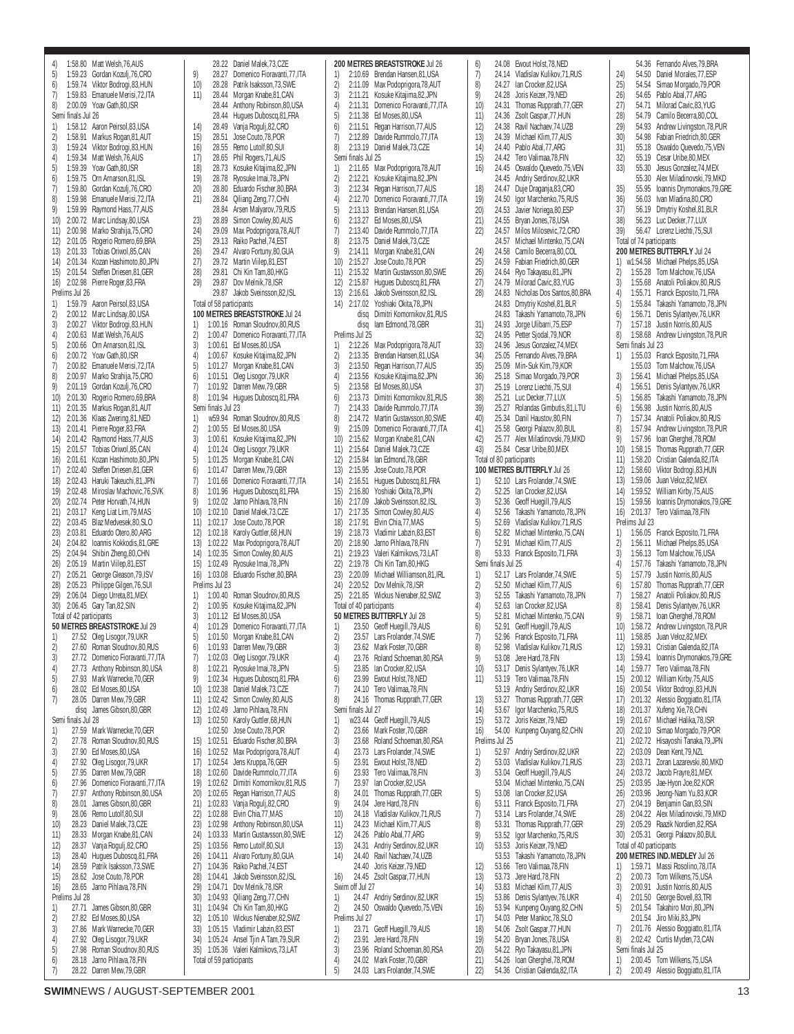4) 1:58.80 Matt Welsh,76,AUS
5) 1:59.23 Gordan Kozulj,76,CRO
6) 1:59.74 Viktor Bodrogi,83,HUN
7) 1:59.83 Emanuele Merisi,72,ITA
8) 2:00.09 Yoav Gath,80,ISR

Semi finals Jul 26

1) 1:58.12 Aaron Peirsol,83,USA
2) 1:58.91 Markus Rogan,81,AUT
3) 1:59.24 Viktor Bodrogi,83,HUN
4) 1:59.34 Matt Welsh,76,AUS
5) 1:59.39 Yoav Gath,80,ISR
6) 1:59.75 Orn Arnarson,81,ISL
7) 1:59.80 Gordan Kozulj,76,CRO
8) 1:59.98 Emanuele Merisi,72,ITA
9) 1:59.99 Raymond Hass,77,AUS
10) 2:00.72 Marc Lindsay,80,USA
11) 2:00.98 Marko Strahija,75,CRO
12) 2:01.05 Rogerio Romero,69,BRA
13) 2:01.33 Tobias Oriwol,85,CAN
14) 2:01.34 Kozan Hashimoto,80,JPN
15) 2:01.54 Steffen Driesen,81,GER
16) 2:02.98 Pierre Roger,83,FRA

Prelims Jul 26

1) 1:59.79 Aaron Peirsol,83,USA
2) 2:00.12 Marc Lindsay,80,USA
3) 2:00.27 Viktor Bodrogi,83,HUN
4) 2:00.33 Matt Welsh,76,AUS
5) 2:00.66 Orn Arnarson,81,ISL
6) 2:00.72 Yoav Gath,80,ISR
7) 2:00.82 Emanuele Merisi,72,ITA
8) 2:00.97 Marko Strahija,75,CRO
9) 2:01.19 Gordan Kozulj,76,CRO
10) 2:01.30 Rogerio Romero,69,BRA
11) 2:01.35 Markus Rogan,81,AUT
12) 2:01.36 Klaas Zwering,81,NED
13) 2:01.41 Pierre Roger,83,FRA
14) 2:01.42 Raymond Hass,77,AUS
15) 2:01.57 Tobias Oriwol,85,CAN
16) 2:01.61 Kozan Hashimoto,80,JPN
17) 2:02.40 Steffen Driesen,81,GER
18) 2:02.43 Haruki Takeuchi,81,JPN
19) 2:02.48 Miroslav Machovic,76,SVK
20) 2:02.74 Peter Horvath,74,HUN
21) 2:03.17 Keng Liat Lim,79,MAS
22) 2:03.45 Blaz Medvesek,80,SLO
23) 2:03.81 Eduardo Otero,80,ARG
24) 2:04.82 Ioannis Kokkodis,81,GRE
25) 2:04.94 Shibin Zheng,80,CHN
26) 2:05.19 Martin Viilep,81,EST
27) 2:05.21 George Gleason,79,ISV
28) 2:05.23 Philippe Gilgen,76,SUI
29) 2:06.04 Diego Urreta,81,MEX
30) 2:06.45 Gary Tan,82,SIN

Total of 42 participants

**50 METRES BREASTSTROKE** Jul 29

1) 27.52 Oleg Lisogor,79,UKR
2) 27.60 Roman Sloudnov,80,RUS
3) 27.72 Domenico Fioravanti,77,ITA
4) 27.73 Anthony Robinson,80,USA
5) 27.93 Mark Warnecke,70,GER
6) 28.02 Ed Moses,80,USA
7) 28.05 Darren Mew,79,GBR
disq James Gibson,80,GBR

Semi finals Jul 28

1) 27.59 Mark Warnecke,70,GER
2) 27.78 Roman Sloudnov,80,RUS
3) 27.90 Ed Moses,80,USA
4) 27.92 Oleg Lisogor,79,UKR
5) 27.95 Darren Mew,79,GBR
6) 27.96 Domenico Fioravanti,77,ITA
7) 27.97 Anthony Robinson,80,USA
8) 28.01 James Gibson,80,GBR
9) 28.06 Remo Lutolf,80,SUI
10) 28.23 Daniel Malek,73,CZE
11) 28.33 Morgan Knabe,81,CAN
12) 28.37 Vanja Rogulj,82,CRO
13) 28.40 Hugues Duboscq,81,FRA
14) 28.59 Patrik Isaksson,73,SWE
15) 28.62 Jose Couto,78,POR
16) 28.65 Jarno Pihlava,78,FIN

Prelims Jul 28

1) 27.71 James Gibson,80,GBR
2) 27.82 Ed Moses,80,USA
3) 27.86 Mark Warnecke,70,GER
4) 27.92 Oleg Lisogor,79,UKR
5) 27.98 Roman Sloudnov,80,RUS
6) 28.18 Jarno Pihlava,78,FIN
7) 28.22 Darren Mew,79,GBR
28.22 Daniel Malek,73,CZE
9) 28.27 Domenico Fioravanti,77,ITA
10) 28.28 Patrik Isaksson,73,SWE
11) 28.44 Morgan Knabe,81,CAN
28.44 Anthony Robinson,80,USA
28.44 Hugues Duboscq,81,FRA
14) 28.49 Vanja Rogulj,82,CRO
15) 28.51 Jose Couto,78,POR
16) 28.55 Remo Lutolf,80,SUI
17) 28.65 Phil Rogers,71,AUS
18) 28.73 Kosuke Kitajima,82,JPN
19) 28.78 Ryosuke Imai,78,JPN
20) 28.80 Eduardo Fischer,80,BRA
21) 28.84 Qiliang Zeng,77,CHN
28.84 Arsen Malyarov,79,RUS
23) 28.89 Simon Cowley,80,AUS
24) 29.09 Max Podoprigora,78,AUT
25) 29.13 Raiko Pachel,74,EST
26) 29.47 Alvaro Fortuny,80,GUA
27) 29.72 Martin Viilep,81,EST
28) 29.74 Chi Kin Tam,80,HKG
29) 29.87 Dov Melnik,78,ISR
29.87 Jakob Sveinsson,82,ISL

Total of 58 participants

**100 METRES BREASTSTROKE** Jul 24

1) 1:00.16 Roman Sloudnov,80,RUS
2) 1:00.47 Domenico Fioravanti,77,ITA
3) 1:00.61 Ed Moses,80,USA
4) 1:00.67 Kosuke Kitajima,82,JPN
5) 1:01.27 Morgan Knabe,81,CAN
6) 1:01.51 Oleg Lisogor,79,UKR
7) 1:01.92 Darren Mew,79,GBR
8) 1:01.94 Hugues Duboscq,81,FRA

Semi finals Jul 23

1) w59.94 Roman Sloudnov,80,RUS
2) 1:00.55 Ed Moses,80,USA
3) 1:00.61 Kosuke Kitajima,82,JPN
4) 1:01.24 Oleg Lisogor,79,UKR
5) 1:01.25 Morgan Knabe,81,CAN
6) 1:01.47 Darren Mew,79,GBR
7) 1:01.66 Domenico Fioravanti,77,ITA
8) 1:01.96 Hugues Duboscq,81,FRA
9) 1:02.02 Jarno Pihlava,78,FIN
10) 1:02.10 Daniel Malek,73,CZE
11) 1:02.17 Jose Couto,78,POR
12) 1:02.18 Karoly Guttler,68,HUN
13) 1:02.22 Max Podoprigora,78,AUT
14) 1:02.35 Simon Cowley,80,AUS
15) 1:02.49 Ryosuke Imai,78,JPN
16) 1:03.08 Eduardo Fischer,80,BRA

Prelims Jul 23

1) 1:00.40 Roman Sloudnov,80,RUS
2) 1:00.95 Kosuke Kitajima,82,JPN
3) 1:01.12 Ed Moses,80,USA
4) 1:01.29 Domenico Fioravanti,77,ITA
5) 1:01.50 Morgan Knabe,81,CAN
6) 1:01.93 Darren Mew,79,GBR
7) 1:02.03 Oleg Lisogor,79,UKR
8) 1:02.21 Ryosuke Imai,78,JPN
9) 1:02.34 Hugues Duboscq,81,FRA
10) 1:02.38 Daniel Malek,73,CZE
11) 1:02.42 Simon Cowley,80,AUS
12) 1:02.49 Jarno Pihlava,78,FIN
13) 1:02.50 Karoly Guttler,68,HUN
1:02.50 Jose Couto,78,POR
15) 1:02.51 Eduardo Fischer,80,BRA
16) 1:02.52 Max Podoprigora,78,AUT
17) 1:02.54 Jens Kruppa,76,GER
18) 1:02.60 Davide Rummolo,77,ITA
19) 1:02.62 Dimitri Komornikov,81,RUS
20) 1:02.65 Regan Harrison,77,AUS
21) 1:02.83 Vanja Rogulj,82,CRO
22) 1:02.88 Elvin Chia,77,MAS
23) 1:02.98 Anthony Robinson,80,USA
24) 1:03.33 Martin Gustavsson,80,SWE
25) 1:03.56 Remo Lutolf,80,SUI
26) 1:04.11 Alvaro Fortuny,80,GUA
27) 1:04.36 Raiko Pachel,74,EST
28) 1:04.41 Jakob Sveinsson,82,ISL
29) 1:04.71 Dov Melnik,78,ISR
30) 1:04.93 Qiliang Zeng,77,CHN
31) 1:04.96 Chi Kin Tam,80,HKG
32) 1:05.10 Wickus Nienaber,82,SWZ
33) 1:05.15 Vladimir Labzin,83,EST
34) 1:05.24 Ansel Tjin A Tam,79,SUR
35) 1:05.36 Valeri Kalmikovs,73,LAT

Total of 59 participants

**200 METRES BREASTSTROKE** Jul 26

1) 2:10.69 Brendan Hansen,81,USA
2) 2:11.09 Max Podoprigora,78,AUT
3) 2:11.21 Kosuke Kitajima,82,JPN
4) 2:11.31 Domenico Fioravanti,77,ITA
5) 2:11.38 Ed Moses,80,USA
6) 2:11.51 Regan Harrison,77,AUS
7) 2:12.89 Davide Rummolo,77,ITA
8) 2:13.19 Daniel Malek,73,CZE

Semi finals Jul 25

1) 2:11.65 Max Podoprigora,78,AUT
2) 2:12.21 Kosuke Kitajima,82,JPN
3) 2:12.34 Regan Harrison,77,AUS
4) 2:12.70 Domenico Fioravanti,77,ITA
5) 2:13.13 Brendan Hansen,81,USA
6) 2:13.27 Ed Moses,80,USA
7) 2:13.40 Davide Rummolo,77,ITA
8) 2:13.75 Daniel Malek,73,CZE
9) 2:14.11 Morgan Knabe,81,CAN
10) 2:15.27 Jose Couto,78,POR
11) 2:15.32 Martin Gustavsson,80,SWE
12) 2:15.87 Hugues Duboscq,81,FRA
13) 2:16.61 Jakob Sveinsson,82,ISL
14) 2:17.02 Yoshiaki Okita,78,JPN
disq Dimitri Komornikov,81,RUS
disq Iam Edmond,78,GBR

Prelims Jul 25

1) 2:12.26 Max Podoprigora,78,AUT
2) 2:13.35 Brendan Hansen,81,USA
3) 2:13.50 Regan Harrison,77,AUS
4) 2:13.56 Kosuke Kitajima,82,JPN
5) 2:13.58 Ed Moses,80,USA
6) 2:13.73 Dimitri Komornikov,81,RUS
7) 2:14.33 Davide Rummolo,77,ITA
8) 2:14.72 Martin Gustavsson,80,SWE
9) 2:15.09 Domenico Fioravanti,77,ITA
10) 2:15.62 Morgan Knabe,81,CAN
11) 2:15.64 Daniel Malek,73,CZE
12) 2:15.84 Ian Edmond,78,GBR
13) 2:15.95 Jose Couto,78,POR
14) 2:16.51 Hugues Duboscq,81,FRA
15) 2:16.80 Yoshiaki Okita,78,JPN
16) 2:17.09 Jakob Sveinsson,82,ISL
17) 2:17.35 Simon Cowley,80,AUS
18) 2:17.91 Elvin Chia,77,MAS
19) 2:18.73 Vladimir Labzin,83,EST
20) 2:18.90 Jarno Pihlava,78,FIN
21) 2:19.23 Valeri Kalmikovs,73,LAT
22) 2:19.78 Chi Kin Tam,80,HKG
23) 2:20.09 Michael Williamson,81,IRL
24) 2:20.52 Dov Melnik,78,ISR
25) 2:21.85 Wickus Nienaber,82,SWZ

Total of 40 participants

**50 METRES BUTTERFLY** Jul 28

1) 23.50 Geoff Huegill,79,AUS
2) 23.57 Lars Frolander,74,SWE
3) 23.62 Mark Foster,70,GBR
4) 23.76 Roland Schoeman,80,RSA
5) 23.85 Ian Crocker,82,USA
6) 23.99 Ewout Holst,78,NED
7) 24.10 Tero Valimaa,78,FIN
8) 24.16 Thomas Rupprath,77,GER

Semi finals Jul 27

1) w23.44 Geoff Huegill,79,AUS
2) 23.66 Mark Foster,70,GBR
3) 23.68 Roland Schoeman,80,RSA
4) 23.73 Lars Frolander,74,SWE
5) 23.91 Ewout Holst,78,NED
6) 23.93 Tero Valimaa,78,FIN
7) 23.97 Ian Crocker,82,USA
8) 24.01 Thomas Rupprath,77,GER
9) 24.04 Jere Hard,78,FIN
10) 24.18 Vladislav Kulikov,71,RUS
11) 24.23 Michael Klim,77,AUS
12) 24.26 Pablo Abal,77,ARG
13) 24.31 Andriy Serdinov,82,UKR
14) 24.40 Ravil Nachaev,74,UZB
24.40 Joris Keizer,79,NED
16) 24.45 Zsolt Gaspar,77,HUN

Swim off Jul 27

1) 24.47 Andriy Serdinov,82,UKR
2) 24.50 Oswaldo Quevedo,75,VEN

Prelims Jul 27

1) 23.71 Geoff Huegill,79,AUS
2) 23.91 Jere Hard,78,FIN
3) 23.96 Roland Schoeman,80,RSA
4) 24.02 Mark Foster,70,GBR
5) 24.03 Lars Frolander,74,SWE
6) 24.08 Ewout Holst,78,NED
7) 24.14 Vladislav Kulikov,71,RUS
8) 24.27 Ian Crocker,82,USA
9) 24.28 Joris Keizer,79,NED
10) 24.31 Thomas Rupprath,77,GER
11) 24.36 Zsolt Gaspar,77,HUN
12) 24.38 Ravil Nachaev,74,UZB
13) 24.39 Michael Klim,77,AUS
14) 24.40 Pablo Abal,77,ARG
15) 24.42 Tero Valimaa,78,FIN
16) 24.45 Oswaldo Quevedo,75,VEN
24.45 Andriy Serdinov,82,UKR
18) 24.47 Duje Draganja,83,CRO
19) 24.50 Igor Marchenko,75,RUS
20) 24.53 Javier Noriega,80,ESP
21) 24.55 Bryan Jones,78,USA
22) 24.57 Milos Milosevic,72,CRO
24.57 Michael Mintenko,75,CAN
24) 24.58 Camilo Becerra,80,COL
25) 24.59 Fabian Friedrich,80,GER
26) 24.64 Ryo Takayasu,81,JPN
27) 24.79 Milorad Cavic,83,YUG
28) 24.83 Nicholas Dos Santos,80,BRA
24.83 Dmytriy Koshel,81,BLR
24.83 Takashi Yamamoto,78,JPN
31) 24.93 Jorge Ulibarri,75,ESP
32) 24.95 Petter Sjodal,79,NOR
33) 24.96 Jesus Gonzalez,74,MEX
34) 25.05 Fernando Alves,79,BRA
35) 25.09 Min-Suk Kim,79,KOR
36) 25.18 Simao Morgado,79,POR
37) 25.19 Lorenz Liechti,75,SUI
38) 25.21 Luc Decker,77,LUX
39) 25.27 Rolandas Gimbutis,81,LTU
40) 25.34 Danil Haustov,80,FIN
41) 25.58 Georgi Palazov,80,BUL
42) 25.77 Alex Miladinovski,79,MKD
43) 25.84 Cesar Uribe,80,MEX

Total of 80 participants

**100 METRES BUTTERFLY** Jul 26

1) 52.10 Lars Frolander,74,SWE
2) 52.25 Ian Crocker,82,USA
3) 52.36 Geoff Huegill,79,AUS
4) 52.56 Takashi Yamamoto,78,JPN
5) 52.69 Vladislav Kulikov,71,RUS
6) 52.82 Michael Mintenko,75,CAN
7) 52.91 Michael Klim,77,AUS
8) 53.33 Franck Esposito,71,FRA

Semi finals Jul 25

1) 52.17 Lars Frolander,74,SWE
2) 52.50 Michael Klim,77,AUS
3) 52.55 Takashi Yamamoto,78,JPN
4) 52.63 Ian Crocker,82,USA
5) 52.81 Michael Mintenko,75,CAN
6) 52.91 Geoff Huegill,79,AUS
7) 52.96 Franck Esposito,71,FRA
8) 52.98 Vladislav Kulikov,71,RUS
9) 53.08 Jere Hard,78,FIN
10) 53.17 Denis Sylantyev,76,UKR
11) 53.19 Tero Valimaa,78,FIN
53.19 Andriy Serdinov,82,UKR
13) 53.27 Thomas Rupprath,77,GER
14) 53.67 Igor Marchenko,75,RUS
15) 53.72 Joris Keizer,79,NED
16) 54.00 Kunpeng Ouyang,82,CHN

Prelims Jul 25

1) 52.97 Andriy Serdinov,82,UKR
2) 53.03 Vladislav Kulikov,71,RUS
3) 53.04 Geoff Huegill,79,AUS
53.04 Michael Mintenko,75,CAN
5) 53.08 Ian Crocker,82,USA
6) 53.11 Franck Esposito,71,FRA
7) 53.14 Lars Frolander,74,SWE
8) 53.31 Thomas Rupprath,77,GER
9) 53.52 Igor Marchenko,75,RUS
10) 53.53 Joris Keizer,79,NED
53.53 Takashi Yamamoto,78,JPN
12) 53.66 Tero Valimaa,78,FIN
13) 53.73 Jere Hard,78,FIN
14) 53.83 Michael Klim,77,AUS
15) 53.86 Denis Sylantyev,76,UKR
16) 53.94 Kunpeng Ouyang,82,CHN
17) 54.03 Peter Mankoc,78,SLO
18) 54.06 Zsolt Gaspar,77,HUN
19) 54.20 Bryan Jones,78,USA
20) 54.22 Ryo Takayasu,81,JPN
21) 54.26 Ioan Gherghel,78,ROM
22) 54.36 Cristian Galenda,82,ITA
54.36 Fernando Alves,79,BRA
24) 54.50 Daniel Morales,77,ESP
25) 54.54 Simao Morgado,79,POR
26) 54.65 Pablo Abal,77,ARG
27) 54.71 Milorad Cavic,83,YUG
28) 54.79 Camilo Becerra,80,COL
29) 54.93 Andrew Livingston,78,PUR
30) 54.98 Fabian Friedrich,80,GER
31) 55.18 Oswaldo Quevedo,75,VEN
32) 55.19 Cesar Uribe,80,MEX
33) 55.30 Jesus Gonzalez,74,MEX
55.30 Alex Miladinovski,79,MKD
35) 55.95 Ioannis Drymonakos,79,GRE
36) 56.03 Ivan Mladina,80,CRO
37) 56.19 Dmytriy Koshel,81,BLR
38) 56.23 Luc Decker,77,LUX
39) 56.47 Lorenz Liechti,75,SUI

Total of 74 participants

**200 METRES BUTTERFLY** Jul 24

1) w1:54.58 Michael Phelps,85,USA
2) 1:55.28 Tom Malchow,76,USA
3) 1:55.68 Anatoli Poliakov,80,RUS
4) 1:55.71 Franck Esposito,71,FRA
5) 1:55.84 Takashi Yamamoto,78,JPN
6) 1:56.71 Denis Sylantyev,76,UKR
7) 1:57.18 Justin Norris,80,AUS
8) 1:58.68 Andrew Livingston,78,PUR

Semi finals Jul 23

1) 1:55.03 Franck Esposito,71,FRA
1:55.03 Tom Malchow,76,USA
3) 1:56.41 Michael Phelps,85,USA
4) 1:56.51 Denis Sylantyev,76,UKR
5) 1:56.85 Takashi Yamamoto,78,JPN
6) 1:56.98 Justin Norris,80,AUS
7) 1:57.34 Anatoli Poliakov,80,RUS
8) 1:57.94 Andrew Livingston,78,PUR
9) 1:57.96 Ioan Gherghel,78,ROM
10) 1:58.15 Thomas Rupprath,77,GER
11) 1:58.20 Cristian Galenda,82,ITA
12) 1:58.60 Viktor Bodrogi,83,HUN
13) 1:59.06 Juan Veloz,82,MEX
14) 1:59.52 William Kirby,75,AUS
15) 1:59.56 Ioannis Drymonakos,79,GRE
16) 2:01.37 Tero Valimaa,78,FIN

Prelims Jul 23

1) 1:56.05 Franck Esposito,71,FRA
2) 1:56.11 Michael Phelps,85,USA
3) 1:56.13 Tom Malchow,76,USA
4) 1:57.76 Takashi Yamamoto,78,JPN
5) 1:57.79 Justin Norris,80,AUS
6) 1:57.80 Thomas Rupprath,77,GER
7) 1:58.27 Anatoli Poliakov,80,RUS
8) 1:58.41 Denis Sylantyev,76,UKR
9) 1:58.71 Ioan Gherghel,78,ROM
10) 1:58.72 Andrew Livingston,78,PUR
11) 1:58.85 Juan Veloz,82,MEX
12) 1:59.31 Cristian Galenda,82,ITA
13) 1:59.41 Ioannis Drymonakos,79,GRE
14) 1:59.77 Tero Valimaa,78,FIN
15) 2:00.12 William Kirby,75,AUS
16) 2:00.54 Viktor Bodrogi,83,HUN
17) 2:01.32 Alessio Boggiatto,81,ITA
18) 2:01.37 Xufeng Xie,78,CHN
19) 2:01.67 Michael Halika,78,ISR
20) 2:02.10 Simao Morgado,79,POR
21) 2:02.72 Hisayoshi Tanaka,79,JPN
22) 2:03.09 Dean Kent,79,NZL
23) 2:03.71 Zoran Lazarevski,80,MKD
24) 2:03.72 Jacob Frayre,81,MEX
25) 2:03.95 Jae-Hyon Joe,82,KOR
26) 2:03.96 Jeong-Nam Yu,83,KOR
27) 2:04.19 Benjamin Gan,83,SIN
28) 2:04.22 Alex Miladinovski,79,MKD
29) 2:05.29 Raazik Nordien,82,RSA
30) 2:05.31 Georgi Palazov,80,BUL

Total of 40 participants

**200 METRES IND.MEDLEY** Jul 26

1) 1:59.71 Massi Rosolino,78,ITA
2) 2:00.73 Tom Wilkens,75,USA
3) 2:00.91 Justin Norris,80,AUS
4) 2:01.50 George Bovell,83,TRI
5) 2:01.54 Takahiro Mori,80,JPN
2:01.54 Jiro Miki,83,JPN
7) 2:01.76 Alessio Boggiatto,81,ITA
8) 2:02.42 Curtis Myden,73,CAN

Semi finals Jul 25

1) 2:00.45 Tom Wilkens,75,USA
2) 2:00.49 Alessio Boggiatto,81,ITA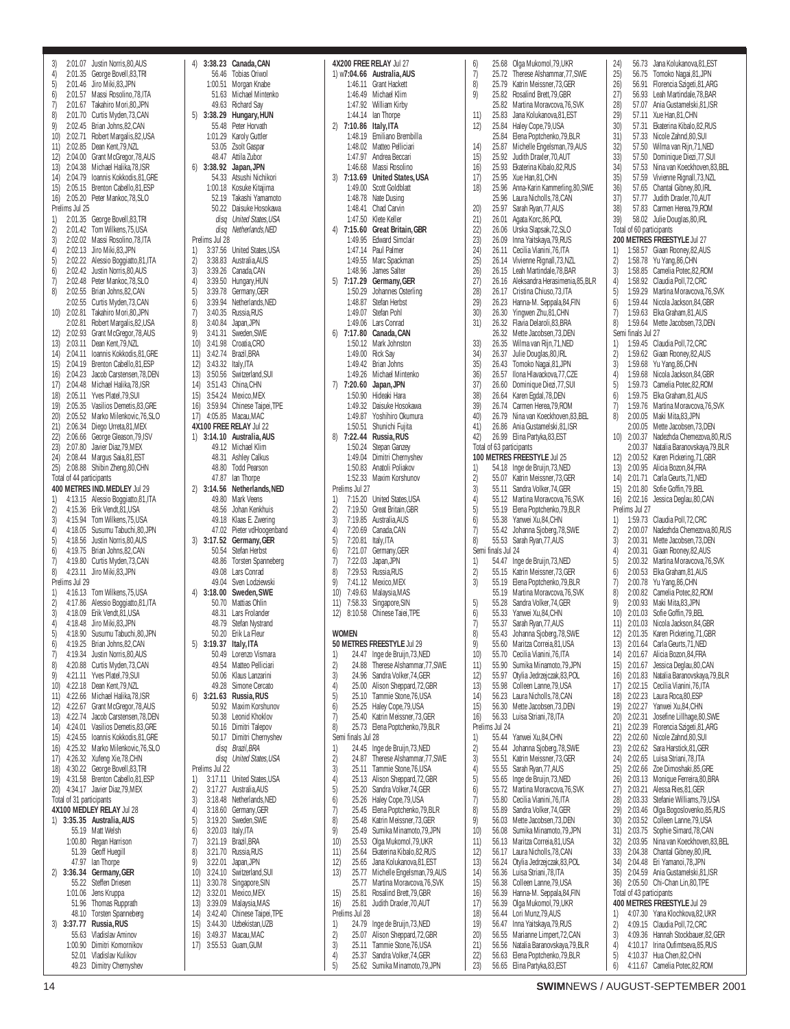3) 2:01.07 Justin Norris,80,AUS
4) 2:01.35 George Bovell,83,TRI
5) 2:01.46 Jiro Miki,83,JPN
6) 2:01.57 Massi Rosolino,78,ITA
7) 2:01.67 Takahiro Mori,80,JPN
8) 2:01.70 Curtis Myden,73,CAN
9) 2:02.45 Brian Johns,82,CAN
10) 2:02.71 Robert Margalis,82,USA
11) 2:02.85 Dean Kent,79,NZL
12) 2:04.00 Grant McGregor,78,AUS
13) 2:04.38 Michael Halika,78,ISR
14) 2:04.79 Ioannis Kokkodis,81,GRE
15) 2:05.15 Brenton Cabello,81,ESP
16) 2:05.20 Peter Mankoc,78,SLO

Prelims Jul 25
1) 2:01.35 George Bovell,83,TRI
2) 2:01.42 Tom Wilkens,75,USA
3) 2:02.02 Massi Rosolino,78,ITA
4) 2:02.13 Jiro Miki,83,JPN
5) 2:02.22 Alessio Boggiatto,81,ITA
6) 2:02.42 Justin Norris,80,AUS
7) 2:02.48 Peter Mankoc,78,SLO
8) 2:02.55 Brian Johns,82,CAN
2:02.55 Curtis Myden,73,CAN
10) 2:02.81 Takahiro Mori,80,JPN
2:02.81 Robert Margalis,82,USA
12) 2:02.93 Grant McGregor,78,AUS
13) 2:03.11 Dean Kent,79,NZL
14) 2:04.11 Ioannis Kokkodis,81,GRE
15) 2:04.19 Brenton Cabello,81,ESP
16) 2:04.23 Jacob Carstensen,78,DEN
17) 2:04.48 Michael Halika,78,ISR
18) 2:05.11 Yves Platel,79,SUI
19) 2:05.35 Vasilios Demetis,83,GRE
20) 2:05.52 Marko Milenkovic,76,SLO
21) 2:06.34 Diego Urreta,81,MEX
22) 2:06.66 George Gleason,79,ISV
23) 2:07.80 Javier Diaz,79,MEX
24) 2:08.44 Margus Saia,81,EST
25) 2:08.88 Shibin Zheng,80,CHN
Total of 44 participants

**400 METRES IND. MEDLEY** Jul 29
1) 4:13.15 Alessio Boggiatto,81,ITA
2) 4:15.36 Erik Vendt,81,USA
3) 4:15.94 Tom Wilkens,75,USA
4) 4:18.05 Susumu Tabuchi,80,JPN
5) 4:18.56 Justin Norris,80,AUS
6) 4:19.75 Brian Johns,82,CAN
7) 4:19.80 Curtis Myden,73,CAN
8) 4:23.11 Jiro Miki,83,JPN

Prelims Jul 29
1) 4:16.13 Tom Wilkens,75,USA
2) 4:17.86 Alessio Boggiatto,81,ITA
3) 4:18.09 Erik Vendt,81,USA
4) 4:18.48 Jiro Miki,83,JPN
5) 4:18.90 Susumu Tabuchi,80,JPN
6) 4:19.25 Brian Johns,82,CAN
7) 4:19.34 Justin Norris,80,AUS
8) 4:20.88 Curtis Myden,73,CAN
9) 4:21.11 Yves Platel,79,SUI
10) 4:22.18 Dean Kent,79,NZL
11) 4:22.66 Michael Halika,78,ISR
12) 4:22.67 Grant McGregor,78,AUS
13) 4:22.74 Jacob Carstensen,78,DEN
14) 4:24.01 Vasilios Demetis,83,GRE
15) 4:24.55 Ioannis Kokkodis,81,GRE
16) 4:25.32 Marko Milenkovic,76,SLO
17) 4:26.32 Xufeng Xie,78,CHN
18) 4:30.22 George Bovell,83,TRI
19) 4:31.58 Brenton Cabello,81,ESP
20) 4:34.17 Javier Diaz,79,MEX
Total of 31 participants

**4X100 MEDLEY RELAY** Jul 28
1) **3:35.35 Australia,AUS**
55.19 Matt Welsh
1:00.80 Regan Harrison
51.39 Geoff Huegill
47.97 Ian Thorpe
2) **3:36.34 Germany,GER**
55.22 Steffen Driesen
1:01.06 Jens Kruppa
51.96 Thomas Rupprath
48.10 Torsten Spanneberg
3) **3:37.77 Russia,RUS**
55.63 Vladislav Aminov
1:00.90 Dimitri Komornikov
52.01 Vladislav Kulikov
49.23 Dimitry Chernyshev
4) **3:38.23 Canada,CAN**
56.46 Tobias Oriwol
1:00.51 Morgan Knabe
51.63 Michael Mintenko
49.63 Richard Say
5) **3:38.29 Hungary,HUN**
55.48 Peter Horvath
1:01.29 Karoly Guttler
53.05 Zsolt Gaspar
48.47 Attila Zubor
6) **3:38.92 Japan,JPN**
54.33 Atsushi Nichikori
1:00.18 Kosuke Kitajima
52.19 Takashi Yamamoto
50.22 Daisuke Hosokawa
*disq United States,USA*
*disq Netherlands,NED*

Prelims Jul 28
1) 3:37.56 United States,USA
2) 3:38.83 Australia,AUS
3) 3:39.26 Canada,CAN
4) 3:39.50 Hungary,HUN
5) 3:39.78 Germany,GER
6) 3:39.94 Netherlands,NED
7) 3:40.35 Russia,RUS
8) 3:40.84 Japan,JPN
9) 3:41.31 Sweden,SWE
10) 3:41.98 Croatia,CRO
11) 3:42.74 Brazil,BRA
12) 3:43.32 Italy,ITA
13) 3:50.56 Switzerland,SUI
14) 3:51.43 China,CHN
15) 3:54.24 Mexico,MEX
16) 3:59.94 Chinese Taipei,TPE
17) 4:05.85 Macau,MAC

**4X100 FREE RELAY** Jul 22
1) **3:14.10 Australia,AUS**
49.12 Michael Klim
48.31 Ashley Calkus
48.80 Todd Pearson
47.87 Ian Thorpe
2) **3:14.56 Netherlands,NED**
49.80 Mark Veens
48.56 Johan Kenkhuis
49.18 Klaas E. Zwering
47.02 Pieter vdHoogenband
3) **3:17.52 Germany,GER**
50.54 Stefan Herbst
48.86 Torsten Spanneberg
49.08 Lars Conrad
49.04 Sven Lodziewski
4) **3:18.00 Sweden,SWE**
50.70 Mattias Ohlin
48.31 Lars Frolander
48.79 Stefan Nystrand
50.20 Erik La Fleur
5) **3:19.37 Italy,ITA**
50.49 Lorenzo Vismara
49.54 Matteo Pelliciari
50.06 Klaus Lanzarini
49.28 Simone Cercato
6) **3:21.63 Russia,RUS**
50.92 Maxim Korshunov
50.38 Leonid Khoklov
50.16 Dimitri Talepov
50.17 Dimitri Chernyshev
*disq Brazil,BRA*
*disq United States,USA*

Prelims Jul 22
1) 3:17.11 United States,USA
2) 3:17.27 Australia,AUS
3) 3:18.48 Netherlands,NED
4) 3:18.60 Germany,GER
5) 3:19.20 Sweden,SWE
6) 3:20.03 Italy,ITA
7) 3:21.19 Brazil,BRA
8) 3:21.70 Russia,RUS
9) 3:22.01 Japan,JPN
10) 3:24.10 Switzerland,SUI
11) 3:30.78 Singapore,SIN
12) 3:32.01 Mexico,MEX
13) 3:39.09 Malaysia,MAS
14) 3:42.40 Chinese Taipei,TPE
15) 3:44.30 Uzbekistan,UZB
16) 3:49.37 Macau,MAC
17) 3:55.53 Guam,GUM

**4X200 FREE RELAY** Jul 27
1) **w7:04.66 Australia,AUS**
1:46.11 Grant Hackett
1:46.49 Michael Klim
1:47.92 William Kirby
1:44.14 Ian Thorpe
2) **7:10.86 Italy,ITA**
1:48.19 Emiliano Brembilla
1:48.02 Matteo Pelliciari
1:47.97 Andrea Beccari
1:46.68 Massi Rosolino
3) **7:13.69 United States,USA**
1:49.00 Scott Goldblatt
1:48.78 Nate Dusing
1:48.41 Chad Carvin
1:47.50 Klete Keller
4) **7:15.60 Great Britain,GBR**
1:49.95 Edward Simclair
1:47.14 Paul Palmer
1:49.55 Marc Spackman
1:48.96 James Salter
5) **7:17.29 Germany,GER**
1:50.29 Johannes Osterling
1:48.87 Stefan Herbst
1:49.07 Stefan Pohl
1:49.06 Lars Conrad
6) **7:17.80 Canada,CAN**
1:50.12 Mark Johnston
1:49.00 Rick Say
1:49.42 Brian Johns
1:49.26 Michael Mintenko
7) **7:20.60 Japan,JPN**
1:50.90 Hideaki Hara
1:49.32 Daisuke Hosokawa
1:49.87 Yoshihiro Okumura
1:50.51 Shunichi Fujita
8) **7:22.44 Russia,RUS**
1:50.24 Stepan Ganzey
1:49.04 Dimitri Chernyshev
1:50.83 Anatoli Poliakov
1:52.33 Maxim Korshunov

Prelims Jul 27
1) 7:15.20 United States,USA
2) 7:19.50 Great Britain,GBR
3) 7:19.85 Australia,AUS
4) 7:20.69 Canada,CAN
5) 7:20.81 Italy,ITA
6) 7:21.07 Germany,GER
7) 7:22.03 Japan,JPN
8) 7:29.53 Russia,RUS
9) 7:41.12 Mexico,MEX
10) 7:49.63 Malaysia,MAS
11) 7:58.33 Singapore,SIN
12) 8:10.58 Chinese Taiei,TPE

## WOMEN

**50 METRES FREESTYLE** Jul 29
1) 24.47 Inge de Bruijn,73,NED
2) 24.88 Therese Alshammar,77,SWE
3) 24.96 Sandra Volker,74,GER
4) 25.00 Alison Sheppard,72,GBR
5) 25.10 Tammie Stone,76,USA
6) 25.25 Haley Cope,79,USA
7) 25.40 Katrin Meissner,73,GER
8) 25.73 Elena Poptchenko,79,BLR

Semi finals Jul 28
1) 24.45 Inge de Bruijn,73,NED
2) 24.87 Therese Alshammar,77,SWE
3) 25.11 Tammie Stone,76,USA
4) 25.13 Alison Sheppard,72,GBR
5) 25.20 Sandra Volker,74,GER
6) 25.26 Haley Cope,79,USA
7) 25.45 Elena Poptchenko,79,BLR
8) 25.48 Katrin Meissner,73,GER
9) 25.49 Sumika Minamoto,79,JPN
10) 25.53 Olga Mukomol,79,UKR
11) 25.64 Ekaterina Kibalo,82,RUS
12) 25.65 Jana Kolukanova,81,EST
13) 25.77 Michelle Engelsman,79,AUS
25.77 Martina Moravcova,76,SVK
15) 25.81 Rosalind Brett,79,GBR
16) 25.81 Judith Draxler,70,AUT

Prelims Jul 28
1) 24.79 Inge de Bruijn,73,NED
2) 25.07 Alison Sheppard,72,GBR
3) 25.11 Tammie Stone,76,USA
4) 25.37 Sandra Volker,74,GER
5) 25.62 Sumika Minamoto,79,JPN
6) 25.68 Olga Mukomol,79,UKR
7) 25.72 Therese Alshammar,77,SWE
8) 25.79 Katrin Meissner,73,GER
9) 25.82 Rosalind Brett,79,GBR
25.82 Martina Moravcova,76,SVK
11) 25.83 Jana Kolukanova,81,EST
12) 25.84 Haley Cope,79,USA
25.84 Elena Poptchenko,79,BLR
14) 25.87 Michelle Engelsman,79,AUS
15) 25.92 Judith Draxler,70,AUT
16) 25.93 Ekaterina Kibalo,82,RUS
17) 25.95 Xue Han,81,CHN
18) 25.96 Anna-Karin Kammerling,80,SWE
25.96 Laura Nicholls,78,CAN
20) 25.97 Sarah Ryan,77,AUS
21) 26.01 Agata Korc,86,POL
22) 26.06 Urska Slapsak,72,SLO
23) 26.09 Inna Yaitskaya,79,RUS
24) 26.11 Cecilia Vianini,76,ITA
25) 26.14 Vivienne Rignall,73,NZL
26) 26.15 Leah Martindale,78,BAR
27) 26.16 Aleksandra Herasimenia,85,BLR
28) 26.17 Cristina Chiuso,73,ITA
29) 26.23 Hanna-M. Seppala,84,FIN
30) 26.30 Yingwen Zhu,81,CHN
31) 26.32 Flavia Delaroli,83,BRA
26.32 Mette Jacobsen,73,DEN
33) 26.35 Wilma van Rijn,71,NED
34) 26.37 Julie Douglas,80,IRL
35) 26.43 Tomoko Nagai,81,JPN
36) 26.57 Ilona Hlavackova,77,CZE
37) 26.60 Dominique Diezi,77,SUI
38) 26.64 Karen Egdal,78,DEN
39) 26.74 Carmen Herea,79,ROM
40) 26.79 Nina van Koeckhoven,83,BEL
41) 26.86 Ania Gustamelski,81,ISR
42) 26.99 Elina Partyka,83,EST
Total of 63 participants

**100 METRES FREESTYLE** Jul 25
1) 54.18 Inge de Bruijn,73,NED
2) 55.07 Katrin Meissner,73,GER
3) 55.11 Sandra Volker,74,GER
4) 55.12 Martina Moravcova,76,SVK
5) 55.19 Elena Poptchenko,79,BLR
6) 55.38 Yanwei Xu,84,CHN
7) 55.42 Johanna Sjoberg,78,SWE
8) 55.53 Sarah Ryan,77,AUS

Semi finals Jul 24
1) 54.47 Inge de Bruijn,73,NED
2) 55.15 Katrin Meissner,73,GER
3) 55.19 Elena Poptchenko,79,BLR
55.19 Martina Moravcova,76,SVK
5) 55.28 Sandra Volker,74,GER
6) 55.33 Yanwei Xu,84,CHN
7) 55.37 Sarah Ryan,77,AUS
8) 55.43 Johanna Sjoberg,78,SWE
9) 55.60 Maritza Correia,81,USA
10) 55.70 Cecilia Vianini,76,ITA
11) 55.90 Sumika Minamoto,79,JPN
12) 55.97 Otylia Jedrzejczak,83,POL
13) 55.98 Colleen Lanne,79,USA
14) 56.23 Laura Nicholls,78,CAN
15) 56.30 Mette Jacobsen,73,DEN
16) 56.33 Luisa Striani,78,ITA

Prelims Jul 24
1) 55.44 Yanwei Xu,84,CHN
2) 55.44 Johanna Sjoberg,78,SWE
3) 55.51 Katrin Meissner,73,GER
4) 55.55 Sarah Ryan,77,AUS
5) 55.65 Inge de Bruijn,73,NED
6) 55.72 Martina Moravcova,76,SVK
7) 55.80 Cecilia Vianini,76,ITA
8) 55.89 Sandra Volker,74,GER
9) 56.03 Mette Jacobsen,73,DEN
10) 56.08 Sumika Minamoto,79,JPN
11) 56.13 Maritza Correia,81,USA
12) 56.17 Laura Nicholls,78,CAN
13) 56.24 Otylia Jedrzejczak,83,POL
14) 56.36 Luisa Striani,78,ITA
15) 56.38 Colleen Lanne,79,USA
16) 56.39 Hanna-M. Seppala,84,FIN
17) 56.39 Olga Mukomol,79,UKR
18) 56.44 Lori Munz,79,AUS
19) 56.47 Inna Yaitskaya,79,RUS
20) 56.55 Marianne Limpert,72,CAN
21) 56.56 Natalia Baranovskaya,79,BLR
22) 56.63 Elena Poptchenko,79,BLR
23) 56.65 Elina Partyka,83,EST
24) 56.73 Jana Kolukanova,81,EST
25) 56.75 Tomoko Nagai,81,JPN
26) 56.91 Florencia Szigeti,81,ARG
27) 56.93 Leah Martindale,78,BAR
28) 57.07 Ania Gustamelski,81,ISR
29) 57.11 Xue Han,81,CHN
30) 57.31 Ekaterina Kibalo,82,RUS
31) 57.33 Nicole Zahnd,80,SUI
32) 57.50 Wilma van Rijn,71,NED
33) 57.50 Dominique Diezi,77,SUI
34) 57.53 Nina van Koeckhoven,83,BEL
35) 57.59 Vivienne Rignall,73,NZL
36) 57.65 Chantal Gibney,80,IRL
37) 57.77 Judith Draxler,70,AUT
38) 57.83 Carmen Herea,79,ROM
39) 58.02 Julie Douglas,80,IRL
Total of 60 participants

**200 METRES FREESTYLE** Jul 27
1) 1:58.57 Giaan Rooney,82,AUS
2) 1:58.78 Yu Yang,86,CHN
3) 1:58.85 Camelia Potec,82,ROM
4) 1:58.92 Claudia Poll,72,CRC
5) 1:59.29 Martina Moravcova,76,SVK
6) 1:59.44 Nicola Jackson,84,GBR
7) 1:59.63 Elka Graham,81,AUS
8) 1:59.64 Mette Jacobsen,73,DEN

Semi finals Jul 27
1) 1:59.45 Claudia Poll,72,CRC
2) 1:59.62 Giaan Rooney,82,AUS
3) 1:59.68 Yu Yang,86,CHN
4) 1:59.68 Nicola Jackson,84,GBR
5) 1:59.73 Camelia Potec,82,ROM
6) 1:59.75 Elka Graham,81,AUS
7) 1:59.76 Martina Moravcova,76,SVK
8) 2:00.05 Maki Mita,83,JPN
2:00.05 Mette Jacobsen,73,DEN
10) 2:00.37 Nadezhda Chemezova,80,RUS
2:00.37 Natalia Baranovskaya,79,BLR
12) 2:00.52 Karen Pickering,71,GBR
13) 2:00.95 Alicia Bozon,84,FRA
14) 2:01.71 Carla Geurts,71,NED
15) 2:01.80 Sofie Goffin,79,BEL
16) 2:02.16 Jessica Deglau,80,CAN

Prelims Jul 27
1) 1:59.73 Claudia Poll,72,CRC
2) 2:00.07 Nadezhda Chemezova,80,RUS
3) 2:00.31 Mette Jacobsen,73,DEN
4) 2:00.31 Giaan Rooney,82,AUS
5) 2:00.32 Martina Moravcova,76,SVK
6) 2:00.53 Elka Graham,81,AUS
7) 2:00.78 Yu Yang,86,CHN
8) 2:00.82 Camelia Potec,82,ROM
9) 2:00.93 Maki Mita,83,JPN
10) 2:01.03 Sofie Goffin,79,BEL
11) 2:01.03 Nicola Jackson,84,GBR
12) 2:01.35 Karen Pickering,71,GBR
13) 2:01.64 Carla Geurts,71,NED
14) 2:01.67 Alicia Bozon,84,FRA
15) 2:01.67 Jessica Deglau,80,CAN
16) 2:01.83 Natalia Baranovskaya,79,BLR
17) 2:02.15 Cecilia Vianini,76,ITA
18) 2:02.23 Laura Roca,80,ESP
19) 2:02.27 Yanwei Xu,84,CHN
20) 2:02.31 Josefine Lillhage,80,SWE
21) 2:02.39 Florencia Szigeti,81,ARG
22) 2:02.60 Nicole Zahnd,80,SUI
23) 2:02.62 Sara Harstick,81,GER
24) 2:02.65 Luisa Striani,78,ITA
25) 2:02.66 Zoe Dimoshaki,85,GRE
26) 2:03.13 Monique Ferreira,80,BRA
27) 2:03.21 Alessa Ries,81,GER
28) 2:03.33 Stefanie Williams,79,USA
29) 2:03.46 Olga Bogoslovenko,85,RUS
30) 2:03.52 Colleen Lanne,79,USA
31) 2:03.75 Sophie Simard,78,CAN
32) 2:03.95 Nina van Koeckhoven,83,BEL
33) 2:04.38 Chantal Gibney,80,IRL
34) 2:04.48 Eri Yamanoi,78,JPN
35) 2:04.59 Ania Gustamelski,81,ISR
36) 2:05.50 Chi-Chan Lin,80,TPE
Total of 43 participants

**400 METRES FREESTYLE** Jul 29
1) 4:07.30 Yana Klochkova,82,UKR
2) 4:09.15 Claudia Poll,72,CRC
3) 4:09.36 Hannah Stockbauer,82,GER
4) 4:10.17 Irina Oufimtseva,85,RUS
5) 4:10.37 Hua Chen,82,CHN
6) 4:11.67 Camelia Potec,82,ROM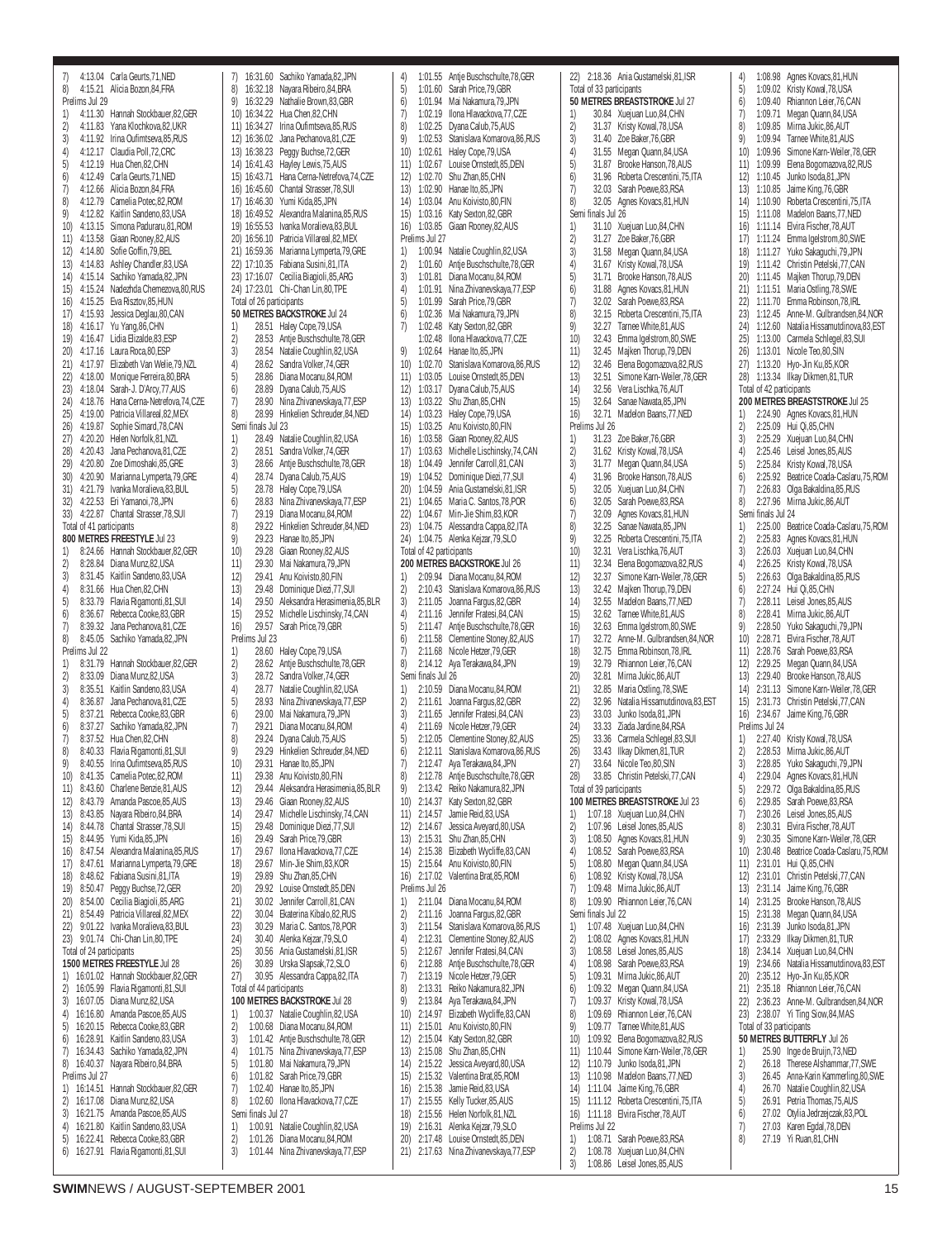7) 4:13.04 Carla Geurts,71,NED
8) 4:15.21 Alicia Bozon,84,FRA

Prelims Jul 29

1) 4:11.30 Hannah Stockbauer,82,GER
2) 4:11.83 Yana Klochkova,82,UKR
3) 4:11.92 Irina Oufimtseva,85,RUS
4) 4:12.17 Claudia Poll,72,CRC
5) 4:12.19 Hua Chen,82,CHN
6) 4:12.49 Carla Geurts,71,NED
7) 4:12.66 Alicia Bozon,84,FRA
8) 4:12.79 Camelia Potec,82,ROM
9) 4:12.82 Kaitlin Sandeno,83,USA
10) 4:13.15 Simona Paduraru,81,ROM
11) 4:13.58 Giaan Rooney,82,AUS
12) 4:14.80 Sofie Goffin,79,BEL
13) 4:14.83 Ashley Chandler,83,USA
14) 4:15.14 Sachiko Yamada,82,JPN
15) 4:15.24 Nadezhda Chemezova,80,RUS
16) 4:15.25 Eva Risztov,85,HUN
17) 4:15.93 Jessica Deglau,80,CAN
18) 4:16.17 Yu Yang,86,CHN
19) 4:16.47 Lidia Elizalde,83,ESP
20) 4:17.16 Laura Roca,80,ESP
21) 4:17.97 Elizabeth Van Welie,79,NZL
22) 4:18.00 Monique Ferreira,80,BRA
23) 4:18.04 Sarah-J. D'Arcy,77,AUS
24) 4:18.76 Hana Cerna-Netrefova,74,CZE
25) 4:19.00 Patricia Villareal,82,MEX
26) 4:19.87 Sophie Simard,78,CAN
27) 4:20.20 Helen Norfolk,81,NZL
28) 4:20.43 Jana Pechanova,81,CZE
29) 4:20.80 Zoe Dimoshaki,85,GRE
30) 4:20.90 Marianna Lymperta,79,GRE
31) 4:21.79 Ivanka Moralieva,83,BUL
32) 4:22.53 Eri Yamanoi,78,JPN
33) 4:22.87 Chantal Strasser,78,SUI

Total of 41 participants

**800 METRES FREESTYLE** Jul 23

1) 8:24.66 Hannah Stockbauer,82,GER
2) 8:28.84 Diana Munz,82,USA
3) 8:31.45 Kaitlin Sandeno,83,USA
4) 8:31.66 Hua Chen,82,CHN
5) 8:33.79 Flavia Rigamonti,81,SUI
6) 8:36.67 Rebecca Cooke,83,GBR
7) 8:39.32 Jana Pechanova,81,CZE
8) 8:45.05 Sachiko Yamada,82,JPN

Prelims Jul 22

1) 8:31.79 Hannah Stockbauer,82,GER
2) 8:33.09 Diana Munz,82,USA
3) 8:35.51 Kaitlin Sandeno,83,USA
4) 8:36.87 Jana Pechanova,81,CZE
5) 8:37.21 Rebecca Cooke,83,GBR
6) 8:37.27 Sachiko Yamada,82,JPN
7) 8:37.52 Hua Chen,82,CHN
8) 8:40.33 Flavia Rigamonti,81,SUI
9) 8:40.55 Irina Oufimtseva,85,RUS
10) 8:41.35 Camelia Potec,82,ROM
11) 8:43.60 Charlene Benzie,81,AUS
12) 8:43.79 Amanda Pascoe,85,AUS
13) 8:43.85 Nayara Ribeiro,84,BRA
14) 8:44.78 Chantal Strasser,78,SUI
15) 8:44.95 Yumi Kida,85,JPN
16) 8:47.54 Alexandra Malanina,85,RUS
17) 8:47.61 Marianna Lymperta,79,GRE
18) 8:48.62 Fabiana Susini,81,ITA
19) 8:50.47 Peggy Buchse,72,GER
20) 8:54.00 Cecilia Biagioli,85,ARG
21) 8:54.49 Patricia Villareal,82,MEX
22) 9:01.22 Ivanka Moralieva,83,BUL
23) 9:01.74 Chi-Chan Lin,80,TPE

Total of 24 participants

**1500 METRES FREESTYLE** Jul 28

1) 16:01.02 Hannah Stockbauer,82,GER
2) 16:05.99 Flavia Rigamonti,81,SUI
3) 16:07.05 Diana Munz,82,USA
4) 16:16.80 Amanda Pascoe,85,AUS
5) 16:20.15 Rebecca Cooke,83,GBR
6) 16:28.91 Kaitlin Sandeno,83,USA
7) 16:34.43 Sachiko Yamada,82,JPN
8) 16:40.37 Nayara Ribeiro,84,BRA

Prelims Jul 27

1) 16:14.51 Hannah Stockbauer,82,GER
2) 16:17.08 Diana Munz,82,USA
3) 16:21.75 Amanda Pascoe,85,AUS
4) 16:21.80 Kaitlin Sandeno,83,USA
5) 16:22.41 Rebecca Cooke,83,GBR
6) 16:27.91 Flavia Rigamonti,81,SUI
7) 16:31.60 Sachiko Yamada,82,JPN
8) 16:32.18 Nayara Ribeiro,84,BRA
9) 16:32.29 Nathalie Brown,83,GBR
10) 16:34.22 Hua Chen,82,CHN
11) 16:34.27 Irina Oufimtseva,85,RUS
12) 16:36.02 Jana Pechanova,81,CZE
13) 16:38.23 Peggy Buchse,72,GER
14) 16:41.43 Hayley Lewis,75,AUS
15) 16:43.71 Hana Cerna-Netrefova,74,CZE
16) 16:45.60 Chantal Strasser,78,SUI
17) 16:46.30 Yumi Kida,85,JPN
18) 16:49.52 Alexandra Malanina,85,RUS
19) 16:55.53 Ivanka Moralieva,83,BUL
20) 16:56.10 Patricia Villareal,82,MEX
21) 16:59.36 Marianna Lymperta,79,GRE
22) 17:10.35 Fabiana Susini,81,ITA
23) 17:16.07 Cecilia Biagioli,85,ARG
24) 17:23.01 Chi-Chan Lin,80,TPE

Total of 26 participants

**50 METRES BACKSTROKE** Jul 24

1) 28.51 Haley Cope,79,USA
2) 28.53 Antje Buschschulte,78,GER
3) 28.54 Natalie Coughlin,82,USA
4) 28.62 Sandra Volker,74,GER
5) 28.86 Diana Mocanu,84,ROM
6) 28.89 Dyana Calub,75,AUS
7) 28.90 Nina Zhivanevskaya,77,ESP
8) 28.99 Hinkelien Schreuder,84,NED

Semi finals Jul 23

1) 28.49 Natalie Coughlin,82,USA
2) 28.51 Sandra Volker,74,GER
3) 28.66 Antje Buschschulte,78,GER
4) 28.74 Dyana Calub,75,AUS
5) 28.78 Haley Cope,79,USA
6) 28.83 Nina Zhivanevskaya,77,ESP
7) 29.19 Diana Mocanu,84,ROM
8) 29.22 Hinkelien Schreuder,84,NED
9) 29.23 Hanae Ito,85,JPN
10) 29.28 Giaan Rooney,82,AUS
11) 29.30 Mai Nakamura,79,JPN
12) 29.41 Anu Koivisto,80,FIN
13) 29.48 Dominique Diezi,77,SUI
14) 29.50 Aleksandra Herasimenia,85,BLR
15) 29.52 Michelle Lischinsky,74,CAN
16) 29.57 Sarah Price,79,GBR

Prelims Jul 23

1) 28.60 Haley Cope,79,USA
2) 28.62 Antje Buschschulte,78,GER
3) 28.72 Sandra Volker,74,GER
4) 28.77 Natalie Coughlin,82,USA
5) 28.93 Nina Zhivanevskaya,77,ESP
6) 29.00 Mai Nakamura,79,JPN
7) 29.21 Diana Mocanu,84,ROM
8) 29.24 Dyana Calub,75,AUS
9) 29.29 Hinkelien Schreuder,84,NED
10) 29.31 Hanae Ito,85,JPN
11) 29.38 Anu Koivisto,80,FIN
12) 29.44 Aleksandra Herasimenia,85,BLR
13) 29.46 Giaan Rooney,82,AUS
14) 29.47 Michelle Lischinsky,74,CAN
15) 29.48 Dominique Diezi,77,SUI
16) 29.49 Sarah Price,79,GBR
17) 29.67 Ilona Hlavackova,77,CZE
18) 29.67 Min-Jie Shim,83,KOR
19) 29.89 Shu Zhan,85,CHN
20) 29.92 Louise Ornstedt,85,DEN
21) 30.02 Jennifer Carroll,81,CAN
22) 30.04 Ekaterina Kibalo,82,RUS
23) 30.29 Maria C. Santos,78,POR
24) 30.40 Alenka Kejzar,79,SLO
25) 30.56 Ania Gustamelski,81,ISR
26) 30.89 Urska Slapsak,72,SLO
27) 30.95 Alessandra Cappa,82,ITA

Total of 44 participants

**100 METRES BACKSTROKE** Jul 28

1) 1:00.37 Natalie Coughlin,82,USA
2) 1:00.68 Diana Mocanu,84,ROM
3) 1:01.42 Antje Buschschulte,78,GER
4) 1:01.75 Nina Zhivanevskaya,77,ESP
5) 1:01.80 Mai Nakamura,79,JPN
6) 1:01.82 Sarah Price,79,GBR
7) 1:02.40 Hanae Ito,85,JPN
8) 1:02.60 Ilona Hlavackova,77,CZE

Semi finals Jul 27

1) 1:00.91 Natalie Coughlin,82,USA
2) 1:01.26 Diana Mocanu,84,ROM
3) 1:01.44 Nina Zhivanevskaya,77,ESP
4) 1:01.55 Antje Buschschulte,78,GER
5) 1:01.60 Sarah Price,79,GBR
6) 1:01.94 Mai Nakamura,79,JPN
7) 1:02.19 Ilona Hlavackova,77,CZE
8) 1:02.25 Dyana Calub,75,AUS
9) 1:02.53 Stanislava Komarova,86,RUS
10) 1:02.61 Haley Cope,79,USA
11) 1:02.67 Louise Ornstedt,85,DEN
12) 1:02.70 Shu Zhan,85,CHN
13) 1:02.90 Hanae Ito,85,JPN
14) 1:03.04 Anu Koivisto,80,FIN
15) 1:03.16 Katy Sexton,82,GBR
16) 1:03.85 Giaan Rooney,82,AUS

Prelims Jul 27

1) 1:00.94 Natalie Coughlin,82,USA
2) 1:01.60 Antje Buschschulte,78,GER
3) 1:01.81 Diana Mocanu,84,ROM
4) 1:01.91 Nina Zhivanevskaya,77,ESP
5) 1:01.99 Sarah Price,79,GBR
6) 1:02.36 Mai Nakamura,79,JPN
7) 1:02.48 Katy Sexton,82,GBR
 1:02.48 Ilona Hlavackova,77,CZE
9) 1:02.64 Hanae Ito,85,JPN
10) 1:02.70 Stanislava Komarova,86,RUS
11) 1:03.05 Louise Ornstedt,85,DEN
12) 1:03.17 Dyana Calub,75,AUS
13) 1:03.22 Shu Zhan,85,CHN
14) 1:03.23 Haley Cope,79,USA
15) 1:03.25 Anu Koivisto,80,FIN
16) 1:03.58 Giaan Rooney,82,AUS
17) 1:03.63 Michelle Lischinsky,74,CAN
18) 1:04.49 Jennifer Carroll,81,CAN
19) 1:04.52 Dominique Diezi,77,SUI
20) 1:04.59 Ania Gustamelski,81,ISR
21) 1:04.65 Maria C. Santos,78,POR
22) 1:04.67 Min-Jie Shim,83,KOR
23) 1:04.75 Alessandra Cappa,82,ITA
24) 1:04.75 Alenka Kejzar,79,SLO

Total of 42 participants

**200 METRES BACKSTROKE** Jul 26

1) 2:09.94 Diana Mocanu,84,ROM
2) 2:10.43 Stanislava Komarova,86,RUS
3) 2:11.05 Joanna Fargus,82,GBR
4) 2:11.16 Jennifer Fratesi,84,CAN
5) 2:11.47 Antje Buschschulte,78,GER
6) 2:11.58 Clementine Stoney,82,AUS
7) 2:11.68 Nicole Hetzer,79,GER
8) 2:14.12 Aya Terakawa,84,JPN

Semi finals Jul 26

1) 2:10.59 Diana Mocanu,84,ROM
2) 2:11.61 Joanna Fargus,82,GBR
3) 2:11.65 Jennifer Fratesi,84,CAN
4) 2:11.69 Nicole Hetzer,79,GER
5) 2:12.05 Clementine Stoney,82,AUS
6) 2:12.11 Stanislava Komarova,86,RUS
7) 2:12.47 Aya Terakawa,84,JPN
8) 2:12.78 Antje Buschschulte,78,GER
9) 2:13.42 Reiko Nakamura,82,JPN
10) 2:14.37 Katy Sexton,82,GBR
11) 2:14.57 Jamie Reid,83,USA
12) 2:14.67 Jessica Aveyard,80,USA
13) 2:15.31 Shu Zhan,85,CHN
14) 2:15.38 Elizabeth Wycliffe,83,CAN
15) 2:15.64 Anu Koivisto,80,FIN
16) 2:17.02 Valentina Brat,85,ROM

Prelims Jul 26

1) 2:11.04 Diana Mocanu,84,ROM
2) 2:11.16 Joanna Fargus,82,GBR
3) 2:11.54 Stanislava Komarova,86,RUS
4) 2:12.31 Clementine Stoney,82,AUS
5) 2:12.67 Jennifer Fratesi,84,CAN
6) 2:12.88 Antje Buschschulte,78,GER
7) 2:13.19 Nicole Hetzer,79,GER
8) 2:13.31 Reiko Nakamura,82,JPN
9) 2:13.84 Aya Terakawa,84,JPN
10) 2:14.97 Elizabeth Wycliffe,83,CAN
11) 2:15.01 Anu Koivisto,80,FIN
12) 2:15.04 Katy Sexton,82,GBR
13) 2:15.08 Shu Zhan,85,CHN
14) 2:15.22 Jessica Aveyard,80,USA
15) 2:15.32 Valentina Brat,85,ROM
16) 2:15.38 Jamie Reid,83,USA
17) 2:15.55 Kelly Tucker,85,AUS
18) 2:15.56 Helen Norfolk,81,NZL
19) 2:16.31 Alenka Kejzar,79,SLO
20) 2:17.48 Louise Ornstedt,85,DEN
21) 2:17.63 Nina Zhivanevskaya,77,ESP
22) 2:18.36 Ania Gustamelski,81,ISR

Total of 33 participants

**50 METRES BREASTSTROKE** Jul 27

1) 30.84 Xuejuan Luo,84,CHN
2) 31.37 Kristy Kowal,78,USA
3) 31.40 Zoe Baker,76,GBR
4) 31.55 Megan Quann,84,USA
5) 31.87 Brooke Hanson,78,AUS
6) 31.96 Roberta Crescentini,75,ITA
7) 32.03 Sarah Poewe,83,RSA
8) 32.05 Agnes Kovacs,81,HUN

Semi finals Jul 26

1) 31.10 Xuejuan Luo,84,CHN
2) 31.27 Zoe Baker,76,GBR
3) 31.58 Megan Quann,84,USA
4) 31.67 Kristy Kowal,78,USA
5) 31.71 Brooke Hanson,78,AUS
6) 31.88 Agnes Kovacs,81,HUN
7) 32.02 Sarah Poewe,83,RSA
8) 32.15 Roberta Crescentini,75,ITA
9) 32.27 Tarnee White,81,AUS
10) 32.43 Emma Igelstrom,80,SWE
11) 32.45 Majken Thorup,79,DEN
12) 32.46 Elena Bogomazova,82,RUS
13) 32.51 Simone Karn-Weiler,78,GER
14) 32.56 Vera Lischka,76,AUT
15) 32.64 Sanae Nawata,85,JPN
16) 32.71 Madelon Baans,77,NED

Prelims Jul 26

1) 31.23 Zoe Baker,76,GBR
2) 31.62 Kristy Kowal,78,USA
3) 31.77 Megan Quann,84,USA
4) 31.96 Brooke Hanson,78,AUS
5) 32.05 Xuejuan Luo,84,CHN
6) 32.05 Sarah Poewe,83,RSA
7) 32.09 Agnes Kovacs,81,HUN
8) 32.25 Sanae Nawata,85,JPN
9) 32.25 Roberta Crescentini,75,ITA
10) 32.31 Vera Lischka,76,AUT
11) 32.34 Elena Bogomazova,82,RUS
12) 32.37 Simone Karn-Weiler,78,GER
13) 32.42 Majken Thorup,79,DEN
14) 32.55 Madelon Baans,77,NED
15) 32.62 Tarnee White,81,AUS
16) 32.63 Emma Igelstrom,80,SWE
17) 32.72 Anne-M. Gulbrandsen,84,NOR
18) 32.75 Emma Robinson,78,IRL
19) 32.79 Rhiannon Leier,76,CAN
20) 32.81 Mirna Jukic,86,AUT
21) 32.85 Maria Ostling,78,SWE
22) 32.96 Natalia Hissamutdinova,83,EST
23) 33.03 Junko Isoda,81,JPN
24) 33.33 Ziada Jardine,84,RSA
25) 33.36 Carmela Schlegel,83,SUI
26) 33.43 Ilkay Dikmen,81,TUR
27) 33.64 Nicole Teo,80,SIN
28) 33.85 Christin Petelski,77,CAN

Total of 39 participants

**100 METRES BREASTSTROKE** Jul 23

1) 1:07.18 Xuejuan Luo,84,CHN
2) 1:07.96 Leisel Jones,85,AUS
3) 1:08.50 Agnes Kovacs,81,HUN
4) 1:08.52 Sarah Poewe,83,RSA
5) 1:08.80 Megan Quann,84,USA
6) 1:08.92 Kristy Kowal,78,USA
7) 1:09.48 Mirna Jukic,86,AUT
8) 1:09.90 Rhiannon Leier,76,CAN

Semi finals Jul 22

1) 1:07.48 Xuejuan Luo,84,CHN
2) 1:08.02 Agnes Kovacs,81,HUN
3) 1:08.58 Leisel Jones,85,AUS
4) 1:08.98 Sarah Poewe,83,RSA
5) 1:09.31 Mirna Jukic,86,AUT
6) 1:09.32 Megan Quann,84,USA
7) 1:09.37 Kristy Kowal,78,USA
8) 1:09.69 Rhiannon Leier,76,CAN
9) 1:09.77 Tarnee White,81,AUS
10) 1:09.92 Elena Bogomazova,82,RUS
11) 1:10.44 Simone Karn-Weiler,78,GER
12) 1:10.79 Junko Isoda,81,JPN
13) 1:10.98 Madelon Baans,77,NED
14) 1:11.04 Jaime King,76,GBR
15) 1:11.12 Roberta Crescentini,75,ITA
16) 1:11.18 Elvira Fischer,78,AUT

Prelims Jul 22

1) 1:08.71 Sarah Poewe,83,RSA
2) 1:08.78 Xuejuan Luo,84,CHN
3) 1:08.86 Leisel Jones,85,AUS
4) 1:08.98 Agnes Kovacs,81,HUN
5) 1:09.02 Kristy Kowal,78,USA
6) 1:09.40 Rhiannon Leier,76,CAN
7) 1:09.71 Megan Quann,84,USA
8) 1:09.85 Mirna Jukic,86,AUT
9) 1:09.94 Tarnee White,81,AUS
10) 1:09.96 Simone Karn-Weiler,78,GER
11) 1:09.99 Elena Bogomazova,82,RUS
12) 1:10.45 Junko Isoda,81,JPN
13) 1:10.85 Jaime King,76,GBR
14) 1:10.90 Roberta Crescentini,75,ITA
15) 1:11.08 Madelon Baans,77,NED
16) 1:11.14 Elvira Fischer,78,AUT
17) 1:11.24 Emma Igelstrom,80,SWE
18) 1:11.27 Yuko Sakaguchi,79,JPN
19) 1:11.42 Christin Petelski,77,CAN
20) 1:11.45 Majken Thorup,79,DEN
21) 1:11.51 Maria Ostling,78,SWE
22) 1:11.70 Emma Robinson,78,IRL
23) 1:12.45 Anne-M. Gulbrandsen,84,NOR
24) 1:12.60 Natalia Hissamutdinova,83,EST
25) 1:13.00 Carmela Schlegel,83,SUI
26) 1:13.01 Nicole Teo,80,SIN
27) 1:13.20 Hyo-Jin Ku,85,KOR
28) 1:13.34 Ilkay Dikmen,81,TUR

Total of 42 participants

**200 METRES BREASTSTROKE** Jul 25

1) 2:24.90 Agnes Kovacs,81,HUN
2) 2:25.09 Hui Qi,85,CHN
3) 2:25.29 Xuejuan Luo,84,CHN
4) 2:25.46 Leisel Jones,85,AUS
5) 2:25.84 Kristy Kowal,78,USA
6) 2:25.92 Beatrice Coada-Caslaru,75,ROM
7) 2:26.83 Olga Bakaldina,85,RUS
8) 2:27.96 Mirna Jukic,86,AUT

Semi finals Jul 24

1) 2:25.00 Beatrice Coada-Caslaru,75,ROM
2) 2:25.83 Agnes Kovacs,81,HUN
3) 2:26.03 Xuejuan Luo,84,CHN
4) 2:26.25 Kristy Kowal,78,USA
5) 2:26.63 Olga Bakaldina,85,RUS
6) 2:27.24 Hui Qi,85,CHN
7) 2:28.11 Leisel Jones,85,AUS
8) 2:28.41 Mirna Jukic,86,AUT
9) 2:28.50 Yuko Sakaguchi,79,JPN
10) 2:28.71 Elvira Fischer,78,AUT
11) 2:28.76 Sarah Poewe,83,RSA
12) 2:29.25 Megan Quann,84,USA
13) 2:29.40 Brooke Hanson,78,AUS
14) 2:31.13 Simone Karn-Weiler,78,GER
15) 2:31.73 Christin Petelski,77,CAN
16) 2:34.67 Jaime King,76,GBR

Prelims Jul 24

1) 2:27.40 Kristy Kowal,78,USA
2) 2:28.53 Mirna Jukic,86,AUT
3) 2:28.85 Yuko Sakaguchi,79,JPN
4) 2:29.04 Agnes Kovacs,81,HUN
5) 2:29.72 Olga Bakaldina,85,RUS
6) 2:29.85 Sarah Poewe,83,RSA
7) 2:30.26 Leisel Jones,85,AUS
8) 2:30.31 Elvira Fischer,78,AUT
9) 2:30.35 Simone Karn-Weiler,78,GER
10) 2:30.48 Beatrice Coada-Caslaru,75,ROM
11) 2:31.01 Hui Qi,85,CHN
12) 2:31.01 Christin Petelski,77,CAN
13) 2:31.14 Jaime King,76,GBR
14) 2:31.25 Brooke Hanson,78,AUS
15) 2:31.38 Megan Quann,84,USA
16) 2:31.39 Junko Isoda,81,JPN
17) 2:33.29 Ilkay Dikmen,81,TUR
18) 2:34.14 Xuejuan Luo,84,CHN
19) 2:34.66 Natalia Hissamutdinova,83,EST
20) 2:35.12 Hyo-Jin Ku,85,KOR
21) 2:35.18 Rhiannon Leier,76,CAN
22) 2:36.23 Anne-M. Gulbrandsen,84,NOR
23) 2:38.07 Yi Ting Siow,84,MAS

Total of 33 participants

**50 METRES BUTTERFLY** Jul 26

1) 25.90 Inge de Bruijn,73,NED
2) 26.18 Therese Alshammar,77,SWE
3) 26.45 Anna-Karin Kammerling,80,SWE
4) 26.70 Natalie Coughlin,82,USA
5) 26.91 Petria Thomas,75,AUS
6) 27.02 Otylia Jedrzejczak,83,POL
7) 27.03 Karen Egdal,78,DEN
8) 27.19 Yi Ruan,81,CHN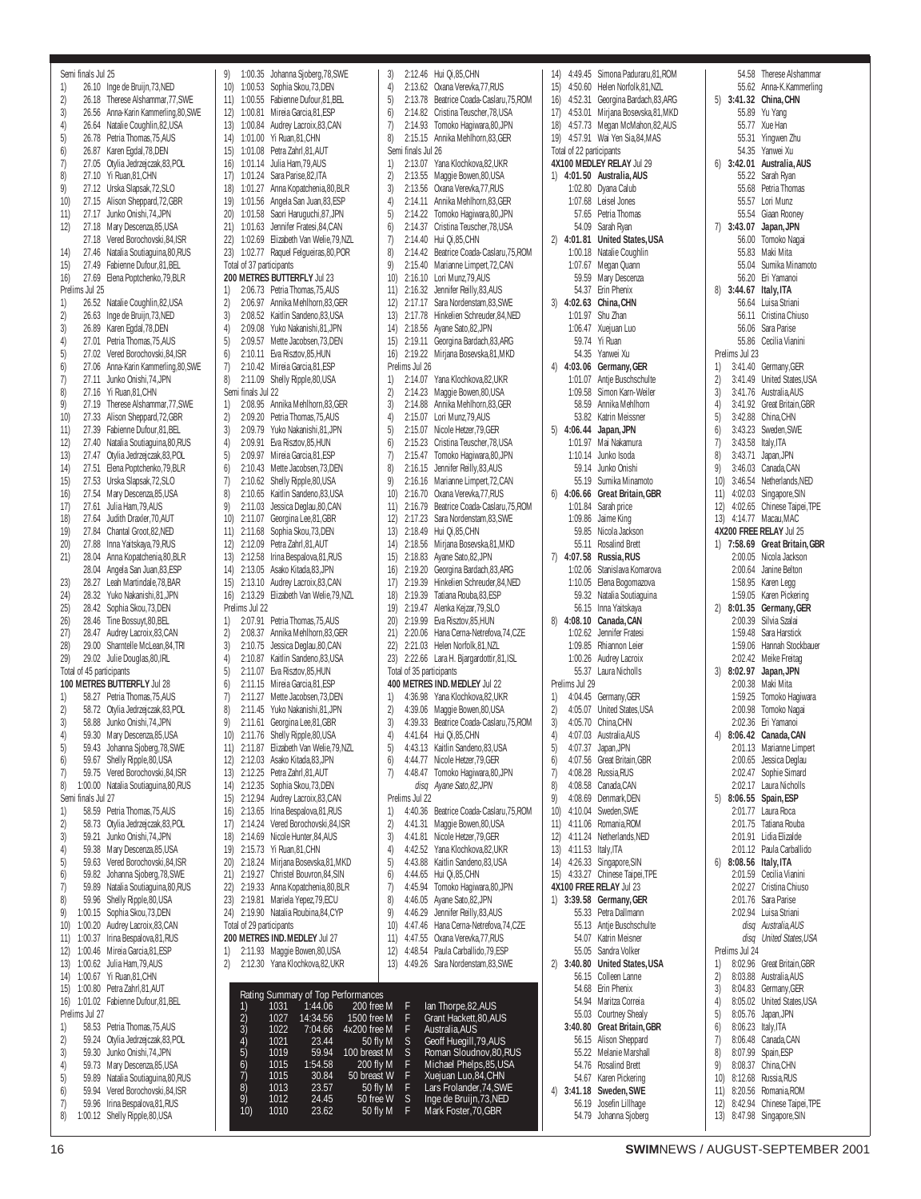Semi finals Jul 25

1) 26.10 Inge de Bruijn,73,NED
2) 26.18 Therese Alshammar,77,SWE
3) 26.56 Anna-Karin Kammerling,80,SWE
4) 26.64 Natalie Coughlin,82,USA
5) 26.78 Petria Thomas,75,AUS
6) 26.87 Karen Egdal,78,DEN
7) 27.05 Otylia Jedrzejczak,83,POL
8) 27.10 Yi Ruan,81,CHN
9) 27.12 Urska Slapsak,72,SLO
10) 27.15 Alison Sheppard,72,GBR
11) 27.17 Junko Onishi,74,JPN
12) 27.18 Mary Descenza,85,USA
27.18 Vered Borochovski,84,ISR
14) 27.46 Natalia Soutiaguina,80,RUS
15) 27.49 Fabienne Dufour,81,BEL
16) 27.69 Elena Poptchenko,79,BLR

Prelims Jul 25

1) 26.52 Natalie Coughlin,82,USA
2) 26.63 Inge de Bruijn,73,NED
3) 26.89 Karen Egdal,78,DEN
4) 27.01 Petria Thomas,75,AUS
5) 27.02 Vered Borochovski,84,ISR
6) 27.06 Anna-Karin Kammerling,80,SWE
7) 27.11 Junko Onishi,74,JPN
8) 27.16 Yi Ruan,81,CHN
9) 27.19 Therese Alshammar,77,SWE
10) 27.33 Alison Sheppard,72,GBR
11) 27.39 Fabienne Dufour,81,BEL
12) 27.40 Natalia Soutiaguina,80,RUS
13) 27.47 Otylia Jedrzejczak,83,POL
14) 27.51 Elena Poptchenko,79,BLR
15) 27.53 Urska Slapsak,72,SLO
16) 27.54 Mary Descenza,85,USA
17) 27.61 Julia Ham,79,AUS
18) 27.64 Judith Draxler,70,AUT
19) 27.84 Chantal Groot,82,NED
20) 27.88 Inna Yaitskaya,79,RUS
21) 28.04 Anna Kopatchenia,80,BLR
28.04 Angela San Juan,83,ESP
23) 28.27 Leah Martindale,78,BAR
24) 28.32 Yuko Nakanishi,81,JPN
25) 28.42 Sophia Skou,73,DEN
26) 28.46 Tine Bossuyt,80,BEL
27) 28.47 Audrey Lacroix,83,CAN
28) 29.00 Sharntelle McLean,84,TRI
29) 29.02 Julie Douglas,80,IRL

Total of 45 participants

**100 METRES BUTTERFLY** Jul 28

1) 58.27 Petria Thomas,75,AUS
2) 58.72 Otylia Jedrzejczak,83,POL
3) 58.88 Junko Onishi,74,JPN
4) 59.30 Mary Descenza,85,USA
5) 59.43 Johanna Sjoberg,78,SWE
6) 59.67 Shelly Ripple,80,USA
7) 59.75 Vered Borochovski,84,ISR
8) 1:00.00 Natalia Soutiaguina,80,RUS

Semi finals Jul 27

1) 58.59 Petria Thomas,75,AUS
2) 58.73 Otylia Jedrzejczak,83,POL
3) 59.21 Junko Onishi,74,JPN
4) 59.38 Mary Descenza,85,USA
5) 59.63 Vered Borochovski,84,ISR
6) 59.82 Johanna Sjoberg,78,SWE
7) 59.89 Natalia Soutiaguina,80,RUS
8) 59.96 Shelly Ripple,80,USA
9) 1:00.15 Sophia Skou,73,DEN
10) 1:00.20 Audrey Lacroix,83,CAN
11) 1:00.37 Irina Bespalova,81,RUS
12) 1:00.46 Mireia Garcia,81,ESP
13) 1:00.62 Julia Ham,79,AUS
14) 1:00.67 Yi Ruan,81,CHN
15) 1:00.80 Petra Zahrl,81,AUT
16) 1:01.02 Fabienne Dufour,81,BEL

Prelims Jul 27

1) 58.53 Petria Thomas,75,AUS
2) 59.24 Otylia Jedrzejczak,83,POL
3) 59.30 Junko Onishi,74,JPN
4) 59.73 Mary Descenza,85,USA
5) 59.89 Natalia Soutiaguina,80,RUS
6) 59.94 Vered Borochovski,84,ISR
7) 59.96 Irina Bespalova,81,RUS
8) 1:00.12 Shelly Ripple,80,USA
9) 1:00.35 Johanna Sjoberg,78,SWE
10) 1:00.53 Sophia Skou,73,DEN
11) 1:00.55 Fabienne Dufour,81,BEL
12) 1:00.81 Mireia Garcia,81,ESP
13) 1:00.84 Audrey Lacroix,83,CAN
14) 1:01.00 Yi Ruan,81,CHN
15) 1:01.08 Petra Zahrl,81,AUT
16) 1:01.14 Julia Ham,79,AUS
17) 1:01.24 Sara Parise,82,ITA
18) 1:01.27 Anna Kopatchenia,80,BLR
19) 1:01.56 Angela San Juan,83,ESP
20) 1:01.58 Saori Haruguchi,87,JPN
21) 1:01.63 Jennifer Fratesi,84,CAN
22) 1:02.69 Elizabeth Van Welie,79,NZL
23) 1:02.77 Raquel Felgueiras,80,POR

Total of 37 participants

**200 METRES BUTTERFLY** Jul 23

1) 2:06.73 Petria Thomas,75,AUS
2) 2:06.97 Annika Mehlhorn,83,GER
3) 2:08.52 Kaitlin Sandeno,83,USA
4) 2:09.08 Yuko Nakanishi,81,JPN
5) 2:09.57 Mette Jacobsen,73,DEN
6) 2:10.11 Eva Risztov,85,HUN
7) 2:10.42 Mireia Garcia,81,ESP
8) 2:11.09 Shelly Ripple,80,USA

Semi finals Jul 22

1) 2:08.95 Annika Mehlhorn,83,GER
2) 2:09.20 Petria Thomas,75,AUS
3) 2:09.79 Yuko Nakanishi,81,JPN
4) 2:09.91 Eva Risztov,85,HUN
5) 2:09.97 Mireia Garcia,81,ESP
6) 2:10.43 Mette Jacobsen,73,DEN
7) 2:10.62 Shelly Ripple,80,USA
8) 2:10.65 Kaitlin Sandeno,83,USA
9) 2:11.03 Jessica Deglau,80,CAN
10) 2:11.57 Georgina Lee,81,GBR
11) 2:11.68 Sophia Skou,73,DEN
12) 2:12.09 Petra Zahrl,81,AUT
13) 2:12.58 Irina Bespalova,81,RUS
14) 2:13.05 Asako Kitada,83,JPN
15) 2:13.10 Audrey Lacroix,83,CAN
16) 2:13.29 Elizabeth Van Welie,79,NZL

Prelims Jul 22

1) 2:07.91 Petria Thomas,75,AUS
2) 2:08.37 Annika Mehlhorn,83,GER
3) 2:10.75 Jessica Deglau,80,CAN
4) 2:10.87 Kaitlin Sandeno,83,USA
5) 2:11.07 Eva Risztov,85,HUN
6) 2:11.15 Mireia Garcia,81,ESP
7) 2:11.27 Mette Jacobsen,73,DEN
8) 2:11.45 Yuko Nakanishi,81,JPN
9) 2:11.61 Georgina Lee,81,GBR
10) 2:11.76 Shelly Ripple,80,USA
11) 2:11.87 Elizabeth Van Welie,79,NZL
12) 2:12.03 Asako Kitada,83,JPN
13) 2:12.25 Petra Zahrl,81,AUT
14) 2:12.35 Sophia Skou,73,DEN
15) 2:12.94 Audrey Lacroix,83,CAN
16) 2:13.65 Irina Bespalova,81,RUS
17) 2:14.24 Vered Borochovski,84,ISR
18) 2:14.69 Nicole Hunter,84,AUS
19) 2:15.73 Yi Ruan,81,CHN
20) 2:18.24 Mirjana Bosevska,81,MKD
21) 2:19.27 Christel Bouvron,84,SIN
22) 2:19.33 Anna Kopatchenia,80,BLR
23) 2:19.81 Mariela Yepez,79,ECU
24) 2:19.90 Natalia Roubina,84,CYP

Total of 29 participants

**200 METRES IND. MEDLEY** Jul 27

1) 2:11.93 Maggie Bowen,80,USA
2) 2:12.30 Yana Klochkova,82,UKR
3) 2:12.46 Hui Qi,85,CHN
4) 2:13.62 Oxana Verevka,77,RUS
5) 2:13.78 Beatrice Coada-Caslaru,75,ROM
6) 2:14.82 Cristina Teuscher,78,USA
7) 2:14.93 Tomoko Hagiwara,80,JPN
8) 2:15.15 Annika Mehlhorn,83,GER

Semi finals Jul 26

1) 2:13.07 Yana Klochkova,82,UKR
2) 2:13.55 Maggie Bowen,80,USA
3) 2:13.56 Oxana Verevka,77,RUS
4) 2:14.11 Annika Mehlhorn,83,GER
5) 2:14.22 Tomoko Hagiwara,80,JPN
6) 2:14.37 Cristina Teuscher,78,USA
7) 2:14.40 Hui Qi,85,CHN
8) 2:14.42 Beatrice Coada-Caslaru,75,ROM
9) 2:15.40 Marianne Limpert,72,CAN
10) 2:16.10 Lori Munz,79,AUS
11) 2:16.32 Jennifer Reilly,83,AUS
12) 2:17.17 Sara Nordenstam,83,SWE
13) 2:17.78 Hinkelien Schreuder,84,NED
14) 2:18.56 Ayane Sato,82,JPN
15) 2:19.11 Georgina Bardach,83,ARG
16) 2:19.22 Mirjana Bosevska,81,MKD

Prelims Jul 26

1) 2:14.07 Yana Klochkova,82,UKR
2) 2:14.23 Maggie Bowen,80,USA
3) 2:14.88 Annika Mehlhorn,83,GER
4) 2:15.07 Lori Munz,79,AUS
5) 2:15.07 Nicole Hetzer,79,GER
6) 2:15.23 Cristina Teuscher,78,USA
7) 2:15.47 Tomoko Hagiwara,80,JPN
8) 2:16.15 Jennifer Reilly,83,AUS
9) 2:16.16 Marianne Limpert,72,CAN
10) 2:16.70 Oxana Verevka,77,RUS
11) 2:16.79 Beatrice Coada-Caslaru,75,ROM
12) 2:17.23 Sara Nordenstam,83,SWE
13) 2:18.49 Hui Qi,85,CHN
14) 2:18.56 Mirjana Bosevska,81,MKD
15) 2:18.83 Ayane Sato,82,JPN
16) 2:19.20 Georgina Bardach,83,ARG
17) 2:19.39 Hinkelien Schreuder,84,NED
18) 2:19.39 Tatiana Rouba,83,ESP
19) 2:19.47 Alenka Kejzar,79,SLO
20) 2:19.99 Eva Risztov,85,HUN
21) 2:20.06 Hana Cerna-Netrefova,74,CZE
22) 2:21.03 Helen Norfolk,81,NZL
23) 2:22.66 Lara H. Bjargardottir,81,ISL

Total of 35 participants

**400 METRES IND. MEDLEY** Jul 22

1) 4:36.98 Yana Klochkova,82,UKR
2) 4:39.06 Maggie Bowen,80,USA
3) 4:39.33 Beatrice Coada-Caslaru,75,ROM
4) 4:41.64 Hui Qi,85,CHN
5) 4:43.13 Kaitlin Sandeno,83,USA
6) 4:44.77 Nicole Hetzer,79,GER
7) 4:48.47 Tomoko Hagiwara,80,JPN
*disq Ayane Sato,82,JPN*

Prelims Jul 22

1) 4:40.36 Beatrice Coada-Caslaru,75,ROM
2) 4:41.31 Maggie Bowen,80,USA
3) 4:41.81 Nicole Hetzer,79,GER
4) 4:42.52 Yana Klochkova,82,UKR
5) 4:43.88 Kaitlin Sandeno,83,USA
6) 4:44.65 Hui Qi,85,CHN
7) 4:45.94 Tomoko Hagiwara,80,JPN
8) 4:46.05 Ayane Sato,82,JPN
9) 4:46.29 Jennifer Reilly,83,AUS
10) 4:47.46 Hana Cerna-Netrefova,74,CZE
11) 4:47.55 Oxana Verevka,77,RUS
12) 4:48.54 Paula Carballido,79,ESP
13) 4:49.26 Sara Nordenstam,83,SWE
14) 4:49.45 Simona Paduraru,81,ROM
15) 4:50.60 Helen Norfolk,81,NZL
16) 4:52.31 Georgina Bardach,83,ARG
17) 4:53.01 Mirjana Bosevska,81,MKD
18) 4:57.73 Megan McMahon,82,AUS
19) 4:57.91 Wai Yen Sia,84,MAS

Total of 22 participants

**4X100 MEDLEY RELAY** Jul 29

1) **4:01.50 Australia, AUS**
1:02.80 Dyana Calub
1:07.68 Leisel Jones
57.65 Petria Thomas
54.09 Sarah Ryan

2) **4:01.81 United States, USA**
1:00.18 Natalie Coughlin
1:07.67 Megan Quann
59.59 Mary Descenza
54.37 Erin Phenix

3) **4:02.63 China, CHN**
1:01.97 Shu Zhan
1:06.47 Xuejuan Luo
59.74 Yi Ruan
54.35 Yanwei Xu

4) **4:03.06 Germany, GER**
1:01.07 Antje Buschschulte
1:09.58 Simon Karn-Weiler
58.59 Annika Mehlhorn
53.82 Katrin Meissner

5) **4:06.44 Japan, JPN**
1:01.97 Mai Nakamura
1:10.14 Junko Isoda
59.14 Junko Onishi
55.19 Sumika Minamoto

6) **4:06.66 Great Britain, GBR**
1:01.84 Sarah price
1:09.86 Jaime King
59.85 Nicola Jackson
55.11 Rosalind Brett

7) **4:07.58 Russia, RUS**
1:02.06 Stanislava Komarova
1:10.05 Elena Bogomazova
59.32 Natalia Soutiaguina
56.15 Inna Yaitskaya

8) **4:08.10 Canada, CAN**
1:02.62 Jennifer Fratesi
1:09.85 Rhiannon Leier
1:00.26 Audrey Lacroix
55.37 Laura Nicholls

Prelims Jul 29

1) 4:04.45 Germany,GER
2) 4:05.07 United States,USA
3) 4:05.70 China,CHN
4) 4:07.03 Australia,AUS
5) 4:07.37 Japan,JPN
6) 4:07.56 Great Britain,GBR
7) 4:08.28 Russia,RUS
8) 4:08.58 Canada,CAN
9) 4:08.69 Denmark,DEN
10) 4:10.04 Sweden,SWE
11) 4:11.06 Romania,ROM
12) 4:11.24 Netherlands,NED
13) 4:11.53 Italy,ITA
14) 4:26.33 Singapore,SIN
15) 4:33.27 Chinese Taipei,TPE

**4X100 FREE RELAY** Jul 23

1) **3:39.58 Germany, GER**
55.33 Petra Dallmann
55.13 Antje Buschschulte
54.07 Katrin Meisner
55.05 Sandra Volker

2) **3:40.80 United States, USA**
56.15 Colleen Lanne
54.68 Erin Phenix
54.94 Maritza Correia
55.03 Courtney Shealy

**3:40.80 Great Britain, GBR**
56.15 Alison Sheppard
55.22 Melanie Marshall
54.76 Rosalind Brett
54.67 Karen Pickering

4) **3:41.18 Sweden, SWE**
56.19 Josefin Lillhage
54.79 Johanna Sjoberg
54.58 Therese Alshammar
55.62 Anna-K.Kammerling

5) **3:41.32 China, CHN**
55.89 Yu Yang
55.77 Xue Han
55.31 Yingwen Zhu
54.35 Yanwei Xu

6) **3:42.01 Australia, AUS**
55.22 Sarah Ryan
55.68 Petria Thomas
55.57 Lori Munz
55.54 Giaan Rooney

7) **3:43.07 Japan, JPN**
56.00 Tomoko Nagai
55.83 Maki Mita
55.04 Sumika Minamoto
56.20 Eri Yamanoi

8) **3:44.67 Italy, ITA**
56.64 Luisa Striani
56.11 Cristina Chiuso
56.06 Sara Parise
55.86 Cecilia Vianini

Prelims Jul 23

1) 3:41.40 Germany,GER
2) 3:41.49 United States,USA
3) 3:41.76 Australia,AUS
4) 3:41.92 Great Britain,GBR
5) 3:42.88 China,CHN
6) 3:43.23 Sweden,SWE
7) 3:43.58 Italy,ITA
8) 3:43.71 Japan,JPN
9) 3:46.03 Canada,CAN
10) 3:46.54 Netherlands,NED
11) 4:02.03 Singapore,SIN
12) 4:02.65 Chinese Taipei,TPE
13) 4:14.77 Macau,MAC

**4X200 FREE RELAY** Jul 25

1) **7:58.69 Great Britain, GBR**
2:00.05 Nicola Jackson
2:00.64 Janine Belton
1:58.95 Karen Legg
1:59.05 Karen Pickering

2) **8:01.35 Germany, GER**
2:00.39 Silvia Szalai
1:59.48 Sara Harstick
1:59.06 Hannah Stockbauer
2:02.42 Meike Freitag

3) **8:02.97 Japan, JPN**
2:00.38 Maki Mita
1:59.25 Tomoko Hagiwara
2:00.98 Tomoko Nagai
2:02.36 Eri Yamanoi

4) **8:06.42 Canada, CAN**
2:01.13 Marianne Limpert
2:00.65 Jessica Deglau
2:02.47 Sophie Simard
2:02.17 Laura Nicholls

5) **8:06.55 Spain, ESP**
2:01.77 Laura Roca
2:01.75 Tatiana Rouba
2:01.91 Lidia Elizalde
2:01.12 Paula Carballido

6) **8:08.56 Italy, ITA**
2:01.59 Cecilia Vianini
2:02.27 Cristina Chiuso
2:01.76 Sara Parise
2:02.94 Luisa Striani
*disq Australia,AUS*
*disq United States,USA*

Prelims Jul 24

1) 8:02.96 Great Britain,GBR
2) 8:03.88 Australia,AUS
3) 8:04.83 Germany,GER
4) 8:05.02 United States,USA
5) 8:05.76 Japan,JPN
6) 8:06.23 Italy,ITA
7) 8:06.48 Canada,CAN
8) 8:07.99 Spain,ESP
9) 8:08.37 China,CHN
10) 8:12.68 Russia,RUS
11) 8:20.56 Romania,ROM
12) 8:42.94 Chinese Taipei,TPE
13) 8:47.98 Singapore,SIN

Rating Summary of Top Performances

| | | | | | |
|---|---|---|---|---|---|
| 1) | 1031 | 1:44.06 | 200 free M | F | Ian Thorpe,82,AUS |
| 2) | 1027 | 14:34.56 | 1500 free M | F | Grant Hackett,80,AUS |
| 3) | 1022 | 7:04.66 | 4x200 free M | F | Australia,AUS |
| 4) | 1021 | 23.44 | 50 fly M | S | Geoff Huegill,79,AUS |
| 5) | 1019 | 59.94 | 100 breast M | S | Roman Sloudnov,80,RUS |
| 6) | 1015 | 1:54.58 | 200 fly M | F | Michael Phelps,85,USA |
| 7) | 1015 | 30.84 | 50 breast W | F | Xuejuan Luo,84,CHN |
| 8) | 1013 | 23.57 | 50 fly M | F | Lars Frolander,74,SWE |
| 9) | 1012 | 24.45 | 50 free W | S | Inge de Bruijn,73,NED |
| 10) | 1010 | 23.62 | 50 fly M | F | Mark Foster,70,GBR |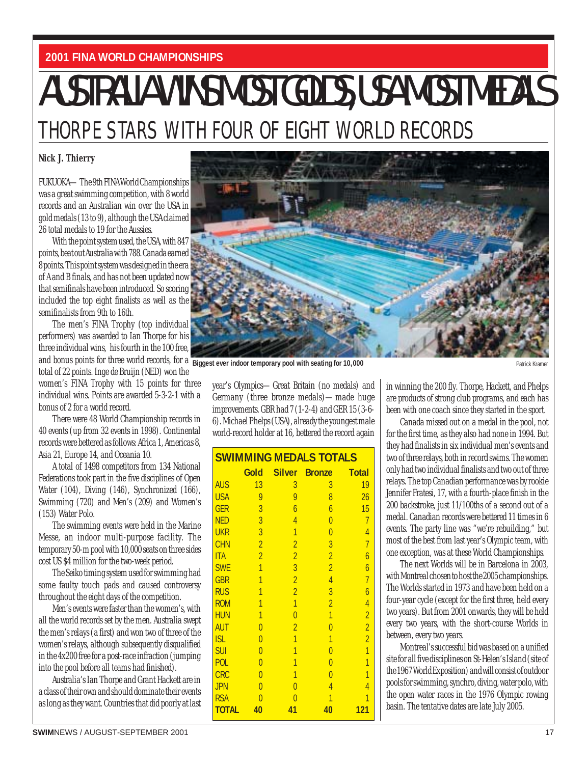2001 FINA WORLD CHAMPIONSHIPS

# AUSTRALIA WINS MOST GOLDS, USA MOST MEDALS

## THORPE STARS WITH FOUR OF EIGHT WORLD RECORDS

**Nick J. Thierry**

FUKUOKA— The 9th FINA World Championships was a great swimming competition, with 8 world records and an Australian win over the USA in gold medals (13 to 9), although the USA claimed 26 total medals to 19 for the Aussies.

With the point system used, the USA, with 847 points, beat out Australia with 788. Canada earned 8 points. This point system was designed in the era of A and B finals, and has not been updated now that semifinals have been introduced. So scoring included the top eight finalists as well as the semifinalists from 9th to 16th.

The men's FINA Trophy (top individual performers) was awarded to Ian Thorpe for his three individual wins, his fourth in the 100 free, and bonus points for three world records, for a total of 22 points. Inge de Bruijn (NED) won the women's FINA Trophy with 15 points for three individual wins. Points are awarded 5-3-2-1 with a bonus of 2 for a world record.

Biggest ever indoor temporary pool with seating for 10,000

Patrick Kramer

There were 48 World Championship records in 40 events (up from 32 events in 1998). Continental records were bettered as follows: Africa 1, Americas 8, Asia 21, Europe 14, and Oceania 10.

A total of 1498 competitors from 134 National Federations took part in the five disciplines of Open Water (104), Diving (146), Synchronized (166), Swimming (720) and Men's (209) and Women's (153) Water Polo.

The swimming events were held in the Marine Messe, an indoor multi-purpose facility. The temporary 50-m pool with 10,000 seats on three sides cost US $4 million for the two-week period.

The Seiko timing system used for swimming had some faulty touch pads and caused controversy throughout the eight days of the competition.

Men's events were faster than the women's, with all the world records set by the men. Australia swept the men's relays (a first) and won two of three of the women's relays, although subsequently disqualified in the 4x200 free for a post-race infraction (jumping into the pool before all teams had finished).

Australia's Ian Thorpe and Grant Hackett are in a class of their own and should dominate their events as long as they want. Countries that did poorly at last year's Olympics— Great Britain (no medals) and Germany (three bronze medals)— made huge improvements. GBR had 7 (1-2-4) and GER 15 (3-6-6). Michael Phelps (USA), already the youngest male world-record holder at 16, bettered the record again in winning the 200 fly. Thorpe, Hackett, and Phelps are products of strong club programs, and each has been with one coach since they started in the sport.

**SWIMMING MEDALS TOTALS**

| | Gold | Silver | Bronze | Total |
|---|---|---|---|---|
| AUS | 13 | 3 | 3 | 19 |
| USA | 9 | 9 | 8 | 26 |
| GER | 3 | 6 | 6 | 15 |
| NED | 3 | 4 | 0 | 7 |
| UKR | 3 | 1 | 0 | 4 |
| CHN | 2 | 2 | 3 | 7 |
| ITA | 2 | 2 | 2 | 6 |
| SWE | 1 | 3 | 2 | 6 |
| GBR | 1 | 2 | 4 | 7 |
| RUS | 1 | 2 | 3 | 6 |
| ROM | 1 | 1 | 2 | 4 |
| HUN | 1 | 0 | 1 | 2 |
| AUT | 0 | 2 | 0 | 2 |
| ISL | 0 | 1 | 1 | 2 |
| SUI | 0 | 1 | 0 | 1 |
| POL | 0 | 1 | 0 | 1 |
| CRC | 0 | 1 | 0 | 1 |
| JPN | 0 | 0 | 4 | 4 |
| RSA | 0 | 0 | 1 | 1 |
| **TOTAL** | **40** | **41** | **40** | **121** |

Canada missed out on a medal in the pool, not for the first time, as they also had none in 1994. But they had finalists in six individual men's events and two of three relays, both in record swims. The women only had two individual finalists and two out of three relays. The top Canadian performance was by rookie Jennifer Fratesi, 17, with a fourth-place finish in the 200 backstroke, just 11/100ths of a second out of a medal. Canadian records were bettered 11 times in 6 events. The party line was "we're rebuilding," but most of the best from last year's Olympic team, with one exception, was at these World Championships.

The next Worlds will be in Barcelona in 2003, with Montreal chosen to host the 2005 championships. The Worlds started in 1973 and have been held on a four-year cycle (except for the first three, held every two years). But from 2001 onwards, they will be held every two years, with the short-course Worlds in between, every two years.

Montreal's successful bid was based on a unified site for all five disciplines on St-Helen's Island (site of the 1967 World Exposition) and will consist of outdoor pools for swimming, synchro, diving, water polo, with the open water races in the 1976 Olympic rowing basin. The tentative dates are late July 2005.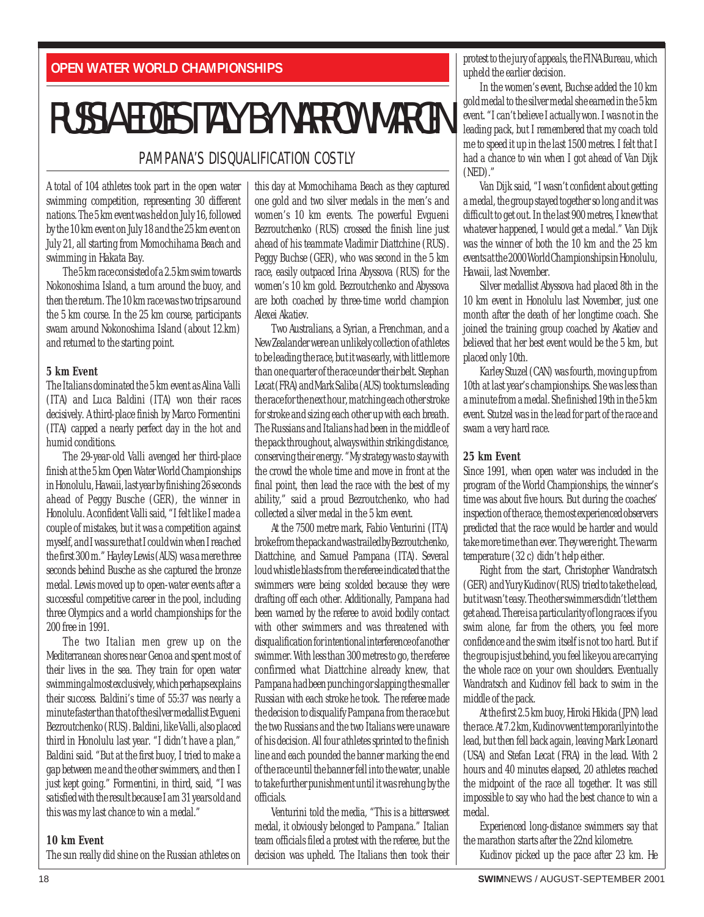OPEN WATER WORLD CHAMPIONSHIPS

# RUSSIA EDGES ITALY BY NARROW MARGIN

## PAMPANA'S DISQUALIFICATION COSTLY

A total of 104 athletes took part in the open water swimming competition, representing 30 different nations. The 5 km event was held on July 16, followed by the 10 km event on July 18 and the 25 km event on July 21, all starting from Momochihama Beach and swimming in Hakata Bay.

The 5 km race consisted of a 2.5 km swim towards Nokonoshima Island, a turn around the buoy, and then the return. The 10 km race was two trips around the 5 km course. In the 25 km course, participants swam around Nokonoshima Island (about 12.km) and returned to the starting point.

### 5 km Event

The Italians dominated the 5 km event as Alina Valli (ITA) and Luca Baldini (ITA) won their races decisively. A third-place finish by Marco Formentini (ITA) capped a nearly perfect day in the hot and humid conditions.

The 29-year-old Valli avenged her third-place finish at the 5 km Open Water World Championships in Honolulu, Hawaii, last year by finishing 26 seconds ahead of Peggy Busche (GER), the winner in Honolulu. A confident Valli said, "I felt like I made a couple of mistakes, but it was a competition against myself, and I was sure that I could win when I reached the first 300 m." Hayley Lewis (AUS) was a mere three seconds behind Busche as she captured the bronze medal. Lewis moved up to open-water events after a successful competitive career in the pool, including three Olympics and a world championships for the 200 free in 1991.

The two Italian men grew up on the Mediterranean shores near Genoa and spent most of their lives in the sea. They train for open water swimming almost exclusively, which perhaps explains their success. Baldini's time of 55:37 was nearly a minute faster than that of the silver medallist Evgueni Bezroutchenko (RUS). Baldini, like Valli, also placed third in Honolulu last year. "I didn't have a plan," Baldini said. "But at the first buoy, I tried to make a gap between me and the other swimmers, and then I just kept going." Formentini, in third, said, "I was satisfied with the result because I am 31 years old and this was my last chance to win a medal."

### 10 km Event

The sun really did shine on the Russian athletes on this day at Momochihama Beach as they captured one gold and two silver medals in the men's and women's 10 km events. The powerful Evgueni Bezroutchenko (RUS) crossed the finish line just ahead of his teammate Vladimir Diattchine (RUS). Peggy Buchse (GER), who was second in the 5 km race, easily outpaced Irina Abyssova (RUS) for the women's 10 km gold. Bezroutchenko and Abyssova are both coached by three-time world champion Alexei Akatiev.

Two Australians, a Syrian, a Frenchman, and a New Zealander were an unlikely collection of athletes to be leading the race, but it was early, with little more than one quarter of the race under their belt. Stephan Lecat (FRA) and Mark Saliba (AUS) took turns leading the race for the next hour, matching each other stroke for stroke and sizing each other up with each breath. The Russians and Italians had been in the middle of the pack throughout, always within striking distance, conserving their energy. "My strategy was to stay with the crowd the whole time and move in front at the final point, then lead the race with the best of my ability," said a proud Bezroutchenko, who had collected a silver medal in the 5 km event.

At the 7500 metre mark, Fabio Venturini (ITA) broke from the pack and was trailed by Bezroutchenko, Diattchine, and Samuel Pampana (ITA). Several loud whistle blasts from the referee indicated that the swimmers were being scolded because they were drafting off each other. Additionally, Pampana had been warned by the referee to avoid bodily contact with other swimmers and was threatened with disqualification for intentional interference of another swimmer. With less than 300 metres to go, the referee confirmed what Diattchine already knew, that Pampana had been punching or slapping the smaller Russian with each stroke he took. The referee made the decision to disqualify Pampana from the race but the two Russians and the two Italians were unaware of his decision. All four athletes sprinted to the finish line and each pounded the banner marking the end of the race until the banner fell into the water, unable to take further punishment until it was rehung by the officials.

Venturini told the media, "This is a bittersweet medal, it obviously belonged to Pampana." Italian team officials filed a protest with the referee, but the decision was upheld. The Italians then took their protest to the jury of appeals, the FINA Bureau, which upheld the earlier decision.

In the women's event, Buchse added the 10 km gold medal to the silver medal she earned in the 5 km event. "I can't believe I actually won. I was not in the leading pack, but I remembered that my coach told me to speed it up in the last 1500 metres. I felt that I had a chance to win when I got ahead of Van Dijk (NED)."

Van Dijk said, "I wasn't confident about getting a medal, the group stayed together so long and it was difficult to get out. In the last 900 metres, I knew that whatever happened, I would get a medal." Van Dijk was the winner of both the 10 km and the 25 km events at the 2000 World Championships in Honolulu, Hawaii, last November.

Silver medallist Abyssova had placed 8th in the 10 km event in Honolulu last November, just one month after the death of her longtime coach. She joined the training group coached by Akatiev and believed that her best event would be the 5 km, but placed only 10th.

Karley Stuzel (CAN) was fourth, moving up from 10th at last year's championships. She was less than a minute from a medal. She finished 19th in the 5 km event. Stutzel was in the lead for part of the race and swam a very hard race.

### 25 km Event

Since 1991, when open water was included in the program of the World Championships, the winner's time was about five hours. But during the coaches' inspection of the race, the most experienced observers predicted that the race would be harder and would take more time than ever. They were right. The warm temperature (32 c) didn't help either.

Right from the start, Christopher Wandratsch (GER) and Yury Kudinov (RUS) tried to take the lead, but it wasn't easy. The other swimmers didn't let them get ahead. There is a particularity of long races: if you swim alone, far from the others, you feel more confidence and the swim itself is not too hard. But if the group is just behind, you feel like you are carrying the whole race on your own shoulders. Eventually Wandratsch and Kudinov fell back to swim in the middle of the pack.

At the first 2.5 km buoy, Hiroki Hikida (JPN) lead the race. At 7.2 km, Kudinov went temporarily into the lead, but then fell back again, leaving Mark Leonard (USA) and Stefan Lecat (FRA) in the lead. With 2 hours and 40 minutes elapsed, 20 athletes reached the midpoint of the race all together. It was still impossible to say who had the best chance to win a medal.

Experienced long-distance swimmers say that the marathon starts after the 22nd kilometre.

Kudinov picked up the pace after 23 km. He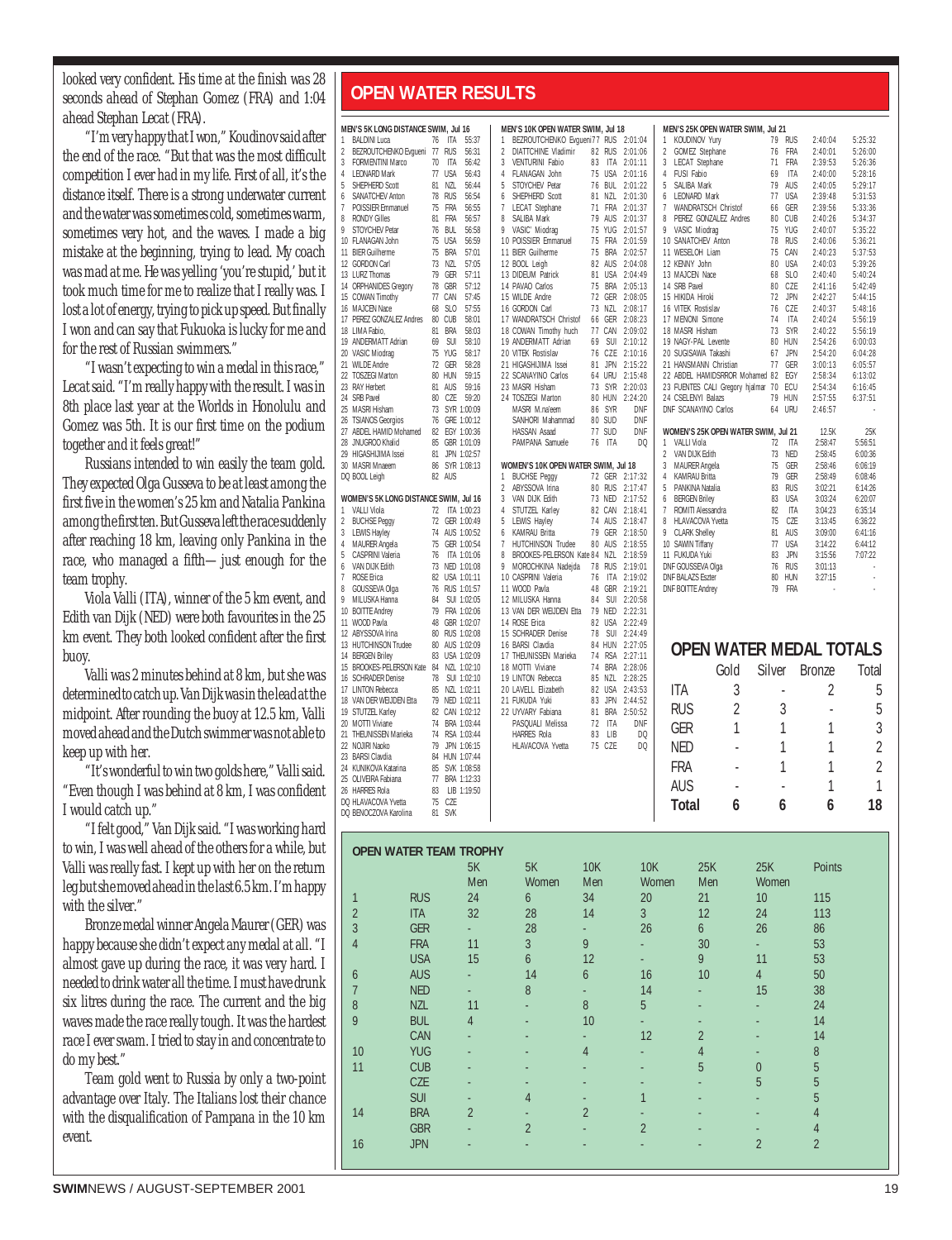looked very confident. His time at the finish was 28 seconds ahead of Stephan Gomez (FRA) and 1:04 ahead Stephan Lecat (FRA).

"I'm very happy that I won," Koudinov said after the end of the race. "But that was the most difficult competition I ever had in my life. First of all, it's the distance itself. There is a strong underwater current and the water was sometimes cold, sometimes warm, sometimes very hot, and the waves. I made a big mistake at the beginning, trying to lead. My coach was mad at me. He was yelling 'you're stupid,' but it took much time for me to realize that I really was. I lost a lot of energy, trying to pick up speed. But finally I won and can say that Fukuoka is lucky for me and for the rest of Russian swimmers."

"I wasn't expecting to win a medal in this race," Lecat said. "I'm really happy with the result. I was in 8th place last year at the Worlds in Honolulu and Gomez was 5th. It is our first time on the podium together and it feels great!"

Russians intended to win easily the team gold. They expected Olga Gusseva to be at least among the first five in the women's 25 km and Natalia Pankina among the first ten. But Gusseva left the race suddenly after reaching 18 km, leaving only Pankina in the race, who managed a fifth—just enough for the team trophy.

Viola Valli (ITA), winner of the 5 km event, and Edith van Dijk (NED) were both favourites in the 25 km event. They both looked confident after the first buoy.

Valli was 2 minutes behind at 8 km, but she was determined to catch up. Van Dijk was in the lead at the midpoint. After rounding the buoy at 12.5 km, Valli moved ahead and the Dutch swimmer was not able to keep up with her.

"It's wonderful to win two golds here," Valli said. "Even though I was behind at 8 km, I was confident I would catch up."

"I felt good," Van Dijk said. "I was working hard to win, I was well ahead of the others for a while, but Valli was really fast. I kept up with her on the return leg but she moved ahead in the last 6.5 km. I'm happy with the silver."

Bronze medal winner Angela Maurer (GER) was happy because she didn't expect any medal at all. "I almost gave up during the race, it was very hard. I needed to drink water all the time. I must have drunk six litres during the race. The current and the big waves made the race really tough. It was the hardest race I ever swam. I tried to stay in and concentrate to do my best."

Team gold went to Russia by only a two-point advantage over Italy. The Italians lost their chance with the disqualification of Pampana in the 10 km event.

# OPEN WATER RESULTS

**MEN'S 5K LONG DISTANCE SWIM, Jul 16**

| | Name | Yr | Nat | Time |
|---|---|---|---|---|
| 1 | BALDINI Luca | 76 | ITA | 55:37 |
| 2 | BEZROUTCHENKO Evgueni | 77 | RUS | 56:31 |
| 3 | FORMENTINI Marco | 70 | ITA | 56:42 |
| 4 | LEONARD Mark | 77 | USA | 56:43 |
| 5 | SHEPHERD Scott | 81 | NZL | 56:44 |
| 6 | SANATCHEV Anton | 78 | RUS | 56:54 |
| 7 | POISSIER Emmanuel | 75 | FRA | 56:55 |
| 8 | RONDY Gilles | 81 | FRA | 56:57 |
| 9 | STOYCHEV Petar | 76 | BUL | 56:58 |
| 10 | FLANAGAN John | 75 | USA | 56:59 |
| 11 | BIER Guilherme | 75 | BRA | 57:01 |
| 12 | GORDON Carl | 73 | NZL | 57:05 |
| 13 | LURZ Thomas | 79 | GER | 57:11 |
| 14 | ORPHANIDES Gregory | 78 | GBR | 57:12 |
| 15 | COWAN Timothy | 77 | CAN | 57:45 |
| 16 | MAJCEN Nace | 68 | SLO | 57:55 |
| 17 | PEREZ GONZALEZ Andres | 80 | CUB | 58:01 |
| 18 | LIMA Fabio, | 81 | BRA | 58:03 |
| 19 | ANDERMATT Adrian | 69 | SUI | 58:10 |
| 20 | VASIC Miodrag | 75 | YUG | 58:17 |
| 21 | WILDE Andre | 72 | GER | 58:28 |
| 22 | TOSZEGI Marton | 80 | HUN | 59:15 |
| 23 | RAY Herbert | 81 | AUS | 59:16 |
| 24 | SRB Pavel | 80 | CZE | 59:20 |
| 25 | MASRI Hisham | 73 | SYR | 1:00:09 |
| 26 | TSIANOS Georgios | 76 | GRE | 1:00:12 |
| 27 | ABDEL HAMID Mohamed | 82 | EGY | 1:00:36 |
| 28 | JNUGROO Khalid | 85 | GBR | 1:01:09 |
| 29 | HIGASHIJIMA Issei | 81 | JPN | 1:02:57 |
| 30 | MASRI Mnaeem | 86 | SYR | 1:08:13 |
| DQ | BOOL Leigh | 82 | AUS | |

**WOMEN'S 5K LONG DISTANCE SWIM, Jul 16**

| | Name | Yr | Nat | Time |
|---|---|---|---|---|
| 1 | VALLI Viola | 72 | ITA | 1:00:23 |
| 2 | BUCHSE Peggy | 72 | GER | 1:00:49 |
| 3 | LEWIS Hayley | 74 | AUS | 1:00:52 |
| 4 | MAURER Angela | 75 | GER | 1:00:54 |
| 5 | CASPRINI Valeria | 76 | ITA | 1:01:06 |
| 6 | VAN DIJK Edith | 73 | NED | 1:01:08 |
| 7 | ROSE Erica | 82 | USA | 1:01:11 |
| 8 | GOUSSEVA Olga | 76 | RUS | 1:01:57 |
| 9 | MILUSKA Hanna | 84 | SUI | 1:02:05 |
| 10 | BOITTE Andrey | 79 | FRA | 1:02:06 |
| 11 | WOOD Pavla | 48 | GBR | 1:02:07 |
| 12 | ABYSSOVA Irina | 80 | RUS | 1:02:08 |
| 13 | HUTCHINSON Trudee | 80 | AUS | 1:02:09 |
| 14 | BERGEN Briley | 83 | USA | 1:02:09 |
| 15 | BROOKES-PELERSON Kate | 84 | NZL | 1:02:10 |
| 16 | SCHRADER Denise | 78 | SUI | 1:02:10 |
| 17 | LINTON Rebecca | 85 | NZL | 1:02:11 |
| 18 | VAN DER WEIJDEN Elta | 79 | NED | 1:02:11 |
| 19 | STUTZEL Karley | 82 | CAN | 1:02:12 |
| 20 | MOTTI Viviane | 74 | BRA | 1:03:44 |
| 21 | THEUNISSEN Marieka | 74 | RSA | 1:03:44 |
| 22 | NOJIRI Naoko | 79 | JPN | 1:06:15 |
| 23 | BARSI Clavdia | 84 | HUN | 1:07:44 |
| 24 | KUNIKOVA Katarina | 85 | SVK | 1:08:58 |
| 25 | OLIVEIRA Fabiana | 77 | BRA | 1:12:33 |
| 26 | HARRES Rola | 83 | LIB | 1:19:50 |
| DQ | HLAVACOVA Yvetta | 75 | CZE | |
| DQ | BENOCZOVA Karolina | 81 | SVK | |

**MEN'S 10K OPEN WATER SWIM, Jul 18**

| | Name | Yr | Nat | Time |
|---|---|---|---|---|
| 1 | BEZROUTCHENKO Evgueni | 77 | RUS | 2:01:04 |
| 2 | DIATTCHINE Vladimir | 82 | RUS | 2:01:06 |
| 3 | VENTURINI Fabio | 83 | ITA | 2:01:11 |
| 4 | FLANAGAN John | 75 | USA | 2:01:16 |
| 5 | STOYCHEV Petar | 76 | BUL | 2:01:22 |
| 6 | SHEPHERD Scott | 81 | NZL | 2:01:30 |
| 7 | LECAT Stephane | 71 | FRA | 2:01:37 |
| 8 | SALIBA Mark | 79 | AUS | 2:01:37 |
| 9 | VASIC' Miodrag | 75 | YUG | 2:01:57 |
| 10 | POISSIER Emmanuel | 75 | FRA | 2:01:59 |
| 11 | BIER Guilherme | 75 | BRA | 2:02:57 |
| 12 | BOOL Leigh | 82 | AUS | 2:04:08 |
| 13 | DIDEUM Patrick | 81 | USA | 2:04:49 |
| 14 | PAVAO Carlos | 75 | BRA | 2:05:13 |
| 15 | WILDE Andre | 72 | GER | 2:08:05 |
| 16 | GORDON Carl | 73 | NZL | 2:08:17 |
| 17 | WANDRATSCH Christof | 66 | GER | 2:08:23 |
| 18 | COWAN Timothy huch | 77 | CAN | 2:09:02 |
| 19 | ANDERMATT Adrian | 69 | SUI | 2:10:12 |
| 20 | VITEK Rostislav | 76 | CZE | 2:10:16 |
| 21 | HIGASHIJIMA Issei | 81 | JPN | 2:15:22 |
| 22 | SCANAYINO Carlos | 64 | URU | 2:15:48 |
| 23 | MASRI Hisham | 73 | SYR | 2:20:03 |
| 24 | TOSZEGI Marton | 80 | HUN | 2:24:20 |
| | MASRI M.na'eem | 86 | SYR | DNF |
| | SANHORI Mahammad | 80 | SUD | DNF |
| | HASSAN Asaad | 77 | SUD | DNF |
| | PAMPANA Samuele | 76 | ITA | DQ |

**WOMEN'S 10K OPEN WATER SWIM, Jul 18**

| | Name | Yr | Nat | Time |
|---|---|---|---|---|
| 1 | BUCHSE Peggy | 72 | GER | 2:17:32 |
| 2 | ABYSSOVA Irina | 80 | RUS | 2:17:47 |
| 3 | VAN DIJK Edith | 73 | NED | 2:17:52 |
| 4 | STUTZEL Karley | 82 | CAN | 2:18:41 |
| 5 | LEWIS Hayley | 74 | AUS | 2:18:47 |
| 6 | KAMRAU Britta | 79 | GER | 2:18:48 |
| 7 | HUTCHINSON Trudee | 80 | AUS | 2:18:55 |
| 8 | BROOKES-PELERSON Kate | 84 | NZL | 2:18:59 |
| 9 | MOROCHKINA Nadejda | 78 | RUS | 2:19:01 |
| 10 | CASPRINI Valeria | 76 | ITA | 2:19:02 |
| 11 | WOOD Pavla | 48 | GBR | 2:19:21 |
| 12 | MILUSKA Hanna | 84 | SUI | 2:20:58 |
| 13 | VAN DER WEIJDEN Elta | 79 | NED | 2:22:31 |
| 14 | ROSE Erica | 82 | USA | 2:22:49 |
| 15 | SCHRADER Denise | 78 | SUI | 2:24:49 |
| 16 | BARSI Clavdia | 84 | HUN | 2:27:05 |
| 17 | THEUNISSEN Marieka | 74 | RSA | 2:27:11 |
| 18 | MOTTI Viviane | 74 | BRA | 2:28:06 |
| 19 | LINTON Rebecca | 85 | NZL | 2:28:25 |
| 20 | LAVELL Elizabeth | 82 | USA | 2:43:53 |
| 21 | FUKUDA Yuki | 83 | JPN | 2:44:52 |
| 22 | UYVARY Fabiana | 81 | BRA | 2:50:52 |
| | PASQUALI Melissa | 72 | ITA | DNF |
| | HARRES Rola | 83 | LIB | DQ |
| | HLAVACOVA Yvetta | 75 | CZE | DQ |

**MEN'S 25K OPEN WATER SWIM, Jul 21**

| | Name | Yr | Nat | 12.5K | 25K |
|---|---|---|---|---|---|
| 1 | KOUDINOV Yury | 79 | RUS | 2:40:04 | 5:25:32 |
| 2 | GOMEZ Stephane | 76 | FRA | 2:40:01 | 5:26:00 |
| 3 | LECAT Stephane | 71 | FRA | 2:39:53 | 5:26:36 |
| 4 | FUSI Fabio | 69 | ITA | 2:40:00 | 5:28:16 |
| 5 | SALIBA Mark | 79 | AUS | 2:40:05 | 5:29:17 |
| 6 | LEONARD Mark | 77 | USA | 2:39:48 | 5:31:53 |
| 7 | WANDRATSCH Christof | 66 | GER | 2:39:56 | 5:33:36 |
| 8 | PEREZ GONZALEZ Andres | 80 | CUB | 2:40:26 | 5:34:37 |
| 9 | VASIC Miodrag | 75 | YUG | 2:40:07 | 5:35:22 |
| 10 | SANATCHEV Anton | 78 | RUS | 2:40:06 | 5:36:21 |
| 11 | WESELOH Liam | 75 | CAN | 2:40:23 | 5:37:53 |
| 12 | KENNY John | 80 | USA | 2:40:03 | 5:39:26 |
| 13 | MAJCEN Nace | 68 | SLO | 2:40:40 | 5:40:24 |
| 14 | SRB Pavel | 80 | CZE | 2:41:16 | 5:42:49 |
| 15 | HIKIDA Hiroki | 72 | JPN | 2:42:27 | 5:44:15 |
| 16 | VITEK Rostislav | 76 | CZE | 2:40:37 | 5:48:16 |
| 17 | MENONI Simone | 74 | ITA | 2:40:24 | 5:56:19 |
| 18 | MASRI Hisham | 73 | SYR | 2:40:22 | 5:56:19 |
| 19 | NAGY-PAL Levente | 80 | HUN | 2:54:26 | 6:00:03 |
| 20 | SUGISAWA Takashi | 67 | JPN | 2:54:20 | 6:04:28 |
| 21 | HANSMANN Christian | 77 | GER | 3:00:13 | 6:05:57 |
| 22 | ABDEL HAMIDSRROR Mohamed | 82 | EGY | 2:58:34 | 6:13:02 |
| 23 | FUENTES CALI Gregory hjalmar | 70 | ECU | 2:54:34 | 6:16:45 |
| 24 | CSELENYI Balazs | 79 | HUN | 2:57:55 | 6:37:51 |
| DNF | SCANAYINO Carlos | 64 | URU | 2:46:57 | - |

**WOMEN'S 25K OPEN WATER SWIM, Jul 21**

| | Name | Yr | Nat | 12.5K | 25K |
|---|---|---|---|---|---|
| 1 | VALLI Viola | 72 | ITA | 2:58:47 | 5:56:51 |
| 2 | VAN DIJK Edith | 73 | NED | 2:58:45 | 6:00:36 |
| 3 | MAURER Angela | 75 | GER | 2:58:46 | 6:06:19 |
| 4 | KAMRAU Britta | 79 | GER | 2:58:49 | 6:08:46 |
| 5 | PANKINA Natalia | 83 | RUS | 3:02:21 | 6:14:26 |
| 6 | BERGEN Briley | 83 | USA | 3:03:24 | 6:20:07 |
| 7 | ROMITI Alessandra | 82 | ITA | 3:04:23 | 6:35:14 |
| 8 | HLAVACOVA Yvetta | 75 | CZE | 3:13:45 | 6:36:22 |
| 9 | CLARK Shelley | 81 | AUS | 3:09:00 | 6:41:16 |
| 10 | SAWIN Tiffany | 77 | USA | 3:14:22 | 6:44:12 |
| 11 | FUKUDA Yuki | 83 | JPN | 3:15:56 | 7:07:22 |
| DNF | GOUSSEVA Olga | 76 | RUS | 3:01:13 | - |
| DNF | BALAZS Eszter | 80 | HUN | 3:27:15 | - |
| DNF | BOITTE Andrey | 79 | FRA | - | - |

## OPEN WATER MEDAL TOTALS

| | Gold | Silver | Bronze | Total |
|---|---|---|---|---|
| ITA | 3 | - | 2 | 5 |
| RUS | 2 | 3 | - | 5 |
| GER | 1 | 1 | 1 | 3 |
| NED | - | 1 | 1 | 2 |
| FRA | - | 1 | 1 | 2 |
| AUS | - | - | 1 | 1 |
| **Total** | **6** | **6** | **6** | **18** |

## OPEN WATER TEAM TROPHY

| | | 5K Men | 5K Women | 10K Men | 10K Women | 25K Men | 25K Women | Points |
|---|---|---|---|---|---|---|---|---|
| 1 | RUS | 24 | 6 | 34 | 20 | 21 | 10 | 115 |
| 2 | ITA | 32 | 28 | 14 | 3 | 12 | 24 | 113 |
| 3 | GER | - | 28 | - | 26 | 6 | 26 | 86 |
| 4 | FRA | 11 | 3 | 9 | - | 30 | - | 53 |
| | USA | 15 | 6 | 12 | - | 9 | 11 | 53 |
| 6 | AUS | - | 14 | 6 | 16 | 10 | 4 | 50 |
| 7 | NED | - | 8 | - | 14 | - | 15 | 38 |
| 8 | NZL | 11 | - | 8 | 5 | - | - | 24 |
| 9 | BUL | 4 | - | 10 | - | - | - | 14 |
| | CAN | - | - | - | 12 | 2 | - | 14 |
| 10 | YUG | - | - | 4 | - | 4 | - | 8 |
| 11 | CUB | - | - | - | - | 5 | 0 | 5 |
| | CZE | - | - | - | - | - | 5 | 5 |
| | SUI | - | 4 | - | 1 | - | - | 5 |
| 14 | BRA | 2 | - | 2 | - | - | - | 4 |
| | GBR | - | 2 | - | 2 | - | - | 4 |
| 16 | JPN | - | - | - | - | - | 2 | 2 |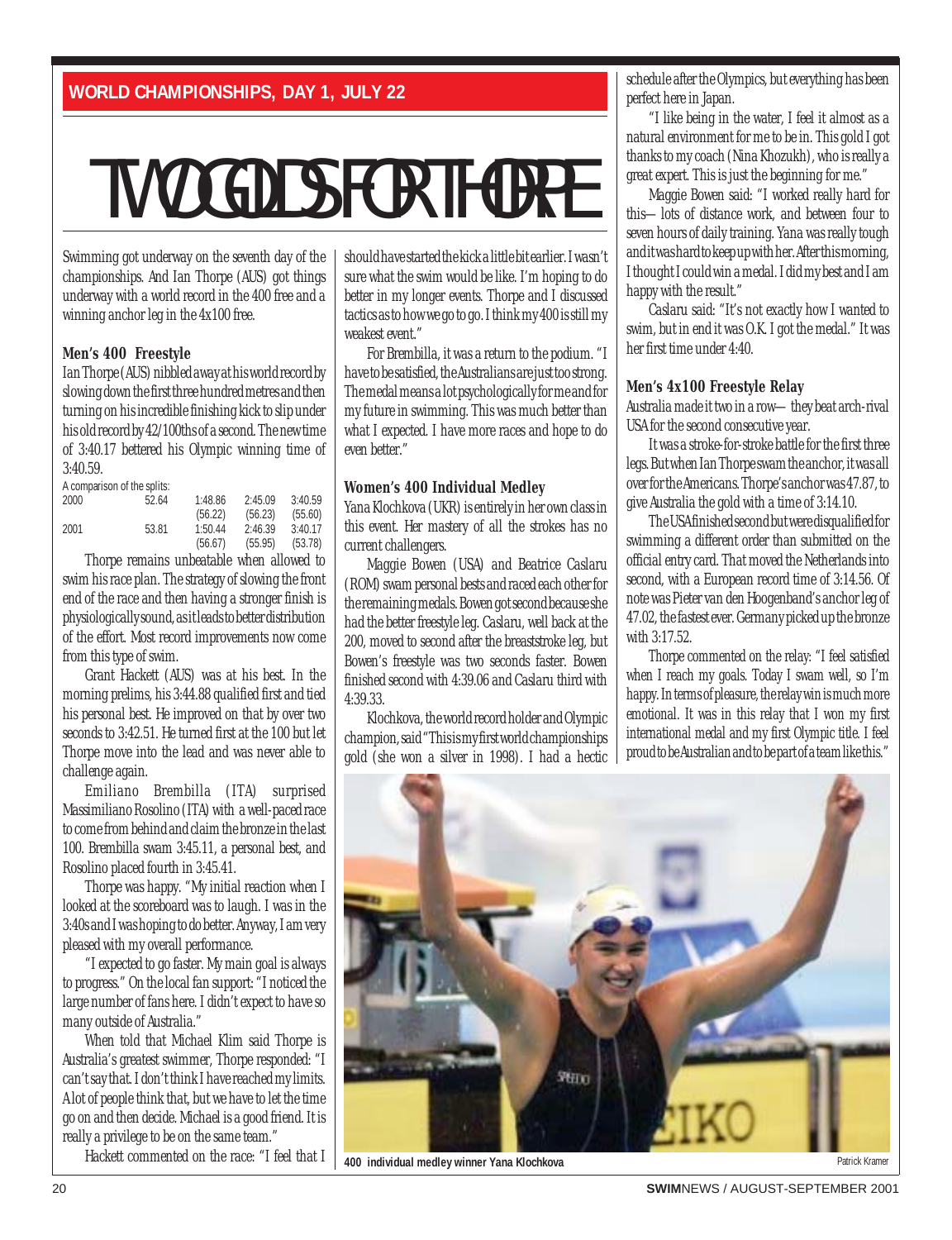**WORLD CHAMPIONSHIPS, DAY 1, JULY 22**

# TWO GOLDS FOR THORPE

Swimming got underway on the seventh day of the championships. And Ian Thorpe (AUS) got things underway with a world record in the 400 free and a winning anchor leg in the 4x100 free.

### Men's 400 Freestyle

Ian Thorpe (AUS) nibbled away at his world record by slowing down the first three hundred metres and then turning on his incredible finishing kick to slip under his old record by 42/100ths of a second. The new time of 3:40.17 bettered his Olympic winning time of 3:40.59.

A comparison of the splits:

| | | | | |
|---|---|---|---|---|
| 2000 | 52.64 | 1:48.86 | 2:45.09 | 3:40.59 |
| | | (56.22) | (56.23) | (55.60) |
| 2001 | 53.81 | 1:50.44 | 2:46.39 | 3:40.17 |
| | | (56.67) | (55.95) | (53.78) |

Thorpe remains unbeatable when allowed to swim his race plan. The strategy of slowing the front end of the race and then having a stronger finish is physiologically sound, as it leads to better distribution of the effort. Most record improvements now come from this type of swim.

Grant Hackett (AUS) was at his best. In the morning prelims, his 3:44.88 qualified first and tied his personal best. He improved on that by over two seconds to 3:42.51. He turned first at the 100 but let Thorpe move into the lead and was never able to challenge again.

Emiliano Brembilla (ITA) surprised Massimiliano Rosolino (ITA) with a well-paced race to come from behind and claim the bronze in the last 100. Brembilla swam 3:45.11, a personal best, and Rosolino placed fourth in 3:45.41.

Thorpe was happy. "My initial reaction when I looked at the scoreboard was to laugh. I was in the 3:40s and I was hoping to do better. Anyway, I am very pleased with my overall performance.

"I expected to go faster. My main goal is always to progress." On the local fan support: "I noticed the large number of fans here. I didn't expect to have so many outside of Australia."

When told that Michael Klim said Thorpe is Australia's greatest swimmer, Thorpe responded: "I can't say that. I don't think I have reached my limits. A lot of people think that, but we have to let the time go on and then decide. Michael is a good friend. It is really a privilege to be on the same team."

Hackett commented on the race: "I feel that I should have started the kick a little bit earlier. I wasn't sure what the swim would be like. I'm hoping to do better in my longer events. Thorpe and I discussed tactics as to how we go to go. I think my 400 is still my weakest event."

For Brembilla, it was a return to the podium. "I have to be satisfied, the Australians are just too strong. The medal means a lot psychologically for me and for my future in swimming. This was much better than what I expected. I have more races and hope to do even better."

### Women's 400 Individual Medley

Yana Klochkova (UKR) is entirely in her own class in this event. Her mastery of all the strokes has no current challengers.

Maggie Bowen (USA) and Beatrice Caslaru (ROM) swam personal bests and raced each other for the remaining medals. Bowen got second because she had the better freestyle leg. Caslaru, well back at the 200, moved to second after the breaststroke leg, but Bowen's freestyle was two seconds faster. Bowen finished second with 4:39.06 and Caslaru third with 4:39.33.

Klochkova, the world record holder and Olympic champion, said "This is my first world championships gold (she won a silver in 1998). I had a hectic schedule after the Olympics, but everything has been perfect here in Japan.

"I like being in the water, I feel it almost as a natural environment for me to be in. This gold I got thanks to my coach (Nina Khozukh), who is really a great expert. This is just the beginning for me."

Maggie Bowen said: "I worked really hard for this—lots of distance work, and between four to seven hours of daily training. Yana was really tough and it was hard to keep up with her. After this morning, I thought I could win a medal. I did my best and I am happy with the result."

Caslaru said: "It's not exactly how I wanted to swim, but in end it was O.K. I got the medal." It was her first time under 4:40.

### Men's 4x100 Freestyle Relay

Australia made it two in a row—they beat arch-rival USA for the second consecutive year.

It was a stroke-for-stroke battle for the first three legs. But when Ian Thorpe swam the anchor, it was all over for the Americans. Thorpe's anchor was 47.87, to give Australia the gold with a time of 3:14.10.

The USA finished second but were disqualified for swimming a different order than submitted on the official entry card. That moved the Netherlands into second, with a European record time of 3:14.56. Of note was Pieter van den Hoogenband's anchor leg of 47.02, the fastest ever. Germany picked up the bronze with 3:17.52.

Thorpe commented on the relay: "I feel satisfied when I reach my goals. Today I swam well, so I'm happy. In terms of pleasure, the relay win is much more emotional. It was in this relay that I won my first international medal and my first Olympic title. I feel proud to be Australian and to be part of a team like this."

**400 individual medley winner Yana Klochkova** — Patrick Kramer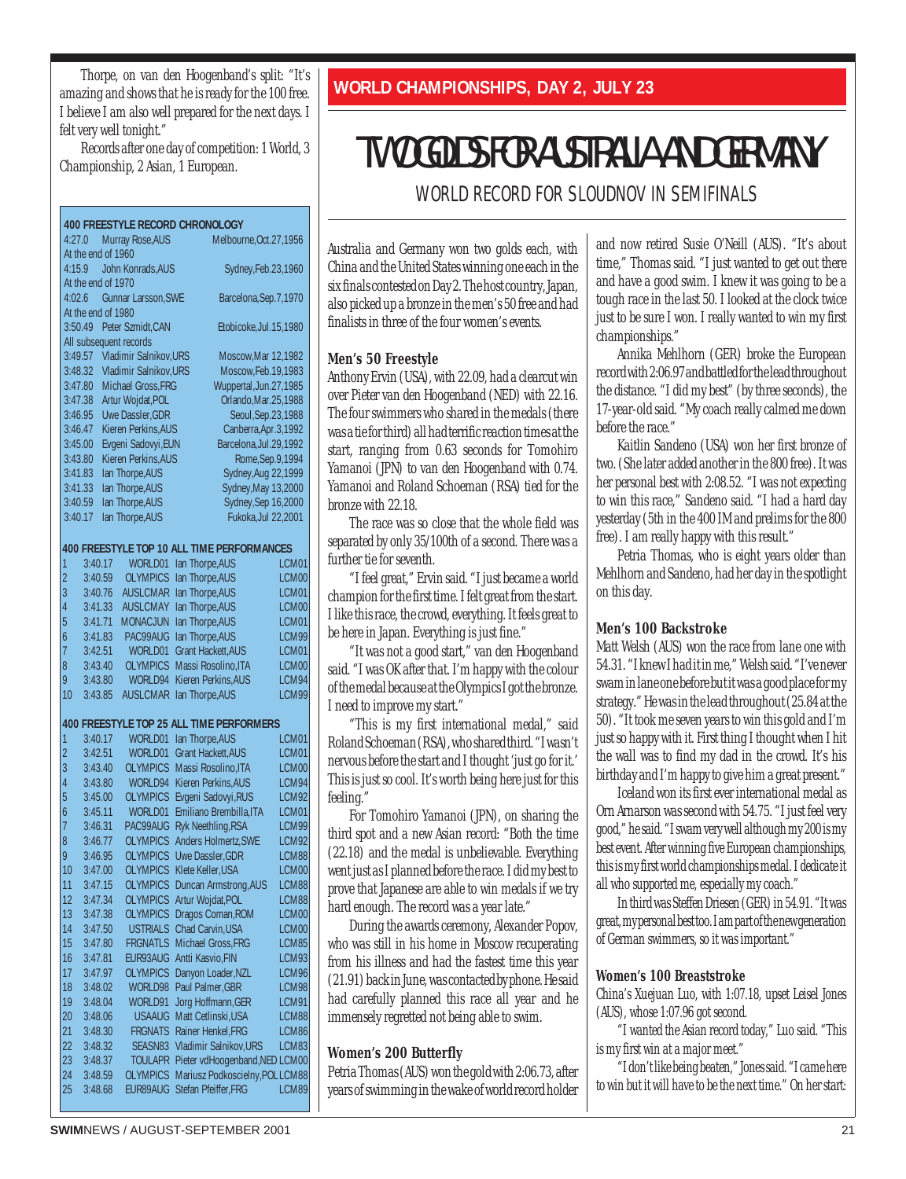Thorpe, on van den Hoogenband's split: "It's amazing and shows that he is ready for the 100 free. I believe I am also well prepared for the next days. I felt very well tonight."

Records after one day of competition: 1 World, 3 Championship, 2 Asian, 1 European.

**400 FREESTYLE RECORD CHRONOLOGY**

| Time | Swimmer | Place, Date |
|---|---|---|
| 4:27.0 | Murray Rose,AUS | Melbourne,Oct.27,1956 |
| At the end of 1960 | | |
| 4:15.9 | John Konrads,AUS | Sydney,Feb.23,1960 |
| At the end of 1970 | | |
| 4:02.6 | Gunnar Larsson,SWE | Barcelona,Sep.7,1970 |
| At the end of 1980 | | |
| 3:50.49 | Peter Szmidt,CAN | Etobicoke,Jul.15,1980 |
| All subsequent records | | |
| 3:49.57 | Vladimir Salnikov,URS | Moscow,Mar 12,1982 |
| 3:48.32 | Vladimir Salnikov,URS | Moscow,Feb.19,1983 |
| 3:47.80 | Michael Gross,FRG | Wuppertal,Jun.27,1985 |
| 3:47.38 | Artur Wojdat,POL | Orlando,Mar.25,1988 |
| 3:46.95 | Uwe Dassler,GDR | Seoul,Sep.23,1988 |
| 3:46.47 | Kieren Perkins,AUS | Canberra,Apr.3,1992 |
| 3:45.00 | Evgeni Sadovyi,EUN | Barcelona,Jul.29,1992 |
| 3:43.80 | Kieren Perkins,AUS | Rome,Sep.9,1994 |
| 3:41.83 | Ian Thorpe,AUS | Sydney,Aug 22,1999 |
| 3:41.33 | Ian Thorpe,AUS | Sydney,May 13,2000 |
| 3:40.59 | Ian Thorpe,AUS | Sydney,Sep 16,2000 |
| 3:40.17 | Ian Thorpe,AUS | Fukoka,Jul 22,2001 |

**400 FREESTYLE TOP 10 ALL TIME PERFORMANCES**

| # | Time | Meet | Swimmer | Course |
|---|---|---|---|---|
| 1 | 3:40.17 | WORLD01 | Ian Thorpe,AUS | LCM01 |
| 2 | 3:40.59 | OLYMPICS | Ian Thorpe,AUS | LCM00 |
| 3 | 3:40.76 | AUSLCMAR | Ian Thorpe,AUS | LCM01 |
| 4 | 3:41.33 | AUSLCMAY | Ian Thorpe,AUS | LCM00 |
| 5 | 3:41.71 | MONACJUN | Ian Thorpe,AUS | LCM01 |
| 6 | 3:41.83 | PAC99AUG | Ian Thorpe,AUS | LCM99 |
| 7 | 3:42.51 | WORLD01 | Grant Hackett,AUS | LCM01 |
| 8 | 3:43.40 | OLYMPICS | Massi Rosolino,ITA | LCM00 |
| 9 | 3:43.80 | WORLD94 | Kieren Perkins,AUS | LCM94 |
| 10 | 3:43.85 | AUSLCMAR | Ian Thorpe,AUS | LCM99 |

**400 FREESTYLE TOP 25 ALL TIME PERFORMERS**

| # | Time | Meet | Swimmer | Course |
|---|---|---|---|---|
| 1 | 3:40.17 | WORLD01 | Ian Thorpe,AUS | LCM01 |
| 2 | 3:42.51 | WORLD01 | Grant Hackett,AUS | LCM01 |
| 3 | 3:43.40 | OLYMPICS | Massi Rosolino,ITA | LCM00 |
| 4 | 3:43.80 | WORLD94 | Kieren Perkins,AUS | LCM94 |
| 5 | 3:45.00 | OLYMPICS | Evgeni Sadovyi,RUS | LCM92 |
| 6 | 3:45.11 | WORLD01 | Emiliano Brembilla,ITA | LCM01 |
| 7 | 3:46.31 | PAC99AUG | Ryk Neethling,RSA | LCM99 |
| 8 | 3:46.77 | OLYMPICS | Anders Holmertz,SWE | LCM92 |
| 9 | 3:46.95 | OLYMPICS | Uwe Dassler,GDR | LCM88 |
| 10 | 3:47.00 | OLYMPICS | Klete Keller,USA | LCM00 |
| 11 | 3:47.15 | OLYMPICS | Duncan Armstrong,AUS | LCM88 |
| 12 | 3:47.34 | OLYMPICS | Artur Wojdat,POL | LCM88 |
| 13 | 3:47.38 | OLYMPICS | Dragos Coman,ROM | LCM00 |
| 14 | 3:47.50 | USTRIALS | Chad Carvin,USA | LCM00 |
| 15 | 3:47.80 | FRGNATLS | Michael Gross,FRG | LCM85 |
| 16 | 3:47.81 | EUR93AUG | Antti Kasvio,FIN | LCM93 |
| 17 | 3:47.97 | OLYMPICS | Danyon Loader,NZL | LCM96 |
| 18 | 3:48.02 | WORLD98 | Paul Palmer,GBR | LCM98 |
| 19 | 3:48.04 | WORLD91 | Jorg Hoffmann,GER | LCM91 |
| 20 | 3:48.06 | USAAUG | Matt Cetlinski,USA | LCM88 |
| 21 | 3:48.30 | FRGNATS | Rainer Henkel,FRG | LCM86 |
| 22 | 3:48.32 | SEASN83 | Vladimir Salnikov,URS | LCM83 |
| 23 | 3:48.37 | TOULAPR | Pieter vdHoogenband,NED | LCM00 |
| 24 | 3:48.59 | OLYMPICS | Mariusz Podkoscielny,POL | LCM88 |
| 25 | 3:48.68 | EUR89AUG | Stefan Pfeiffer,FRG | LCM89 |

## WORLD CHAMPIONSHIPS, DAY 2, JULY 23

# TWO GOLDS FOR AUSTRALIA AND GERMANY

## WORLD RECORD FOR SLOUDNOV IN SEMIFINALS

Australia and Germany won two golds each, with China and the United States winning one each in the six finals contested on Day 2. The host country, Japan, also picked up a bronze in the men's 50 free and had finalists in three of the four women's events.

### Men's 50 Freestyle

Anthony Ervin (USA), with 22.09, had a clearcut win over Pieter van den Hoogenband (NED) with 22.16. The four swimmers who shared in the medals (there was a tie for third) all had terrific reaction times at the start, ranging from 0.63 seconds for Tomohiro Yamanoi (JPN) to van den Hoogenband with 0.74. Yamanoi and Roland Schoeman (RSA) tied for the bronze with 22.18.

The race was so close that the whole field was separated by only 35/100th of a second. There was a further tie for seventh.

"I feel great," Ervin said. "I just became a world champion for the first time. I felt great from the start. I like this race, the crowd, everything. It feels great to be here in Japan. Everything is just fine."

"It was not a good start," van den Hoogenband said. "I was OK after that. I'm happy with the colour of the medal because at the Olympics I got the bronze. I need to improve my start."

"This is my first international medal," said Roland Schoeman (RSA), who shared third. "I wasn't nervous before the start and I thought 'just go for it.' This is just so cool. It's worth being here just for this feeling."

For Tomohiro Yamanoi (JPN), on sharing the third spot and a new Asian record: "Both the time (22.18) and the medal is unbelievable. Everything went just as I planned before the race. I did my best to prove that Japanese are able to win medals if we try hard enough. The record was a year late."

During the awards ceremony, Alexander Popov, who was still in his home in Moscow recuperating from his illness and had the fastest time this year (21.91) back in June, was contacted by phone. He said had carefully planned this race all year and he immensely regretted not being able to swim.

### Women's 200 Butterfly

Petria Thomas (AUS) won the gold with 2:06.73, after years of swimming in the wake of world record holder and now retired Susie O'Neill (AUS). "It's about time," Thomas said. "I just wanted to get out there and have a good swim. I knew it was going to be a tough race in the last 50. I looked at the clock twice just to be sure I won. I really wanted to win my first championships."

Annika Mehlhorn (GER) broke the European record with 2:06.97 and battled for the lead throughout the distance. "I did my best" (by three seconds), the 17-year-old said. "My coach really calmed me down before the race."

Kaitlin Sandeno (USA) won her first bronze of two. (She later added another in the 800 free). It was her personal best with 2:08.52. "I was not expecting to win this race," Sandeno said. "I had a hard day yesterday (5th in the 400 IM and prelims for the 800 free). I am really happy with this result."

Petria Thomas, who is eight years older than Mehlhorn and Sandeno, had her day in the spotlight on this day.

### Men's 100 Backstroke

Matt Welsh (AUS) won the race from lane one with 54.31. "I knew I had it in me," Welsh said. "I've never swam in lane one before but it was a good place for my strategy." He was in the lead throughout (25.84 at the 50). "It took me seven years to win this gold and I'm just so happy with it. First thing I thought when I hit the wall was to find my dad in the crowd. It's his birthday and I'm happy to give him a great present."

Iceland won its first ever international medal as Orn Arnarson was second with 54.75. "I just feel very good," he said. "I swam very well although my 200 is my best event. After winning five European championships, this is my first world championships medal. I dedicate it all who supported me, especially my coach."

In third was Steffen Driesen (GER) in 54.91. "It was great, my personal best too. I am part of the new generation of German swimmers, so it was important."

### Women's 100 Breaststroke

China's Xuejuan Luo, with 1:07.18, upset Leisel Jones (AUS), whose 1:07.96 got second.

"I wanted the Asian record today," Luo said. "This is my first win at a major meet."

"I don't like being beaten," Jones said. "I came here to win but it will have to be the next time." On her start: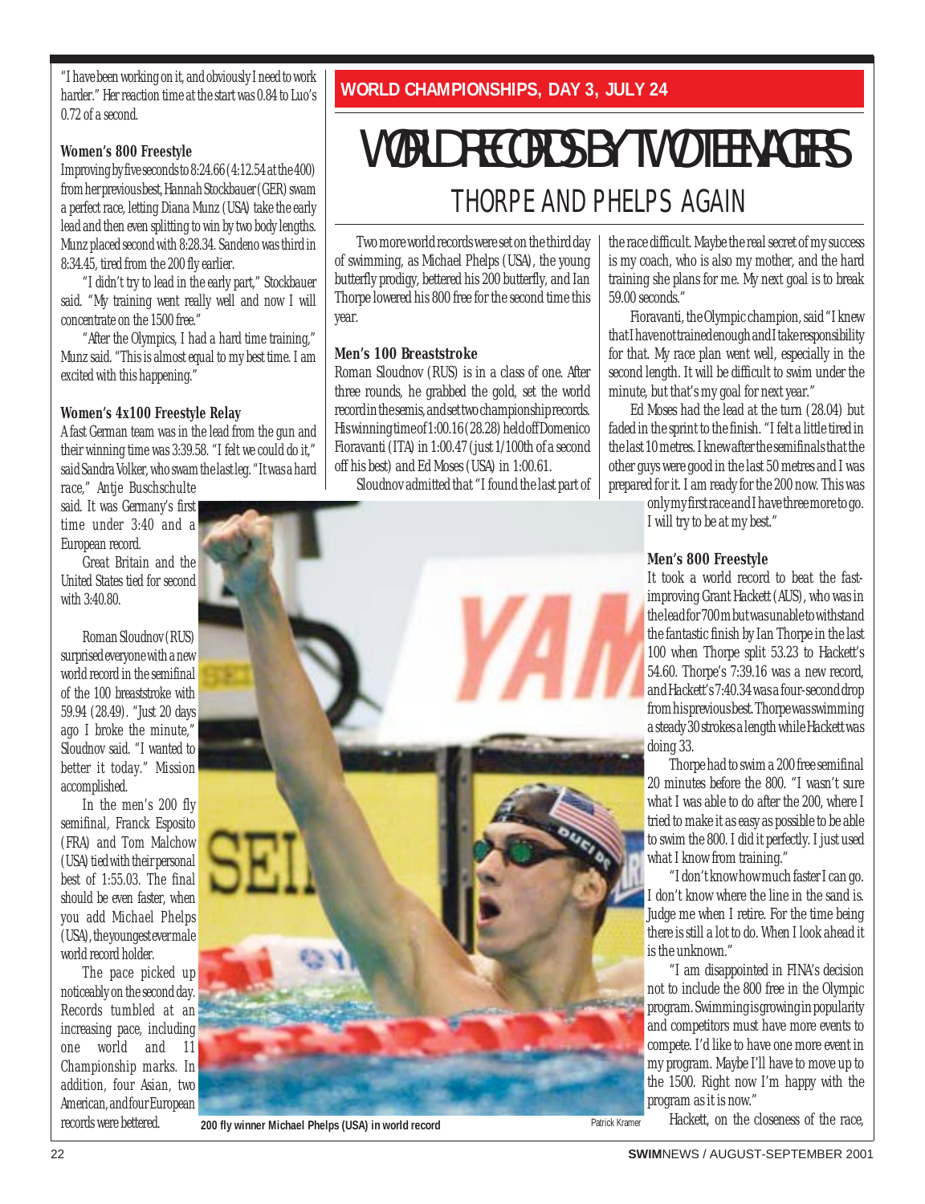"I have been working on it, and obviously I need to work harder." Her reaction time at the start was 0.84 to Luo's 0.72 of a second.

**Women's 800 Freestyle**

Improving by five seconds to 8:24.66 (4:12.54 at the 400) from her previous best, Hannah Stockbauer (GER) swam a perfect race, letting Diana Munz (USA) take the early lead and then even splitting to win by two body lengths. Munz placed second with 8:28.34. Sandeno was third in 8:34.45, tired from the 200 fly earlier.

"I didn't try to lead in the early part," Stockbauer said. "My training went really well and now I will concentrate on the 1500 free."

"After the Olympics, I had a hard time training," Munz said. "This is almost equal to my best time. I am excited with this happening."

**Women's 4x100 Freestyle Relay**

A fast German team was in the lead from the gun and their winning time was 3:39.58. "I felt we could do it," said Sandra Volker, who swam the last leg. "It was a hard race," Antje Buschschulte said. It was Germany's first time under 3:40 and a European record.

Great Britain and the United States tied for second with 3:40.80.

Roman Sloudnov (RUS) surprised everyone with a new world record in the semifinal of the 100 breaststroke with 59.94 (28.49). "Just 20 days ago I broke the minute," Sloudnov said. "I wanted to better it today." Mission accomplished.

In the men's 200 fly semifinal, Franck Esposito (FRA) and Tom Malchow (USA) tied with their personal best of 1:55.03. The final should be even faster, when you add Michael Phelps (USA), the youngest ever male world record holder.

The pace picked up noticeably on the second day. Records tumbled at an increasing pace, including one world and 11 Championship marks. In addition, four Asian, two American, and four European records were bettered.

## WORLD CHAMPIONSHIPS, DAY 3, JULY 24

# WORLD RECORDS BY TWO TEENAGERS

## THORPE AND PHELPS AGAIN

Two more world records were set on the third day of swimming, as Michael Phelps (USA), the young butterfly prodigy, bettered his 200 butterfly, and Ian Thorpe lowered his 800 free for the second time this year.

**Men's 100 Breaststroke**

Roman Sloudnov (RUS) is in a class of one. After three rounds, he grabbed the gold, set the world record in the semis, and set two championship records. His winning time of 1:00.16 (28.28) held off Domenico Fioravanti (ITA) in 1:00.47 (just 1/100th of a second off his best) and Ed Moses (USA) in 1:00.61.

Sloudnov admitted that "I found the last part of the race difficult. Maybe the real secret of my success is my coach, who is also my mother, and the hard training she plans for me. My next goal is to break 59.00 seconds."

Fioravanti, the Olympic champion, said "I knew that I have not trained enough and I take responsibility for that. My race plan went well, especially in the second length. It will be difficult to swim under the minute, but that's my goal for next year."

Ed Moses had the lead at the turn (28.04) but faded in the sprint to the finish. "I felt a little tired in the last 10 metres. I knew after the semifinals that the other guys were good in the last 50 metres and I was prepared for it. I am ready for the 200 now. This was only my first race and I have three more to go. I will try to be at my best."

**Men's 800 Freestyle**

It took a world record to beat the fast-improving Grant Hackett (AUS), who was in the lead for 700 m but was unable to withstand the fantastic finish by Ian Thorpe in the last 100 when Thorpe split 53.23 to Hackett's 54.60. Thorpe's 7:39.16 was a new record, and Hackett's 7:40.34 was a four-second drop from his previous best. Thorpe was swimming a steady 30 strokes a length while Hackett was doing 33.

Thorpe had to swim a 200 free semifinal 20 minutes before the 800. "I wasn't sure what I was able to do after the 200, where I tried to make it as easy as possible to be able to swim the 800. I did it perfectly. I just used what I know from training."

"I don't know how much faster I can go. I don't know where the line in the sand is. Judge me when I retire. For the time being there is still a lot to do. When I look ahead it is the unknown."

"I am disappointed in FINA's decision not to include the 800 free in the Olympic program. Swimming is growing in popularity and competitors must have more events to compete. I'd like to have one more event in my program. Maybe I'll have to move up to the 1500. Right now I'm happy with the program as it is now."

Hackett, on the closeness of the race,

**200 fly winner Michael Phelps (USA) in world record** Patrick Kramer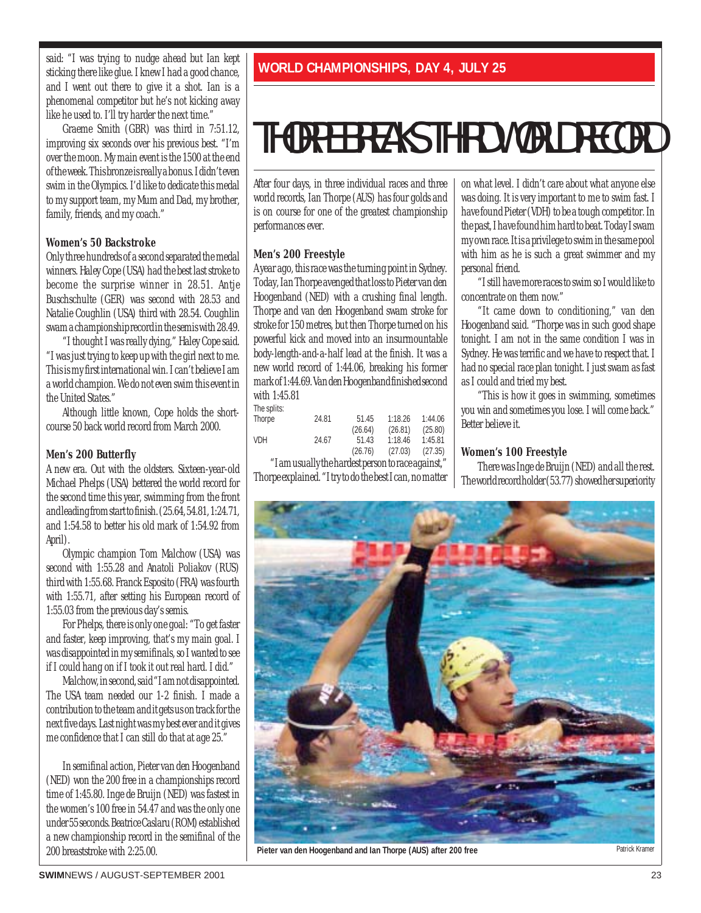said: "I was trying to nudge ahead but Ian kept sticking there like glue. I knew I had a good chance, and I went out there to give it a shot. Ian is a phenomenal competitor but he's not kicking away like he used to. I'll try harder the next time."

Graeme Smith (GBR) was third in 7:51.12, improving six seconds over his previous best. "I'm over the moon. My main event is the 1500 at the end of the week. This bronze is really a bonus. I didn't even swim in the Olympics. I'd like to dedicate this medal to my support team, my Mum and Dad, my brother, family, friends, and my coach."

**Women's 50 Backstroke**

Only three hundreds of a second separated the medal winners. Haley Cope (USA) had the best last stroke to become the surprise winner in 28.51. Antje Buschschulte (GER) was second with 28.53 and Natalie Coughlin (USA) third with 28.54. Coughlin swam a championship record in the semis with 28.49.

"I thought I was really dying," Haley Cope said. "I was just trying to keep up with the girl next to me. This is my first international win. I can't believe I am a world champion. We do not even swim this event in the United States."

Although little known, Cope holds the short-course 50 back world record from March 2000.

**Men's 200 Butterfly**

A new era. Out with the oldsters. Sixteen-year-old Michael Phelps (USA) bettered the world record for the second time this year, swimming from the front and leading from start to finish. (25.64, 54.81, 1:24.71, and 1:54.58 to better his old mark of 1:54.92 from April).

Olympic champion Tom Malchow (USA) was second with 1:55.28 and Anatoli Poliakov (RUS) third with 1:55.68. Franck Esposito (FRA) was fourth with 1:55.71, after setting his European record of 1:55.03 from the previous day's semis.

For Phelps, there is only one goal: "To get faster and faster, keep improving, that's my main goal. I was disappointed in my semifinals, so I wanted to see if I could hang on if I took it out real hard. I did."

Malchow, in second, said "I am not disappointed. The USA team needed our 1-2 finish. I made a contribution to the team and it gets us on track for the next five days. Last night was my best ever and it gives me confidence that I can still do that at age 25."

In semifinal action, Pieter van den Hoogenband (NED) won the 200 free in a championships record time of 1:45.80. Inge de Bruijn (NED) was fastest in the women's 100 free in 54.47 and was the only one under 55 seconds. Beatrice Caslaru (ROM) established a new championship record in the semifinal of the 200 breaststroke with 2:25.00.

**WORLD CHAMPIONSHIPS, DAY 4, JULY 25**

# THORPE BREAKS THIRD WORLD RECORD

After four days, in three individual races and three world records, Ian Thorpe (AUS) has four golds and is on course for one of the greatest championship performances ever.

**Men's 200 Freestyle**

A year ago, this race was the turning point in Sydney. Today, Ian Thorpe avenged that loss to Pieter van den Hoogenband (NED) with a crushing final length. Thorpe and van den Hoogenband swam stroke for stroke for 150 metres, but then Thorpe turned on his powerful kick and moved into an insurmountable body-length-and-a-half lead at the finish. It was a new world record of 1:44.06, breaking his former mark of 1:44.69. Van den Hoogenband finished second with 1:45.81

The splits:

| | | | | |
|---|---|---|---|---|
| Thorpe | 24.81 | 51.45 | 1:18.26 | 1:44.06 |
| | | (26.64) | (26.81) | (25.80) |
| VDH | 24.67 | 51.43 | 1:18.46 | 1:45.81 |
| | | (26.76) | (27.03) | (27.35) |

"I am usually the hardest person to race against," Thorpe explained. "I try to do the best I can, no matter on what level. I didn't care about what anyone else was doing. It is very important to me to swim fast. I have found Pieter (VDH) to be a tough competitor. In the past, I have found him hard to beat. Today I swam my own race. It is a privilege to swim in the same pool with him as he is such a great swimmer and my personal friend.

"I still have more races to swim so I would like to concentrate on them now."

"It came down to conditioning," van den Hoogenband said. "Thorpe was in such good shape tonight. I am not in the same condition I was in Sydney. He was terrific and we have to respect that. I had no special race plan tonight. I just swam as fast as I could and tried my best.

"This is how it goes in swimming, sometimes you win and sometimes you lose. I will come back." Better believe it.

**Women's 100 Freestyle**

There was Inge de Bruijn (NED) and all the rest. The world record holder (53.77) showed her superiority

Pieter van den Hoogenband and Ian Thorpe (AUS) after 200 free — Patrick Kramer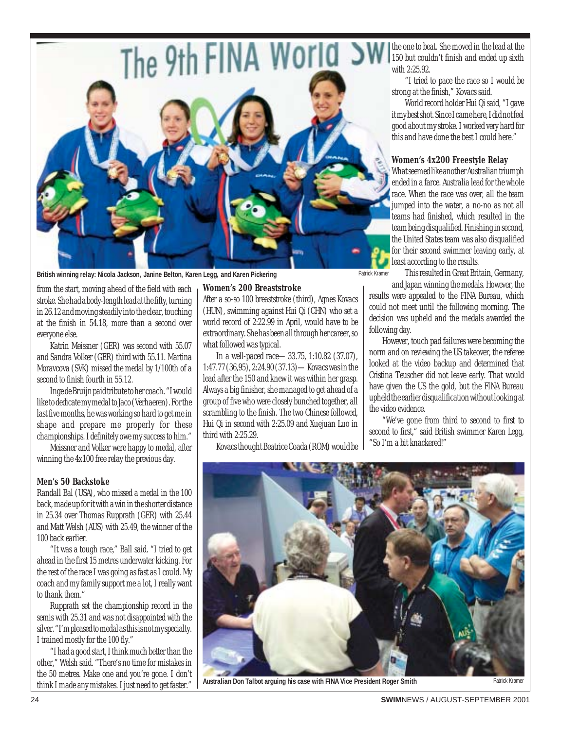British winning relay: Nicola Jackson, Janine Belton, Karen Legg, and Karen Pickering

from the start, moving ahead of the field with each stroke. She had a body-length lead at the fifty, turning in 26.12 and moving steadily into the clear, touching at the finish in 54.18, more than a second over everyone else.

Katrin Meissner (GER) was second with 55.07 and Sandra Volker (GER) third with 55.11. Martina Moravcova (SVK) missed the medal by 1/100th of a second to finish fourth in 55.12.

Inge de Bruijn paid tribute to her coach. "I would like to dedicate my medal to Jaco (Verhaeren). For the last five months, he was working so hard to get me in shape and prepare me properly for these championships. I definitely owe my success to him."

Meissner and Volker were happy to medal, after winning the 4x100 free relay the previous day.

### Men's 50 Backstoke

Randall Bal (USA), who missed a medal in the 100 back, made up for it with a win in the shorter distance in 25.34 over Thomas Rupprath (GER) with 25.44 and Matt Welsh (AUS) with 25.49, the winner of the 100 back earlier.

"It was a tough race," Ball said. "I tried to get ahead in the first 15 metres underwater kicking. For the rest of the race I was going as fast as I could. My coach and my family support me a lot, I really want to thank them."

Rupprath set the championship record in the semis with 25.31 and was not disappointed with the silver. "I'm pleased to medal as this is not my specialty. I trained mostly for the 100 fly."

"I had a good start, I think much better than the other," Welsh said. "There's no time for mistakes in the 50 metres. Make one and you're gone. I don't think I made any mistakes. I just need to get faster."

### Women's 200 Breaststroke

After a so-so 100 breaststroke (third), Agnes Kovacs (HUN), swimming against Hui Qi (CHN) who set a world record of 2:22.99 in April, would have to be extraordinary. She has been all through her career, so what followed was typical.

In a well-paced race— 33.75, 1:10.82 (37.07), 1:47.77 (36,95), 2:24.90 (37.13)— Kovacs was in the lead after the 150 and knew it was within her grasp. Always a big finisher, she managed to get ahead of a group of five who were closely bunched together, all scrambling to the finish. The two Chinese followed, Hui Qi in second with 2:25.09 and Xuejuan Luo in third with 2:25.29.

Kovacs thought Beatrice Coada (ROM) would be the one to beat. She moved in the lead at the 150 but couldn't finish and ended up sixth with 2:25.92.

"I tried to pace the race so I would be strong at the finish," Kovacs said.

World record holder Hui Qi said, "I gave it my best shot. Since I came here, I did not feel good about my stroke. I worked very hard for this and have done the best I could here."

### Women's 4x200 Freestyle Relay

What seemed like another Australian triumph ended in a farce. Australia lead for the whole race. When the race was over, all the team jumped into the water, a no-no as not all teams had finished, which resulted in the team being disqualified. Finishing in second, the United States team was also disqualified for their second swimmer leaving early, at least according to the results.

This resulted in Great Britain, Germany, and Japan winning the medals. However, the results were appealed to the FINA Bureau, which could not meet until the following morning. The decision was upheld and the medals awarded the following day.

However, touch pad failures were becoming the norm and on reviewing the US takeover, the referee looked at the video backup and determined that Cristina Teuscher did not leave early. That would have given the US the gold, but the FINA Bureau upheld the earlier disqualification without looking at the video evidence.

"We've gone from third to second to first to second to first," said British swimmer Karen Legg, "So I'm a bit knackered!"

Australian Don Talbot arguing his case with FINA Vice President Roger Smith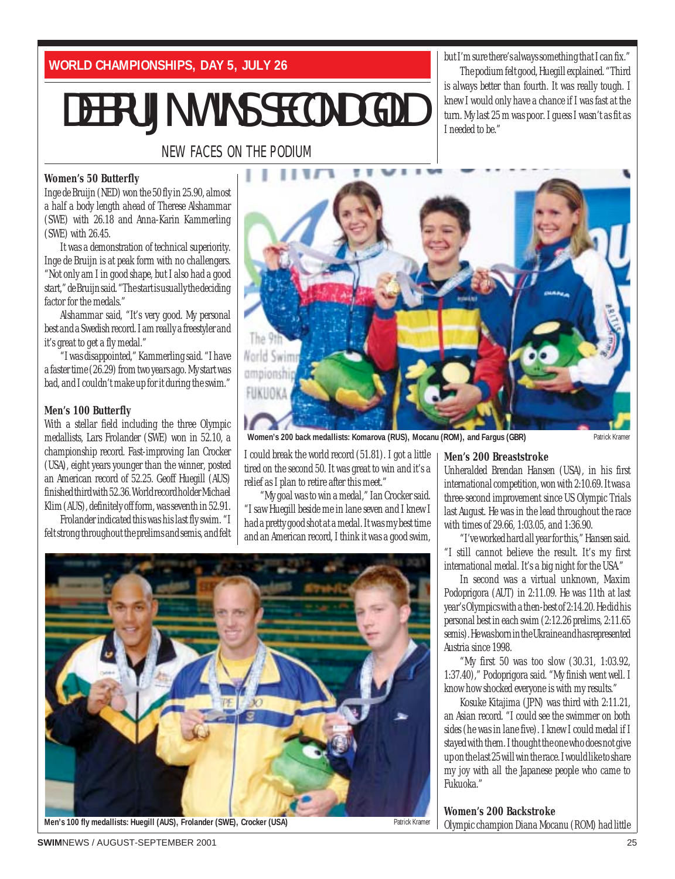WORLD CHAMPIONSHIPS, DAY 5, JULY 26

# DE BRUIJN WINS SECOND GOLD

## NEW FACES ON THE PODIUM

### Women's 50 Butterfly

Inge de Bruijn (NED) won the 50 fly in 25.90, almost a half a body length ahead of Therese Alshammar (SWE) with 26.18 and Anna-Karin Kammerling (SWE) with 26.45.

It was a demonstration of technical superiority. Inge de Bruijn is at peak form with no challengers. "Not only am I in good shape, but I also had a good start," de Bruijn said. "The start is usually the deciding factor for the medals."

Alshammar said, "It's very good. My personal best and a Swedish record. I am really a freestyler and it's great to get a fly medal."

"I was disappointed," Kammerling said. "I have a faster time (26.29) from two years ago. My start was bad, and I couldn't make up for it during the swim."

### Men's 100 Butterfly

With a stellar field including the three Olympic medallists, Lars Frolander (SWE) won in 52.10, a championship record. Fast-improving Ian Crocker (USA), eight years younger than the winner, posted an American record of 52.25. Geoff Huegill (AUS) finished third with 52.36. World record holder Michael Klim (AUS), definitely off form, was seventh in 52.91.

Frolander indicated this was his last fly swim. "I felt strong throughout the prelims and semis, and felt I could break the world record (51.81). I got a little tired on the second 50. It was great to win and it's a relief as I plan to retire after this meet."

"My goal was to win a medal," Ian Crocker said. "I saw Huegill beside me in lane seven and I knew I had a pretty good shot at a medal. It was my best time and an American record, I think it was a good swim, but I'm sure there's always something that I can fix."

The podium felt good, Huegill explained. "Third is always better than fourth. It was really tough. I knew I would only have a chance if I was fast at the turn. My last 25 m was poor. I guess I wasn't as fit as I needed to be."

Women's 200 back medallists: Komarova (RUS), Mocanu (ROM), and Fargus (GBR) — Patrick Kramer

Men's 100 fly medallists: Huegill (AUS), Frolander (SWE), Crocker (USA) — Patrick Kramer

### Men's 200 Breaststroke

Unheralded Brendan Hansen (USA), in his first international competition, won with 2:10.69. It was a three-second improvement since US Olympic Trials last August. He was in the lead throughout the race with times of 29.66, 1:03.05, and 1:36.90.

"I've worked hard all year for this," Hansen said. "I still cannot believe the result. It's my first international medal. It's a big night for the USA."

In second was a virtual unknown, Maxim Podoprigora (AUT) in 2:11.09. He was 11th at last year's Olympics with a then-best of 2:14.20. He did his personal best in each swim (2:12.26 prelims, 2:11.65 semis). He was born in the Ukraine and has represented Austria since 1998.

"My first 50 was too slow (30.31, 1:03.92, 1:37.40)," Podoprigora said. "My finish went well. I know how shocked everyone is with my results."

Kosuke Kitajima (JPN) was third with 2:11.21, an Asian record. "I could see the swimmer on both sides (he was in lane five). I knew I could medal if I stayed with them. I thought the one who does not give up on the last 25 will win the race. I would like to share my joy with all the Japanese people who came to Fukuoka."

### Women's 200 Backstroke

Olympic champion Diana Mocanu (ROM) had little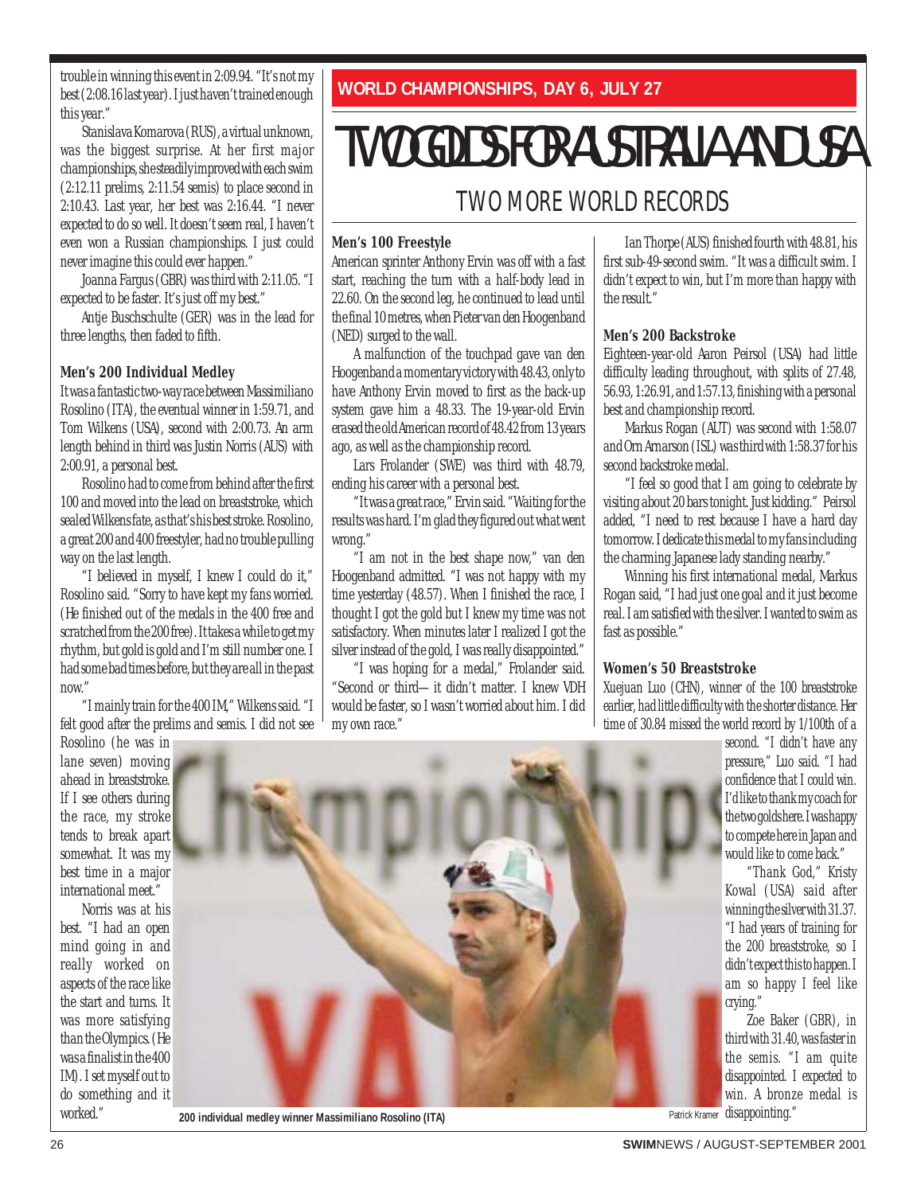trouble in winning this event in 2:09.94. "It's not my best (2:08.16 last year). I just haven't trained enough this year."

Stanislava Komarova (RUS), a virtual unknown, was the biggest surprise. At her first major championships, she steadily improved with each swim (2:12.11 prelims, 2:11.54 semis) to place second in 2:10.43. Last year, her best was 2:16.44. "I never expected to do so well. It doesn't seem real, I haven't even won a Russian championships. I just could never imagine this could ever happen."

Joanna Fargus (GBR) was third with 2:11.05. "I expected to be faster. It's just off my best."

Antje Buschschulte (GER) was in the lead for three lengths, then faded to fifth.

### Men's 200 Individual Medley

It was a fantastic two-way race between Massimiliano Rosolino (ITA), the eventual winner in 1:59.71, and Tom Wilkens (USA), second with 2:00.73. An arm length behind in third was Justin Norris (AUS) with 2:00.91, a personal best.

Rosolino had to come from behind after the first 100 and moved into the lead on breaststroke, which sealed Wilkens fate, as that's his best stroke. Rosolino, a great 200 and 400 freestyler, had no trouble pulling way on the last length.

"I believed in myself, I knew I could do it," Rosolino said. "Sorry to have kept my fans worried. (He finished out of the medals in the 400 free and scratched from the 200 free). It takes a while to get my rhythm, but gold is gold and I'm still number one. I had some bad times before, but they are all in the past now."

"I mainly train for the 400 IM," Wilkens said. "I felt good after the prelims and semis. I did not see Rosolino (he was in lane seven) moving ahead in breaststroke. If I see others during the race, my stroke tends to break apart somewhat. It was my best time in a major international meet."

Norris was at his best. "I had an open mind going in and really worked on aspects of the race like the start and turns. It was more satisfying than the Olympics. (He was a finalist in the 400 IM). I set myself out to do something and it worked."

**WORLD CHAMPIONSHIPS, DAY 6, JULY 27**

# TWO GOLDS FOR AUSTRALIA AND USA

## TWO MORE WORLD RECORDS

### Men's 100 Freestyle

American sprinter Anthony Ervin was off with a fast start, reaching the turn with a half-body lead in 22.60. On the second leg, he continued to lead until the final 10 metres, when Pieter van den Hoogenband (NED) surged to the wall.

A malfunction of the touchpad gave van den Hoogenband a momentary victory with 48.43, only to have Anthony Ervin moved to first as the back-up system gave him a 48.33. The 19-year-old Ervin erased the old American record of 48.42 from 13 years ago, as well as the championship record.

Lars Frolander (SWE) was third with 48.79, ending his career with a personal best.

"It was a great race," Ervin said. "Waiting for the results was hard. I'm glad they figured out what went wrong."

"I am not in the best shape now," van den Hoogenband admitted. "I was not happy with my time yesterday (48.57). When I finished the race, I thought I got the gold but I knew my time was not satisfactory. When minutes later I realized I got the silver instead of the gold, I was really disappointed."

"I was hoping for a medal," Frolander said. "Second or third— it didn't matter. I knew VDH would be faster, so I wasn't worried about him. I did my own race."

Ian Thorpe (AUS) finished fourth with 48.81, his first sub-49-second swim. "It was a difficult swim. I didn't expect to win, but I'm more than happy with the result."

### Men's 200 Backstroke

Eighteen-year-old Aaron Peirsol (USA) had little difficulty leading throughout, with splits of 27.48, 56.93, 1:26.91, and 1:57.13, finishing with a personal best and championship record.

Markus Rogan (AUT) was second with 1:58.07 and Orn Arnarson (ISL) was third with 1:58.37 for his second backstroke medal.

"I feel so good that I am going to celebrate by visiting about 20 bars tonight. Just kidding." Peirsol added, "I need to rest because I have a hard day tomorrow. I dedicate this medal to my fans including the charming Japanese lady standing nearby."

Winning his first international medal, Markus Rogan said, "I had just one goal and it just become real. I am satisfied with the silver. I wanted to swim as fast as possible."

### Women's 50 Breaststroke

Xuejuan Luo (CHN), winner of the 100 breaststroke earlier, had little difficulty with the shorter distance. Her time of 30.84 missed the world record by 1/100th of a second. "I didn't have any pressure," Luo said. "I had confidence that I could win. I'd like to thank my coach for the two golds here. I was happy to compete here in Japan and would like to come back."

"Thank God," Kristy Kowal (USA) said after winning the silver with 31.37. "I had years of training for the 200 breaststroke, so I didn't expect this to happen. I am so happy I feel like crying."

Zoe Baker (GBR), in third with 31.40, was faster in the semis. "I am quite disappointed. I expected to win. A bronze medal is disappointing."

200 individual medley winner Massimiliano Rosolino (ITA)

Patrick Kramer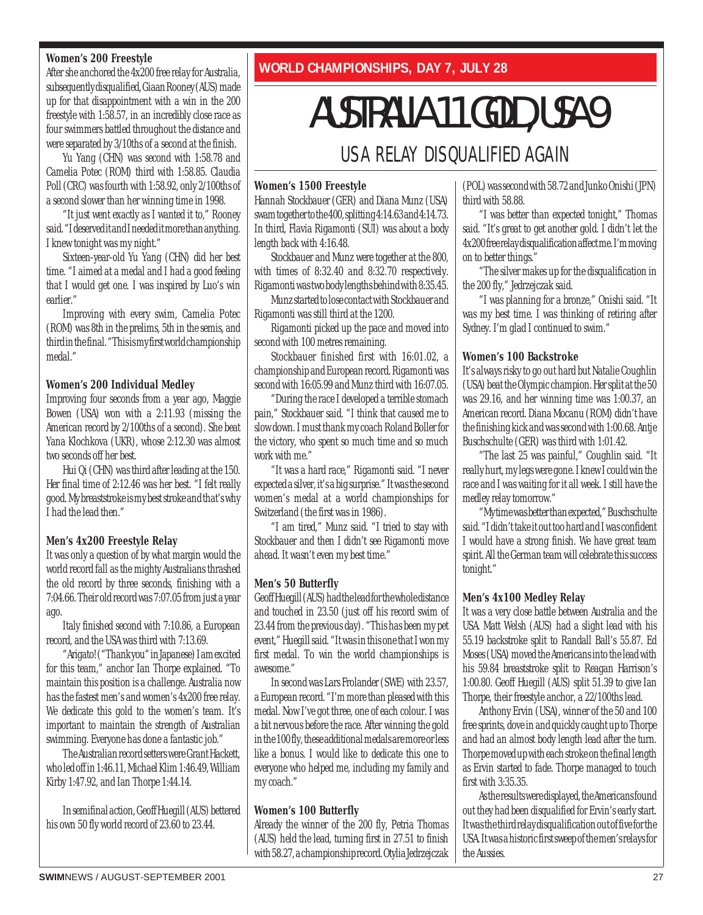**WORLD CHAMPIONSHIPS, DAY 7, JULY 28**

# AUSTRALIA 11 GOLD, USA 9

## USA RELAY DISQUALIFIED AGAIN

**Women's 200 Freestyle**

After she anchored the 4x200 free relay for Australia, subsequently disqualified, Giaan Rooney (AUS) made up for that disappointment with a win in the 200 freestyle with 1:58.57, in an incredibly close race as four swimmers battled throughout the distance and were separated by 3/10ths of a second at the finish.

Yu Yang (CHN) was second with 1:58.78 and Camelia Potec (ROM) third with 1:58.85. Claudia Poll (CRC) was fourth with 1:58.92, only 2/100ths of a second slower than her winning time in 1998.

"It just went exactly as I wanted it to," Rooney said. "I deserved it and I needed it more than anything. I knew tonight was my night."

Sixteen-year-old Yu Yang (CHN) did her best time. "I aimed at a medal and I had a good feeling that I would get one. I was inspired by Luo's win earlier."

Improving with every swim, Camelia Potec (ROM) was 8th in the prelims, 5th in the semis, and third in the final. "This is my first world championship medal."

**Women's 200 Individual Medley**

Improving four seconds from a year ago, Maggie Bowen (USA) won with a 2:11.93 (missing the American record by 2/100ths of a second). She beat Yana Klochkova (UKR), whose 2:12.30 was almost two seconds off her best.

Hui Qi (CHN) was third after leading at the 150. Her final time of 2:12.46 was her best. "I felt really good. My breaststroke is my best stroke and that's why I had the lead then."

**Men's 4x200 Freestyle Relay**

It was only a question of by what margin would the world record fall as the mighty Australians thrashed the old record by three seconds, finishing with a 7:04.66. Their old record was 7:07.05 from just a year ago.

Italy finished second with 7:10.86, a European record, and the USA was third with 7:13.69.

"Arigato! ("Thank you" in Japanese) I am excited for this team," anchor Ian Thorpe explained. "To maintain this position is a challenge. Australia now has the fastest men's and women's 4x200 free relay. We dedicate this gold to the women's team. It's important to maintain the strength of Australian swimming. Everyone has done a fantastic job."

The Australian record setters were Grant Hackett, who led off in 1:46.11, Michael Klim 1:46.49, William Kirby 1:47.92, and Ian Thorpe 1:44.14.

In semifinal action, Geoff Huegill (AUS) bettered his own 50 fly world record of 23.60 to 23.44.

**Women's 1500 Freestyle**

Hannah Stockbauer (GER) and Diana Munz (USA) swam together to the 400, splitting 4:14.63 and 4:14.73. In third, Flavia Rigamonti (SUI) was about a body length back with 4:16.48.

Stockbauer and Munz were together at the 800, with times of 8:32.40 and 8:32.70 respectively. Rigamonti was two body lengths behind with 8:35.45.

Munz started to lose contact with Stockbauer and Rigamonti was still third at the 1200.

Rigamonti picked up the pace and moved into second with 100 metres remaining.

Stockbauer finished first with 16:01.02, a championship and European record. Rigamonti was second with 16:05.99 and Munz third with 16:07.05.

"During the race I developed a terrible stomach pain," Stockbauer said. "I think that caused me to slow down. I must thank my coach Roland Boller for the victory, who spent so much time and so much work with me."

"It was a hard race," Rigamonti said. "I never expected a silver, it's a big surprise." It was the second women's medal at a world championships for Switzerland (the first was in 1986).

"I am tired," Munz said. "I tried to stay with Stockbauer and then I didn't see Rigamonti move ahead. It wasn't even my best time."

**Men's 50 Butterfly**

Geoff Huegill (AUS) had the lead for the whole distance and touched in 23.50 (just off his record swim of 23.44 from the previous day). "This has been my pet event," Huegill said. "It was in this one that I won my first medal. To win the world championships is awesome."

In second was Lars Frolander (SWE) with 23.57, a European record. "I'm more than pleased with this medal. Now I've got three, one of each colour. I was a bit nervous before the race. After winning the gold in the 100 fly, these additional medals are more or less like a bonus. I would like to dedicate this one to everyone who helped me, including my family and my coach."

**Women's 100 Butterfly**

Already the winner of the 200 fly, Petria Thomas (AUS) held the lead, turning first in 27.51 to finish with 58.27, a championship record. Otylia Jedrzejczak (POL) was second with 58.72 and Junko Onishi (JPN) third with 58.88.

"I was better than expected tonight," Thomas said. "It's great to get another gold. I didn't let the 4x200 free relay disqualification affect me. I'm moving on to better things."

"The silver makes up for the disqualification in the 200 fly," Jedrzejczak said.

"I was planning for a bronze," Onishi said. "It was my best time. I was thinking of retiring after Sydney. I'm glad I continued to swim."

**Women's 100 Backstroke**

It's always risky to go out hard but Natalie Coughlin (USA) beat the Olympic champion. Her split at the 50 was 29.16, and her winning time was 1:00.37, an American record. Diana Mocanu (ROM) didn't have the finishing kick and was second with 1:00.68. Antje Buschschulte (GER) was third with 1:01.42.

"The last 25 was painful," Coughlin said. "It really hurt, my legs were gone. I knew I could win the race and I was waiting for it all week. I still have the medley relay tomorrow."

"My time was better than expected," Buschschulte said. "I didn't take it out too hard and I was confident I would have a strong finish. We have great team spirit. All the German team will celebrate this success tonight."

**Men's 4x100 Medley Relay**

It was a very close battle between Australia and the USA. Matt Welsh (AUS) had a slight lead with his 55.19 backstroke split to Randall Ball's 55.87. Ed Moses (USA) moved the Americans into the lead with his 59.84 breaststroke split to Reagan Harrison's 1:00.80. Geoff Huegill (AUS) split 51.39 to give Ian Thorpe, their freestyle anchor, a 22/100ths lead.

Anthony Ervin (USA), winner of the 50 and 100 free sprints, dove in and quickly caught up to Thorpe and had an almost body length lead after the turn. Thorpe moved up with each stroke on the final length as Ervin started to fade. Thorpe managed to touch first with 3:35.35.

As the results were displayed, the Americans found out they had been disqualified for Ervin's early start. It was the third relay disqualification out of five for the USA. It was a historic first sweep of the men's relays for the Aussies.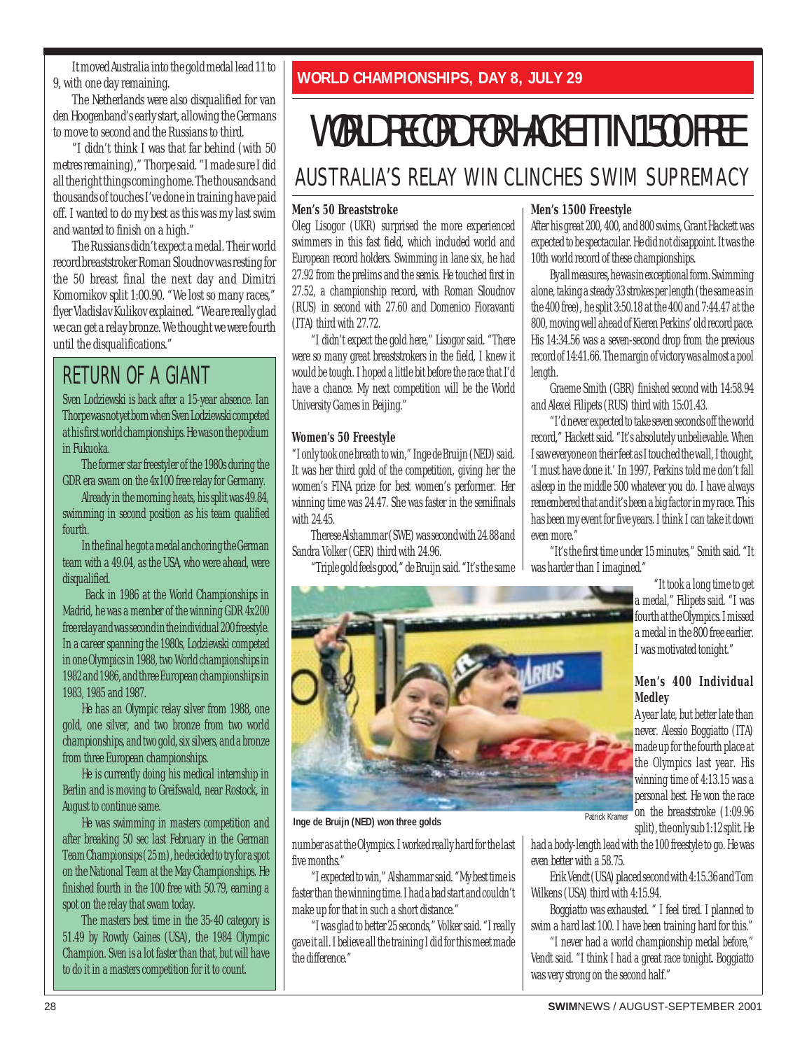It moved Australia into the gold medal lead 11 to 9, with one day remaining.

The Netherlands were also disqualified for van den Hoogenband's early start, allowing the Germans to move to second and the Russians to third.

"I didn't think I was that far behind (with 50 metres remaining)," Thorpe said. "I made sure I did all the right things coming home. The thousands and thousands of touches I've done in training have paid off. I wanted to do my best as this was my last swim and wanted to finish on a high."

The Russians didn't expect a medal. Their world record breaststroker Roman Sloudnov was resting for the 50 breast final the next day and Dimitri Komornikov split 1:00.90. "We lost so many races," flyer Vladislav Kulikov explained. "We are really glad we can get a relay bronze. We thought we were fourth until the disqualifications."

## RETURN OF A GIANT

Sven Lodziewski is back after a 15-year absence. Ian Thorpe was not yet born when Sven Lodziewski competed at his first world championships. He was on the podium in Fukuoka.

The former star freestyler of the 1980s during the GDR era swam on the 4x100 free relay for Germany.

Already in the morning heats, his split was 49.84, swimming in second position as his team qualified fourth.

In the final he got a medal anchoring the German team with a 49.04, as the USA, who were ahead, were disqualified.

Back in 1986 at the World Championships in Madrid, he was a member of the winning GDR 4x200 free relay and was second in the individual 200 freestyle. In a career spanning the 1980s, Lodziewski competed in one Olympics in 1988, two World championships in 1982 and 1986, and three European championships in 1983, 1985 and 1987.

He has an Olympic relay silver from 1988, one gold, one silver, and two bronze from two world championships, and two gold, six silvers, and a bronze from three European championships.

He is currently doing his medical internship in Berlin and is moving to Greifswald, near Rostock, in August to continue same.

He was swimming in masters competition and after breaking 50 sec last February in the German Team Championsips (25m), he decided to try for a spot on the National Team at the May Championships. He finished fourth in the 100 free with 50.79, earning a spot on the relay that swam today.

The masters best time in the 35-40 category is 51.49 by Rowdy Gaines (USA), the 1984 Olympic Champion. Sven is a lot faster than that, but will have to do it in a masters competition for it to count.

**WORLD CHAMPIONSHIPS, DAY 8, JULY 29**

# WORLD RECORD FOR HACKETT IN 1500 FREE

## AUSTRALIA'S RELAY WIN CLINCHES SWIM SUPREMACY

### Men's 50 Breaststroke

Oleg Lisogor (UKR) surprised the more experienced swimmers in this fast field, which included world and European record holders. Swimming in lane six, he had 27.92 from the prelims and the semis. He touched first in 27.52, a championship record, with Roman Sloudnov (RUS) in second with 27.60 and Domenico Fioravanti (ITA) third with 27.72.

"I didn't expect the gold here," Lisogor said. "There were so many great breaststrokers in the field, I knew it would be tough. I hoped a little bit before the race that I'd have a chance. My next competition will be the World University Games in Beijing."

### Women's 50 Freestyle

"I only took one breath to win," Inge de Bruijn (NED) said. It was her third gold of the competition, giving her the women's FINA prize for best women's performer. Her winning time was 24.47. She was faster in the semifinals with 24.45.

Therese Alshammar (SWE) was second with 24.88 and Sandra Volker (GER) third with 24.96.

"Triple gold feels good," de Bruijn said. "It's the same number as at the Olympics. I worked really hard for the last five months."

"I expected to win," Alshammar said. "My best time is faster than the winning time. I had a bad start and couldn't make up for that in such a short distance."

"I was glad to better 25 seconds," Volker said. "I really gave it all. I believe all the training I did for this meet made the difference."

Inge de Bruijn (NED) won three golds

Patrick Kramer

### Men's 1500 Freestyle

After his great 200, 400, and 800 swims, Grant Hackett was expected to be spectacular. He did not disappoint. It was the 10th world record of these championships.

By all measures, he was in exceptional form. Swimming alone, taking a steady 33 strokes per length (the same as in the 400 free), he split 3:50.18 at the 400 and 7:44.47 at the 800, moving well ahead of Kieren Perkins' old record pace. His 14:34.56 was a seven-second drop from the previous record of 14:41.66. The margin of victory was almost a pool length.

Graeme Smith (GBR) finished second with 14:58.94 and Alexei Filipets (RUS) third with 15:01.43.

"I'd never expected to take seven seconds off the world record," Hackett said. "It's absolutely unbelievable. When I saw everyone on their feet as I touched the wall, I thought, 'I must have done it.' In 1997, Perkins told me don't fall asleep in the middle 500 whatever you do. I have always remembered that and it's been a big factor in my race. This has been my event for five years. I think I can take it down even more."

"It's the first time under 15 minutes," Smith said. "It was harder than I imagined."

"It took a long time to get a medal," Filipets said. "I was fourth at the Olympics. I missed a medal in the 800 free earlier. I was motivated tonight."

### Men's 400 Individual Medley

A year late, but better late than never. Alessio Boggiatto (ITA) made up for the fourth place at the Olympics last year. His winning time of 4:13.15 was a personal best. He won the race on the breaststroke (1:09.96 split), the only sub 1:12 split. He had a body-length lead with the 100 freestyle to go. He was even better with a 58.75.

Erik Vendt (USA) placed second with 4:15.36 and Tom Wilkens (USA) third with 4:15.94.

Boggiatto was exhausted. " I feel tired. I planned to swim a hard last 100. I have been training hard for this."

"I never had a world championship medal before," Vendt said. "I think I had a great race tonight. Boggiatto was very strong on the second half."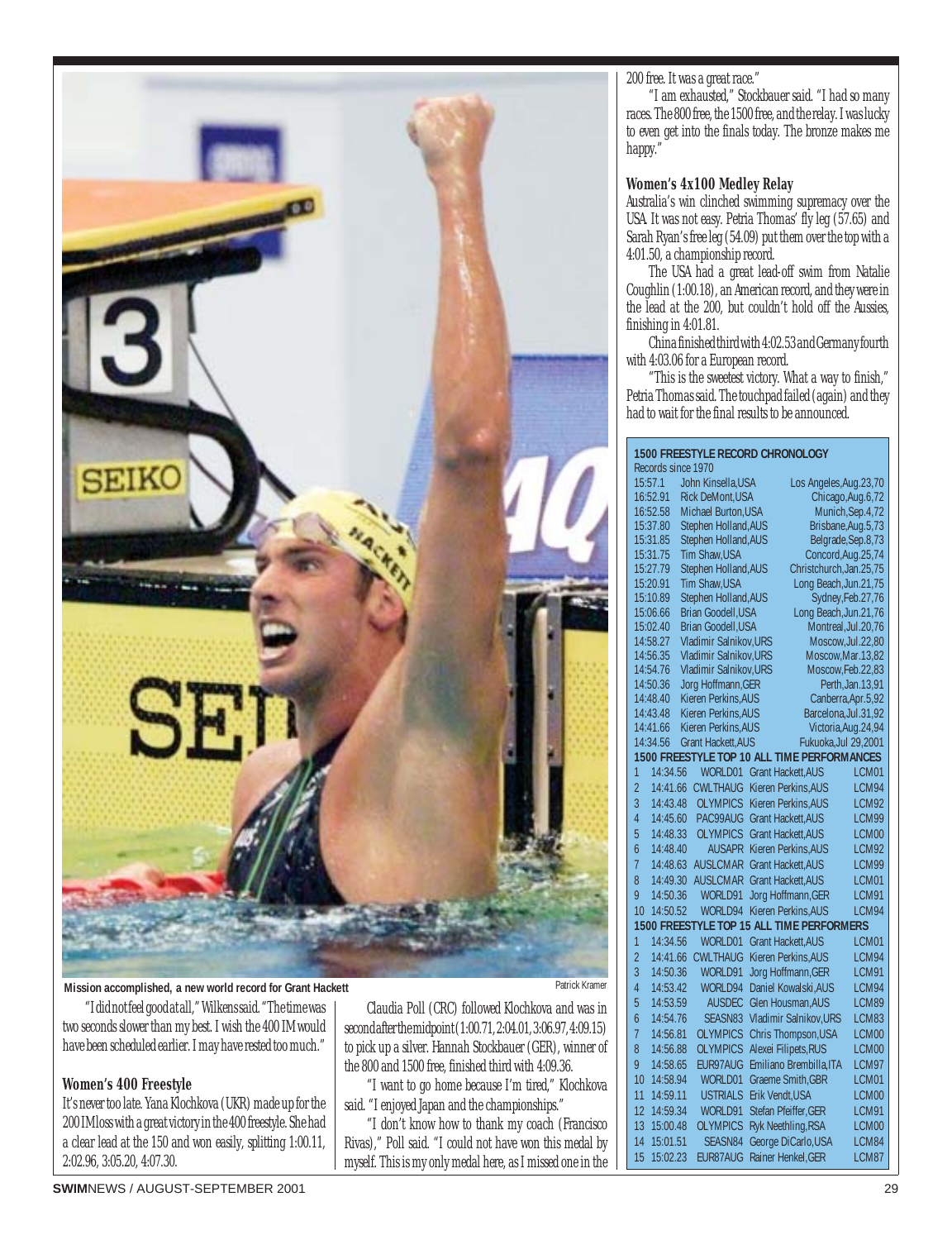Mission accomplished, a new world record for Grant Hackett

Patrick Kramer

"I did not feel good at all," Wilkens said. "The time was two seconds slower than my best. I wish the 400 IM would have been scheduled earlier. I may have rested too much."

### Women's 400 Freestyle

It's never too late. Yana Klochkova (UKR) made up for the 200 IM loss with a great victory in the 400 freestyle. She had a clear lead at the 150 and won easily, splitting 1:00.11, 2:02.96, 3:05.20, 4:07.30.

Claudia Poll (CRC) followed Klochkova and was in second after the midpoint (1:00.71, 2:04.01, 3:06.97, 4:09.15) to pick up a silver. Hannah Stockbauer (GER), winner of the 800 and 1500 free, finished third with 4:09.36.

"I want to go home because I'm tired," Klochkova said. "I enjoyed Japan and the championships."

"I don't know how to thank my coach (Francisco Rivas)," Poll said. "I could not have won this medal by myself. This is my only medal here, as I missed one in the 200 free. It was a great race."

"I am exhausted," Stockbauer said. "I had so many races. The 800 free, the 1500 free, and the relay. I was lucky to even get into the finals today. The bronze makes me happy."

### Women's 4x100 Medley Relay

Australia's win clinched swimming supremacy over the USA. It was not easy. Petria Thomas' fly leg (57.65) and Sarah Ryan's free leg (54.09) put them over the top with a 4:01.50, a championship record.

The USA had a great lead-off swim from Natalie Coughlin (1:00.18), an American record, and they were in the lead at the 200, but couldn't hold off the Aussies, finishing in 4:01.81.

China finished third with 4:02.53 and Germany fourth with 4:03.06 for a European record.

"This is the sweetest victory. What a way to finish," Petria Thomas said. The touchpad failed (again) and they had to wait for the final results to be announced.

**1500 FREESTYLE RECORD CHRONOLOGY**

Records since 1970

| Time | Swimmer | Place, Date |
|---|---|---|
| 15:57.1 | John Kinsella,USA | Los Angeles,Aug.23,70 |
| 16:52.91 | Rick DeMont,USA | Chicago,Aug.6,72 |
| 16:52.58 | Michael Burton,USA | Munich,Sep.4,72 |
| 15:37.80 | Stephen Holland,AUS | Brisbane,Aug.5,73 |
| 15:31.85 | Stephen Holland,AUS | Belgrade,Sep.8,73 |
| 15:31.75 | Tim Shaw,USA | Concord,Aug.25,74 |
| 15:27.79 | Stephen Holland,AUS | Christchurch,Jan.25,75 |
| 15:20.91 | Tim Shaw,USA | Long Beach,Jun.21,75 |
| 15:10.89 | Stephen Holland,AUS | Sydney,Feb.27,76 |
| 15:06.66 | Brian Goodell,USA | Long Beach,Jun.21,76 |
| 15:02.40 | Brian Goodell,USA | Montreal,Jul.20,76 |
| 14:58.27 | Vladimir Salnikov,URS | Moscow,Jul.22,80 |
| 14:56.35 | Vladimir Salnikov,URS | Moscow,Mar.13,82 |
| 14:54.76 | Vladimir Salnikov,URS | Moscow,Feb.22,83 |
| 14:50.36 | Jorg Hoffmann,GER | Perth,Jan.13,91 |
| 14:48.40 | Kieren Perkins,AUS | Canberra,Apr.5,92 |
| 14:43.48 | Kieren Perkins,AUS | Barcelona,Jul.31,92 |
| 14:41.66 | Kieren Perkins,AUS | Victoria,Aug.24,94 |
| 14:34.56 | Grant Hackett,AUS | Fukuoka,Jul 29,2001 |

**1500 FREESTYLE TOP 10 ALL TIME PERFORMANCES**

| # | Time | Meet | Swimmer | Course |
|---|---|---|---|---|
| 1 | 14:34.56 | WORLD01 | Grant Hackett,AUS | LCM01 |
| 2 | 14:41.66 | CWLTHAUG | Kieren Perkins,AUS | LCM94 |
| 3 | 14:43.48 | OLYMPICS | Kieren Perkins,AUS | LCM92 |
| 4 | 14:45.60 | PAC99AUG | Grant Hackett,AUS | LCM99 |
| 5 | 14:48.33 | OLYMPICS | Grant Hackett,AUS | LCM00 |
| 6 | 14:48.40 | AUSAPR | Kieren Perkins,AUS | LCM92 |
| 7 | 14:48.63 | AUSLCMAR | Grant Hackett,AUS | LCM99 |
| 8 | 14:49.30 | AUSLCMAR | Grant Hackett,AUS | LCM01 |
| 9 | 14:50.36 | WORLD91 | Jorg Hoffmann,GER | LCM91 |
| 10 | 14:50.52 | WORLD94 | Kieren Perkins,AUS | LCM94 |

**1500 FREESTYLE TOP 15 ALL TIME PERFORMERS**

| # | Time | Meet | Swimmer | Course |
|---|---|---|---|---|
| 1 | 14:34.56 | WORLD01 | Grant Hackett,AUS | LCM01 |
| 2 | 14:41.66 | CWLTHAUG | Kieren Perkins,AUS | LCM94 |
| 3 | 14:50.36 | WORLD91 | Jorg Hoffmann,GER | LCM91 |
| 4 | 14:53.42 | WORLD94 | Daniel Kowalski,AUS | LCM94 |
| 5 | 14:53.59 | AUSDEC | Glen Housman,AUS | LCM89 |
| 6 | 14:54.76 | SEASN83 | Vladimir Salnikov,URS | LCM83 |
| 7 | 14:56.81 | OLYMPICS | Chris Thompson,USA | LCM00 |
| 8 | 14:56.88 | OLYMPICS | Alexei Filipets,RUS | LCM00 |
| 9 | 14:58.65 | EUR97AUG | Emiliano Brembilla,ITA | LCM97 |
| 10 | 14:58.94 | WORLD01 | Graeme Smith,GBR | LCM01 |
| 11 | 14:59.11 | USTRIALS | Erik Vendt,USA | LCM00 |
| 12 | 14:59.34 | WORLD91 | Stefan Pfeiffer,GER | LCM91 |
| 13 | 15:00.48 | OLYMPICS | Ryk Neethling,RSA | LCM00 |
| 14 | 15:01.51 | SEASN84 | George DiCarlo,USA | LCM84 |
| 15 | 15:02.23 | EUR87AUG | Rainer Henkel,GER | LCM87 |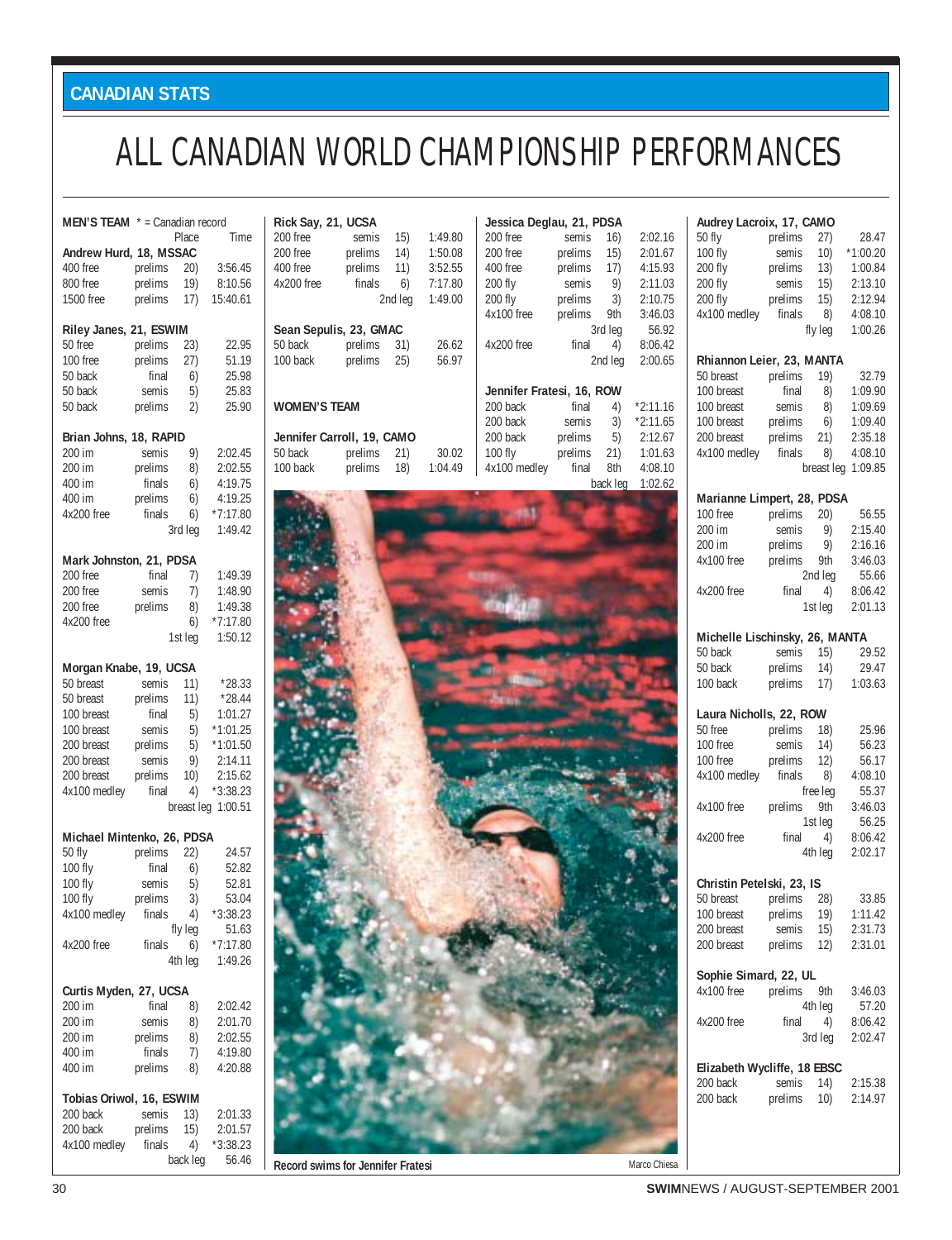## CANADIAN STATS

# ALL CANADIAN WORLD CHAMPIONSHIP PERFORMANCES

**MEN'S TEAM** * = Canadian record

| | | Place | Time |
|---|---|---|---|
| **Andrew Hurd, 18, MSSAC** | | | |
| 400 free | prelims | 20) | 3:56.45 |
| 800 free | prelims | 19) | 8:10.56 |
| 1500 free | prelims | 17) | 15:40.61 |
| **Riley Janes, 21, ESWIM** | | | |
| 50 free | prelims | 23) | 22.95 |
| 100 free | prelims | 27) | 51.19 |
| 50 back | final | 6) | 25.98 |
| 50 back | semis | 5) | 25.83 |
| 50 back | prelims | 2) | 25.90 |
| **Brian Johns, 18, RAPID** | | | |
| 200 im | semis | 9) | 2:02.45 |
| 200 im | prelims | 8) | 2:02.55 |
| 400 im | finals | 6) | 4:19.75 |
| 400 im | prelims | 6) | 4:19.25 |
| 4x200 free | finals | 6) | *7:17.80 |
| | | 3rd leg | 1:49.42 |
| **Mark Johnston, 21, PDSA** | | | |
| 200 free | final | 7) | 1:49.39 |
| 200 free | semis | 7) | 1:48.90 |
| 200 free | prelims | 8) | 1:49.38 |
| 4x200 free | | 6) | *7:17.80 |
| | | 1st leg | 1:50.12 |
| **Morgan Knabe, 19, UCSA** | | | |
| 50 breast | semis | 11) | *28.33 |
| 50 breast | prelims | 11) | *28.44 |
| 100 breast | final | 5) | 1:01.27 |
| 100 breast | semis | 5) | *1:01.25 |
| 200 breast | prelims | 5) | *1:01.50 |
| 200 breast | semis | 9) | 2:14.11 |
| 200 breast | prelims | 10) | 2:15.62 |
| 4x100 medley | final | 4) | *3:38.23 |
| | | breast leg | 1:00.51 |
| **Michael Mintenko, 26, PDSA** | | | |
| 50 fly | prelims | 22) | 24.57 |
| 100 fly | final | 6) | 52.82 |
| 100 fly | semis | 5) | 52.81 |
| 100 fly | prelims | 3) | 53.04 |
| 4x100 medley | finals | 4) | *3:38.23 |
| | | fly leg | 51.63 |
| 4x200 free | finals | 6) | *7:17.80 |
| | | 4th leg | 1:49.26 |
| **Curtis Myden, 27, UCSA** | | | |
| 200 im | final | 8) | 2:02.42 |
| 200 im | semis | 8) | 2:01.70 |
| 200 im | prelims | 8) | 2:02.55 |
| 400 im | finals | 7) | 4:19.80 |
| 400 im | prelims | 8) | 4:20.88 |
| **Tobias Oriwol, 16, ESWIM** | | | |
| 200 back | semis | 13) | 2:01.33 |
| 200 back | prelims | 15) | 2:01.57 |
| 4x100 medley | finals | 4) | *3:38.23 |
| | | back leg | 56.46 |
| **Rick Say, 21, UCSA** | | | |
| 200 free | semis | 15) | 1:49.80 |
| 200 free | prelims | 14) | 1:50.08 |
| 400 free | prelims | 11) | 3:52.55 |
| 4x200 free | finals | 6) | 7:17.80 |
| | | 2nd leg | 1:49.00 |
| **Sean Sepulis, 23, GMAC** | | | |
| 50 back | prelims | 31) | 26.62 |
| 100 back | prelims | 25) | 56.97 |

**WOMEN'S TEAM**

| | | Place | Time |
|---|---|---|---|
| **Jennifer Carroll, 19, CAMO** | | | |
| 50 back | prelims | 21) | 30.02 |
| 100 back | prelims | 18) | 1:04.49 |
| **Jessica Deglau, 21, PDSA** | | | |
| 200 free | semis | 16) | 2:02.16 |
| 200 free | prelims | 15) | 2:01.67 |
| 400 free | prelims | 17) | 4:15.93 |
| 200 fly | semis | 9) | 2:11.03 |
| 200 fly | prelims | 3) | 2:10.75 |
| 4x100 free | prelims | 9th | 3:46.03 |
| | | 3rd leg | 56.92 |
| 4x200 free | final | 4) | 8:06.42 |
| | | 2nd leg | 2:00.65 |
| **Jennifer Fratesi, 16, ROW** | | | |
| 200 back | final | 4) | *2:11.16 |
| 200 back | semis | 3) | *2:11.65 |
| 200 back | prelims | 5) | 2:12.67 |
| 100 fly | prelims | 21) | 1:01.63 |
| 4x100 medley | final | 8th | 4:08.10 |
| | | back leg | 1:02.62 |
| **Audrey Lacroix, 17, CAMO** | | | |
| 50 fly | prelims | 27) | 28.47 |
| 100 fly | semis | 10) | *1:00.20 |
| 200 fly | prelims | 13) | 1:00.84 |
| 200 fly | semis | 15) | 2:13.10 |
| 200 fly | prelims | 15) | 2:12.94 |
| 4x100 medley | finals | 8) | 4:08.10 |
| | | fly leg | 1:00.26 |
| **Rhiannon Leier, 23, MANTA** | | | |
| 50 breast | prelims | 19) | 32.79 |
| 100 breast | final | 8) | 1:09.90 |
| 100 breast | semis | 8) | 1:09.69 |
| 100 breast | prelims | 6) | 1:09.40 |
| 200 breast | prelims | 21) | 2:35.18 |
| 4x100 medley | finals | 8) | 4:08.10 |
| | | breast leg | 1:09.85 |
| **Marianne Limpert, 28, PDSA** | | | |
| 100 free | prelims | 20) | 56.55 |
| 200 im | semis | 9) | 2:15.40 |
| 200 im | prelims | 9) | 2:16.16 |
| 4x100 free | prelims | 9th | 3:46.03 |
| | | 2nd leg | 55.66 |
| 4x200 free | final | 4) | 8:06.42 |
| | | 1st leg | 2:01.13 |
| **Michelle Lischinsky, 26, MANTA** | | | |
| 50 back | semis | 15) | 29.52 |
| 50 back | prelims | 14) | 29.47 |
| 100 back | prelims | 17) | 1:03.63 |
| **Laura Nicholls, 22, ROW** | | | |
| 50 free | prelims | 18) | 25.96 |
| 100 free | semis | 14) | 56.23 |
| 100 free | prelims | 12) | 56.17 |
| 4x100 medley | finals | 8) | 4:08.10 |
| | | free leg | 55.37 |
| 4x100 free | prelims | 9th | 3:46.03 |
| | | 1st leg | 56.25 |
| 4x200 free | final | 4) | 8:06.42 |
| | | 4th leg | 2:02.17 |
| **Christin Petelski, 23, IS** | | | |
| 50 breast | prelims | 28) | 33.85 |
| 100 breast | prelims | 19) | 1:11.42 |
| 200 breast | semis | 15) | 2:31.73 |
| 200 breast | prelims | 12) | 2:31.01 |
| **Sophie Simard, 22, UL** | | | |
| 4x100 free | prelims | 9th | 3:46.03 |
| | | 4th leg | 57.20 |
| 4x200 free | final | 4) | 8:06.42 |
| | | 3rd leg | 2:02.47 |
| **Elizabeth Wycliffe, 18 EBSC** | | | |
| 200 back | semis | 14) | 2:15.38 |
| 200 back | prelims | 10) | 2:14.97 |

**Record swims for Jennifer Fratesi** Marco Chiesa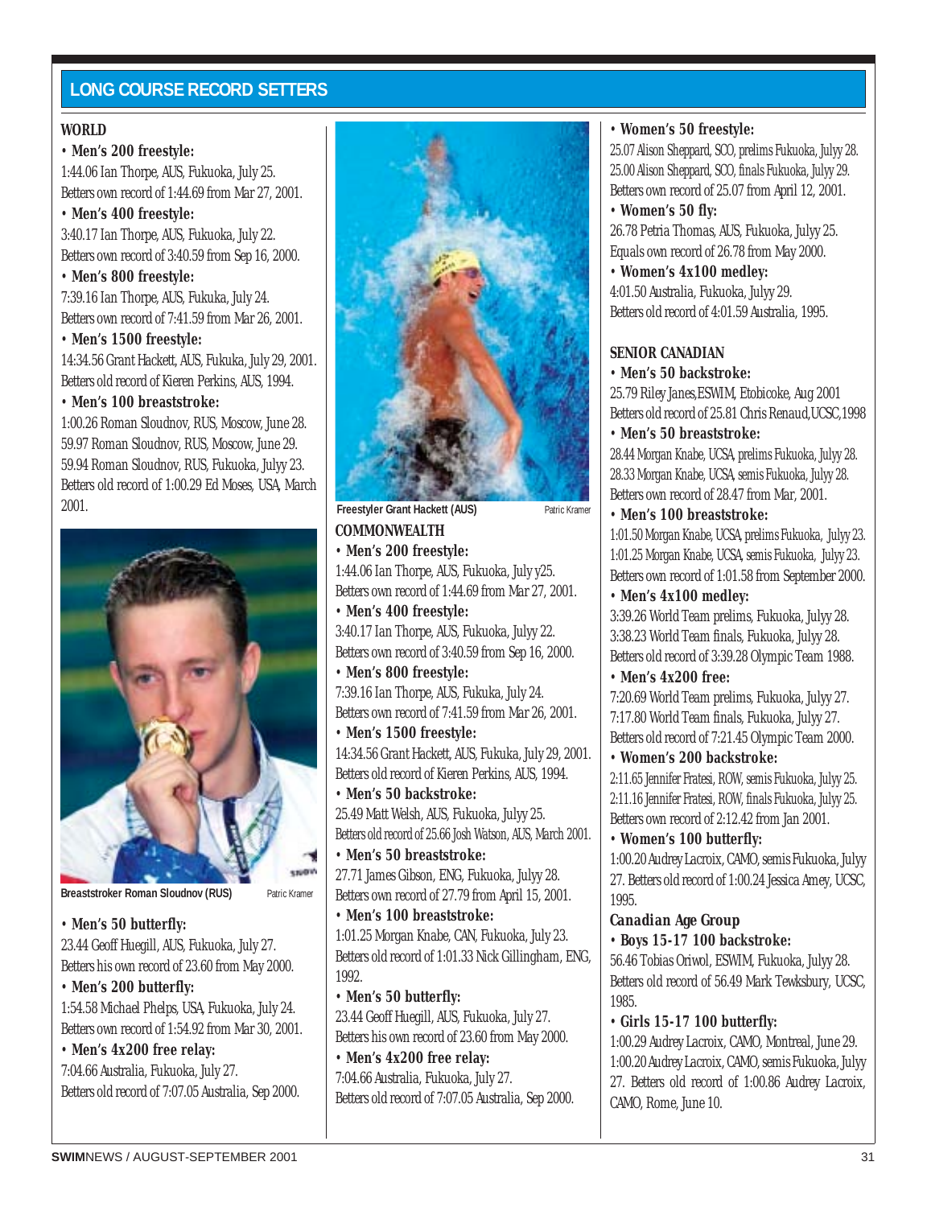## LONG COURSE RECORD SETTERS

### WORLD

**• Men's 200 freestyle:**
1:44.06 Ian Thorpe, AUS, Fukuoka, July 25.
Betters own record of 1:44.69 from Mar 27, 2001.

**• Men's 400 freestyle:**
3:40.17 Ian Thorpe, AUS, Fukuoka, July 22.
Betters own record of 3:40.59 from Sep 16, 2000.

**• Men's 800 freestyle:**
7:39.16 Ian Thorpe, AUS, Fukuka, July 24.
Betters own record of 7:41.59 from Mar 26, 2001.

**• Men's 1500 freestyle:**
14:34.56 Grant Hackett, AUS, Fukuka, July 29, 2001.
Betters old record of Kieren Perkins, AUS, 1994.

**• Men's 100 breaststroke:**
1:00.26 Roman Sloudnov, RUS, Moscow, June 28.
59.97 Roman Sloudnov, RUS, Moscow, June 29.
59.94 Roman Sloudnov, RUS, Fukuoka, Julyy 23.
Betters old record of 1:00.29 Ed Moses, USA, March 2001.

Breaststroker Roman Sloudnov (RUS) — Patric Kramer

**• Men's 50 butterfly:**
23.44 Geoff Huegill, AUS, Fukuoka, July 27.
Betters his own record of 23.60 from May 2000.

**• Men's 200 butterfly:**
1:54.58 Michael Phelps, USA, Fukuoka, July 24.
Betters own record of 1:54.92 from Mar 30, 2001.

**• Men's 4x200 free relay:**
7:04.66 Australia, Fukuoka, July 27.
Betters old record of 7:07.05 Australia, Sep 2000.

Freestyler Grant Hackett (AUS) — Patric Kramer

### COMMONWEALTH

**• Men's 200 freestyle:**
1:44.06 Ian Thorpe, AUS, Fukuoka, July y25.
Betters own record of 1:44.69 from Mar 27, 2001.

**• Men's 400 freestyle:**
3:40.17 Ian Thorpe, AUS, Fukuoka, Julyy 22.
Betters own record of 3:40.59 from Sep 16, 2000.

**• Men's 800 freestyle:**
7:39.16 Ian Thorpe, AUS, Fukuka, July 24.
Betters own record of 7:41.59 from Mar 26, 2001.

**• Men's 1500 freestyle:**
14:34.56 Grant Hackett, AUS, Fukuka, July 29, 2001.
Betters old record of Kieren Perkins, AUS, 1994.

**• Men's 50 backstroke:**
25.49 Matt Welsh, AUS, Fukuoka, Julyy 25.
Betters old record of 25.66 Josh Watson, AUS, March 2001.

**• Men's 50 breaststroke:**
27.71 James Gibson, ENG, Fukuoka, Julyy 28.
Betters own record of 27.79 from April 15, 2001.

**• Men's 100 breaststroke:**
1:01.25 Morgan Knabe, CAN, Fukuoka, July 23.
Betters old record of 1:01.33 Nick Gillingham, ENG, 1992.

**• Men's 50 butterfly:**
23.44 Geoff Huegill, AUS, Fukuoka, July 27.
Betters his own record of 23.60 from May 2000.

**• Men's 4x200 free relay:**
7:04.66 Australia, Fukuoka, July 27.
Betters old record of 7:07.05 Australia, Sep 2000.

**• Women's 50 freestyle:**
25.07 Alison Sheppard, SCO, prelims Fukuoka, Julyy 28.
25.00 Alison Sheppard, SCO, finals Fukuoka, Julyy 29.
Betters own record of 25.07 from April 12, 2001.

**• Women's 50 fly:**
26.78 Petria Thomas, AUS, Fukuoka, Julyy 25.
Equals own record of 26.78 from May 2000.

**• Women's 4x100 medley:**
4:01.50 Australia, Fukuoka, Julyy 29.
Betters old record of 4:01.59 Australia, 1995.

### SENIOR CANADIAN

**• Men's 50 backstroke:**
25.79 Riley Janes,ESWIM, Etobicoke, Aug 2001
Betters old record of 25.81 Chris Renaud,UCSC,1998

**• Men's 50 breaststroke:**
28.44 Morgan Knabe, UCSA, prelims Fukuoka, Julyy 28.
28.33 Morgan Knabe, UCSA, semis Fukuoka, Julyy 28.
Betters own record of 28.47 from Mar, 2001.

**• Men's 100 breaststroke:**
1:01.50 Morgan Knabe, UCSA, prelims Fukuoka, Julyy 23.
1:01.25 Morgan Knabe, UCSA, semis Fukuoka, Julyy 23.
Betters own record of 1:01.58 from September 2000.

**• Men's 4x100 medley:**
3:39.26 World Team prelims, Fukuoka, Julyy 28.
3:38.23 World Team finals, Fukuoka, Julyy 28.
Betters old record of 3:39.28 Olympic Team 1988.

**• Men's 4x200 free:**
7:20.69 World Team prelims, Fukuoka, Julyy 27.
7:17.80 World Team finals, Fukuoka, Julyy 27.
Betters old record of 7:21.45 Olympic Team 2000.

**• Women's 200 backstroke:**
2:11.65 Jennifer Fratesi, ROW, semis Fukuoka, Julyy 25.
2:11.16 Jennifer Fratesi, ROW, finals Fukuoka, Julyy 25.
Betters own record of 2:12.42 from Jan 2001.

**• Women's 100 butterfly:**
1:00.20 Audrey Lacroix, CAMO, semis Fukuoka, Julyy 27. Betters old record of 1:00.24 Jessica Amey, UCSC, 1995.

### Canadian Age Group

**• Boys 15-17 100 backstroke:**
56.46 Tobias Oriwol, ESWIM, Fukuoka, Julyy 28.
Betters old record of 56.49 Mark Tewksbury, UCSC, 1985.

**• Girls 15-17 100 butterfly:**
1:00.29 Audrey Lacroix, CAMO, Montreal, June 29.
1:00.20 Audrey Lacroix, CAMO, semis Fukuoka, Julyy 27. Betters old record of 1:00.86 Audrey Lacroix, CAMO, Rome, June 10.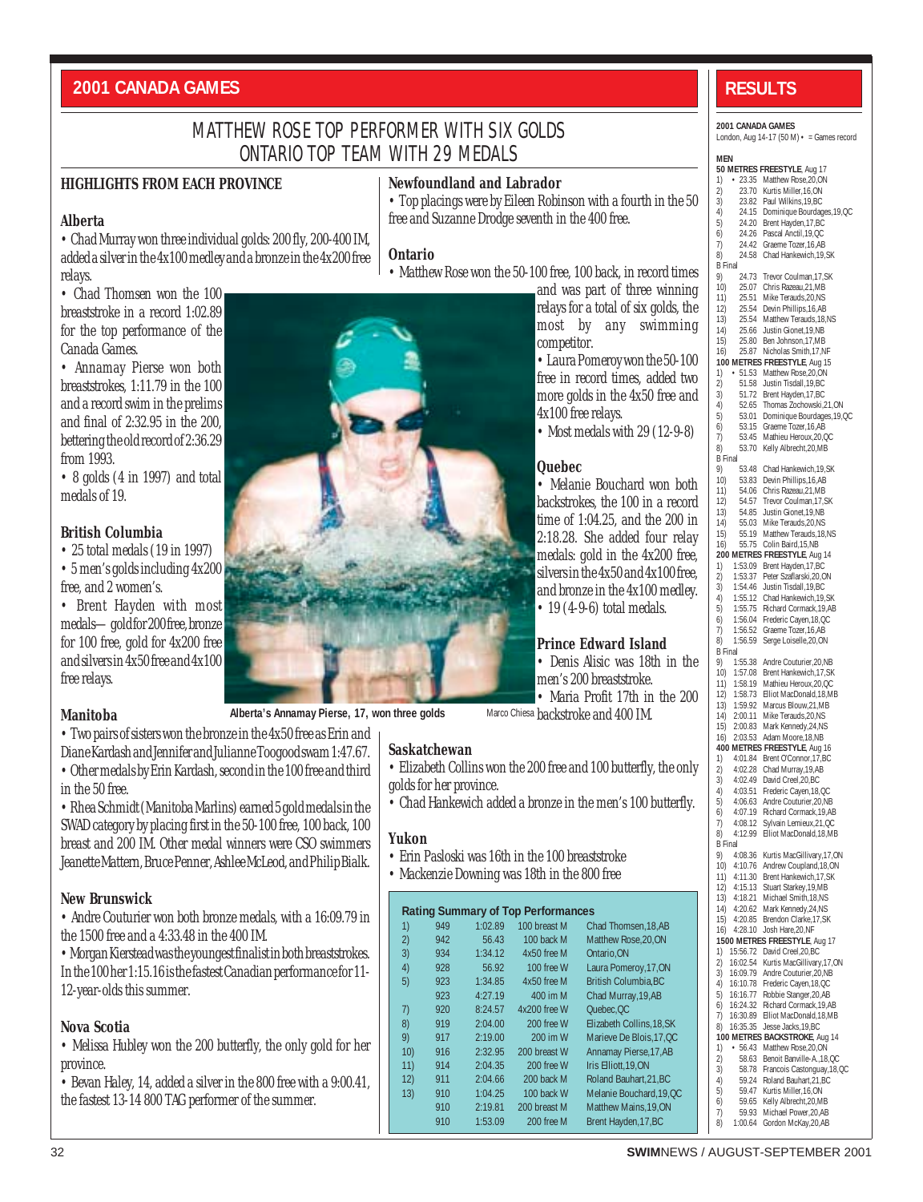## 2001 CANADA GAMES

# MATTHEW ROSE TOP PERFORMER WITH SIX GOLDS ONTARIO TOP TEAM WITH 29 MEDALS

### HIGHLIGHTS FROM EACH PROVINCE

### Alberta

- Chad Murray won three individual golds: 200 fly, 200-400 IM, added a silver in the 4x100 medley and a bronze in the 4x200 free relays.
- Chad Thomsen won the 100 breaststroke in a record 1:02.89 for the top performance of the Canada Games.
- Annamay Pierse won both breaststrokes, 1:11.79 in the 100 and a record swim in the prelims and final of 2:32.95 in the 200, bettering the old record of 2:36.29 from 1993.
- 8 golds (4 in 1997) and total medals of 19.

### British Columbia

- 25 total medals (19 in 1997)
- 5 men's golds including 4x200 free, and 2 women's.
- Brent Hayden with most medals—gold for 200 free, bronze for 100 free, gold for 4x200 free and silvers in 4x50 free and 4x100 free relays.

Alberta's Annamay Pierse, 17, won three golds

Marco Chiesa

### Manitoba

- Two pairs of sisters won the bronze in the 4x50 free as Erin and Diane Kardash and Jennifer and Julianne Toogood swam 1:47.67.
- Other medals by Erin Kardash, second in the 100 free and third in the 50 free.
- Rhea Schmidt (Manitoba Marlins) earned 5 gold medals in the SWAD category by placing first in the 50-100 free, 100 back, 100 breast and 200 IM. Other medal winners were CSO swimmers Jeanette Mattern, Bruce Penner, Ashlee McLeod, and Philip Bialk.

### New Brunswick

- Andre Couturier won both bronze medals, with a 16:09.79 in the 1500 free and a 4:33.48 in the 400 IM.
- Morgan Kierstead was the youngest finalist in both breaststrokes. In the 100 her 1:15.16 is the fastest Canadian performance for 11-12-year-olds this summer.

### Nova Scotia

- Melissa Hubley won the 200 butterfly, the only gold for her province.
- Bevan Haley, 14, added a silver in the 800 free with a 9:00.41, the fastest 13-14 800 TAG performer of the summer.

### Newfoundland and Labrador

- Top placings were by Eileen Robinson with a fourth in the 50 free and Suzanne Drodge seventh in the 400 free.

### Ontario

- Matthew Rose won the 50-100 free, 100 back, in record times and was part of three winning relays for a total of six golds, the most by any swimming competitor.
- Laura Pomeroy won the 50-100 free in record times, added two more golds in the 4x50 free and 4x100 free relays.
- Most medals with 29 (12-9-8)

### Quebec

- Melanie Bouchard won both backstrokes, the 100 in a record time of 1:04.25, and the 200 in 2:18.28. She added four relay medals: gold in the 4x200 free, silvers in the 4x50 and 4x100 free, and bronze in the 4x100 medley.
- 19 (4-9-6) total medals.

### Prince Edward Island

- Denis Alisic was 18th in the men's 200 breaststroke.
- Maria Profit 17th in the 200 backstroke and 400 IM.

### Saskatchewan

- Elizabeth Collins won the 200 free and 100 butterfly, the only golds for her province.
- Chad Hankewich added a bronze in the men's 100 butterfly.

### Yukon

- Erin Pasloski was 16th in the 100 breaststroke
- Mackenzie Downing was 18th in the 800 free

**Rating Summary of Top Performances**

| | | | | |
|---|---|---|---|---|
| 1) | 949 | 1:02.89 | 100 breast M | Chad Thomsen,18,AB |
| 2) | 942 | 56.43 | 100 back M | Matthew Rose,20,ON |
| 3) | 934 | 1:34.12 | 4x50 free M | Ontario,ON |
| 4) | 928 | 56.92 | 100 free W | Laura Pomeroy,17,ON |
| 5) | 923 | 1:34.85 | 4x50 free M | British Columbia,BC |
| | 923 | 4:27.19 | 400 im M | Chad Murray,19,AB |
| 7) | 920 | 8:24.57 | 4x200 free W | Quebec,QC |
| 8) | 919 | 2:04.00 | 200 free W | Elizabeth Collins,18,SK |
| 9) | 917 | 2:19.00 | 200 im W | Marieve De Blois,17,QC |
| 10) | 916 | 2:32.95 | 200 breast W | Annamay Pierse,17,AB |
| 11) | 914 | 2:04.35 | 200 free W | Iris Elliott,19,ON |
| 12) | 911 | 2:04.66 | 200 back M | Roland Bauhart,21,BC |
| 13) | 910 | 1:04.25 | 100 back W | Melanie Bouchard,19,QC |
| | 910 | 2:19.81 | 200 breast M | Matthew Mains,19,ON |
| | 910 | 1:53.09 | 200 free M | Brent Hayden,17,BC |

## RESULTS

**2001 CANADA GAMES**
London, Aug 14-17 (50 M) • = Games record

**MEN**

**50 METRES FREESTYLE**, Aug 17
1) • 23.35 Matthew Rose,20,ON
2) 23.70 Kurtis Miller,16,ON
3) 23.82 Paul Wilkins,19,BC
4) 24.15 Dominique Bourdages,19,QC
5) 24.20 Brent Hayden,17,BC
6) 24.26 Pascal Anctil,19,QC
7) 24.42 Graeme Tozer,16,AB
8) 24.58 Chad Hankewich,19,SK
B Final
9) 24.73 Trevor Coulman,17,SK
10) 25.07 Chris Razeau,21,MB
11) 25.51 Mike Terauds,20,NS
12) 25.54 Devin Phillips,16,AB
13) 25.54 Matthew Terauds,18,NS
14) 25.66 Justin Gionet,19,NB
15) 25.80 Ben Johnson,17,MB
16) 25.87 Nicholas Smith,17,NF

**100 METRES FREESTYLE**, Aug 15
1) • 51.53 Matthew Rose,20,ON
2) 51.58 Justin Tisdall,19,BC
3) 51.72 Brent Hayden,17,BC
4) 52.65 Thomas Zochowski,21,ON
5) 53.01 Dominique Bourdages,19,QC
6) 53.15 Graeme Tozer,16,AB
7) 53.45 Mathieu Heroux,20,QC
8) 53.70 Kelly Albrecht,20,MB
B Final
9) 53.48 Chad Hankewich,19,SK
10) 53.83 Devin Phillips,16,AB
11) 54.06 Chris Razeau,21,MB
12) 54.57 Trevor Coulman,17,SK
13) 54.85 Justin Gionet,19,NB
14) 55.03 Mike Terauds,20,NS
15) 55.19 Matthew Terauds,18,NS
16) 55.75 Colin Baird,15,NB

**200 METRES FREESTYLE**, Aug 14
1) 1:53.09 Brent Hayden,17,BC
2) 1:53.37 Peter Szaflarski,20,ON
3) 1:54.46 Justin Tisdall,19,BC
4) 1:55.12 Chad Hankewich,19,SK
5) 1:55.75 Richard Cormack,19,AB
6) 1:56.04 Frederic Cayen,18,QC
7) 1:56.52 Graeme Tozer,16,AB
8) 1:56.59 Serge Loiselle,20,ON
B Final
9) 1:55.38 Andre Couturier,20,NB
10) 1:57.08 Brent Hankewich,17,SK
11) 1:58.19 Mathieu Heroux,20,QC
12) 1:58.73 Elliot MacDonald,18,MB
13) 1:59.92 Marcus Blouw,21,MB
14) 2:00.11 Mike Terauds,20,NS
15) 2:00.83 Mark Kennedy,24,NS
16) 2:03.53 Adam Moore,18,NB

**400 METRES FREESTYLE**, Aug 16
1) 4:01.84 Brent O'Connor,17,BC
2) 4:02.28 Chad Murray,19,AB
3) 4:02.49 David Creel,20,BC
4) 4:03.51 Frederic Cayen,18,QC
5) 4:06.63 Andre Couturier,20,NB
6) 4:07.19 Richard Cormack,19,AB
7) 4:08.12 Sylvain Lemieux,21,QC
8) 4:12.99 Elliot MacDonald,18,MB
B Final
9) 4:08.36 Kurtis MacGillivary,17,ON
10) 4:10.76 Andrew Coupland,18,ON
11) 4:11.30 Brent Hankewich,17,SK
12) 4:15.13 Stuart Starkey,19,MB
13) 4:18.21 Michael Smith,18,NS
14) 4:20.62 Mark Kennedy,24,NS
15) 4:20.85 Brendon Clarke,17,SK
16) 4:28.10 Josh Hare,20,NF

**1500 METRES FREESTYLE**, Aug 17
1) 15:56.72 David Creel,20,BC
2) 16:02.54 Kurtis MacGillivary,17,ON
3) 16:09.79 Andre Couturier,20,NB
4) 16:10.78 Frederic Cayen,18,QC
5) 16:16.77 Robbie Stanger,20,AB
6) 16:24.32 Richard Cormack,19,AB
7) 16:30.89 Elliot MacDonald,18,MB
8) 16:35.35 Jesse Jacks,19,BC

**100 METRES BACKSTROKE**, Aug 14
1) • 56.43 Matthew Rose,20,ON
2) 58.63 Benoit Banville-A.,18,QC
3) 58.78 Francois Castonguay,18,QC
4) 59.24 Roland Bauhart,21,BC
5) 59.47 Kurtis Miller,16,ON
6) 59.65 Kelly Albrecht,20,MB
7) 59.93 Michael Power,20,AB
8) 1:00.64 Gordon McKay,20,AB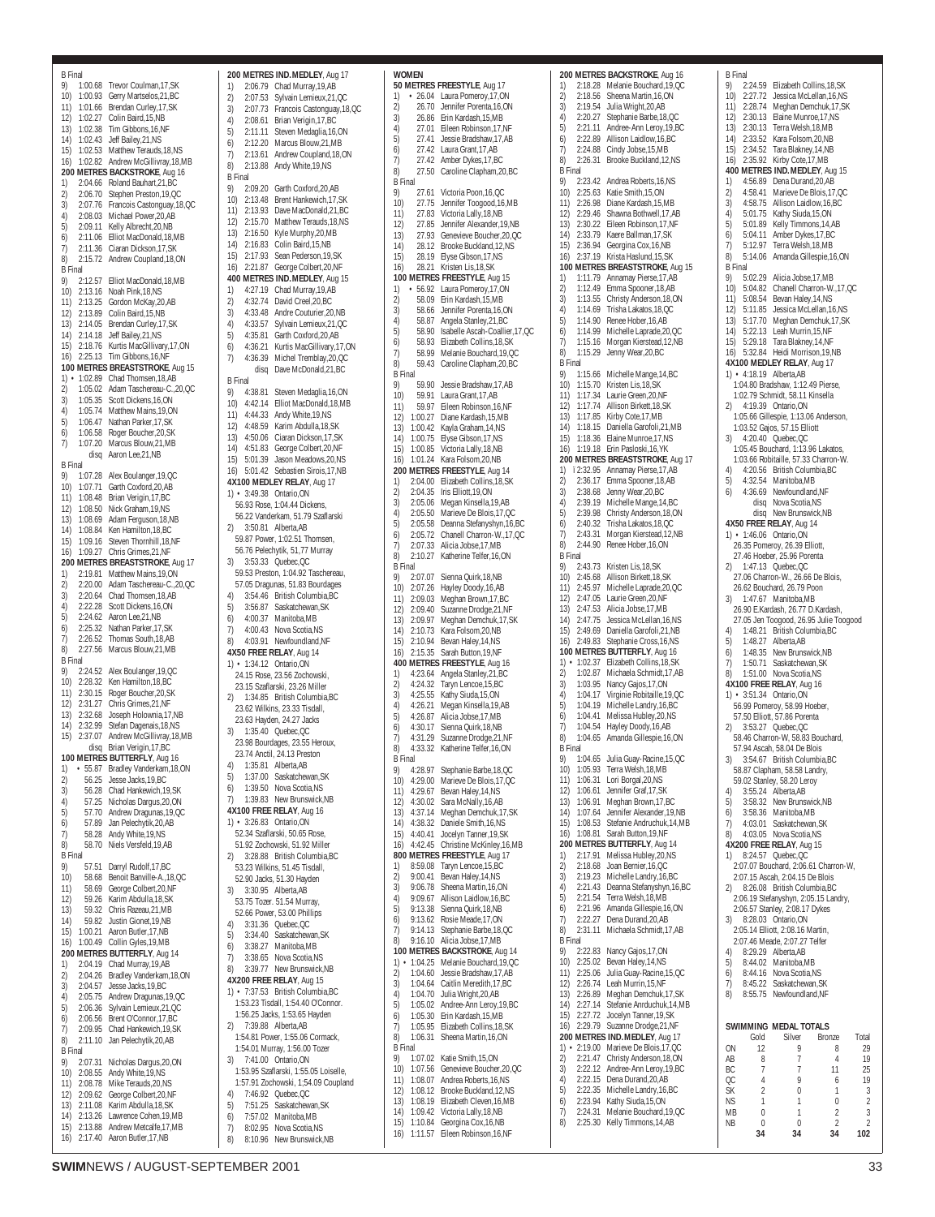B Final
9) 1:00.68 Trevor Coulman,17,SK
10) 1:00.93 Gerry Martselos,21,BC
11) 1:01.66 Brendan Curley,17,SK
12) 1:02.27 Colin Baird,15,NB
13) 1:02.38 Tim Gibbons,16,NF
14) 1:02.43 Jeff Bailey,21,NS
15) 1:02.53 Matthew Terauds,18,NS
16) 1:02.82 Andrew McGillivray,18,MB

**200 METRES BACKSTROKE**, Aug 16
1) 2:04.66 Roland Bauhart,21,BC
2) 2:06.70 Stephen Preston,19,QC
3) 2:07.76 Francois Castonguay,18,QC
4) 2:08.03 Michael Power,20,AB
5) 2:09.11 Kelly Albrecht,20,NB
6) 2:11.06 Elliot MacDonald,18,MB
7) 2:11.36 Ciaran Dickson,17,SK
8) 2:15.72 Andrew Coupland,18,ON
B Final
9) 2:12.57 Elliot MacDonald,18,MB
10) 2:13.16 Noah Pink,18,NS
11) 2:13.25 Gordon McKay,20,AB
12) 2:13.89 Colin Baird,15,NB
13) 2:14.05 Brendan Curley,17,SK
14) 2:14.18 Jeff Bailey,21,NS
15) 2:18.76 Kurtis MacGillivary,17,ON
16) 2:25.13 Tim Gibbons,16,NF

**100 METRES BREASTSTROKE**, Aug 15
1) • 1:02.89 Chad Thomsen,18,AB
2) 1:05.02 Adam Taschereau-C.,20,QC
3) 1:05.35 Scott Dickens,16,ON
4) 1:05.74 Matthew Mains,19,ON
5) 1:06.47 Nathan Parker,17,SK
6) 1:06.58 Roger Boucher,20,SK
7) 1:07.20 Marcus Blouw,21,MB
disq Aaron Lee,21,NB
B Final
9) 1:07.28 Alex Boulanger,19,QC
10) 1:07.71 Garth Coxford,20,AB
11) 1:08.48 Brian Verigin,17,BC
12) 1:08.50 Nick Graham,19,NS
13) 1:08.69 Adam Ferguson,18,NB
14) 1:08.84 Ken Hamilton,18,BC
15) 1:09.16 Steven Thornhill,18,NF
16) 1:09.27 Chris Grimes,21,NF

**200 METRES BREASTSTROKE**, Aug 17
1) 2:19.81 Matthew Mains,19,ON
2) 2:20.00 Adam Taschereau-C.,20,QC
3) 2:20.64 Chad Thomsen,18,AB
4) 2:22.28 Scott Dickens,16,ON
5) 2:24.62 Aaron Lee,21,NB
6) 2:25.32 Nathan Parker,17,SK
7) 2:26.52 Thomas South,18,AB
8) 2:27.56 Marcus Blouw,21,MB
B Final
9) 2:24.52 Alex Boulanger,19,QC
10) 2:28.32 Ken Hamilton,18,BC
11) 2:30.15 Roger Boucher,20,SK
12) 2:31.27 Chris Grimes,21,NF
13) 2:32.68 Joseph Holownia,17,NB
14) 2:32.99 Stefan Dagenais,18,NS
15) 2:37.07 Andrew McGillivray,18,MB
disq Brian Verigin,17,BC

**100 METRES BUTTERFLY**, Aug 16
1) • 55.87 Bradley Vanderkam,18,ON
2) 56.25 Jesse Jacks,19,BC
3) 56.28 Chad Hankewich,19,SK
4) 57.25 Nicholas Dargus,20,ON
5) 57.70 Andrew Dragunas,19,QC
6) 57.89 Jan Pelechytik,20,AB
7) 58.28 Andy White,19,NS
8) 58.70 Niels Versfeld,19,AB
B Final
9) 57.51 Darryl Rudolf,17,BC
10) 58.68 Benoit Banville-A.,18,QC
11) 58.69 George Colbert,20,NF
12) 59.26 Karim Abdulla,18,SK
13) 59.32 Chris Razeau,21,MB
14) 59.82 Justin Gionet,19,NB
15) 1:00.21 Aaron Butler,17,NB
16) 1:00.49 Collin Gyles,19,MB

**200 METRES BUTTERFLY**, Aug 14
1) 2:04.19 Chad Murray,19,AB
2) 2:04.26 Bradley Vanderkam,18,ON
3) 2:04.57 Jesse Jacks,19,BC
4) 2:05.75 Andrew Dragunas,19,QC
5) 2:06.36 Sylvain Lemieux,21,QC
6) 2:06.56 Brent O'Connor,17,BC
7) 2:09.95 Chad Hankewich,19,SK
8) 2:11.10 Jan Pelechytik,20,AB
B Final
9) 2:07.31 Nicholas Dargus,20,ON
10) 2:08.55 Andy White,19,NS
11) 2:08.78 Mike Terauds,20,NS
12) 2:09.62 George Colbert,20,NF
13) 2:11.08 Karim Abdulla,18,SK
14) 2:13.26 Lawrence Cohen,19,MB
15) 2:13.88 Andrew Metcalfe,17,MB
16) 2:17.40 Aaron Butler,17,NB

**200 METRES IND.MEDLEY**, Aug 17
1) 2:06.79 Chad Murray,19,AB
2) 2:07.53 Sylvain Lemieux,21,QC
3) 2:07.73 Francois Castonguay,18,QC
4) 2:08.61 Brian Verigin,17,BC
5) 2:11.11 Steven Medaglia,16,ON
6) 2:12.20 Marcus Blouw,21,MB
7) 2:13.61 Andrew Coupland,18,ON
8) 2:13.88 Andy White,19,NS
B Final
9) 2:09.20 Garth Coxford,20,AB
10) 2:13.48 Brent Hankewich,17,SK
11) 2:13.93 Dave MacDonald,21,BC
12) 2:15.70 Matthew Terauds,18,NS
13) 2:16.50 Kyle Murphy,20,MB
14) 2:16.83 Colin Baird,15,NB
15) 2:17.93 Sean Pederson,19,SK
16) 2:21.87 George Colbert,20,NF

**400 METRES IND.MEDLEY**, Aug 15
1) 4:27.19 Chad Murray,19,AB
2) 4:32.74 David Creel,20,BC
3) 4:33.48 Andre Couturier,20,NB
4) 4:33.57 Sylvain Lemieux,21,QC
5) 4:35.81 Garth Coxford,20,AB
6) 4:36.21 Kurtis MacGillivary,17,ON
7) 4:36.39 Michel Tremblay,20,QC
disq Dave McDonald,21,BC
B Final
9) 4:38.81 Steven Medaglia,16,ON
10) 4:42.14 Elliot MacDonald,18,MB
11) 4:44.33 Andy White,19,NS
12) 4:48.59 Karim Abdulla,18,SK
13) 4:50.06 Ciaran Dickson,17,SK
14) 4:51.83 George Colbert,20,NF
15) 5:01.39 Jason Meadows,20,NS
16) 5:01.42 Sebastien Sirois,17,NB

**4X100 MEDLEY RELAY**, Aug 17
1) • 3:49.38 Ontario,ON
56.93 Rose, 1:04.44 Dickens,
56.22 Vanderkam, 51.79 Szaflarski
2) 3:50.81 Alberta,AB
59.87 Power, 1:02.51 Thomsen,
56.76 Pelechytik, 51,77 Murray
3) 3:53.33 Quebec,QC
59.53 Preston, 1:04.92 Taschereau,
57.05 Dragunas, 51.83 Bourdages
4) 3:54.46 British Columbia,BC
5) 3:56.87 Saskatchewan,SK
6) 4:00.37 Manitoba,MB
7) 4:00.43 Nova Scotia,NS
8) 4:03.91 Newfoundland,NF

**4X50 FREE RELAY**, Aug 14
1) • 1:34.12 Ontario,ON
24.15 Rose, 23.56 Zochowski,
23.15 Szaflarski, 23.26 Miller
2) 1:34.85 British Columbia,BC
23.62 Wilkins, 23.33 Tisdall,
23.63 Hayden, 24.27 Jacks
3) 1:35.40 Quebec,QC
23.98 Bourdages, 23.55 Heroux,
23.74 Anctil, 24.13 Preston
4) 1:35.81 Alberta,AB
5) 1:37.00 Saskatchewan,SK
6) 1:39.50 Nova Scotia,NS
7) 1:39.83 New Brunswick,NB

**4X100 FREE RELAY**, Aug 16
1) • 3:26.83 Ontario,ON
52.34 Szaflarski, 50.65 Rose,
51.92 Zochowski, 51.92 Miller
2) 3:28.88 British Columbia,BC
53.23 Wilkins, 51.45 Tisdall,
52.90 Jacks, 51.30 Hayden
3) 3:30.95 Alberta,AB
53.75 Tozer. 51.54 Murray,
52.66 Power, 53.00 Phillips
4) 3:31.36 Quebec,QC
5) 3:34.40 Saskatchewan,SK
6) 3:38.27 Manitoba,MB
7) 3:38.65 Nova Scotia,NS
8) 3:39.77 New Brunswick,NB

**4X200 FREE RELAY**, Aug 15
1) • 7:37.53 British Columbia,BC
1:53.23 Tisdall, 1:54.40 O'Connor.
1:56.25 Jacks, 1:53.65 Hayden
2) 7:39.88 Alberta,AB
1:54.81 Power, 1:55.06 Cormack,
1:54.01 Murray, 1:56.00 Tozer
3) 7:41.00 Ontario,ON
1:53.95 Szaflarski, 1:55.05 Loiselle,
1:57.91 Zochowski, 1:54.09 Coupland
4) 7:46.92 Quebec,QC
5) 7:51.25 Saskatchewan,SK
6) 7:57.02 Manitoba,MB
7) 8:02.95 Nova Scotia,NS
8) 8:10.96 New Brunswick,NB

## WOMEN

**50 METRES FREESTYLE**, Aug 17
1) • 26.04 Laura Pomeroy,17,ON
2) 26.70 Jennifer Porenta,16,ON
3) 26.86 Erin Kardash,15,MB
4) 27.01 Eileen Robinson,17,NF
5) 27.41 Jessie Bradshaw,17,AB
6) 27.42 Laura Grant,17,AB
7) 27.42 Amber Dykes,17,BC
8) 27.50 Caroline Clapham,20,BC
B Final
9) 27.61 Victoria Poon,16,QC
10) 27.75 Jennifer Toogood,16,MB
11) 27.83 Victoria Lally,18,NB
12) 27.85 Jennifer Alexander,19,NB
13) 27.93 Genevieve Boucher,20,QC
14) 28.12 Brooke Buckland,12,NS
15) 28.19 Elyse Gibson,17,NS
16) 28.21 Kristen Lis,18,SK

**100 METRES FREESTYLE**, Aug 15
1) • 56.92 Laura Pomeroy,17,ON
2) 58.09 Erin Kardash,15,MB
3) 58.66 Jennifer Porenta,16,ON
4) 58.87 Angela Stanley,21,BC
5) 58.90 Isabelle Ascah-Coallier,17,QC
6) 58.93 Elizabeth Collins,18,SK
7) 58.99 Melanie Bouchard,19,QC
8) 59.43 Caroline Clapham,20,BC
B Final
9) 59.90 Jessie Bradshaw,17,AB
10) 59.91 Laura Grant,17,AB
11) 59.97 Eileen Robinson,16,NF
12) 1:00.27 Diane Kardash,15,MB
13) 1:00.42 Kayla Graham,14,NS
14) 1:00.75 Elyse Gibson,17,NS
15) 1:00.85 Victoria Lally,18,NB
16) 1:01.24 Kara Folsom,20,NB

**200 METRES FREESTYLE**, Aug 14
1) 2:04.00 Elizabeth Collins,18,SK
2) 2:04.35 Iris Elliott,19,ON
3) 2:05.06 Megan Kinsella,19,AB
4) 2:05.50 Marieve De Blois,17,QC
5) 2:05.58 Deanna Stefanyshyn,16,BC
6) 2:05.72 Chanell Charron-W.,17,QC
7) 2:07.33 Alicia Jobse,17,MB
8) 2:10.27 Katherine Telfer,16,ON
B Final
9) 2:07.07 Sienna Quirk,18,NB
10) 2:07.26 Hayley Doody,16,AB
11) 2:09.03 Meghan Brown,17,BC
12) 2:09.40 Suzanne Drodge,21,NF
13) 2:09.97 Meghan Demchuk,17,SK
14) 2:10.73 Kara Folsom,20,NB
15) 2:10.94 Bevan Haley,14,NS
16) 2:15.35 Sarah Button,19,NF

**400 METRES FREESTYLE**, Aug 16
1) 4:23.64 Angela Stanley,21,BC
2) 4:24.32 Taryn Lencoe,15,BC
3) 4:25.55 Kathy Siuda,15,ON
4) 4:26.21 Megan Kinsella,19,AB
5) 4:26.87 Alicia Jobse,17,MB
6) 4:30.17 Sienna Quirk,18,NB
7) 4:31.29 Suzanne Drodge,21,NF
8) 4:33.32 Katherine Telfer,16,ON
B Final
9) 4:28.97 Stephanie Barbe,18,QC
10) 4:29.00 Marieve De Blois,17,QC
11) 4:29.67 Bevan Haley,14,NS
12) 4:30.02 Sara McNally,16,AB
13) 4:37.14 Meghan Demchuk,17,SK
14) 4:38.32 Daniele Smith,16,NS
15) 4:40.41 Jocelyn Tanner,19,SK
16) 4:42.45 Christine McKinley,16,MB

**800 METRES FREESTYLE**, Aug 17
1) 8:59.08 Taryn Lencoe,15,BC
2) 9:00.41 Bevan Haley,14,NS
3) 9:06.78 Sheena Martin,16,ON
4) 9:09.67 Allison Laidlow,16,BC
5) 9:13.38 Sienna Quirk,18,NB
6) 9:13.62 Rosie Meade,17,ON
7) 9:14.13 Stephanie Barbe,18,QC
8) 9:16.10 Alicia Jobse,17,MB

**100 METRES BACKSTROKE**, Aug 14
1) • 1:04.25 Melanie Bouchard,19,QC
2) 1:04.60 Jessie Bradshaw,17,AB
3) 1:04.64 Caitlin Meredith,17,BC
4) 1:04.70 Julia Wright,20,AB
5) 1:05.02 Andree-Ann Leroy,19,BC
6) 1:05.30 Erin Kardash,15,MB
7) 1:05.95 Elizabeth Collins,18,SK
8) 1:06.31 Sheena Martin,16,ON
B Final
9) 1:07.02 Katie Smith,15,ON
10) 1:07.56 Genevieve Boucher,20,QC
11) 1:08.07 Andrea Roberts,16,NS
12) 1:08.12 Brooke Buckland,12,NS
13) 1:08.19 Elizabeth Cleven,16,MB
14) 1:09.42 Victoria Lally,18,NB
15) 1:10.84 Georgina Cox,16,NB
16) 1:11.57 Eileen Robinson,16,NF

**200 METRES BACKSTROKE**, Aug 16
1) 2:18.28 Melanie Bouchard,19,QC
2) 2:18.56 Sheena Martin,16,ON
3) 2:19.54 Julia Wright,20,AB
4) 2:20.27 Stephanie Barbe,18,QC
5) 2:21.11 Andree-Ann Leroy,19,BC
6) 2:22.89 Allison Laidlow,16,BC
7) 2:24.88 Cindy Jobse,15,MB
8) 2:26.31 Brooke Buckland,12,NS
B Final
9) 2:23.42 Andrea Roberts,16,NS
10) 2:25.63 Katie Smith,15,ON
11) 2:26.98 Diane Kardash,15,MB
12) 2:29.46 Shawna Bothwell,17,AB
13) 2:30.22 Eileen Robinson,17,NF
14) 2:33.79 Kaere Ballman,17,SK
15) 2:36.94 Georgina Cox,16,NB
16) 2:37.19 Krista Haslund,15,SK

**100 METRES BREASTSTROKE**, Aug 15
1) 1:11.79 Annamay Pierse,17,AB
2) 1:12.49 Emma Spooner,18,AB
3) 1:13.55 Christy Anderson,18,ON
4) 1:14.69 Trisha Lakatos,18,QC
5) 1:14.90 Renee Hober,16,AB
6) 1:14.99 Michelle Laprade,20,QC
7) 1:15.16 Morgan Kierstead,12,NB
8) 1:15.29 Jenny Wear,20,BC
B Final
9) 1:15.66 Michelle Mange,14,BC
10) 1:15.70 Kristen Lis,18,SK
11) 1:17.34 Laurie Green,20,NF
12) 1:17.74 Allison Birkett,18,SK
13) 1:17.85 Kirby Cote,17,MB
14) 1:18.15 Daniella Garofoli,21,MB
15) 1:18.36 Elaine Munroe,17,NS
16) 1:19.18 Erin Pasloski,16,YK

**200 METRES BREASTSTROKE**, Aug 17
1) ï 2:32.95 Annamay Pierse,17,AB
2) 2:36.17 Emma Spooner,18,AB
3) 2:38.68 Jenny Wear,20,BC
4) 2:39.19 Michelle Mange,14,BC
5) 2:39.98 Christy Anderson,18,ON
6) 2:40.32 Trisha Lakatos,18,QC
7) 2:43.31 Morgan Kierstead,12,NB
8) 2:44.90 Renee Hober,16,ON
B Final
9) 2:43.73 Kristen Lis,18,SK
10) 2:45.68 Allison Birkett,18,SK
11) 2:45.97 Michelle Laprade,20,QC
12) 2:47.05 Laurie Green,20,NF
13) 2:47.53 Alicia Jobse,17,MB
14) 2:47.75 Jessica McLellan,16,NS
15) 2:49.69 Daniella Garofoli,21,NB
16) 2:49.83 Stephanie Cross,16,NS

**100 METRES BUTTERFLY**, Aug 16
1) • 1:02.37 Elizabeth Collins,18,SK
2) 1:02.87 Michaela Schmidt,17,AB
3) 1:03.95 Nancy Gajos,17,ON
4) 1:04.17 Virginie Robitaille,19,QC
5) 1:04.19 Michelle Landry,16,BC
6) 1:04.41 Melissa Hubley,20,NS
7) 1:04.54 Hayley Doody,16,AB
8) 1:04.65 Amanda Gillespie,16,ON
B Final
9) 1:04.65 Julia Guay-Racine,15,QC
10) 1:05.93 Terra Welsh,18,MB
11) 1:06.31 Lori Borgal,20,NS
12) 1:06.61 Jennifer Graf,17,SK
13) 1:06.91 Meghan Brown,17,BC
14) 1:07.64 Jennifer Alexander,19,NB
15) 1:08.53 Stefanie Andruchuk,14,MB
16) 1:08.81 Sarah Button,19,NF

**200 METRES BUTTERFLY**, Aug 14
1) 2:17.91 Melissa Hubley,20,NS
2) 2:18.68 Joan Bernier,16,QC
3) 2:19.23 Michelle Landry,16,BC
4) 2:21.43 Deanna Stefanyshyn,16,BC
5) 2:21.54 Terra Welsh,18,MB
6) 2:21.96 Amanda Gillespie,16,ON
7) 2:22.27 Dena Durand,20,AB
8) 2:31.11 Michaela Schmidt,17,AB
B Final
9) 2:22.83 Nancy Gajos,17,ON
10) 2:25.02 Bevan Haley,14,NS
11) 2:25.06 Julia Guay-Racine,15,QC
12) 2:26.74 Leah Murrin,15,NF
13) 2:26.89 Meghan Demchuk,17,SK
14) 2:27.14 Stefanie Anrduchuk,14,MB
15) 2:27.72 Jocelyn Tanner,19,SK
16) 2:29.79 Suzanne Drodge,21,NF

**200 METRES IND.MEDLEY**, Aug 17
1) • 2:19.00 Marieve De Blois,17,QC
2) 2:21.47 Christy Anderson,18,ON
3) 2:22.12 Andree-Ann Leroy,19,BC
4) 2:22.15 Dena Durand,20,AB
5) 2:22.35 Michelle Landry,16,BC
6) 2:23.94 Kathy Siuda,15,ON
7) 2:24.31 Melanie Bouchard,19,QC
8) 2:25.30 Kelly Timmons,14,AB

B Final
9) 2:24.59 Elizabeth Collins,18,SK
10) 2:27.72 Jessica McLellan,16,NS
11) 2:28.74 Meghan Demchuk,17,SK
12) 2:30.13 Elaine Munroe,17,NS
13) 2:30.13 Terra Welsh,18,MB
14) 2:33.52 Kara Folsom,20,NB
15) 2:34.52 Tara Blakney,14,NB
16) 2:35.92 Kirby Cote,17,MB

**400 METRES IND.MEDLEY**, Aug 15
1) 4:56.89 Dena Durand,20,AB
2) 4:58.41 Marieve De Blois,17,QC
3) 4:58.75 Allison Laidlow,16,BC
4) 5:01.75 Kathy Siuda,15,ON
5) 5:01.89 Kelly Timmons,14,AB
6) 5:04.11 Amber Dykes,17,BC
7) 5:12.97 Terra Welsh,18,MB
8) 5:14.06 Amanda Gillespie,16,ON
B Final
9) 5:02.29 Alicia Jobse,17,MB
10) 5:04.82 Chanell Charron-W.,17,QC
11) 5:08.54 Bevan Haley,14,NS
12) 5:11.85 Jessica McLellan,16,NS
13) 5:17.70 Meghan Demchuk,17,SK
14) 5:22.13 Leah Murrin,15,NF
15) 5:29.18 Tara Blakney,14,NF
16) 5:32.84 Heidi Morrison,19,NB

**4X100 MEDLEY RELAY**, Aug 17
1) • 4:18.19 Alberta,AB
1:04.80 Bradshaw, 1:12.49 Pierse,
1:02.79 Schmidt, 58.11 Kinsella
2) 4:19.39 Ontario,ON
1:05.66 Gillespie, 1:13.06 Anderson,
1:03.52 Gajos, 57.15 Elliott
3) 4:20.40 Quebec,QC
1:05.45 Bouchard, 1:13.96 Lakatos,
1:03.66 Robitaille, 57.33 Charron-W.
4) 4:20.56 British Columbia,BC
5) 4:32.54 Manitoba,MB
6) 4:36.69 Newfoundland,NF
disq Nova Scotia,NS
disq New Brunswick,NB

**4X50 FREE RELAY**, Aug 14
1) • 1:46.06 Ontario,ON
26.35 Pomeroy, 26.39 Elliott,
27.46 Hoeber, 25.96 Porenta
2) 1:47.13 Quebec,QC
27.06 Charron-W., 26.66 De Blois,
26.62 Bouchard, 26.79 Poon
3) 1:47.67 Manitoba,MB
26.90 E.Kardash, 26.77 D.Kardash,
27.05 Jen Toogood, 26.95 Julie Toogood
4) 1:48.21 British Columbia,BC
5) 1:48.27 Alberta,AB
6) 1:48.35 New Brunswick,NB
7) 1:50.71 Saskatchewan,SK
8) 1:51.00 Nova Scotia,NS

**4X100 FREE RELAY**, Aug 16
1) • 3:51.34 Ontario,ON
56.99 Pomeroy, 58.99 Hoeber,
57.50 Elliott, 57.86 Porenta
2) 3:53.27 Quebec,QC
58.46 Charron-W, 58.83 Bouchard,
57.94 Ascah, 58.04 De Blois
3) 3:54.67 British Columbia,BC
58.87 Clapham, 58.58 Landry,
59.02 Stanley, 58.20 Leroy
4) 3:55.24 Alberta,AB
5) 3:58.32 New Brunswick,NB
6) 3:58.36 Manitoba,MB
7) 4:03.01 Saskatchewan,SK
8) 4:03.05 Nova Scotia,NS

**4X200 FREE RELAY**, Aug 15
1) 8:24.57 Quebec,QC
2:07.07 Bouchard, 2:06.61 Charron-W,
2:07.15 Ascah, 2:04.15 De Blois
2) 8:26.08 British Columbia,BC
2:06.19 Stefanyshyn, 2:05.15 Landry,
2:06.57 Stanley, 2:08.17 Dykes
3) 8:28.03 Ontario,ON
2:05.14 Elliott, 2:08.16 Martin,
2:07.46 Meade, 2:07.27 Telfer
4) 8:29.29 Alberta,AB
5) 8:44.02 Manitoba,MB
6) 8:44.16 Nova Scotia,NS
7) 8:45.22 Saskatchewan,SK
8) 8:55.75 Newfoundland,NF

**SWIMMING MEDAL TOTALS**

| | Gold | Silver | Bronze | Total |
|---|---|---|---|---|
| ON | 12 | 9 | 8 | 29 |
| AB | 8 | 7 | 4 | 19 |
| BC | 7 | 7 | 11 | 25 |
| QC | 4 | 9 | 6 | 19 |
| SK | 2 | 0 | 1 | 3 |
| NS | 1 | 1 | 0 | 2 |
| MB | 0 | 1 | 2 | 3 |
| NB | 0 | 0 | 2 | 2 |
| | **34** | **34** | **34** | **102** |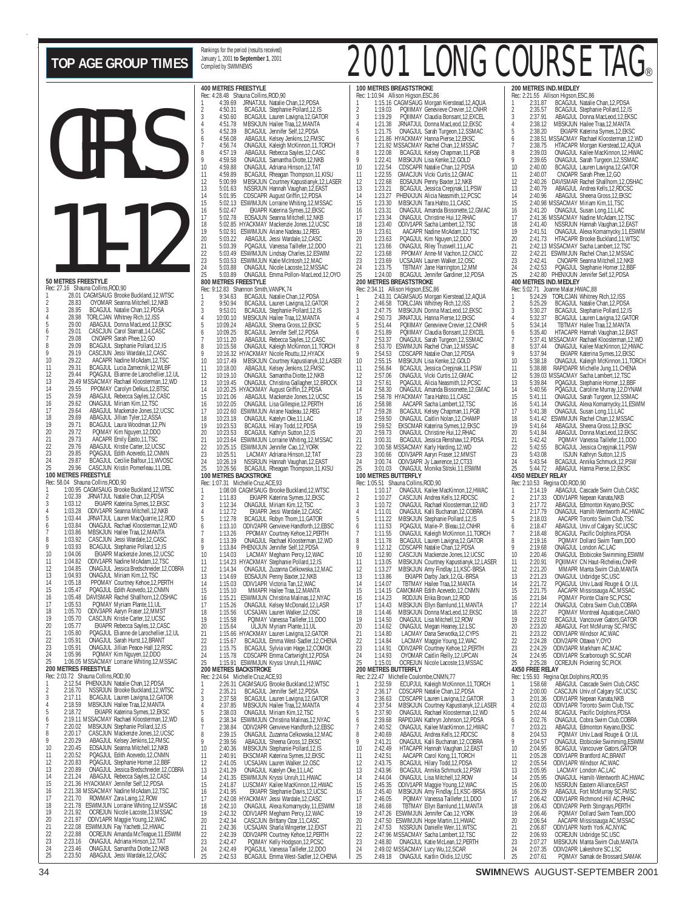# TOP AGE GROUP TIMES

Rankings for the period (results received) January 1, 2001 to **September 1**, 2001
Compiled by SWIMNEWS

# 2001 LONG COURSE TAG®

# GIRLS 11-12

## 50 METRES FREESTYLE
Rec: 27.16 Shauna Collins,ROD,90

1 28.01 CAGMSAUG Brooke Buckland,12,WTSC
2 28.83 OYOMAR Seanna Mitchell,12,NKB
3 28.95 BCAGJUL Natalie Chan,12,PDSA
4 28.98 TORLCJAN Whitney Rich,12,ISS
5 29.00 ABAGJUL Donna MacLeod,12,EKSC
6 29.01 CASCJUN Carol Starratt,14,CASC
7 29.08 CNOAPR Sarah Phee,12,GO
8 29.09 BCAGJUL Stephanie Pollard,12,IS
9 29.19 CASCJUN Jessi Wardale,12,CASC
10 29.22 AACAPR Nadine McAdam,12,TSC
11 29.31 BCAGJUL Lucia Zamecnik,12,WLBF
12 29.44 PQAGJUL Elianne de Larochellier,12,UL
13 29.49 MSSACMAY Rachael Kloosterman,12,WD
14 29.55 PPOMAY Carolyn Delkus,12,BTSC
15 29.59 ABAGJUL Rebecca Sayles,12,CASC
16 29.62 ONAGJUL Miriam Kim,12,TSC
17 29.64 ABAGJUL Mackenzie Jones,12,UCSC
18 29.69 ABAGJUL Jillian Tyler,12,ASSA
19 29.71 BCAGJUL Laura Woodman,12,PN
20 29.72 PQIMAY Kim Nguyen,12,DDO
21 29.73 AACAPR Emily Easto,11,TSC
22 29.76 ABAGJUL Kristie Carter,12,UCSC
23 29.85 PQAGJUL Edith Acevedo,12,CNMN
24 29.87 BCAGJUL Cecilie Balfour,11,WVOSC
25 29.96 CASCJUN Kristin Pomerleau,11,DEL

## 100 METRES FREESTYLE
Rec: 58.04 Shauna Collins,ROD,90

1 1:00.95 CAGMSAUG Brooke Buckland,12,WTSC
2 1:02.39 JRNATJUL Natalie Chan,12,PDSA
3 1:03.12 EKIAPR Katerina Symes,12,EKSC
4 1:03.28 ODIV1APR Seanna Mitchell,12,NKB
5 1:03.44 JRNATJUL Lauren MacQuarrie,12,ROD
6 1:03.84 ONAGJUL Rachael Kloosterman,12,WD
7 1:03.86 MBSKJUN Hailee Traa,12,MANTA
8 1:03.92 CASCJUN Jessi Wardale,12,CASC
9 1:03.93 BCAGJUL Stephanie Pollard,12,IS
10 1:04.06 EKIAPR Mackenzie Jones,12,UCSC
11 1:04.82 ODIV1APR Nadine McAdam,12,TSC
12 1:04.85 ONAGJUL Jessica Bredschneider,12,COBRA
13 1:04.93 ONAGJUL Miriam Kim,12,TSC
14 1:05.18 PPOMAY Courtney Kehoe,12,PERTH
15 1:05.47 PQAGJUL Edith Acevedo,12,CNMN
16 1:05.48 DAVISMAR Rachel Shallhorn,12,OSHAC
17 1:05.53 PQIMAY Myriam Plante,11,UL
18 1:05.70 ODIV3APR Aaryn Fraser,12,MMST
19 1:05.70 CASCJUN Kristie Carter,12,UCSC
20 1:05.77 EKIAPR Rebecca Sayles,12,CASC
21 1:05.80 PQAGJUL Elianne de Larochellier,12,UL
22 1:05.91 ONAGJUL Sarah Hurst,12,BRANT
23 1:05.91 ONAGJUL Jillian Peace-Hall,12,RISC
24 1:05.96 PQIMAY Kim Nguyen,12,DDO
25 1:06.05 MSSACMAY Lorraine Whiting,12,MSSAC

## 200 METRES FREESTYLE
Rec: 2:03.72 Shauna Collins,ROD,90

1 2:12.54 PHENXJUN Natalie Chan,12,PDSA
2 2:16.70 NSSRJUN Brooke Buckland,12,WTSC
3 2:17.11 BCAGJUL Lauren Lavigna,12,GATOR
4 2:18.59 MBSKJUN Hailee Traa,12,MANTA
5 2:18.72 EKIAPR Katerina Symes,12,EKSC
6 2:19.11 MSSACMAY Rachael Kloosterman,12,WD
7 2:20.02 MBSKJUN Stephanie Pollard,12,IS
8 2:20.17 CASCJUN Mackenzie Jones,12,UCSC
9 2:20.29 ABAGJUL Kelsey Jenkins,12,FMSC
10 2:20.45 EOSAJUN Seanna Mitchell,12,NKB
11 2:20.52 PQAGJUL Edith Acevedo,12,CNMN
12 2:20.83 PQAGJUL Stephanie Horner,12,BBF
13 2:20.89 ONAGJUL Jessica Bredschneider,12,COBRA
14 2:21.24 ABAGJUL Rebecca Sayles,12,CASC
15 2:21.36 HYACKMAY Jennifer Self,12,PDSA
16 2:21.38 MSSACMAY Nadine McAdam,12,TSC
17 2:21.70 ROWMAY Zara Laing,12,ROW
18 2:21.78 ESWIMJUN Lorraine Whiting,12,MSSAC
19 2:21.92 OCREJUN Nicole Lacoste,13,MSSAC
20 2:21.97 ODIV1APR Maggie Young,12,WAC
21 2:22.08 ESWIMJUN Fay Yachetti,12,HWAC
22 2:22.88 OCREJUN Amanda McTeague,11,ESWIM
23 2:23.16 ONAGJUL Adriana Hinson,12,TAT
24 2:23.46 ONAGJUL Samantha Diotte,12,NKB
25 2:23.50 ABAGJUL Jessi Wardale,12,CASC

## 400 METRES FREESTYLE
Rec: 4:28.48 Shauna Collins,ROD,90

1 4:39.69 JRNATJUL Natalie Chan,12,PDSA
2 4:50.31 BCAGJUL Stephanie Pollard,12,IS
3 4:50.60 BCAGJUL Lauren Lavigna,12,GATOR
4 4:51.78 MBSKJUN Hailee Traa,12,MANTA
5 4:52.39 BCAGJUL Jennifer Self,12,PDSA
6 4:56.08 ABAGJUL Kelsey Jenkins,12,FMSC
7 4:56.74 ONAGJUL Kaleigh McKinnon,11,TORCH
8 4:57.19 ABAGJUL Rebecca Sayles,12,CASC
9 4:59.58 ONAGJUL Samantha Diotte,12,NKB
10 4:59.88 ONAGJUL Adriana Hinson,12,TAT
11 4:59.89 BCAGJUL Rheagan Thompson,11,KISU
12 5:00.99 MBSKJUN Courtney Kapustianyk,12,LASER
13 5:01.63 NSSRJUN Hannah Vaughan,12,EAST
14 5:01.95 CDSCAPR August Griffin,12,PDSA
15 5:02.13 ESWIMJUN Lorraine Whiting,12,MSSAC
16 5:02.47 EKIAPR Katerina Symes,12,EKSC
17 5:02.78 EOSAJUN Seanna Mitchell,12,NKB
18 5:02.85 HYACKMAY Mackenzie Jones,12,UCSC
19 5:02.91 ESWIMJUN Ariane Nadeau,12,REG
20 5:03.22 ABAGJUL Jessi Wardale,12,CASC
21 5:03.39 PQAGJUL Vanessa Taillefer,12,DDO
22 5:03.49 ESWIMJUN Lindsay Charles,12,ESWIM
23 5:03.53 ESWIMJUN Katie McIntosh,12,MAC
24 5:03.88 ONAGJUL Nicole Lacoste,12,MSSAC
25 5:03.89 ONAGJUL Emma Pollon-MacLeod,12,OYO

## 800 METRES FREESTYLE
Rec: 9:12.83 Shannon Smith,VANPK,74

1 9:34.63 BCAGJUL Natalie Chan,12,PDSA
2 9:50.94 BCAGJUL Lauren Lavigna,12,GATOR
3 9:53.01 BCAGJUL Stephanie Pollard,12,IS
4 10:00.10 MBSKJUN Hailee Traa,12,MANTA
5 10:09.24 ABAGJUL Sheena Gross,12,EKSC
6 10:09.25 BCAGJUL Jennifer Self,12,PDSA
7 10:11.20 ABAGJUL Rebecca Sayles,12,CASC
8 10:15.58 ONAGJUL Kaleigh McKinnon,11,TORCH
9 10:16.32 HYACKMAY Nicole Routtu,12,HYACK
10 10:17.49 MBSKJUN Courtney Kapustianyk,12,LASER
11 10:18.00 ABAGJUL Kelsey Jenkins,12,FMSC
12 10:19.10 ONAGJUL Samantha Diotte,12,NKB
13 10:19.45 ONAGJUL Christina Gallagher,12,BROCK
14 10:20.25 HYACKMAY August Griffin,12,PDSA
15 10:21.06 ABAGJUL Mackenzie Jones,12,UCSC
16 10:22.05 ONAGJUL Lisa Gillespie,12,PERTH
17 10:22.60 ESWIMJUN Ariane Nadeau,12,REG
18 10:23.18 ONAGJUL Katelyn Oke,11,LAC
19 10:23.53 BCAGJUL Hilary Todd,12,PDSA
20 10:23.53 BCAGJUL Kathryn Sutton,12,IS
21 10:23.64 ESWIMJUN Lorraine Whiting,12,MSSAC
22 10:25.15 ESWIMJUN Jennifer Cao,12,YORK
23 10:25.51 LACMAY Adriana Hinson,12,TAT
24 10:26.19 NSSRJUN Hannah Vaughan,12,EAST
25 10:26.56 BCAGJUL Rheagan Thompson,11,KISU

## 100 METRES BACKSTROKE
Rec: 1:07.31 Michelle Cruz,ACE,93

1 1:08.08 CAGMSAUG Brooke Buckland,12,WTSC
2 1:11.83 EKIAPR Katerina Symes,12,EKSC
3 1:12.34 ONAGJUL Miriam Kim,12,TSC
4 1:12.72 EKIAPR Jessi Wardale,12,CASC
5 1:12.78 BCAGJUL Robyn Thom,11,GATOR
6 1:13.10 ODIV2APR Genvieve Handforth,12,EBSC
7 1:13.26 PPOMAY Courtney Kehoe,12,PERTH
8 1:13.39 ONAGJUL Rachael Kloosterman,12,WD
9 1:13.84 PHENXJUN Jennifer Self,12,PDSA
10 1:14.03 LACMAY Meghann Percy,12,WAC
11 1:14.23 HYACKMAY Stephanie Pollard,12,IS
12 1:14.34 ONAGJUL Zuzanna Celkowska,12,MAC
13 1:14.69 EOSAJUN Penny Baxter,12,NKB
14 1:15.03 ODIV1APR Victoria Tan,12,WAC
15 1:15.10 MMAPR Hailee Traa,12,MANTA
16 1:15.21 ESWIMJUN Christina Malinas,12,NYAC
17 1:15.26 ONAGJUL Kelsey McDonald,12,LASR
18 1:15.56 UCSAJAN Lauren Walker,12,OSC
19 1:15.58 PQIMAY Vanessa Taillefer,11,DDO
20 1:15.64 ULJUN Myriam Plante,11,UL
21 1:15.66 HYACKMAY Lauren Lavigna,12,GATOR
22 1:15.67 BCAGJUL Emma West-Sadler,12,CHENA
23 1:15.75 BCAGJUL Sylvia van Hage,12,COMOX
24 1:15.78 CDSCAPR Emma Cartwright,12,PDSA
25 1:15.81 ESWIMJUN Kryssi Unruh,11,HWAC

## 200 METRES BACKSTROKE
Rec: 2:24.64 Michelle Cruz,ACE,93

1 2:26.31 CAGMSAUG Brooke Buckland,12,WTSC
2 2:35.21 BCAGJUL Jennifer Self,12,PDSA
3 2:37.58 BCAGJUL Lauren Lavigna,12,GATOR
4 2:37.85 MBSKJUN Hailee Traa,12,MANTA
5 2:38.03 ONAGJUL Miriam Kim,12,TSC
6 2:38.34 ESWIMJUN Christina Malinas,12,NYAC
7 2:38.84 ODIV2APR Genvieve Handforth,12,EBSC
8 2:39.15 ONAGJUL Zuzanna Celkowska,12,MAC
9 2:39.56 ABAGJUL Sheena Gross,12,EKSC
10 2:40.36 MBSKJUN Stephanie Pollard,12,IS
11 2:40.91 EKSCMAR Katerina Symes,12,EKSC
12 2:41.05 UCSAJAN Lauren Walker,12,OSC
13 2:41.29 ONAGJUL Katelyn Oke,11,LAC
14 2:41.35 ESWIMJUN Kryssi Unruh,11,HWAC
15 2:41.87 LUSCMAY Kailee MacKinnon,12,HWAC
16 2:41.95 EKIAPR Stephanie Davis,12,UCSC
17 2:42.08 HYACKMAY Jessi Wardale,12,CASC
18 2:42.10 ONAGJUL Alexa Komarnycky,11,ESWIM
19 2:42.32 ODIV1APR Meghann Percy,12,WAC
20 2:42.34 CASCJUN Brittany Ozar,11,CASC
21 2:42.36 UCSAJAN Sharla Wingerter,12,EXST
22 2:42.39 ODIV2APR Courtney Kehoe,12,PERTH
23 2:42.47 PQIMAY Kelly Hodgson,12,PCSC
24 2:42.49 PQAGJUL Vanessa Taillefer,12,DDO
25 2:42.53 BCAGJUL Emma West-Sadler,12,CHENA

## 100 METRES BREASTSTROKE
Rec: 1:10.94 Allison Higson,ESC,86

1 1:15.16 CAGMSAUG Morgan Kierstead,12,AQUA
2 1:19.03 PQIIMAY Genevieve Crevier,12,CNHR
3 1:19.29 PQIIMAY Claudia Bonsant,12,EXCEL
4 1:21.38 JRNATJUL Donna MacLeod,12,EKSC
5 1:21.75 ONAGJUL Sarah Turgeon,12,SSMAC
6 1:21.86 HYACKMAY Hanna Pierse,12,EKSC
7 1:21.92 MSSACMAY Rachel Chan,12,MSSAC
8 1:22.08 BCAGJUL Kelsey Chapman,11,PGB
9 1:22.41 MBSKJUN Lisa Kenke,12,GOLD
10 1:22.54 CDSCAPR Natalie Chan,12,PDSA
11 1:22.55 GMACJUN Vicki Curtis,12,GMAC
12 1:22.68 EOSAJUN Penny Baxter,12,NKB
13 1:23.21 BCAGJUL Jessica Crepjnak,11,PSW
14 1:23.27 PHENXJUN Alicia Neasmith,12,PCSC
15 1:23.30 MBSKJUN Tara Hahto,11,CASC
16 1:23.31 ONAGJUL Amanda Bissonette,12,GMAC
17 1:23.34 ONAGJUL Christine Hui,12,RHAC
18 1:23.40 ODIV1APR Sacha Lambert,12,TSC
19 1:23.61 AACAPR Nadine McAdam,12,TSC
20 1:23.63 PQAGJUL Kim Nguyen,12,DDO
21 1:23.66 ONAGJUL Riley Truswell,11,LAC
22 1:23.68 PPOMAY Anne-M Vachon,12,CNCC
23 1:23.69 UCSAJAN Lauren Walker,12,OSC
24 1:23.75 TBTMAY Jane Harrington,12,MM
25 1:24.00 BCAGJUL Jennifer Gardiner,12,PDSA

## 200 METRES BREASTSTROKE
Rec: 2:34.11 Allison Higson,ESC,86

1 2:43.31 CAGMSAUG Morgan Kierstead,12,AQUA
2 2:46.58 TORLCJAN Whitney Rich,12,ISS
3 2:47.75 MBSKJUN Donna MacLeod,12,EKSC
4 2:50.73 JRNATJUL Hanna Pierse,12,EKSC
5 2:51.44 PQIIMAY Genevieve Crevier,12,CNHR
6 2:51.89 PQIIMAY Claudia Bonsant,12,EXCEL
7 2:53.37 ONAGJUL Sarah Turgeon,12,SSMAC
8 2:53.70 ESWIMJUN Rachel Chan,12,MSSAC
9 2:54.53 CDSCAPR Natalie Chan,12,PDSA
10 2:55.15 MBSKJUN Lisa Kenke,12,GOLD
11 2:56.84 BCAGJUL Jessica Crepjnak,11,PSW
12 2:57.06 ONAGJUL Vicki Curtis,12,GMAC
13 2:57.61 PQAGJUL Alicia Neasmith,12,PCSC
14 2:58.30 ONAGJUL Amanda Bissonette,12,GMAC
15 2:58.78 HYACKMAY Tara Hahto,11,CASC
16 2:58.98 AACAPR Sacha Lambert,12,TSC
17 2:59.28 BCAGJUL Kelsey Chapman,11,PGB
18 2:59.50 ONAGJUL Caitlin Nolan,12,CHAMP
19 2:59.52 EKSCMAR Katerina Symes,12,EKSC
20 2:59.73 ONAGJUL Christine Hui,12,RHAC
21 3:00.31 BCAGJUL Jessica Renshaw,12,PDSA
22 3:00.58 MSSACMAY Karly Harding,12,WD
23 3:00.66 ODIV3APR Aaryn Fraser,12,MMST
24 3:00.74 ODIV3APR Jy Lawrence,12,CT33
25 3:01.03 ONAGJUL Monika Stitski,11,ESWIM

## 100 METRES BUTTERFLY
Rec: 1:05.51 Shauna Collins,ROD,90

1 1:10.17 ONAGJUL Kailee MacKinnon,12,HWAC
2 1:10.27 CASCJUN Andrea Kells,12,RDCSC
3 1:10.72 ONAGJUL Rachael Kloosterman,12,WD
4 1:11.01 ONAGJUL Kalli Buchanan,12,COBRA
5 1:11.22 MBSKJUN Stephanie Pollard,12,IS
6 1:11.53 PQAGJUL Marie-P. Bleau,12,CNHR
7 1:11.55 ONAGJUL Kaleigh McKinnon,11,TORCH
8 1:11.78 BCAGJUL Lauren Lavigna,12,GATOR
9 1:12.12 CDSCAPR Natalie Chan,12,PDSA
10 1:12.90 CASCJUN Mackenzie Jones,12,UCSC
11 1:13.05 MBSKJUN Courtney Kapustianyk,12,LASER
12 1:13.27 MBSKJUN Amy Findlay,11,KSC-BRSA
13 1:13.86 EKIAPR Betty Jack,12,GL-BRSA
14 1:14.07 TBTMAY Hailee Traa,12,MANTA
15 1:14.15 CAMOMAR Edith Acevedo,12,CNMN
16 1:14.23 RODJUN Erika Brown,12,ROD
17 1:14.43 MBSKJUN Ellyn Barnlund,11,MANTA
18 1:14.46 MBSKJUN Donna MacLeod,12,EKSC
19 1:14.50 ONAGJUL Lisa Mitchell,12,ROW
20 1:14.62 ONAGJUL Megan Heaney,12,LSC
21 1:14.80 LACMAY Dana Serwotka,12,CYPS
22 1:14.84 LACMAY Maggie Young,12,WAC
23 1:14.91 ODIV2APR Courtney Kehoe,12,PERTH
24 1:14.93 OYOMAR Caitlin Reilly,12,UPCAN
25 1:15.01 OCREJUN Nicole Lacoste,13,MSSAC

## 200 METRES BUTTERFLY
Rec: 2:22.47 Michelle Coulombe,CNMN,77

1 2:32.59 ECUPJUL Kaleigh McKinnon,11,TORCH
2 2:36.17 CDSCAPR Natalie Chan,12,PDSA
3 2:36.63 CDSCAPR Lauren Lavigna,12,GATOR
4 2:37.54 MBSKJUN Courtney Kapustianyk,12,LASER
5 2:37.90 ONAGJUL Rachael Kloosterman,12,WD
6 2:39.68 RAPIDAPR Kathryn Johnson,12,PDSA
7 2:40.52 ONAGJUL Kailee MacKinnon,12,HWAC
8 2:40.69 ABAGJUL Andrea Kells,12,RDCSC
9 2:41.21 ONAGJUL Kalli Buchanan,12,COBRA
10 2:42.49 HTACAPR Hannah Vaughan,12,EAST
11 2:42.51 AACAPR Carol Kong,11,TORCH
12 2:43.75 BCAGJUL Hilary Todd,12,PDSA
13 2:43.96 BCAGJUL Annika Schmuck,12,PSW
14 2:44.04 ONAGJUL Lisa Mitchell,12,ROW
15 2:45.35 ODIV1APR Maggie Young,12,WAC
16 2:45.40 MBSKJUN Amy Findlay,11,KSC-BRSA
17 2:46.05 PQIMAY Vanessa Taillefer,11,DDO
18 2:46.68 TBTMAY Ellyn Barnlund,11,MANTA
19 2:47.26 ESWIMJUN Jennifer Cao,12,YORK
20 2:47.50 ESWIMJUN Hope Martin,11,HWAC
21 2:47.53 NSSRJUN Danielle Weir,11,WTSC
22 2:47.96 MSSACMAY Sacha Lambert,12,TSC
23 2:48.80 ONAGJUL Katie McLean,12,PERTH
24 2:49.02 MSSACMAY Lucy Wu,12,SCAR
25 2:49.18 ONAGJUL Kaitlin Olidis,12,USC

## 200 METRES IND.MEDLEY
Rec: 2:21.55 Allison Higson,ESC,86

1 2:31.87 BCAGJUL Natalie Chan,12,PDSA
2 2:35.57 BCAGJUL Stephanie Pollard,12,IS
3 2:37.91 ABAGJUL Donna MacLeod,12,EKSC
4 2:38.12 MBSKJUN Hailee Traa,12,MANTA
5 2:38.20 EKIAPR Katerina Symes,12,EKSC
6 2:38.51 MSSACMAY Rachael Kloosterman,12,WD
7 2:38.75 HTACAPR Morgan Kierstead,12,AQUA
8 2:39.03 ONAGJUL Kailee MacKinnon,12,HWAC
9 2:39.65 ONAGJUL Sarah Turgeon,12,SSMAC
10 2:40.00 BCAGJUL Lauren Lavigna,12,GATOR
11 2:40.07 CNOAPR Sarah Phee,12,GO
12 2:40.26 DAVISMAR Rachel Shallhorn,12,OSHAC
13 2:40.79 ABAGJUL Andrea Kells,12,RDCSC
14 2:40.96 ABAGJUL Sheena Gross,12,EKSC
15 2:40.98 MSSACMAY Miriam Kim,11,TSC
16 2:41.20 ONAGJUL Susan Long,11,LAC
17 2:41.36 MSSACMAY Nadine McAdam,12,TSC
18 2:41.40 NSSRJUN Hannah Vaughan,12,EAST
19 2:41.51 ONAGJUL Alexa Komarnycky,11,ESWIM
20 2:41.73 HTACAPR Brooke Buckland,11,WTSC
21 2:42.13 MSSACMAY Sacha Lambert,12,TSC
22 2:42.21 ESWIMJUN Rachel Chan,12,MSSAC
23 2:42.41 CNOAPR Seanna Mitchell,12,NKB
24 2:42.53 PQAGJUL Stephanie Horner,12,BBF
25 2:42.80 PHENXJUN Jennifer Self,12,PDSA

## 400 METRES IND.MEDLEY
Rec: 5:02.71 Joanne Malar,HWAC,88

1 5:24.29 TORLCJAN Whitney Rich,12,ISS
2 5:25.29 BCAGJUL Natalie Chan,12,PDSA
3 5:30.27 BCAGJUL Stephanie Pollard,12,IS
4 5:32.37 BCAGJUL Lauren Lavigna,12,GATOR
5 5:34.14 TBTMAY Hailee Traa,12,MANTA
6 5:35.40 HTACAPR Hannah Vaughan,12,EAST
7 5:37.41 MSSACMAY Rachael Kloosterman,12,WD
8 5:37.44 ONAGJUL Kailee MacKinnon,12,HWAC
9 5:37.94 EKIAPR Katerina Symes,12,EKSC
10 5:38.18 ONAGJUL Kaleigh McKinnon,11,TORCH
11 5:38.88 RAPIDAPR Michelle Jung,11,CHENA
12 5:39.03 MSSACMAY Sacha Lambert,12,TSC
13 5:39.84 PQAGJUL Stephanie Horner,12,BBF
14 5:40.56 PQAGJUL Caroline Murray,12,DYNAM
15 5:41.11 ONAGJUL Sarah Turgeon,12,SSMAC
16 5:41.14 ONAGJUL Alexa Komarnycky,11,ESWIM
17 5:41.38 ONAGJUL Susan Long,11,LAC
18 5:41.42 ESWIMJUN Rachel Chan,12,MSSAC
19 5:41.64 ABAGJUL Sheena Gross,12,EKSC
20 5:41.84 ABAGJUL Donna MacLeod,12,EKSC
21 5:42.42 PQIMAY Vanessa Taillefer,11,DDO
22 5:42.55 BCAGJUL Jessica Crepjnak,11,PSW
23 5:43.08 ISJUN Kathryn Sutton,12,IS
24 5:43.54 BCAGJUL Annika Schmuck,12,PSW
25 5:44.72 ABAGJUL Hanna Pierse,12,EKSC

## 4X50 MEDLEY RELAY
Rec: 2:10.53 Regina OD,ROD,90

1 2:14.19 ABAGJUL Cascade Swim Club,CASC
2 2:17.33 ODIV1APR Nepean Kanata,NKB
3 2:17.72 ABAGJUL Edmonton Keyano,EKSC
4 2:17.79 ONAGJUL Hamilt-Wentworth AC,HWAC
5 2:18.03 AACAPR Toronto Swim Club,TSC
6 2:18.47 ABAGJUL Univ.of Calgary SC,UCSC
7 2:18.48 BCAGJUL Pacific Dolphins,PDSA
8 2:19.16 PQIMAY Dollard Swim Team,DDO
9 2:19.68 ONAGJUL London AC,LAC
10 2:20.46 ONAGJUL Etobicoke Swimming,ESWIM
11 2:20.91 PQIIMAY CN Haut-Richelieu,CNHR
12 2:21.20 MMAPR Manta Swim Club,MANTA
13 2:21.23 ONAGJUL Uxbridge SC,USC
14 2:21.72 PQAGJUL Univ.Laval Rouge & Or,UL
15 2:21.75 AACAPR Mississauga AC,MSSAC
16 2:21.84 PQIMAY Pointe Claire SC,PCSC
17 2:22.14 ONAGJUL Cobra Swim Club,COBRA
18 2:22.27 PQIMAY Montreal Aquatique,CAMO
19 2:23.02 BCAGJUL Vancouver Gators,GATOR
20 2:23.20 ABAGJUL Fort McMurray SC,FMSC
21 2:23.22 ODIV1APR Windsor AC,WAC
22 2:24.28 ODIV2APR Ottawa Y,OYO
23 2:24.29 ODIV3APR Markham AC,MAC
24 2:24.95 ODIV1APR Scarborough SC,SCAR
25 2:25.28 OCREJUN Pickering SC,PICK

## 4X50 FREE RELAY
Rec: 1:55.93 Regina Opt.Dolphins,ROD,95

1 1:58.68 ABAGJUL Cascade Swim Club,CASC
2 2:00.00 CASCJUN Univ.of Calgary SC,UCSC
3 2:01.36 ODIV1APR Nepean Kanata,NKB
4 2:02.03 ODIV1APR Toronto Swim Club,TSC
5 2:02.44 BCAGJUL Pacific Dolphins,PDSA
6 2:02.76 ONAGJUL Cobra Swim Club,COBRA
7 2:03.21 ABAGJUL Edmonton Keyano,EKSC
8 2:04.53 PQIMAY Univ.Laval Rouge & Or,UL
9 2:04.57 ONAGJUL Etobicoke Swimming,ESWIM
10 2:04.95 BCAGJUL Vancouver Gators,GATOR
11 2:05.28 ODIV1APR Brantford AC,BRANT
12 2:05.54 ODIV1APR Windsor AC,WAC
13 2:05.95 LACMAY London AC,LAC
14 2:05.95 ONAGJUL Hamilt-Wentworth AC,HWAC
15 2:06.00 NSSRJUN Eastern Alliance,EAST
16 2:06.29 ABAGJUL Fort McMurray SC,FMSC
17 2:06.42 ODIV1APR Richmond Hill AC,RHAC
18 2:06.43 ODIV2APR Perth Stingrays,PERTH
19 2:06.46 PQIMAY Dollard Swim Team,DDO
20 2:06.54 AACAPR Mississauga AC,MSSAC
21 2:06.87 ODIV1APR North York AC,NYAC
22 2:06.93 OCREJUN Uxbridge SC,USC
23 2:07.27 MBSKJUN Manta Swim Club,MANTA
24 2:07.35 ODIV2APR Lakeshore SC,LSC
25 2:07.61 PQIMAY Samak de Brossard,SAMAK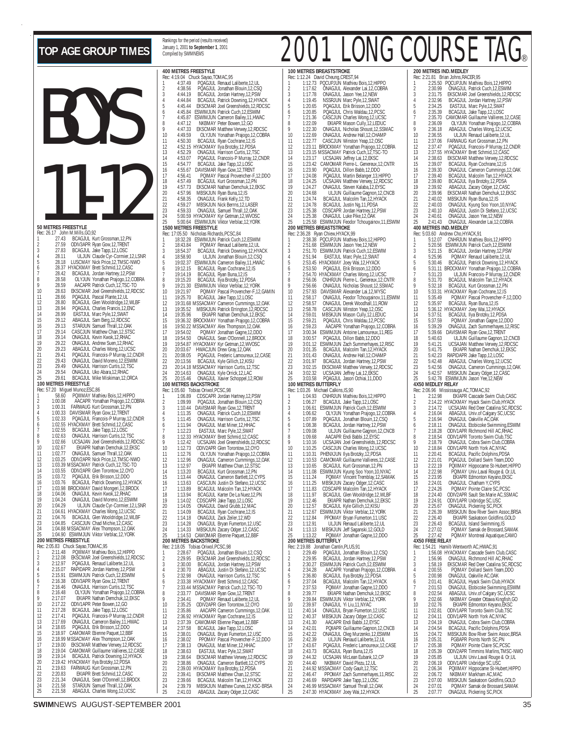# TOP AGE GROUP TIMES

Rankings for the period (results received) January 1, 2001 to **September 1**, 2001
Compiled by SWIMNEWS

# 2001 LONG COURSE TAG®

# BOYS 11-12

### 50 METRES FREESTYLE
Rec: 26.17 John M.Mills,GO,92

1 27.43 BCAGJUL Kurt Grossman,12,PN
2 27.59 ODIV3APR Ryan Gow,12,TRENT
3 27.83 BCAGJUL Jake Tapp,12,LOSC
4 28.11 ULJUN Claude Cyr-Cormier,12,LSNR
5 28.18 LUSCMAY Nick Price,12,TMSC-NWO
6 28.37 HYACKMAY Brett Schmid,12,CASC
7 28.42 BCAGJUL Jordan Hartney,12,PSW
8 28.58 OLYJUN Yonathan Prajogo,12,COBRA
9 28.59 AACAPR Patrick Cuch,12,TSC-TO
10 28.63 EKSCMAR Joel Greenshields,12,RDCSC
11 28.66 PQAGJUL Pascal Plante,12,UL
12 28.80 BCAGJUL Glen Wooldridge,12,WLBF
13 28.94 PQAGJUL Charles Francis,12,ENC
14 28.99 EASTJUL Marc Pyle,12,SWAT
15 29.12 ABAGJUL Sam Berg,12,RDCSC
16 29.13 STARJUN Samuel Thrall,12,OAK
17 29.14 CASCJUN Matthew Chan,12,STSC
18 29.14 ONAGJUL Kevin Kwok,12,RHAC
19 29.22 ONAGJUL Andrew Suen,12,RHAC
20 29.23 ABAGJUL Charles Wong,12,UCSC
21 29.41 PQAGJUL Francois-P Murray,12,CNDR
22 29.43 ONAGJUL David Moreno,12,ESWIM
23 29.49 ONAGJUL Harrison Curtis,12,TSC
24 29.54 ONAGJUL Uko Abara,12,RHAC
25 29.61 BCAGJUL Mike Miskiman,12,ORCA

### 100 METRES FREESTYLE
Rec: 57.20 Miguel Munoz,ESC,86

1 58.60 PQIIIMAY Mathieu Bois,12,HIPPO
2 1:00.08 AACAPR Yonathan Prajogo,12,COBRA
3 1:00.31 FARWAUG Kurt Grossman,12,PN
4 1:00.33 DAVISMAR Ryan Gow,12,TRENT
5 1:02.33 PQAGJUL Francois-P Murray,12,CNDR
6 1:02.55 HYACKMAY Brett Schmid,12,CASC
7 1:02.55 BCAGJUL Jake Tapp,12,LOSC
8 1:02.63 ONAGJUL Harrison Curtis,12,TSC
9 1:02.66 UCSAJAN Joel Greenshields,12,RDCSC
10 1:02.67 EKIAPR Nathan Demchuk,12,EKSC
11 1:02.77 ONAGJUL Samuel Thrall,12,OAK
12 1:03.25 ODIV2APR Nick Price,12,TMSC-NWO
13 1:03.39 MSSACMAY Patrick Cuch,12,TSC-TO
14 1:03.55 ODIV2APR Glen Torontow,12,OYO
15 1:03.72 PQAGJUL Erik Brisson,12,DDO
16 1:03.76 BCAGJUL Patrick Downing,12,HYACK
17 1:03.98 BROCKMAY David Mongeri,12,BROCK
18 1:04.06 ONAGJUL Kevin Kwok,12,RHAC
19 1:04.24 ONAGJUL David Moreno,12,ESWIM
20 1:04.29 ULJUN Claude Cyr-Cormier,12,LSNR
21 1:04.61 HYACKMAY Charles Wong,12,UCSC
22 1:04.76 BCAGJUL Glen Wooldridge,12,WLBF
23 1:04.85 CASCJUN Chad Michie,12,CASC
24 1:04.88 MSSACMAY Alex Thompson,12,OAK
25 1:04.90 ESWIMJUN Viktor Verblac,12,YORK

### 200 METRES FREESTYLE
Rec: 2:05.83 Chuck Sayao,TOMAC,95

1 2:11.48 PQIIIMAY Mathieu Bois,12,HIPPO
2 2:12.08 EKSCMAR Joel Greenshields,12,RDCSC
3 2:12.97 PQAGJUL Renaud Laliberte,12,UL
4 2:15.07 RAPIDAPR Jordan Hartney,12,PSW
5 2:15.91 ESWIMJUN Patrick Cuch,12,ESWIM
6 2:16.38 ODIV3APR Ryan Gow,12,TRENT
7 2:16.46 ONAGJUL Harrison Curtis,12,TSC
8 2:16.48 OLYJUN Yonathan Prajogo,12,COBRA
9 2:17.07 EKIAPR Nathan Demchuk,12,EKSC
10 2:17.22 ODIV1APR Peter Bowen,12,GO
11 2:17.28 BCAGJUL Jake Tapp,12,LOSC
12 2:17.41 PQAGJUL Francois-P Murray,12,CNDR
13 2:17.69 ONAGJUL Cameron Bailey,11,HWAC
14 2:18.65 PQAGJUL Erik Brisson,12,DDO
15 2:18.97 CAMOMAR Etienne Paquet,12,BBF
16 2:18.99 MSSACMAY Alex Thompson,12,OAK
17 2:19.00 EKSCMAR Matthew Verwey,12,RDCSC
18 2:19.04 CAMOMAR Guillaume Vallieres,12,CASE
19 2:19.14 BCAGJUL Patrick Downing,12,HYACK
20 2:19.42 HYACKMAY Ilya Brotzky,12,PDSA
21 2:19.63 FARWAUG Kurt Grossman,12,PN
22 2:20.83 EKIAPR Brett Schmid,12,CASC
23 2:21.34 ONAGJUL Sean O'Donnell,12,BROCK
24 2:21.58 STARJUN Samuel Thrall,12,OAK
25 2:21.58 ABAGJUL Charles Wong,12,UCSC

### 400 METRES FREESTYLE
Rec: 4:19.04 Chuck Sayao,TOMAC,95

1 4:37.49 PQAGJUL Renaud Laliberte,12,UL
2 4:38.56 PQAGJUL Jonathan Blouin,12,CSQ
3 4:44.19 BCAGJUL Jordan Hartney,12,PSW
4 4:44.84 BCAGJUL Patrick Downing,12,HYACK
5 4:45.44 EKSCMAR Joel Greenshields,12,RDCSC
6 4:45.84 ESWIMJUN Patrick Cuch,12,ESWIM
7 4:45.87 ESWIMJUN Cameron Bailey,11,HWAC
8 4:47.12 NKBMAY Peter Bowen,12,GO
9 4:47.33 EKSCMAR Matthew Verwey,12,RDCSC
10 4:49.59 OLYJUN Yonathan Prajogo,12,COBRA
11 4:50.30 BCAGJUL Ryan Cochrane,12,IS
12 4:52.15 HYACKMAY Ilya Brotzky,12,PDSA
13 4:52.29 ONAGJUL Harrison Curtis,12,TSC
14 4:53.07 PQAGJUL Francois-P Murray,12,CNDR
15 4:54.77 BCAGJUL Jake Tapp,12,LOSC
16 4:55.67 DAVISMAR Ryan Gow,12,TRENT
17 4:56.41 PQIMAY Pascal Provencher-F,12,DDO
18 4:57.49 BCAGJUL Kurt Grossman,12,PN
19 4:57.73 EKSCMAR Nathan Demchuk,12,EKSC
20 4:57.96 MBSKJUN Ryan Buna,12,IS
21 4:58.35 ONAGJUL Frank Kelly,12,TD
22 4:59.27 MBSKJUN Nick Berrns,12,LASER
23 4:59.33 ONAGJUL Samuel Thrall,12,OAK
24 5:00.59 HYACKMAY Kyr Getman,12,WVOSC
25 5:00.64 ESWIMJUN Viktor Verblac,12,YORK

### 1500 METRES FREESTYLE
Rec: 17:05.50 Nicholas Richards,PCSC,84

1 18:32.28 ESWIMJUN Patrick Cuch,12,ESWIM
2 18:43.84 PQIMAY Renaud Laliberte,12,UL
3 18:54.37 BCAGJUL Patrick Downing,12,HYACK
4 18:58.90 ULJUN Jonathan Blouin,12,CSQ
5 19:02.37 ESWIMJUN Cameron Bailey,11,HWAC
6 19:12.15 BCAGJUL Ryan Cochrane,12,IS
7 19:14.19 BCAGJUL Ryan Buna,12,IS
8 19:15.20 BCAGJUL Ilya Brotzky,12,PDSA
9 19:21.30 ESWIMJUN Viktor Verblac,12,YORK
10 19:21.97 PQIMAY Pascal Provencher-F,12,GAMIN
11 19:25.70 BCAGJUL Jake Tapp,12,LOSC
12 19:31.68 MSSACMAY Cameron Cummings,12,OAK
13 19:35.52 MBSKJUN Patrick Errington,12,RDCSC
14 19:35.96 EKIAPR Nathan Demchuk,12,EKSC
15 19:36.32 BROCKMAY Yonathan Prajogo,12,COBRA
16 19:50.22 MSSACMAY Alex Thompson,12,OAK
17 19:54.02 PQIMAY Jonathan Gagne,12,DDO
18 19:54.50 ONAGJUL Sean O'Donnell,12,BROCK
19 19:54.87 HYACKMAY Kyr Getman,12,WVOSC
20 20:03.67 HWACJUN Drew Gray,12,OAK
21 20:08.05 PQAGJUL Frederic Lamoureux,12,CASE
22 20:13.56 BCAGJUL Kyle Gillich,12,KISU
23 20:14.18 MSSACMAY Harrison Curtis,12,TSC
24 20:14.63 ONAGJUL Kyle Orrick,12,LAC
25 20:15.46 ONAGJUL Xavier Schoppel,12,ROW

### 100 METRES BACKSTROKE
Rec: 1:05.60 Tobias Oriwol,PCSC,98

1 1:06.89 CDSCAPR Jordan Hartney,12,PSW
2 1:09.99 PQAGJUL Jonathan Blouin,12,CSQ
3 1:10.44 DAVISMAR Ryan Gow,12,TRENT
4 1:11.35 ONAGJUL Patrick Cuch,12,ESWIM
5 1:11.45 ONAGJUL Harrison Curtis,12,TSC
6 1:11.94 ONAGJUL Matt Miner,12,HHAC
7 1:12.23 EASTJUL Marc Pyle,12,SWAT
8 1:12.33 HYACKMAY Brett Schmid,12,CASC
9 1:12.42 UCSAJAN Joel Greenshields,12,RDCSC
10 1:12.73 ODIV2APR Glen Torontow,12,OYO
11 1:12.76 OLYJUN Yonathan Prajogo,12,COBRA
12 1:12.96 ONAGJUL Cameron Cummings,12,OAK
13 1:12.97 EKIAPR Matthew Chan,12,STSC
14 1:13.20 BCAGJUL Kurt Grossman,12,PN
15 1:13.44 ONAGJUL Cameron Bartlett,12,CYPS
16 1:13.63 CASCJUN Justin Di Stefano,12,UCSC
17 1:13.89 BCAGJUL Malcolm Tan,12,HYACK
18 1:13.94 BCAGJUL Karter De La Nuez,12,PN
19 1:14.02 CDSCAPR Jake Tapp,12,LOSC
20 1:14.05 ONAGJUL David Grubb,12,MAC
21 1:14.09 BCAGJUL Ryan Cochrane,12,IS
22 1:14.18 ONAGJUL Zack Zeiler,12,WD
23 1:14.28 ONAGJUL Bryan Fumerton,12,USC
24 1:14.33 MBSKJUN Zacary Odger,12,CASC
25 1:14.53 CAMOMAR Etienne Paquet,12,BBF

### 200 METRES BACKSTROKE
Rec: 2:18.05 Tobias Oriwol,PCSC,98

1 2:28.67 PQAGJUL Jonathan Blouin,12,CSQ
2 2:29.95 EKSCMAR Joel Greenshields,12,RDCSC
3 2:30.00 BCAGJUL Jordan Hartney,12,PSW
4 2:30.70 BCAGJUL Justin Di Stefano,12,UCSC
5 2:32.98 ONAGJUL Harrison Curtis,12,TSC
6 2:33.38 HYACKMAY Brett Schmid,12,CASC
7 2:33.44 MSSACMAY Patrick Cuch,12,TSC-TO
8 2:33.77 DAVISMAR Ryan Gow,12,TRENT
9 2:34.41 PQIMAY Renaud Laliberte,12,UL
10 2:35.25 ODIV2APR Glen Torontow,12,OYO
11 2:35.86 AACAPR Cameron Cummings,12,OAK
12 2:36.92 HYACKMAY Ryan Cochrane,12,IS
13 2:37.39 CAMOMAR Etienne Paquet,12,BBF
14 2:37.58 BCAGJUL Jake Tapp,12,LOSC
15 2:38.01 ONAGJUL Bryan Fumerton,12,USC
16 2:38.02 PPOMAY Pascal Provencher-F,12,DDO
17 2:38.13 ONAGJUL Matt Miner,12,HHAC
18 2:38.63 EASTJUL Marc Pyle,12,SWAT
19 2:38.64 EKSCMAR Matthew Verwey,12,RDCSC
20 2:38.86 ONAGJUL Cameron Bartlett,12,CYPS
21 2:39.00 HYACKMAY Ilya Brotzky,12,PDSA
22 2:39.41 EKSCMAR Matthew Chan,12,STSC
23 2:39.66 BCAGJUL Malcolm Tan,12,HYACK
24 2:39.79 MBSKJUN Matthew Cunes,12,KSC-BRSA
25 2:41.03 ABAGJUL Zacary Odger,12,CASC

### 100 METRES BREASTSTROKE
Rec: 1:12.24 David Cheung,CREST,94

1 1:12.73 PQCUPJUN Mathieu Bois,12,HIPPO
2 1:17.62 ONAGJUL Alexander Lai,12,COBRA
3 1:17.78 ONAGJUL Jason Yee,12,NEW
4 1:19.45 NSSRJUN Marc Pyle,12,SWAT
5 1:20.65 PQAGJUL Erik Brisson,12,DDO
6 1:20.85 PQAGJUL Chris Waldau,12,PCSC
7 1:21.36 CASCJUN Charles Wong,12,UCSC
8 1:22.09 EKIAPR Mason Cully,12,EDUC
9 1:22.30 ONAGJUL Nicholas Shoust,12,SSMAC
10 1:22.69 ONAGJUL Andrew Hall,12,CHAMP
11 1:22.77 CASCJUN Winston Yeap,12,OSC
12 1:23.11 BROCKMAY Yonathan Prajogo,12,COBRA
13 1:23.15 MSSACMAY Patrick Cuch,12,TSC-TO
14 1:23.17 UCSAJAN Jeffrey Lai,12,EKSC
15 1:23.42 CAMOMAR Pierre-L. Genereux,12,CNTR
16 1:23.90 PQAGJUL Dillon Babb,12,DDO
17 1:24.08 PQAGJUL Martin Belanger,13,HIPPO
18 1:24.25 UCSAJAN Matthew Verwey,12,RDCSC
19 1:24.27 ONAGJUL Steven Kalaba,12,EYSC
20 1:24.68 ULJUN Guillaume Gagnon,12,CNCB
21 1:24.74 BCAGJUL Malcolm Tan,12,HYACK
22 1:24.78 BCAGJUL Justin Ng,11,PDSA
23 1:25.38 CDSCAPR Jordan Hartney,12,PSW
24 1:25.38 ONAGJUL Luke Pike,12,OAK
25 1:25.58 ESWIMJUN Feodor Tchougainov,11,ESWIM

### 200 METRES BREASTSTROKE
Rec: 2:36.28 Ryan Chiew,HYACK,99

1 2:38.38 PQCUPJUN Mathieu Bois,12,HIPPO
2 2:51.68 ESWIMJUN Jason Yee,12,NEW
3 2:51.70 ESWIMJUN Patrick Cuch,12,ESWIM
4 2:51.94 EASTJUL Marc Pyle,12,SWAT
5 2:53.45 HYACKMAY Joey Wai,12,HYACK
6 2:53.50 PQAGJUL Erik Brisson,12,DDO
7 2:54.70 HYACKMAY Charles Wong,12,UCSC
8 2:56.06 CNHRJUN Pierre-L. Genereux,12,CNTR
9 2:56.66 ONAGJUL Nicholas Shoust,12,SSMAC
10 2:57.93 DAVISMAR Alexander Lai,12,MYSC
11 2:58.17 ONAGJUL Feodor Tchougainov,11,ESWIM
12 2:58.57 ONAGJUL Derek Woodhall,11,ROW
13 2:58.78 CASCJUN Winston Yeap,12,OSC
14 2:59.01 MBSKJUN Mason Cully,12,EDUC
15 2:59.21 PQAGJUL Chris Waldau,12,PCSC
16 2:59.23 AACAPR Yonathan Prajogo,12,COBRA
17 3:00.34 ESWIMJUN Antoine Lamoureux,11,REG
18 3:00.57 PQAGJUL Dillon Babb,12,DDO
19 3:01.12 ESWIMJUN Zach Summerhayes,12,RISC
20 3:01.35 BCAGJUL Malcolm Tan,12,HYACK
21 3:01.43 ONAGJUL Andrew Hall,12,CHAMP
22 3:01.97 BCAGJUL Jordan Hartney,12,PSW
23 3:02.15 EKSCMAR Matthew Verwey,12,RDCSC
24 3:02.32 UCSAJAN Jeffrey Lai,12,EKSC
25 3:03.58 PQAGJUL Jason Ochiai,11,DDO

### 100 METRES BUTTERFLY
Rec: 1:03.26 Michael Calkins,IS,90

1 1:04.93 CNHRJUN Mathieu Bois,12,HIPPO
2 1:06.27 BCAGJUL Jake Tapp,12,LOSC
3 1:06.61 ESWIMJUN Patrick Cuch,12,ESWIM
4 1:06.62 OLYJUN Yonathan Prajogo,12,COBRA
5 1:07.89 PQAGJUL Jonathan Blouin,12,CSQ
6 1:08.38 BCAGJUL Jordan Hartney,12,PSW
7 1:09.08 ULJUN Guillaume Gagnon,12,CNCB
8 1:09.68 AACAPR Endi Babbi,12,EYSC
9 1:10.16 UCSAJAN Joel Greenshields,12,RDCSC
10 1:10.25 CASCJUN Charles Wong,12,UCSC
11 1:10.31 PHENXJUN Ilya Brotzky,12,PDSA
12 1:10.53 CAMOMAR Guillaume Vallieres,12,CASE
13 1:10.65 BCAGJUL Kurt Grossman,12,PN
14 1:11.08 ESWIMJUN Kyung Soo Yoon,10,NYAC
15 1:11.24 PQIMAY Vincent Tremblay,12,SAMAK
16 1:11.25 MBSKJUN Zacary Odger,12,CASC
17 1:11.83 CDSCAPR Malcolm Tan,12,HYACK
18 1:11.97 BCAGJUL Glen Wooldridge,12,WLBF
19 1:12.46 EKIAPR Nathan Demchuk,12,EKSC
20 1:12.57 BCAGJUL Kyle Gillich,12,KISU
21 1:12.67 ESWIMJUN Viktor Verblac,12,YORK
22 1:12.84 PPOMAY Bryan Fumerton,11,USC
23 1:12.91 ULJUN Renaud Laliberte,12,UL
24 1:13.13 MBSKJUN Jeff Saganski,12,GOLD
25 1:13.22 PQIMAY Jonathan Gagne,12,DDO

### 200 METRES BUTTERFLY
Rec: 2:19.88 Jonathan Cantin,PLUS,91

1 2:29.49 PQAGJUL Jonathan Blouin,12,CSQ
2 2:29.95 BCAGJUL Jordan Hartney,12,PSW
3 2:30.27 ESWIMJUN Patrick Cuch,12,ESWIM
4 2:34.28 AACAPR Yonathan Prajogo,12,COBRA
5 2:36.80 BCAGJUL Ilya Brotzky,12,PDSA
6 2:37.04 BCAGJUL Malcolm Tan,12,HYACK
7 2:37.53 PQIMAY Jonathan Gagne,12,DDO
8 2:39.77 EKIAPR Nathan Demchuk,12,EKSC
9 2:39.84 ESWIMJUN Viktor Verblac,12,YORK
10 2:39.97 ONAGJUL Yi Liu,11,NYAC
11 2:40.14 ONAGJUL Bryan Fumerton,12,USC
12 2:40.37 MBSKJUN Zacary Odger,12,CASC
13 2:41.30 AACAPR Endi Babbi,12,EYSC
14 2:42.01 PQIIAPR Guillaume Gagnon,12,CNCB
15 2:42.22 ONAGJUL Oleg Murzenko,12,ESWIM
16 2:42.39 ULJUN Renaud Laliberte,12,UL
17 2:43.67 PQAGJUL Frederic Lamoureux,12,CASE
18 2:43.73 BCAGJUL Ryan Buna,12,IS
19 2:44.32 UCSAJAN McLean Eubank,12,CP
20 2:44.40 NKBMAY David Plezu,12,UL
21 2:44.92 MSSACMAY Cody Gault,12,TSC
22 2:46.47 PQIMAY Zach Summerhayes,11,RISC
23 2:46.69 RAPIDAPR Jake Tapp,12,LOSC
24 2:46.99 MSSACMAY Samuel Thrall,12,OAK
25 2:47.30 HYACKMAY Joey Wai,12,HYACK

### 200 METRES IND.MEDLEY
Rec: 2:21.81 Brian Johns,RACER,95

1 2:25.50 PQCUPJUN Mathieu Bois,12,HIPPO
2 2:30.99 ONAGJUL Patrick Cuch,12,ESWIM
3 2:31.75 EKSCMAR Joel Greenshields,12,RDCSC
4 2:32.96 BCAGJUL Jordan Hartney,12,PSW
5 2:34.25 EASTJUL Marc Pyle,12,SWAT
6 2:35.39 BCAGJUL Jake Tapp,12,LOSC
7 2:35.70 CAMOMAR Guillaume Vallieres,12,CASE
8 2:36.09 OLYJUN Yonathan Prajogo,12,COBRA
9 2:36.18 ABAGJUL Charles Wong,12,UCSC
10 2:36.55 ULJUN Renaud Laliberte,12,UL
11 2:37.06 FARWAUG Kurt Grossman,12,PN
12 2:37.47 PQAGJUL Francois-P Murray,12,CNDR
13 2:37.55 HYACKMAY Brett Schmid,12,CASC
14 2:38.63 EKSCMAR Matthew Verwey,12,RDCSC
15 2:39.07 BCAGJUL Ryan Cochrane,12,IS
16 2:39.30 ONAGJUL Cameron Cummings,12,OAK
17 2:39.40 BCAGJUL Malcolm Tan,12,HYACK
18 2:39.80 BCAGJUL Ilya Brotzky,12,PDSA
19 2:39.92 ABAGJUL Zacary Odger,12,CASC
20 2:39.96 EKSCMAR Nathan Demchuk,12,EKSC
21 2:40.02 MBSKJUN Ryan Buna,12,IS
22 2:40.03 ONAGJUL Kyung Soo Yoon,10,NYAC
23 2:40.10 ABAGJUL Justin Di Stefano,12,UCSC
24 2:40.61 ONAGJUL Jason Yee,12,NEW
25 2:41.43 ONAGJUL Alexander Lai,12,COBRA

### 400 METRES IND.MEDLEY
Rec: 5:03.60 Andrew Cho,HYACK,91

1 5:12.07 CNHRJUN Mathieu Bois,12,HIPPO
2 5:20.56 ESWIMJUN Patrick Cuch,12,ESWIM
3 5:21.15 BCAGJUL Jordan Hartney,12,PSW
4 5:25.96 PQIMAY Renaud Laliberte,12,UL
5 5:30.46 BCAGJUL Patrick Downing,12,HYACK
6 5:31.11 BROCKMAY Yonathan Prajogo,12,COBRA
7 5:31.23 ULJUN Francois-P Murray,12,CNDR
8 5:31.70 BCAGJUL Malcolm Tan,12,HYACK
9 5:32.18 BCAGJUL Kurt Grossman,12,PN
10 5:33.31 HYACKMAY Ryan Cochrane,12,IS
11 5:35.49 PQIMAY Pascal Provencher-F,12,DDO
12 5:35.97 BCAGJUL Ryan Buna,12,IS
13 5:36.12 HYACKMAY Joey Wai,12,HYACK
14 5:37.51 BCAGJUL Ilya Brotzky,12,PDSA
15 5:37.59 PQIMAY Jonathan Gagne,12,DDO
16 5:39.29 ONAGJUL Zach Summerhayes,12,RISC
17 5:39.66 DAVISMAR Ryan Gow,12,TRENT
18 5:40.63 ULJUN Guillaume Gagnon,12,CNCB
19 5:41.21 UCSAJAN Matthew Verwey,12,RDCSC
20 5:41.75 EKIAPR Nathan Demchuk,12,EKSC
21 5:42.23 RAPIDAPR Jake Tapp,12,LOSC
22 5:42.48 ABAGJUL Charles Wong,12,UCSC
23 5:42.56 ONAGJUL Cameron Cummings,12,OAK
24 5:42.57 MBSKJUN Zacary Odger,12,CASC
25 5:42.78 ESWIMJUN Jason Yee,12,NEW

### 4X50 MEDLEY RELAY
Rec: 2:06.96 Mississauga AC,TOMAC,92

1 2:12.98 EKIAPR Cascade Swim Club,CASC
2 2:14.22 HYACKMAY Hyack Swim Club,HYACK
3 2:14.72 UCSAJAN Red Deer Catalina SC,RDCSC
4 2:16.04 ABAGJUL Univ.of Calgary SC,UCSC
5 2:16.94 ONAGJUL Oakville AC,OAK
6 2:18.11 ONAGJUL Etobicoke Swimming,ESWIM
7 2:18.28 ODIV1APR Richmond Hill AC,RHAC
8 2:18.54 ODIV1APR Toronto Swim Club,TSC
9 2:18.79 ONAGJUL Cobra Swim Club,COBRA
10 2:18.84 ODIV1APR North York AC,NYAC
11 2:20.41 BCAGJUL Pacific Dolphins,PDSA
12 2:21.01 PQAGJUL Dollard Swim Team,DDO
13 2:22.19 PQIIIMAY Hippocame St-Hubert,HIPPO
14 2:22.98 PQIMAY Univ.Laval Rouge & Or,UL
15 2:23.95 EKIAPR Edmonton Keyano,EKSC
16 2:24.01 ONAGJUL Chatham Y,CYPS
17 2:24.26 PQIMAY Pointe Claire SC,PCSC
18 2:24.40 ODIV2APR Sault Ste.Marie AC,SSMAC
19 2:24.91 ODIV1APR Uxbridge SC,USC
20 2:25.67 ONAGJUL Pickering SC,PICK
21 2:26.39 MBSKJUN Bow River Swim Assoc,BRSA
22 2:26.40 EKIAPR Saskatoon Goldfins,GOLD
23 2:26.43 BCAGJUL Island Swimming,IS
24 2:27.02 PQIMAY Samak de Brossard,SAMAK
25 2:27.42 PQIMAY Montreal Aquatique,CAMO

### 4X50 FREE RELAY
Rec: 1:54.21 Hamilt-Wentworth AC,HWAC,91

1 1:56.08 HYACKMAY Cascade Swim Club,CASC
2 1:56.96 ONAGJUL Richmond Hill AC,RHAC
3 1:58.19 EKSCMAR Red Deer Catalina SC,RDCSC
4 2:00.55 PQIMAY Dollard Swim Team,DDO
5 2:00.98 ONAGJUL Oakville AC,OAK
6 2:01.41 BCAGJUL Hyack Swim Club,HYACK
7 2:01.53 ONAGJUL Etobicoke Swimming,ESWIM
8 2:02.54 ABAGJUL Univ.of Calgary SC,UCSC
9 2:02.66 NKBMAY Greater Ottawa Kingfish,GO
10 2:02.76 EKIAPR Edmonton Keyano,EKSC
11 2:02.81 ODIV1APR Toronto Swim Club,TSC
12 2:04.11 ODIV1APR North York AC,NYAC
13 2:04.19 ONAGJUL Cobra Swim Club,COBRA
14 2:04.54 BCAGJUL Pacific Dolphins,PDSA
15 2:04.72 MBSKJUN Bow River Swim Assoc,BRSA
16 2:05.31 PGBAPR Points North SC,PN
17 2:05.38 PQIMAY Pointe Claire SC,PCSC
18 2:05.39 ODIV2APR Timmins Marlins,TMSC-NWO
19 2:05.85 ULJUN Univ.Laval Rouge & Or,UL
20 2:06.19 ODIV1APR Uxbridge SC,USC
21 2:06.34 PQIIIMAY Hippocame St-Hubert,HIPPO
22 2:06.72 NKBMAY Markham AC,MAC
23 2:07.00 MBSKJUN Saskatoon Goldfins,GOLD
24 2:07.01 PQIMAY Samak de Brossard,SAMAK
25 2:07.77 ONAGJUL Pickering SC,PICK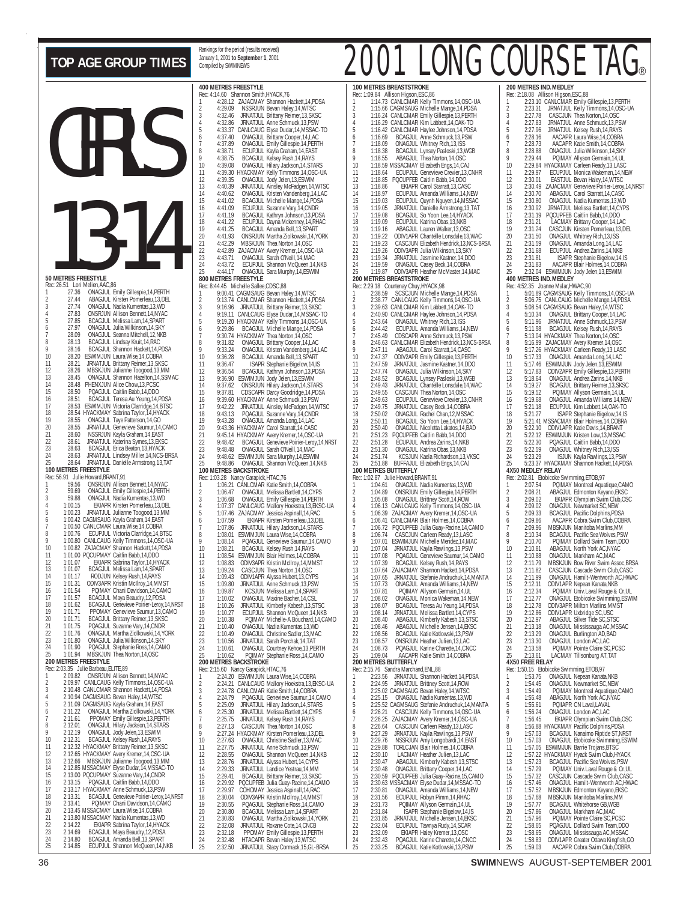# TOP AGE GROUP TIMES

Rankings for the period (results received) January 1, 2001 to **September 1**, 2001
Compiled by SWIMNEWS

# 2001 LONG COURSE TAG®

# GIRLS 13-14

### 50 METRES FREESTYLE
Rec: 26.51 Lori Melien,AAC,86

1. 27.36 ONAGJUL Emily Gillespie,14,PERTH
2. 27.44 ABAGJUL Kirsten Pomerleau,13,DEL
3. 27.74 ONAGJUL Nadia Kumentas,13,WD
4. 27.83 ONSRJUN Allison Bennett,14,NYAC
5. 27.85 BCAGJUL Melissa Lam,14,SPART
6. 27.97 ONAGJUL Julia Wilkinson,14,SKY
7. 28.09 ONAGJUL Seanna Mitchell,12,NKB
8. 28.13 BCAGJUL Lindsay Kruit,14,RAC
9. 28.16 BCAGJUL Shannon Hackett,14,PDSA
10. 28.20 ESWIMJUN Laura Wise,14,COBRA
11. 28.21 JRNATJUL Brittany Reimer,13,SKSC
12. 28.26 MBSKJUN Julianne Toogood,13,MM
13. 28.45 ONAGJUL Shannon Hazelton,14,SSMAC
14. 28.48 PHENXJUN Alice Chow,13,PCSC
15. 28.50 PQAGJUL Caitlin Babb,14,DDO
16. 28.51 BCAGJUL Teresa Au Yeung,14,PDSA
17. 28.53 ESWIMJUN Victoria Clarridge,14,BTSC
18. 28.54 HYACKMAY Sabrina Taylor,14,HYACK
19. 28.55 ONAGJUL Taye Patterson,14,GO
20. 28.55 JRNATJUL Genevieve Saumur,14,CAMO
21. 28.60 NSSRJUN Kayla Graham,14,EAST
22. 28.61 JRNATJUL Katerina Symes,13,EKSC
23. 28.63 BCAGJUL Erica Beaton,13,HYACK
24. 28.63 JRNATJUL Lindsey Miller,14,NCS-BRSA
25. 28.64 JRNATJUL Danielle Armstrong,13,TAT

### 100 METRES FREESTYLE
Rec: 56.91 Julie Howard,BRANT,91

1. 59.56 ONSRJUN Allison Bennett,14,NYAC
2. 59.69 ONAGJUL Emily Gillespie,14,PERTH
3. 59.88 ONAGJUL Nadia Kumentas,13,WD
4. 1:00.15 EKIAPR Kirsten Pomerleau,13,DEL
5. 1:00.23 JRNATJUL Julianne Toogood,13,MM
6. 1:00.42 CAGMSAUG Kayla Graham,14,EAST
7. 1:00.50 CANLCMAR Laura Wise,14,COBRA
8. 1:00.76 ECUPJUL Victoria Clarridge,14,BTSC
9. 1:00.80 CANLCAUG Kelly Timmons,14,OSC-UA
10. 1:00.82 ZAJACMAY Shannon Hackett,14,PDSA
11. 1:01.00 PQCUPMAY Caitlin Babb,14,DDO
12. 1:01.07 EKIAPR Sabrina Taylor,14,HYACK
13. 1:01.07 BCAGJUL Melissa Lam,14,SPART
14. 1:01.17 RODJUN Kelsey Rush,14,RAYS
15. 1:01.31 ODIV3APR Kristin McIlroy,14,MMST
16. 1:01.54 PQIMAY Chani Davidson,14,CAMO
17. 1:01.57 BCAGJUL Maya Beaudry,12,PDSA
18. 1:01.62 BCAGJUL Genevieve Poirier-Leroy,14,NRST
19. 1:01.71 PPOMAY Genevieve Saumur,13,CAMO
20. 1:01.71 BCAGJUL Brittany Reimer,13,SKSC
21. 1:01.75 PQAGJUL Suzanne Vary,14,CNDR
22. 1:01.76 ONAGJUL Martha Ziolkowski,14,YORK
23. 1:01.80 ONAGJUL Julia Wilkinson,14,SKY
24. 1:01.90 PQAGJUL Stephanie Ross,14,CAMO
25. 1:01.94 MBSKJUN Thea Norton,14,OSC

### 200 METRES FREESTYLE
Rec: 2:03.35 Julie Barbeau,ELITE,89

1. 2:09.82 ONSRJUN Allison Bennett,14,NYAC
2. 2:09.97 CANLCAUG Kelly Timmons,14,OSC-UA
3. 2:10.48 CANLCMAR Shannon Hackett,14,PDSA
4. 2:10.94 CAGMSAUG Bevan Haley,14,WTSC
5. 2:11.09 CAGMSAUG Kayla Graham,14,EAST
6. 2:11.22 ONAGJUL Martha Ziolkowski,14,YORK
7. 2:11.61 PPOMAY Emily Gillespie,13,PERTH
8. 2:12.01 ONAGJUL Hilary Jackson,14,STARS
9. 2:12.19 ONAGJUL Jody Jelen,13,ESWIM
10. 2:12.31 BCAGJUL Kelsey Rush,14,RAYS
11. 2:12.32 HYACKMAY Brittany Reimer,13,SKSC
12. 2:12.65 HYACKMAY Avery Kremer,14,OSC-UA
13. 2:12.66 MBSKJUN Julianne Toogood,13,MM
14. 2:12.85 MSSACMAY Elyse Dudar,14,MSSAC-TO
15. 2:13.00 PQCUPMAY Suzanne Vary,14,CNDR
16. 2:13.15 PQAGJUL Caitlin Babb,14,DDO
17. 2:13.17 HYACKMAY Anne Schmuck,13,PSW
18. 2:13.31 BCAGJUL Genevieve Poirier-Leroy,14,NRST
19. 2:13.41 PQIMAY Chani Davidson,14,CAMO
20. 2:13.45 MSSACMAY Laura Wise,14,COBRA
21. 2:13.80 MSSACMAY Nadia Kumentas,13,WD
22. 2:14.22 EKIAPR Sabrina Taylor,14,HYACK
23. 2:14.69 BCAGJUL Maya Beaudry,12,PDSA
24. 2:14.80 BCAGJUL Amanda Bell,13,SPART
25. 2:14.85 ECUPJUL Shannon McQueen,14,NKB

### 400 METRES FREESTYLE
Rec: 4:14.60 Shannon Smith,HYACK,76

1. 4:28.12 ZAJACMAY Shannon Hackett,14,PDSA
2. 4:29.09 NSSRJUN Bevan Haley,14,WTSC
3. 4:32.46 JRNATJUL Brittany Reimer,13,SKSC
4. 4:32.86 JRNATJUL Anne Schmuck,13,PSW
5. 4:33.37 CANLCAUG Elyse Dudar,14,MSSAC-TO
6. 4:37.40 ONAGJUL Brittany Cooper,14,LAC
7. 4:37.89 ONAGJUL Emily Gillespie,14,PERTH
8. 4:38.71 ECUPJUL Kayla Graham,14,EAST
9. 4:38.75 BCAGJUL Kelsey Rush,14,RAYS
10. 4:39.08 ONAGJUL Hilary Jackson,14,STARS
11. 4:39.30 HYACKMAY Kelly Timmons,14,OSC-UA
12. 4:39.35 ONAGJUL Jody Jelen,13,ESWIM
13. 4:40.39 JRNATJUL Ainsley McFadgen,14,WTSC
14. 4:40.62 ONAGJUL Kristen Vandenberg,14,LAC
15. 4:41.02 BCAGJUL Michelle Mange,14,PDSA
16. 4:41.09 ECUPJUL Suzanne Vary,14,CNDR
17. 4:41.19 BCAGJUL Kathryn Johnson,13,PDSA
18. 4:41.22 ECUPJUL Dayna Mckenney,14,RHAC
19. 4:41.25 BCAGJUL Amanda Bell,13,SPART
20. 4:41.93 ONSRJUN Martha Ziolkowski,14,YORK
21. 4:42.29 MBSKJUN Thea Norton,14,OSC
22. 4:42.89 ZAJACMAY Avery Kremer,14,OSC-UA
23. 4:43.71 ONAGJUL Sarah O'Neill,14,MAC
24. 4:43.72 ECUPJUL Shannon McQueen,14,NKB
25. 4:44.17 ONAGJUL Sara Murphy,14,ESWIM

### 800 METRES FREESTYLE
Rec: 8:44.45 Michelle Sallee,CDSC,88

1. 9:00.41 CAGMSAUG Bevan Haley,14,WTSC
2. 9:13.74 CANLCMAR Shannon Hackett,14,PDSA
3. 9:16.96 JRNATJUL Brittany Reimer,13,SKSC
4. 9:19.11 CANLCAUG Elyse Dudar,14,MSSAC-TO
5. 9:19.20 HYACKMAY Kelly Timmons,14,OSC-UA
6. 9:29.86 BCAGJUL Michelle Mange,14,PDSA
7. 9:30.74 HYACKMAY Thea Norton,14,OSC
8. 9:31.82 ONAGJUL Brittany Cooper,14,LAC
9. 9:33.24 ONAGJUL Kristen Vandenberg,14,LAC
10. 9:36.28 BCAGJUL Amanda Bell,13,SPART
11. 9:36.47 ISAPR Stephanie Bigelow,14,IS
12. 9:36.54 BCAGJUL Kathryn Johnson,13,PDSA
13. 9:36.90 ESWIMJUN Jody Jelen,13,ESWIM
14. 9:37.62 ONSRJUN Hilary Jackson,14,STARS
15. 9:37.81 CDSCAPR Darcy Goodridge,14,PDSA
16. 9:39.60 HYACKMAY Anne Schmuck,13,PSW
17. 9:42.22 JRNATJUL Ainsley McFadgen,14,WTSC
18. 9:43.13 PQAGJUL Suzanne Vary,14,CNDR
19. 9:43.28 ONAGJUL Amanda Long,14,LAC
20. 9:43.36 HYACKMAY Carol Starratt,14,CASC
21. 9:45.14 HYACKMAY Avery Kremer,14,OSC-UA
22. 9:48.42 BCAGJUL Genevieve Poirier-Leroy,14,NRST
23. 9:48.48 ONAGJUL Sarah O'Neill,14,MAC
24. 9:48.62 ESWIMJUN Sara Murphy,14,ESWIM
25. 9:48.86 ONAGJUL Shannon McQueen,14,NKB

### 100 METRES BACKSTROKE
Rec: 1:03.28 Nancy Garapick,HTAC,76

1. 1:06.21 CANLCMAR Katie Smith,14,COBRA
2. 1:06.47 ONAGJUL Melissa Bartlett,14,CYPS
3. 1:06.68 ONAGJUL Emily Gillespie,14,PERTH
4. 1:07.37 CANLCAUG Mallory Hoekstra,13,EKSC-UA
5. 1:07.46 ZAJACMAY Jessica Aspinall,14,RAC
6. 1:07.59 EKIAPR Kirsten Pomerleau,13,DEL
7. 1:07.86 JRNATJUL Hilary Jackson,14,STARS
8. 1:08.01 ESWIMJUN Laura Wise,14,COBRA
9. 1:08.14 PQAGJUL Genevieve Saumur,14,CAMO
10. 1:08.21 BCAGJUL Kelsey Rush,14,RAYS
11. 1:08.54 ESWIMJUN Blair Holmes,14,COBRA
12. 1:08.83 ODIV3APR Kristin McIlroy,14,MMST
13. 1:09.24 CASCJUN Thea Norton,14,OSC
14. 1:09.43 ODIV1APR Alyssa Hubert,13,CYPS
15. 1:09.80 JRNATJUL Anne Schmuck,13,PSW
16. 1:09.87 KCSJUN Melissa Lam,14,SPART
17. 1:10.02 ONAGJUL Maxine Bacher,14,CSL
18. 1:10.26 JRNATJUL Kimberly Kabesh,13,STSC
19. 1:10.27 ECUPJUL Shannon McQueen,14,NKB
20. 1:10.38 PQIMAY Michelle-A Bouchard,14,CAMO
21. 1:10.40 ONAGJUL Nadia Kumentas,13,WD
22. 1:10.49 ONAGJUL Christine Sadler,13,MAC
23. 1:10.56 JRNATJUL Sarah Porchak,14,TAT
24. 1:10.61 ONAGJUL Courtney Kehoe,13,PERTH
25. 1:10.62 PQIMAY Stephanie Ross,14,CAMO

### 200 METRES BACKSTROKE
Rec: 2:15.60 Nancy Garapick,HTAC,76

1. 2:24.20 ESWIMJUN Laura Wise,14,COBRA
2. 2:24.21 CANLCAUG Mallory Hoekstra,13,EKSC-UA
3. 2:24.78 CANLCMAR Katie Smith,14,COBRA
4. 2:24.79 PQAGJUL Genevieve Saumur,14,CAMO
5. 2:25.09 JRNATJUL Hilary Jackson,14,STARS
6. 2:25.30 JRNATJUL Melissa Bartlett,14,CYPS
7. 2:25.75 JRNATJUL Kelsey Rush,14,RAYS
8. 2:27.13 CASCJUN Thea Norton,14,OSC
9. 2:27.24 HYACKMAY Kirsten Pomerleau,13,DEL
10. 2:27.63 ONAGJUL Christine Sadler,13,MAC
11. 2:27.75 JRNATJUL Anne Schmuck,13,PSW
12. 2:28.55 ONAGJUL Shannon McQueen,14,NKB
13. 2:28.76 JRNATJUL Alyssa Hubert,14,CYPS
14. 2:29.33 JRNATJUL Landice Yestrau,14,MM
15. 2:29.41 BCAGJUL Brittany Reimer,13,SKSC
16. 2:29.92 PQCUPFEB Julia Guay-Racine,14,CAMO
17. 2:29.97 COHOMAY Jessica Aspinall,14,RAC
18. 2:30.04 ODIV3APR Kristin McIlroy,14,MMST
19. 2:30.55 PQAGJUL Stephanie Ross,14,CAMO
20. 2:30.80 BCAGJUL Melissa Lam,14,SPART
21. 2:30.83 ONAGJUL Martha Ziolkowski,14,YORK
22. 2:32.08 JRNATJUL Roxane Cote,14,CNCB
23. 2:32.18 PPOMAY Emily Gillespie,13,PERTH
24. 2:32.48 HTACAPR Bevan Haley,13,WTSC
25. 2:32.50 JRNATJUL Stacy Cormack,15,GL-BRSA

### 100 METRES BREASTSTROKE
Rec: 1:09.84 Allison Higson,ESC,86

1. 1:14.73 CANLCMAR Kelly Timmons,14,OSC-UA
2. 1:15.66 CAGMSAUG Michelle Mange,14,PDSA
3. 1:16.24 CANLCMAR Emily Gillespie,14,PERTH
4. 1:16.29 CANLCMAR Kim Labbett,14,OAK-TO
5. 1:16.42 CANLCMAR Haylee Johnson,14,PDSA
6. 1:16.69 BCAGJUL Anne Schmuck,13,PSW
7. 1:18.09 ONAGJUL Whitney Rich,13,ISS
8. 1:18.38 BCAGJUL Lynsey Pasloski,13,WGB
9. 1:18.55 ABAGJUL Thea Norton,14,OSC
10. 1:18.59 MSSACMAY Elizabeth Engs,14,CAJ
11. 1:18.64 ECUPJUL Genevieve Crevier,13,CNHR
12. 1:18.85 PQCUPFEB Caitlin Babb,14,DDO
13. 1:18.86 EKIAPR Carol Starratt,13,CASC
14. 1:18.97 ECUPJUL Amanda Williams,14,NEW
15. 1:19.03 ECUPJUL Quynh Nguyen,14,MSSAC
16. 1:19.05 JRNATJUL Danielle Armstrong,13,TAT
17. 1:19.08 BCAGJUL So Yoon Lee,14,HYACK
18. 1:19.09 ECUPJUL Katrina Obas,13,NKB
19. 1:19.16 ABAGJUL Lauren Walker,13,OSC
20. 1:19.22 ODIV1APR Chantelle Lonsdale,13,WAC
21. 1:19.23 CASCJUN Elizabeth Hendrick,13,NCS-BRSA
22. 1:19.26 ODIV3APR Julia Wilkinson,13,SKY
23. 1:19.34 JRNATJUL Jasmine Kastner,14,DDO
24. 1:19.59 ONAGJUL Casey Beck,14,COBRA
25. 1:19.87 ODIV3APR Heather McMaster,14,MAC

### 200 METRES BREASTSTROKE
Rec: 2:29.18 Courtenay Chuy,HYACK,98

1. 2:38.59 SCSCJUL Michelle Mange,14,PDSA
2. 2:38.77 CANLCAUG Kelly Timmons,14,OSC-UA
3. 2:39.63 CANLCMAR Kim Labbett,14,OAK-TO
4. 2:40.90 CANLCMAR Haylee Johnson,14,PDSA
5. 2:43.64 ONAGJUL Whitney Rich,13,ISS
6. 2:44.42 ECUPJUL Amanda Williams,14,NEW
7. 2:45.49 CDSCAPR Anne Schmuck,13,PSW
8. 2:46.63 CANLCMAR Elizabeth Hendrick,13,NCS-BRSA
9. 2:47.11 ABAGJUL Carol Starratt,14,CASC
10. 2:47.37 ODIV2APR Emily Gillespie,13,PERTH
11. 2:47.59 JRNATJUL Jasmine Kastner,14,DDO
12. 2:47.74 ONAGJUL Julia Wilkinson,14,SKY
13. 2:48.52 BCAGJUL Lynsey Pasloski,13,WGB
14. 2:49.43 JRNATJUL Chantelle Lonsdale,14,WAC
15. 2:49.55 CASCJUN Thea Norton,14,OSC
16. 2:49.63 ECUPJUL Genevieve Crevier,13,CNHR
17. 2:49.75 JRNATJUL Casey Beck,14,COBRA
18. 2:50.02 ONAGJUL Rachel Chan,12,MSSAC
19. 2:50.31 BCAGJUL So Yoon Lee,14,HYACK
20. 2:50.40 ONAGJUL Nicoletta Lakatos,14,BAD
21. 2:51.23 PQCUPFEB Caitlin Babb,14,DDO
22. 2:51.28 ECUPJUL Andrea Zarins,14,NKB
23. 2:51.30 ONAGJUL Katrina Obas,13,NKB
24. 2:51.74 KCSJUN Kaela Richardson,13,VKSC
25. 2:51.88 BUFFAJUL Elizabeth Engs,14,CAJ

### 100 METRES BUTTERFLY
Rec: 1:02.87 Julie Howard,BRANT,91

1. 1:04.61 ONAGJUL Nadia Kumentas,13,WD
2. 1:04.89 ONSRJUN Emily Gillespie,14,PERTH
3. 1:05.08 ONAGJUL Brittney Scott,14,ROW
4. 1:06.13 CANLCAUG Kelly Timmons,14,OSC-UA
5. 1:06.39 ZAJACMAY Avery Kremer,14,OSC-UA
6. 1:06.41 CANLCMAR Blair Holmes,14,COBRA
7. 1:06.72 PQCUPFEB Julia Guay-Racine,14,CAMO
8. 1:06.74 CASCJUN Carleen Ready,13,LASC
9. 1:07.01 ESWIMJUN Michelle Mendez,14,MAC
10. 1:07.04 JRNATJUL Kayla Rawlings,13,PSW
11. 1:07.08 PQAGJUL Genevieve Saumur,14,CAMO
12. 1:07.39 BCAGJUL Kelsey Rush,14,RAYS
13. 1:07.64 ZAJACMAY Shannon Hackett,14,PDSA
14. 1:07.65 JRNATJUL Stefanie Andruchuk,14,MANTA
15. 1:07.73 ONAGJUL Amanda Williams,14,NEW
16. 1:07.81 PQIMAY Allyson Germain,14,UL
17. 1:08.02 ONAGJUL Monica Wakeman,14,NEW
18. 1:08.07 BCAGJUL Teresa Au Yeung,14,PDSA
19. 1:08.14 JRNATJUL Melissa Bartlett,14,CYPS
20. 1:08.40 ABAGJUL Kimberly Kabesh,13,STSC
21. 1:08.46 ABAGJUL Michelle Jensen,14,EKSC
22. 1:08.56 BCAGJUL Katie Kotlowski,13,PSW
23. 1:08.57 ONSRJUN Heather Julien,13,LAC
24. 1:08.73 PQAGJUL Karine Charette,14,CNCC
25. 1:09.04 ONAGJUL Katie Smith,14,COBRA

### 200 METRES BUTTERFLY
Rec: 2:15.76 Sandra Marchand,ENL,88

1. 2:23.56 JRNATJUL Shannon Hackett,14,PDSA
2. 2:24.95 JRNATJUL Brittney Scott,14,ROW
3. 2:25.02 CAGMSAUG Bevan Haley,14,WTSC
4. 2:25.15 ONAGJUL Nadia Kumentas,13,WD
5. 2:25.52 CAGMSAUG Stefanie Andruchuk,14,MANTA
6. 2:26.21 CASCJUN Kelly Timmons,14,OSC-UA
7. 2:26.25 ZAJACMAY Avery Kremer,14,OSC-UA
8. 2:26.64 CASCJUN Carleen Ready,13,LASC
9. 2:27.29 JRNATJUL Kayla Rawlings,13,PSW
10. 2:29.76 NSSRJUN Amy Longobardi,14,EAST
11. 2:29.88 TORCJUL Blair Holmes,14,COBRA
12. 2:30.10 LACMAY Heather Julien,13,LAC
13. 2:30.47 ABAGJUL Kimberly Kabesh,13,STSC
14. 2:30.48 ONAGJUL Brittany Cooper,14,LAC
15. 2:30.59 PQCUPFEB Julia Guay-Racine,15,CAMO
16. 2:30.63 MSSACMAY Elyse Dudar,14,MSSAC-TO
17. 2:30.81 ONAGJUL Amanda Williams,14,NEW
18. 2:31.56 ECUPJUL Robyn Pimm,14,RHAC
19. 2:31.73 PQIMAY Allyson Germain,14,UL
20. 2:31.84 ISAPR Stephanie Bigelow,14,IS
21. 2:31.85 JRNATJUL Michelle Jensen,14,EKSC
22. 2:32.04 ECUPJUL Tawnya Rudy,14,SCAR
23. 2:32.09 EKIAPR Haley Kremer,13,OSC
24. 2:32.43 PQAGJUL Karine Charette,14,CNCC
25. 2:33.25 BCAGJUL Katie Kotlowski,13,PSW

### 200 METRES IND. MEDLEY
Rec: 2:18.08 Allison Higson,ESC,88

1. 2:23.10 CANLCMAR Emily Gillespie,13,PERTH
2. 2:23.31 JRNATJUL Kelly Timmons,14,OSC-UA
3. 2:27.78 CASCJUN Thea Norton,14,OSC
4. 2:27.83 JRNATJUL Anne Schmuck,13,PSW
5. 2:27.96 JRNATJUL Kelsey Rush,14,RAYS
6. 2:28.16 AACAPR Laura Wise,14,COBRA
7. 2:28.73 AACAPR Katie Smith,14,COBRA
8. 2:28.88 ONAGJUL Julia Wilkinson,14,SKY
9. 2:29.44 PQIMAY Allyson Germain,14,UL
10. 2:29.84 HYACKMAY Carleen Ready,13,LASC
11. 2:29.97 ECUPJUL Monica Wakeman,14,NEW
12. 2:30.01 EASTJUL Bevan Haley,14,WTSC
13. 2:30.49 ZAJACMAY Genevieve Poirier-Leroy,14,NRST
14. 2:30.70 ABAGJUL Carol Starratt,14,CASC
15. 2:30.80 ONAGJUL Nadia Kumentas,13,WD
16. 2:30.92 JRNATJUL Melissa Bartlett,14,CYPS
17. 2:31.19 PQCUPFEB Caitlin Babb,14,DDO
18. 2:31.21 LACMAY Brittany Cooper,14,LAC
19. 2:31.24 CASCJUN Kirsten Pomerleau,13,DEL
20. 2:31.50 ONAGJUL Whitney Rich,13,ISS
21. 2:31.59 ONAGJUL Amanda Long,14,LAC
22. 2:31.68 ECUPJUL Andrea Zarins,14,NKB
23. 2:31.81 ISAPR Stephanie Bigelow,14,IS
24. 2:31.83 AACAPR Blair Holmes,14,COBRA
25. 2:32.04 ESWIMJUN Jody Jelen,13,ESWIM

### 400 METRES IND. MEDLEY
Rec: 4:52.35 Joanne Malar,HWAC,90

1. 5:01.89 CAGMSAUG Kelly Timmons,14,OSC-UA
2. 5:06.75 CANLCAUG Michelle Mange,14,PDSA
3. 5:08.54 CAGMSAUG Bevan Haley,14,WTSC
4. 5:10.34 ONAGJUL Brittany Cooper,14,LAC
5. 5:11.96 JRNATJUL Anne Schmuck,13,PSW
6. 5:11.98 BCAGJUL Kelsey Rush,14,RAYS
7. 5:13.04 HYACKMAY Thea Norton,14,OSC
8. 5:16.99 ZAJACMAY Avery Kremer,14,OSC-UA
9. 5:17.26 HYACKMAY Carleen Ready,13,LASC
10. 5:17.33 ONAGJUL Amanda Long,14,LAC
11. 5:17.46 ESWIMJUN Jody Jelen,13,ESWIM
12. 5:17.83 ODIV2APR Emily Gillespie,13,PERTH
13. 5:18.64 ONAGJUL Andrea Zarins,14,NKB
14. 5:19.27 BCAGJUL Brittany Reimer,13,SKSC
15. 5:19.52 PQIMAY Allyson Germain,14,UL
16. 5:19.68 ONAGJUL Amanda Williams,14,NEW
17. 5:21.18 ECUPJUL Kim Labbett,14,OAK-TO
18. 5:21.27 ISAPR Stephanie Bigelow,14,IS
19. 5:21.41 MSSACMAY Blair Holmes,14,COBRA
20. 5:22.10 ODIV1APR Katie Davis,14,BRANT
21. 5:22.12 ESWIMJUN Kristen Low,13,MSSAC
22. 5:22.30 PQAGJUL Caitlin Babb,14,DDO
23. 5:22.59 ONAGJUL Whitney Rich,13,ISS
24. 5:23.29 ISJUN Kayla Rawlings,13,PSW
25. 5:23.37 HYACKMAY Shannon Hackett,14,PDSA

### 4X50 MEDLEY RELAY
Rec: 2:02.81 Etobicoke Swimming,ETOB,97

1. 2:07.54 PQIMAY Montreal Aquatique,CAMO
2. 2:08.21 ABAGJUL Edmonton Keyano,EKSC
3. 2:09.02 EKIAPR Olympian Swim Club,OSC
4. 2:09.02 ONAGJUL Newmarket SC,NEW
5. 2:09.33 BCAGJUL Pacific Dolphins,PDSA
6. 2:09.86 AACAPR Cobra Swim Club,COBRA
7. 2:09.96 MBSKJUN Manitoba Marlins,MM
8. 2:10.34 BCAGJUL Pacific Sea Wolves,PSW
9. 2:10.70 PQIMAY Dollard Swim Team,DDO
10. 2:10.81 ABAGJUL North York AC,NYAC
11. 2:10.88 ONAGJUL Markham AC,MAC
12. 2:11.79 MBSKJUN Bow River Swim Assoc,BRSA
13. 2:11.82 CASCJUN Cascade Swim Club,CASC
14. 2:11.99 ONAGJUL Hamilt-Wentworth AC,HWAC
15. 2:12.11 ODIV1APR Nepean Kanata,NKB
16. 2:12.34 PQIMAY Univ.Laval Rouge & Or,UL
17. 2:12.77 ONAGJUL Etobicoke Swimming,ESWIM
18. 2:12.78 ODIV3APR Milton Marlins,MMST
19. 2:12.86 ODIV2APR Uxbridge SC,USC
20. 2:12.97 ABAGJUL Silver Tide SC,STSC
21. 2:13.18 ONAGJUL Mississauga AC,MSSAC
22. 2:13.29 ONAGJUL Burlington AD,BAD
23. 2:13.30 ONAGJUL London AC,LAC
24. 2:13.58 PQIMAY Pointe Claire SC,PCSC
25. 2:13.61 LACMAY Tillsonburg AT,TAT

### 4X50 FREE RELAY
Rec: 1:50.15 Etobicoke Swimming,ETOB,97

1. 1:53.75 ONAGJUL Nepean Kanata,NKB
2. 1:54.45 ONAGJUL Newmarket SC,NEW
3. 1:54.49 PQIMAY Montreal Aquatique,CAMO
4. 1:55.48 ABAGJUL North York AC,NYAC
5. 1:55.61 PQIAPR CN Laval,LAVAL
6. 1:56.24 ONAGJUL London AC,LAC
7. 1:56.45 EKIAPR Olympian Swim Club,OSC
8. 1:56.88 HYACKMAY Pacific Dolphins,PDSA
9. 1:57.03 BCAGJUL Nanaimo Riptide ST,NRST
10. 1:57.03 ONAGJUL Etobicoke Swimming,ESWIM
11. 1:57.05 ESWIMJUN Barrie Trojans,BTSC
12. 1:57.22 HYACKMAY Hyack Swim Club,HYACK
13. 1:57.23 BCAGJUL Pacific Sea Wolves,PSW
14. 1:57.29 PQIMAY Univ.Laval Rouge & Or,UL
15. 1:57.32 CASCJUN Cascade Swim Club,CASC
16. 1:57.46 ONAGJUL Hamilt-Wentworth AC,HWAC
17. 1:57.52 MBSKJUN Edmonton Keyano,EKSC
18. 1:57.68 MBSKJUN Manitoba Marlins,MM
19. 1:57.77 BCAGJUL Whitehorse GB,WGB
20. 1:57.86 ONAGJUL Markham AC,MAC
21. 1:57.96 PQIMAY Pointe Claire SC,PCSC
22. 1:58.65 PQAGJUL Dollard Swim Team,DDO
23. 1:58.65 ONAGJUL Mississauga AC,MSSAC
24. 1:58.83 ODIV1APR Greater Ottawa Kingfish,GO
25. 1:59.03 AACAPR Cobra Swim Club,COBRA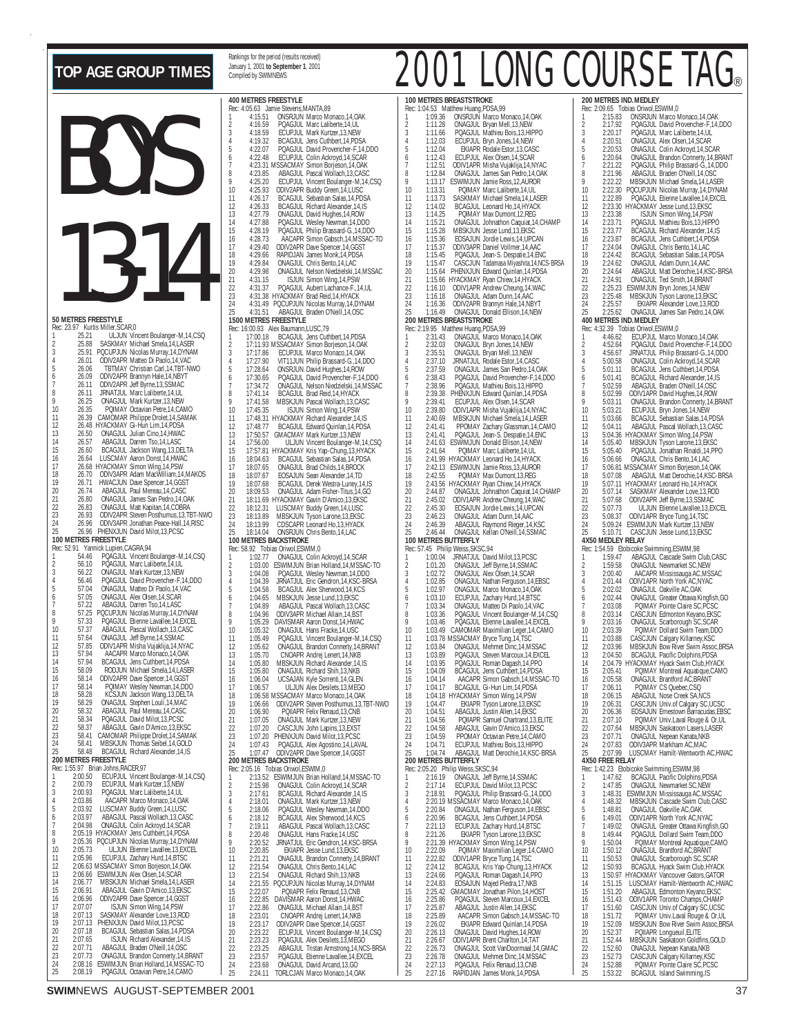# TOP AGE GROUP TIMES

Rankings for the period (results received) January 1, 2001 to **September 1**, 2001
Compiled by SWIMNEWS

# 2001 LONG COURSE TAG®

## BOYS 13-14

### 50 METRES FREESTYLE
Rec: 23.97 Kurtis Miller,SCAR,0

| | Time | Club | Month | Name |
|---|---|---|---|---|
| 1 | 25.21 | ULJ | JUN | Vincent Boulanger-M.,14,CSQ |
| 2 | 25.88 | SASK | MAY | Michael Smela,14,LASER |
| 3 | 25.91 | PQC | UPJUN | Nicolas Murray,14,DYNAM |
| 4 | 26.01 | ODIV | 2APR | Matteo Di Paolo,14,VAC |
| 5 | 26.06 | TBT | MAY | Christian Carl,14,TBT-NWO |
| 6 | 26.09 | ODIV | 2APR | Brannyn Hale,14,NBYT |
| 7 | 26.11 | ODIV | 2APR | Jeff Byrne,13,SSMAC |
| 8 | 26.11 | JRNAT | JUL | Marc Laliberte,14,UL |
| 9 | 26.25 | ONAG | JUL | Mark Kurtzer,13,NEW |
| 10 | 26.35 | PQ | IMAY | Octavian Petre,14,CAMO |
| 11 | 26.39 | CAMO | MAR | Philippe Drolet,14,SAMAK |
| 12 | 26.48 | HYACK | MAY | Gi-Hun Lim,14,PDSA |
| 13 | 26.50 | ONAG | JUL | Julian Cino,14,HWAC |
| 14 | 26.57 | ABAG | JUL | Darren Tso,14,LASC |
| 15 | 26.60 | BCAG | JUL | Jackson Wang,13,DELTA |
| 16 | 26.64 | LUSC | MAY | Aaron Donst,14,HWAC |
| 17 | 26.68 | HYACK | MAY | Simon Wing,14,PSW |
| 18 | 26.70 | ODIV | 3APR | Adam MacWilliam,14,MAKOS |
| 19 | 26.71 | HWAC | JUN | Dave Spencer,14,GGST |
| 20 | 26.74 | ABAG | JUL | Paul Mereau,14,CASC |
| 21 | 26.80 | ONAG | JUL | James San Pedro,14,OAK |
| 22 | 26.83 | ONAG | JUL | Matt Kapitan,14,COBRA |
| 23 | 26.93 | ODIV | 2APR | Steven Posthumus,13,TBT-NWO |
| 24 | 26.96 | ODIV | 3APR | Jonathan Peace-Hall,14,RISC |
| 25 | 26.96 | PHENX | JUN | David Milot,13,PCSC |

### 100 METRES FREESTYLE
Rec: 52.91 Yannick Lupien,CAGRA,94

| | Time | Club | Month | Name |
|---|---|---|---|---|
| 1 | 54.46 | PQAG | JUL | Vincent Boulanger-M.,14,CSQ |
| 2 | 56.10 | PQAG | JUL | Marc Laliberte,14,UL |
| 3 | 56.22 | ONAG | JUL | Mark Kurtzer,13,NEW |
| 4 | 56.46 | PQAG | JUL | David Provencher-F.,14,DDO |
| 5 | 57.04 | ONAG | JUL | Matteo Di Paolo,14,VAC |
| 6 | 57.05 | ONAG | JUL | Alex Olsen,14,SCAR |
| 7 | 57.22 | ABAG | JUL | Darren Tso,14,LASC |
| 8 | 57.25 | PQC | UPJUN | Nicolas Murray,14,DYNAM |
| 9 | 57.33 | PQAG | JUL | Etienne Lavallee,14,EXCEL |
| 10 | 57.37 | ABAG | JUL | Pascal Wollach,13,CASC |
| 11 | 57.64 | ONAG | JUL | Jeff Byrne,14,SSMAC |
| 12 | 57.85 | ODIV | 1APR | Misha Vujaklija,14,NYAC |
| 13 | 57.94 | AACA | PR | Marco Monaco,14,OAK |
| 14 | 57.94 | BCAG | JUL | Jens Cuthbert,14,PDSA |
| 15 | 58.09 | RODJ | UN | Michael Smela,14,LASER |
| 16 | 58.14 | ODIV | 2APR | Dave Spencer,14,GGST |
| 17 | 58.14 | PQ | IMAY | Wesley Newman,14,DDO |
| 18 | 58.28 | KCS | JUN | Jackson Wang,13,DELTA |
| 19 | 58.29 | ONAG | JUL | Stephen Louli,14,MAC |
| 20 | 58.32 | ABAG | JUL | Paul Mereau,14,CASC |
| 21 | 58.34 | PQAG | JUL | David Milot,13,PCSC |
| 22 | 58.37 | ABAG | JUL | Gavin D'Amico,13,EKSC |
| 23 | 58.41 | CAMO | MAR | Philippe Drolet,14,SAMAK |
| 24 | 58.41 | MBSK | JUN | Thomas Seibel,14,GOLD |
| 25 | 58.48 | BCAG | JUL | Richard Alexander,14,IS |

### 200 METRES FREESTYLE
Rec: 1:55.97 Brian Johns,RACER,97

| | Time | Club | Month | Name |
|---|---|---|---|---|
| 1 | 2:00.50 | ECUP | JUL | Vincent Boulanger-M.,14,CSQ |
| 2 | 2:00.79 | ECUP | JUL | Mark Kurtzer,13,NEW |
| 3 | 2:00.93 | PQAG | JUL | Marc Laliberte,14,UL |
| 4 | 2:03.86 | AACA | PR | Marco Monaco,14,OAK |
| 5 | 2:03.92 | LUSC | MAY | Buddy Green,14,LUSC |
| 6 | 2:03.97 | ABAG | JUL | Pascal Wollach,13,CASC |
| 7 | 2:04.98 | ONAG | JUL | Colin Ackroyd,14,SCAR |
| 8 | 2:05.19 | HYACK | MAY | Jens Cuthbert,14,PDSA |
| 9 | 2:05.36 | PQC | UPJUN | Nicolas Murray,14,DYNAM |
| 10 | 2:05.73 | ULJ | UN | Etienne Lavallee,13,EXCEL |
| 11 | 2:05.96 | ECUP | JUL | Zachary Hurd,14,BTSC |
| 12 | 2:06.63 | MSSAC | MAY | Simon Borjeson,14,OAK |
| 13 | 2:06.66 | ESWIM | JUN | Alex Olsen,14,SCAR |
| 14 | 2:06.77 | MBSK | JUN | Michael Smela,14,LASER |
| 15 | 2:06.91 | ABAG | JUL | Gavin D'Amico,13,EKSC |
| 16 | 2:06.96 | ODIV | 2APR | Dave Spencer,14,GGST |
| 17 | 2:07.07 | ISJ | UN | Simon Wing,14,PSW |
| 18 | 2:07.13 | SASK | MAY | Alexander Love,13,ROD |
| 19 | 2:07.13 | PHENX | JUN | David Milot,13,PCSC |
| 20 | 2:07.18 | BCAG | JUL | Sebastian Salas,14,PDSA |
| 21 | 2:07.65 | ISJ | UN | Richard Alexander,14,IS |
| 22 | 2:07.71 | ABAG | JUL | Braden O'Neill,14,OSC |
| 23 | 2:07.73 | ONAG | JUL | Brandon Connerty,14,BRANT |
| 24 | 2:08.16 | ESWIM | JUN | Brian Holland,14,MSSAC-TO |
| 25 | 2:08.19 | PQAG | JUL | Octavian Petre,14,CAMO |

### 400 METRES FREESTYLE
Rec: 4:05.63 Jamie Stevens,MANTA,89

| | Time | Club | Month | Name |
|---|---|---|---|---|
| 1 | 4:15.51 | ONSR | JUN | Marco Monaco,14,OAK |
| 2 | 4:16.59 | PQAG | JUL | Marc Laliberte,14,UL |
| 3 | 4:18.59 | ECUP | JUL | Mark Kurtzer,13,NEW |
| 4 | 4:19.32 | BCAG | JUL | Jens Cuthbert,14,PDSA |
| 5 | 4:22.07 | PQAG | JUL | David Provencher-F,14,DDO |
| 6 | 4:22.48 | ECUP | JUL | Colin Ackroyd,14,SCAR |
| 7 | 4:23.31 | MSSAC | MAY | Simon Borjeson,14,OAK |
| 8 | 4:23.85 | ABAG | JUL | Pascal Wollach,13,CASC |
| 9 | 4:25.20 | ECUP | JUL | Vincent Boulanger-M.,14,CSQ |
| 10 | 4:25.93 | ODIV | 2APR | Buddy Green,14,LUSC |
| 11 | 4:26.17 | BCAG | JUL | Sebastian Salas,14,PDSA |
| 12 | 4:26.33 | BCAG | JUL | Richard Alexander,14,IS |
| 13 | 4:27.79 | ONAG | JUL | David Hughes,14,ROW |
| 14 | 4:27.88 | PQAG | JUL | Wesley Newman,14,DDO |
| 15 | 4:28.19 | PQAG | JUL | Philip Brassard-G.,14,DDO |
| 16 | 4:28.73 | AACA | PR | Simon Gabsch,14,MSSAC-TO |
| 17 | 4:29.40 | ODIV | 2APR | Dave Spencer,14,GGST |
| 18 | 4:29.66 | RAPID | JAN | James Monk,14,PDSA |
| 19 | 4:29.84 | ONAG | JUL | Chris Bento,14,LAC |
| 20 | 4:29.98 | ONAG | JUL | Nelson Niedzielski,14,MSSAC |
| 21 | 4:31.15 | ISJ | UN | Simon Wing,14,PSW |
| 22 | 4:31.37 | PQAG | JUL | Aubert Lachance-F.,14,UL |
| 23 | 4:31.38 | HYACK | MAY | Brad Reid,14,HYACK |
| 24 | 4:31.49 | PQC | UPJUN | Nicolas Murray,14,DYNAM |
| 25 | 4:31.51 | ABAG | JUL | Braden O'Neill,14,OSC |

### 1500 METRES FREESTYLE
Rec: 16:00.93 Alex Baumann,LUSC,79

| | Time | Club | Month | Name |
|---|---|---|---|---|
| 1 | 17:00.18 | BCAG | JUL | Jens Cuthbert,14,PDSA |
| 2 | 17:11.93 | MSSAC | MAY | Simon Borjeson,14,OAK |
| 3 | 17:17.86 | ECUP | JUL | Marco Monaco,14,OAK |
| 4 | 17:27.90 | VIT11 | JUN | Philip Brassard-G.,14,DDO |
| 5 | 17:28.64 | ONSR | JUN | David Hughes,14,ROW |
| 6 | 17:30.65 | PQAG | JUL | David Provencher-F,14,DDO |
| 7 | 17:34.72 | ONAG | JUL | Nelson Niedzielski,14,MSSAC |
| 8 | 17:41.14 | BCAG | JUL | Brad Reid,14,HYACK |
| 9 | 17:41.58 | MBSK | JUN | Pascal Wollach,13,CASC |
| 10 | 17:45.35 | ISJ | UN | Simon Wing,14,PSW |
| 11 | 17:48.31 | HYACK | MAY | Richard Alexander,14,IS |
| 12 | 17:48.77 | BCAG | JUL | Edward Quinlan,14,PDSA |
| 13 | 17:50.57 | GMAC | MAY | Mark Kurtzer,13,NEW |
| 14 | 17:56.00 | ULJ | UN | Vincent Boulanger-M.,14,CSQ |
| 15 | 17:57.81 | HYACK | MAY | Kris Yap-Chung,13,HYACK |
| 16 | 18:04.63 | BCAG | JUL | Sebastian Salas,14,PDSA |
| 17 | 18:07.05 | ONAG | JUL | Brad Childs,14,BROCK |
| 18 | 18:07.67 | EOSA | JUN | Sean Alexander,14,TD |
| 19 | 18:07.68 | BCAG | JUL | Derek Westra-Luney,14,IS |
| 20 | 18:09.53 | ONAG | JUL | Adam Fisher-Titus,14,GO |
| 21 | 18:11.69 | HYACK | MAY | Gavin D'Amico,13,EKSC |
| 22 | 18:12.31 | LUSC | MAY | Buddy Green,14,LUSC |
| 23 | 18:13.89 | MBSK | JUN | Tyson Larone,13,EKSC |
| 24 | 18:13.99 | CDSC | APR | Leonard Ho,13,HYACK |
| 25 | 18:14.04 | ONSR | JUN | Chris Bento,14,LAC |

### 100 METRES BACKSTROKE
Rec: 58.92 Tobias Oriwol,ESWIM,0

| | Time | Club | Month | Name |
|---|---|---|---|---|
| 1 | 1:02.77 | ONAG | JUL | Colin Ackroyd,14,SCAR |
| 2 | 1:03.00 | ESWIM | JUN | Brian Holland,14,MSSAC-TO |
| 3 | 1:04.08 | PQAG | JUL | Wesley Newman,14,DDO |
| 4 | 1:04.39 | JRNAT | JUL | Eric Gendron,14,KSC-BRSA |
| 5 | 1:04.58 | BCAG | JUL | Alex Sherwood,14,KCS |
| 6 | 1:04.65 | MBSK | JUN | Jesse Lund,13,EKSC |
| 7 | 1:04.89 | ABAG | JUL | Pascal Wollach,13,CASC |
| 8 | 1:04.96 | ODIV | 3APR | Michael Allain,14,BST |
| 9 | 1:05.29 | DAVIS | MAR | Aaron Donst,14,HWAC |
| 10 | 1:05.32 | ONAG | JUL | Hans Fracke,14,USC |
| 11 | 1:05.49 | PQAG | JUL | Vincent Boulanger-M.,14,CSQ |
| 12 | 1:05.62 | ONAG | JUL | Brandon Connerty,14,BRANT |
| 13 | 1:05.70 | CNOA | PR | Andrej Lenert,14,NKB |
| 14 | 1:05.80 | MBSK | JUN | Richard Alexander,14,IS |
| 15 | 1:05.80 | ONAG | JUL | Richard Shih,13,NKB |
| 16 | 1:06.04 | UCSA | JAN | Kyle Sorrenti,14,GLEN |
| 17 | 1:06.57 | ULJ | UN | Alex Desilets,13,MEGO |
| 18 | 1:06.58 | MSSAC | MAY | Marco Monaco,14,OAK |
| 19 | 1:06.66 | ODIV | 2APR | Steven Posthumus,13,TBT-NWO |
| 20 | 1:06.90 | PQII | APR | Felix Renaud,13,CNB |
| 21 | 1:07.05 | ONAG | JUL | Mark Kurtzer,13,NEW |
| 22 | 1:07.20 | CASC | JUN | John Lapins,13,EXST |
| 23 | 1:07.20 | PHENX | JUN | David Milot,13,PCSC |
| 24 | 1:07.43 | PQAG | JUL | Alex Agostino,14,LAVAL |
| 25 | 1:07.47 | ODIV | 2APR | Dave Spencer,14,GGST |

### 200 METRES BACKSTROKE
Rec: 2:05.16 Tobias Oriwol,ESWIM,0

| | Time | Club | Month | Name |
|---|---|---|---|---|
| 1 | 2:13.52 | ESWIM | JUN | Brian Holland,14,MSSAC-TO |
| 2 | 2:15.98 | ONAG | JUL | Colin Ackroyd,14,SCAR |
| 3 | 2:17.61 | BCAG | JUL | Richard Alexander,14,IS |
| 4 | 2:18.01 | ONAG | JUL | Mark Kurtzer,13,NEW |
| 5 | 2:18.06 | PQAG | JUL | Wesley Newman,14,DDO |
| 6 | 2:18.12 | BCAG | JUL | Alex Sherwood,14,KCS |
| 7 | 2:19.11 | ABAG | JUL | Pascal Wollach,13,CASC |
| 8 | 2:20.48 | ONAG | JUL | Hans Fracke,14,USC |
| 9 | 2:20.52 | JRNAT | JUL | Eric Gendron,14,KSC-BRSA |
| 10 | 2:20.85 | EKIA | PR | Jesse Lund,13,EKSC |
| 11 | 2:21.21 | ONAG | JUL | Brandon Connerty,14,BRANT |
| 12 | 2:21.54 | ONAG | JUL | Chris Bento,14,LAC |
| 13 | 2:21.54 | ONAG | JUL | Richard Shih,13,NKB |
| 14 | 2:21.55 | PQC | UPJUN | Nicolas Murray,14,DYNAM |
| 15 | 2:22.07 | PQII | APR | Felix Renaud,13,CNB |
| 16 | 2:22.85 | DAVIS | MAR | Aaron Donst,14,HWAC |
| 17 | 2:22.86 | ONAG | JUL | Michael Allain,14,BST |
| 18 | 2:23.01 | CNOA | PR | Andrej Lenert,14,NKB |
| 19 | 2:23.17 | ODIV | 2APR | Dave Spencer,14,GGST |
| 20 | 2:23.22 | ECUP | JUL | Vincent Boulanger-M.,14,CSQ |
| 21 | 2:23.23 | PQAG | JUL | Alex Desilets,13,MEGO |
| 22 | 2:23.25 | ABAG | JUL | Tristan Armstrong,14,NCS-BRSA |
| 23 | 2:23.57 | PQAG | JUL | Etienne Lavallee,14,EXCEL |
| 24 | 2:23.68 | PQAG | JUL | David Arcand,13,GO |
| 25 | 2:24.11 | TORLC | JAN | Marco Monaco,14,OAK |

### 100 METRES BREASTSTROKE
Rec: 1:04.53 Matthew Huang,PDSA,99

| | Time | Club | Month | Name |
|---|---|---|---|---|
| 1 | 1:09.36 | ONSR | JUN | Marco Monaco,14,OAK |
| 2 | 1:11.28 | ONAG | JUL | Bryan Mell,13,NEW |
| 3 | 1:11.66 | PQAG | JUL | Mathieu Bois,13,HIPPO |
| 4 | 1:12.03 | ECUP | JUL | Bryn Jones,14,NEW |
| 5 | 1:12.04 | EKIA | PR | Rodale Estor,13,CASC |
| 6 | 1:12.43 | ECUP | JUL | Alex Olsen,14,SCAR |
| 7 | 1:12.51 | ODIV | 1APR | Misha Vujaklija,14,NYAC |
| 8 | 1:12.84 | ONAG | JUL | James San Pedro,14,OAK |
| 9 | 1:13.17 | ESWIM | JUN | Jamie Ross,12,AUROR |
| 10 | 1:13.31 | PQ | IMAY | Marc Laliberte,14,UL |
| 11 | 1:13.73 | SASK | MAY | Michael Smela,14,LASER |
| 12 | 1:14.02 | BCAG | JUL | Leonard Ho,14,HYACK |
| 13 | 1:14.25 | PQ | IMAY | Max Dumont,12,REG |
| 14 | 1:15.21 | ONAG | JUL | Johnathon Caquiat,14,CHAMP |
| 15 | 1:15.28 | MBSK | JUN | Jesse Lund,13,EKSC |
| 16 | 1:15.36 | EOSA | JUN | Jordie Lewis,14,UPCAN |
| 17 | 1:15.37 | ODIV | 3APR | Daniel Vollmer,14,AAC |
| 18 | 1:15.45 | PQAG | JUL | Jean-S. Despatie,14,ENC |
| 19 | 1:15.47 | CASC | JUN | Tadamasa Miyashita,14,NCS-BRSA |
| 20 | 1:15.64 | PHENX | JUN | Edward Quinlan,14,PDSA |
| 21 | 1:15.66 | HYACK | MAY | Ryan Chiew,14,HYACK |
| 22 | 1:16.10 | ODIV | 1APR | Andrew Cheung,14,WAC |
| 23 | 1:16.18 | ONAG | JUL | Adam Dunn,14,AAC |
| 24 | 1:16.36 | ODIV | 2APR | Brannyn Hale,14,NBYT |
| 25 | 1:16.49 | ONAG | JUL | Donald Ellison,14,NEW |

### 200 METRES BREASTSTROKE
Rec: 2:19.95 Matthew Huang,PDSA,99

| | Time | Club | Month | Name |
|---|---|---|---|---|
| 1 | 2:31.43 | ONAG | JUL | Marco Monaco,14,OAK |
| 2 | 2:32.03 | ONAG | JUL | Bryn Jones,14,NEW |
| 3 | 2:35.51 | ONAG | JUL | Bryan Mell,13,NEW |
| 4 | 2:37.10 | JRNAT | JUL | Rodale Estor,14,CASC |
| 5 | 2:37.59 | ONAG | JUL | James San Pedro,14,OAK |
| 6 | 2:38.43 | PQAG | JUL | David Provencher-F,14,DDO |
| 7 | 2:38.96 | PQAG | JUL | Mathieu Bois,13,HIPPO |
| 8 | 2:39.38 | PHENX | JUN | Edward Quinlan,14,PDSA |
| 9 | 2:39.41 | ECUP | JUL | Alex Olsen,14,SCAR |
| 10 | 2:39.80 | ODIV | 1APR | Misha Vujaklija,14,NYAC |
| 11 | 2:40.69 | MBSK | JUN | Michael Smela,14,LASER |
| 12 | 2:41.41 | PPOMA | Y | Zachary Glassman,14,CAMO |
| 13 | 2:41.41 | PQAG | JUL | Jean-S. Despatie,14,ENC |
| 14 | 2:41.63 | ESWIM | JUN | Donald Ellison,14,NEW |
| 15 | 2:41.64 | PQ | IMAY | Marc Laliberte,14,UL |
| 16 | 2:41.99 | HYACK | MAY | Leonard Ho,14,HYACK |
| 17 | 2:42.13 | ESWIM | JUN | Jamie Ross,13,AUROR |
| 18 | 2:42.55 | PQ | IMAY | Max Dumont,13,REG |
| 19 | 2:43.56 | HYACK | MAY | Ryan Chiew,14,HYACK |
| 20 | 2:44.87 | ONAG | JUL | Johnathon Caquiat,14,CHAMP |
| 21 | 2:45.02 | ODIV | 1APR | Andrew Cheung,14,WAC |
| 22 | 2:45.30 | EOSA | JUN | Jordie Lewis,14,UPCAN |
| 23 | 2:46.23 | ONAG | JUL | Adam Dunn,14,AAC |
| 24 | 2:46.39 | ABAG | JUL | Raymond Rieger,14,KSC |
| 25 | 2:46.44 | ONAG | JUL | Kellan O'Neill,14,SSMAC |

### 100 METRES BUTTERFLY
Rec: 57.45 Philip Weiss,SKSC,94

| | Time | Club | Month | Name |
|---|---|---|---|---|
| 1 | 1:00.04 | JRNAT | JUL | David Milot,13,PCSC |
| 2 | 1:01.20 | ONAG | JUL | Jeff Byrne,14,SSMAC |
| 3 | 1:02.72 | ONAG | JUL | Alex Olsen,14,SCAR |
| 4 | 1:02.85 | ONAG | JUL | Nathan Ferguson,14,EBSC |
| 5 | 1:02.97 | ONAG | JUL | Marco Monaco,14,OAK |
| 6 | 1:03.10 | ECUP | JUL | Zachary Hurd,14,BTSC |
| 7 | 1:03.34 | ONAG | JUL | Matteo Di Paolo,14,VAC |
| 8 | 1:03.36 | PQAG | JUL | Vincent Boulanger-M.,14,CSQ |
| 9 | 1:03.46 | PQAG | JUL | Etienne Lavallee,14,EXCEL |
| 10 | 1:03.49 | CAMO | MAR | Maximilian Leger,14,CAMO |
| 11 | 1:03.78 | MSSAC | MAY | Bryce Tung,14,TSC |
| 12 | 1:03.84 | ONAG | JUL | Mehmet Dinc,14,MSSAC |
| 13 | 1:03.89 | PQAG | JUL | Steven Marcoux,14,EXCEL |
| 14 | 1:03.95 | PQAG | JUL | Roman Dagash,14,PPO |
| 15 | 1:04.09 | BCAG | JUL | Jens Cuthbert,14,PDSA |
| 16 | 1:04.14 | AACA | PR | Simon Gabsch,14,MSSAC-TO |
| 17 | 1:04.17 | BCAG | JUL | Gi-Hun Lim,14,PDSA |
| 18 | 1:04.18 | HYACK | MAY | Simon Wing,14,PSW |
| 19 | 1:04.47 | EKIA | PR | Tyson Larone,13,EKSC |
| 20 | 1:04.51 | ABAG | JUL | Justin Allen,14,EKSC |
| 21 | 1:04.56 | PQII | APR | Samuel Chartrand,13,ELITE |
| 22 | 1:04.58 | ABAG | JUL | Gavin D'Amico,13,EKSC |
| 23 | 1:04.59 | PPOMA | Y | Octavian Petre,14,CAMO |
| 24 | 1:04.71 | ECUP | JUL | Mathieu Bois,13,HIPPO |
| 25 | 1:04.74 | ABAG | JUL | Matt Derochie,14,KSC-BRSA |

### 200 METRES BUTTERFLY
Rec: 2:05.20 Philip Weiss,SKSC,94

| | Time | Club | Month | Name |
|---|---|---|---|---|
| 1 | 2:16.19 | ONAG | JUL | Jeff Byrne,14,SSMAC |
| 2 | 2:17.14 | ECUP | JUL | David Milot,13,PCSC |
| 3 | 2:18.91 | PQAG | JUL | Philip Brassard-G.,14,DDO |
| 4 | 2:20.19 | MSSAC | MAY | Marco Monaco,14,OAK |
| 5 | 2:20.84 | ONAG | JUL | Nathan Ferguson,14,EBSC |
| 6 | 2:20.96 | BCAG | JUL | Jens Cuthbert,14,PDSA |
| 7 | 2:21.13 | ECUP | JUL | Zachary Hurd,14,BTSC |
| 8 | 2:21.26 | EKIA | PR | Tyson Larone,13,EKSC |
| 9 | 2:21.39 | HYACK | MAY | Simon Wing,14,PSW |
| 10 | 2:22.09 | PQ | IMAY | Maximilian Leger,14,CAMO |
| 11 | 2:22.82 | ODIV | 1APR | Bryce Tung,14,TSC |
| 12 | 2:24.12 | BCAG | JUL | Kris Yap-Chung,13,HYACK |
| 13 | 2:24.66 | PQAG | JUL | Roman Dagash,14,PPO |
| 14 | 2:24.83 | EOSA | JUN | Majed Piedra,17,NKB |
| 15 | 2:25.42 | GMAC | MAY | Jonathan Pilon,14,HOST |
| 16 | 2:25.86 | PQAG | JUL | Steven Marcoux,14,EXCEL |
| 17 | 2:25.87 | ABAG | JUL | Justin Allen,14,EKSC |
| 18 | 2:25.89 | AACA | PR | Simon Gabsch,14,MSSAC-TO |
| 19 | 2:26.02 | EKIA | PR | Edward Quinlan,14,PDSA |
| 20 | 2:26.13 | ONAG | JUL | David Hughes,14,ROW |
| 21 | 2:26.67 | ODIV | 1APR | Brent Charlton,14,TAT |
| 22 | 2:26.73 | ONAG | JUL | Scott VanDoormaal,14,GMAC |
| 23 | 2:26.78 | ONAG | JUL | Mehmet Dinc,14,MSSAC |
| 24 | 2:27.13 | PQAG | JUL | Felix Renaud,13,CNB |
| 25 | 2:27.16 | RAPID | JAN | James Monk,14,PDSA |

### 200 METRES IND.MEDLEY
Rec: 2:09.65 Tobias Oriwol,ESWIM,0

| | Time | Club | Month | Name |
|---|---|---|---|---|
| 1 | 2:15.83 | ONSR | JUN | Marco Monaco,14,OAK |
| 2 | 2:17.92 | PQAG | JUL | David Provencher-F.,14,DDO |
| 3 | 2:20.17 | PQAG | JUL | Marc Laliberte,14,UL |
| 4 | 2:20.51 | ONAG | JUL | Alex Olsen,14,SCAR |
| 5 | 2:20.53 | ONAG | JUL | Colin Ackroyd,14,SCAR |
| 6 | 2:20.64 | ONAG | JUL | Brandon Connerty,14,BRANT |
| 7 | 2:21.22 | PQAG | JUL | Philip Brassard-G.,14,DDO |
| 8 | 2:21.96 | ABAG | JUL | Braden O'Neill,14,OSC |
| 9 | 2:22.22 | MBSK | JUN | Michael Smela,14,LASER |
| 10 | 2:22.30 | PQC | UPJUN | Nicolas Murray,14,DYNAM |
| 11 | 2:22.89 | PQAG | JUL | Etienne Lavallee,14,EXCEL |
| 12 | 2:23.30 | HYACK | MAY | Jesse Lund,13,EKSC |
| 13 | 2:23.38 | ISJ | UN | Simon Wing,14,PSW |
| 14 | 2:23.71 | PQAG | JUL | Mathieu Bois,13,HIPPO |
| 15 | 2:23.77 | BCAG | JUL | Richard Alexander,14,IS |
| 16 | 2:23.87 | BCAG | JUL | Jens Cuthbert,14,PDSA |
| 17 | 2:24.04 | ONAG | JUL | Chris Bento,14,LAC |
| 18 | 2:24.42 | BCAG | JUL | Sebastian Salas,14,PDSA |
| 19 | 2:24.62 | ONAG | JUL | Adam Dunn,14,AAC |
| 20 | 2:24.64 | ABAG | JUL | Matt Derochie,14,KSC-BRSA |
| 21 | 2:24.91 | ONAG | JUL | Ted Smith,14,BRANT |
| 22 | 2:25.23 | ESWIM | JUN | Bryn Jones,14,NEW |
| 23 | 2:25.48 | MBSK | JUN | Tyson Larone,13,EKSC |
| 24 | 2:25.57 | EKIA | PR | Alexander Love,13,ROD |
| 25 | 2:25.62 | ONAG | JUL | James San Pedro,14,OAK |

### 400 METRES IND.MEDLEY
Rec: 4:32.39 Tobias Oriwol,ESWIM,0

| | Time | Club | Month | Name |
|---|---|---|---|---|
| 1 | 4:46.62 | ECUP | JUL | Marco Monaco,14,OAK |
| 2 | 4:52.64 | PQAG | JUL | David Provencher-F.,14,DDO |
| 3 | 4:56.67 | JRNAT | JUL | Philip Brassard-G.,14,DDO |
| 4 | 5:00.58 | ONAG | JUL | Colin Ackroyd,14,SCAR |
| 5 | 5:01.11 | BCAG | JUL | Jens Cuthbert,14,PDSA |
| 6 | 5:01.41 | BCAG | JUL | Richard Alexander,14,IS |
| 7 | 5:02.59 | ABAG | JUL | Braden O'Neill,14,OSC |
| 8 | 5:02.99 | ODIV | 1APR | David Hughes,14,ROW |
| 9 | 5:03.11 | ONAG | JUL | Brandon Connerty,14,BRANT |
| 10 | 5:03.21 | ECUP | JUL | Bryn Jones,14,NEW |
| 11 | 5:03.66 | BCAG | JUL | Sebastian Salas,14,PDSA |
| 12 | 5:04.11 | ABAG | JUL | Pascal Wollach,13,CASC |
| 13 | 5:04.36 | HYACK | MAY | Simon Wing,14,PSW |
| 14 | 5:05.40 | MBSK | JUN | Tyson Larone,13,EKSC |
| 15 | 5:05.40 | PQAG | JUL | Jonathan Rinaldi,14,PPO |
| 16 | 5:06.66 | ONAG | JUL | Chris Bento,14,LAC |
| 17 | 5:06.81 | MSSAC | MAY | Simon Borjeson,14,OAK |
| 18 | 5:07.08 | ABAG | JUL | Matt Derochie,14,KSC-BRSA |
| 19 | 5:07.11 | HYACK | MAY | Leonard Ho,14,HYACK |
| 20 | 5:07.14 | SASK | MAY | Alexander Love,13,ROD |
| 21 | 5:07.68 | ODIV | 2APR | Jeff Byrne,13,SSMAC |
| 22 | 5:07.73 | ULJ | UN | Etienne Lavallee,13,EXCEL |
| 23 | 5:08.37 | ODIV | 1APR | Bryce Tung,14,TSC |
| 24 | 5:09.24 | ESWIM | JUN | Mark Kurtzer,13,NEW |
| 25 | 5:10.71 | CASC | JUN | Jesse Lund,13,EKSC |

### 4X50 MEDLEY RELAY
Rec: 1:54.59 Etobicoke Swimming,ESWIM,98

| | Time | Meet | Club |
|---|---|---|---|
| 1 | 1:59.47 | ABAGJUL | Cascade Swim Club,CASC |
| 2 | 1:59.58 | ONAGJUL | Newmarket SC,NEW |
| 3 | 2:00.40 | AACAPR | Mississauga AC,MSSAC |
| 4 | 2:01.44 | ODIV1APR | North York AC,NYAC |
| 5 | 2:02.02 | ONAGJUL | Oakville AC,OAK |
| 6 | 2:02.44 | ONAGJUL | Greater Ottawa Kingfish,GO |
| 7 | 2:03.08 | PQIMAY | Pointe Claire SC,PCSC |
| 8 | 2:03.14 | CASCJUN | Edmonton Keyano,EKSC |
| 9 | 2:03.16 | ONAGJUL | Scarborough SC,SCAR |
| 10 | 2:03.39 | PQIMAY | Dollard Swim Team,DDO |
| 11 | 2:03.88 | CASCJUN | Calgary Killarney,KSC |
| 12 | 2:03.96 | MBSKJUN | Bow River Swim Assoc,BRSA |
| 13 | 2:04.50 | BCAGJUL | Pacific Dolphins,PDSA |
| 14 | 2:04.79 | HYACKMAY | Hyack Swim Club,HYACK |
| 15 | 2:05.41 | PQIMAY | Montreal Aquatique,CAMO |
| 16 | 2:05.58 | ONAGJUL | Brantford AC,BRANT |
| 17 | 2:06.11 | PQIMAY | CS Quebec,CSQ |
| 18 | 2:06.15 | ABAGJUL | Nose Creek SA,NCS |
| 19 | 2:06.31 | CASCJUN | Univ.of Calgary SC,UCSC |
| 20 | 2:06.36 | EOSAJUN | Ernestown Barracudas,EBSC |
| 21 | 2:07.10 | PQIMAY | Univ.Laval Rouge & Or,UL |
| 22 | 2:07.64 | MBSKJUN | Saskatoon Lasers,LASER |
| 23 | 2:07.71 | ONAGJUL | Nepean Kanata,NKB |
| 24 | 2:07.83 | ODIV3APR | Markham AC,MAC |
| 25 | 2:07.99 | LUSCMAY | Hamilt-Wentworth AC,HWAC |

### 4X50 FREE RELAY
Rec: 1:42.23 Etobicoke Swimming,ESWIM,98

| | Time | Meet | Club |
|---|---|---|---|
| 1 | 1:47.62 | BCAGJUL | Pacific Dolphins,PDSA |
| 2 | 1:47.85 | ONAGJUL | Newmarket SC,NEW |
| 3 | 1:48.31 | ESWIMJUN | Mississauga AC,MSSAC |
| 4 | 1:48.32 | MBSKJUN | Cascade Swim Club,CASC |
| 5 | 1:48.81 | ONAGJUL | Oakville AC,OAK |
| 6 | 1:49.01 | ODIV1APR | North York AC,NYAC |
| 7 | 1:49.02 | ONAGJUL | Greater Ottawa Kingfish,GO |
| 8 | 1:49.44 | PQAGJUL | Dollard Swim Team,DDO |
| 9 | 1:50.04 | PQIMAY | Montreal Aquatique,CAMO |
| 10 | 1:50.12 | ONAGJUL | Brantford AC,BRANT |
| 11 | 1:50.53 | ONAGJUL | Scarborough SC,SCAR |
| 12 | 1:50.93 | BCAGJUL | Hyack Swim Club,HYACK |
| 13 | 1:50.97 | HYACKMAY | Vancouver Gators,GATOR |
| 14 | 1:51.15 | LUSCMAY | Hamilt-Wentworth AC,HWAC |
| 15 | 1:51.20 | ABAGJUL | Edmonton Keyano,EKSC |
| 16 | 1:51.43 | ODIV1APR | Toronto Champs,CHAMP |
| 17 | 1:51.60 | CASCJUN | Univ.of Calgary SC,UCSC |
| 18 | 1:51.72 | PQIMAY | Univ.Laval Rouge & Or,UL |
| 19 | 1:52.09 | MBSKJUN | Bow River Swim Assoc,BRSA |
| 20 | 1:52.37 | PQIIAPR | Longueuil,ELITE |
| 21 | 1:52.44 | MBSKJUN | Saskatoon Goldfins,GOLD |
| 22 | 1:52.60 | ONAGJUL | Nepean Kanata,NKB |
| 23 | 1:52.73 | CASCJUN | Calgary Killarney,KSC |
| 24 | 1:52.88 | PQIMAY | Pointe Claire SC,PCSC |
| 25 | 1:53.22 | BCAGJUL | Island Swimming,IS |

**SWIM**NEWS AUGUST-SEPTEMBER 2001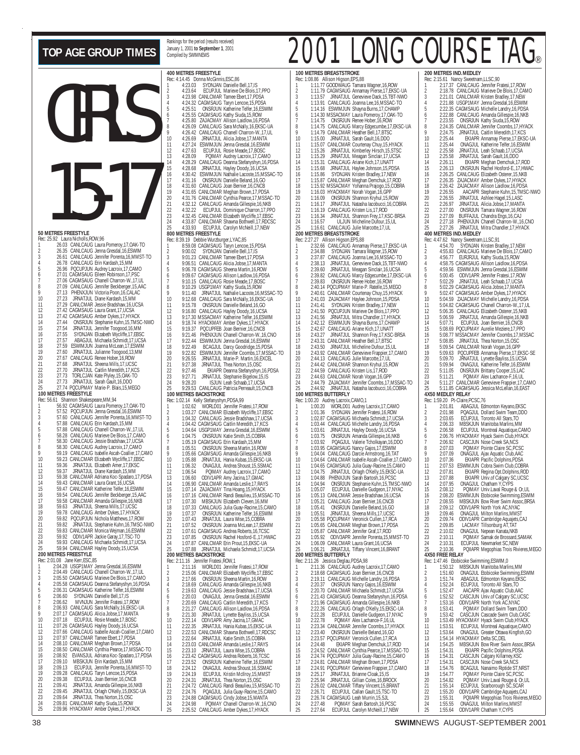# TOP AGE GROUP TIMES

Rankings for the period (results received) January 1, 2001 to **September 1**, 2001
Compiled by SWIMNEWS

# 2001 LONG COURSE TAG®

## GIRLS 15-17

### 50 METRES FREESTYLE
Rec: 25.92 Laura Nicholls,ROW,96

1 26.03 CANLCAUG Laura Pomeroy,17,OAK-TO
2 26.35 CANLCAUG Jenna Gresdal,16,ESWIM
3 26.61 CANLCAUG Jennifer Porenta,16,MMST-TO
4 26.78 CANLCAUG Erin Kardash,15,MM
5 26.96 PQCUPJUN Audrey Lacroix,17,CAMO
6 27.01 CAGMSAUG Eileen Robinson,17,PSC
7 27.06 CAGMSAUG Chanell Charron-W.,17,UL
8 27.09 CANLCAUG Jennifer Beckberger,15,AAC
9 27.13 PHENXJUN Victoria Poon,16,CALAC
10 27.23 JRNATJUL Diane Kardash,15,MM
11 27.29 CANLCMAR Jessie Bradshaw,16,UCSA
12 27.42 CAGMSAUG Laura Grant,17,UCSA
12 27.42 CAGMSAUG Amber Dykes,17,HYACK
14 27.44 ONSRJUN Stephanie Kuhn,15,TMSC-NWO
15 27.54 JRNATJUL Jennifer Toogood,16,MM
16 27.55 SYDNJAN Elizabeth Wycliffe,17,EBSC
17 27.57 ABAGJUL Michaela Schmidt,17,UCSA
18 27.59 ESWIMJUN Joanna McLean,17,ESWIM
19 27.60 JRNATJUL Julianne Toogood,13,MM
20 27.67 CANLCAUG Renee Hober,16,ROW
21 27.68 JRNATJUL Sheena Mills,17,UCSC
22 27.70 JRNATJUL Caitlin Meredith,17,KCS
23 27.73 TORLCJAN Kate Plyley,15,OAK-TO
24 27.73 JRNATJUL Sarah Gault,16,DDO
25 27.74 PQCUPMAY Marie-P. Blais,15,MEGO

### 100 METRES FREESTYLE
Rec: 56.61 Shannon Shakespeare,MM,94

1 56.92 CAGMSAUG Laura Pomeroy,17,OAK-TO
2 57.52 PQCUPJUN Jenna Gresdal,16,ESWIM
3 57.60 CANLCAUG Jennifer Porenta,16,MMST-TO
4 57.88 CANLCAUG Erin Kardash,15,MM
5 57.88 CANLCAUG Chanell Charron-W.,17,UL
6 58.28 CANLCAUG Marieve De Blois,17,CAMO
7 58.30 CANLCAUG Jessie Bradshaw,17,UCSA
8 58.30 CANLCAUG Audrey Lacroix,17,CAMO
9 59.19 CANLCAUG Isabelle Ascah-Coallier,17,CAMO
10 59.23 CANLCMAR Elizabeth Wycliffe,17,EBSC
11 59.36 JRNATJUL Elizabeth Amer,17,EKSC
12 59.37 JRNATJUL Diane Kardash,15,MM
13 59.38 CANLCMAR Adriana Koc-Spadaro,17,PDSA
14 59.43 CANLCMAR Laura Grant,16,UCSA
15 59.47 CANLCMAR Katherine Telfer,16,ESWIM
16 59.54 CANLCAUG Jennifer Beckberger,15,AAC
17 59.58 CANLCMAR Amanda Gillespie,16,NKB
18 59.63 JRNATJUL Sheena Mills,17,UCSC
19 59.78 CANLCAUG Amber Dykes,17,HYACK
20 59.82 PQCUPJUN Nichola Matthews,17,ROW
21 59.82 JRNATJUL Stephanie Kuhn,16,TMSC-NWO
22 59.83 CANLCMAR Monica Wejman,16,ESWIM
23 59.92 ODIV1APR Jackie Garay,17,TSC-TO
24 59.93 CANLCAUG Michaela Schmidt,17,UCSA
25 59.94 CANLCMAR Hayley Doody,15,UCSA

### 200 METRES FREESTYLE
Rec: 2:01.08 Jane Kerr,ESC,85

1 2:04.28 USGP1MAY Jenna Gresdal,16,ESWIM
2 2:04.49 CANLCAUG Chanell Charron-W.,17,UL
3 2:05.50 CAGMSAUG Marieve De Blois,17,CAMO
4 2:05.58 CAGMSAUG Deanna Stefanyshyn,16,PDSA
5 2:06.31 CAGMSAUG Katherine Telfer,16,ESWIM
6 2:06.60 SYDNJAN Danielle Bell,17,IS
7 2:06.62 MVNJUN Jennifer Fratesi,17,ROW
8 2:06.93 CANLCAUG Sara McNally,16,EKSC-UA
9 2:07.17 CAGMSAUG Alicia Jobse,17,MANTA
10 2:07.18 ECUPJUL Rosie Meade,17,BOSC
11 2:07.26 CAGMSAUG Hayley Doody,16,UCSA
12 2:07.66 CANLCAUG Isabelle Ascah-Coallier,17,CAMO
13 2:07.97 CANLCMAR Tamee Ebert,17,PDSA
14 2:08.10 CANLCMAR Meghan Brown,17,PDSA
15 2:08.50 CANLCMAR Cynthia Pearce,17,MSSAC-TO
16 2:08.92 EVANSJUL Adriana Koc-Spadaro,17,PDSA
17 2:09.10 MBSKJUN Erin Kardash,15,MM
18 2:09.13 ECUPJUL Jennifer Porenta,16,MMST-TO
19 2:09.28 CANLCAUG Taryn Lencoe,15,PDSA
20 2:09.38 ECUPJUL Joan Bernier,16,CNCB
21 2:09.41 JRNATJUL Amanda Gillespie,16,NKB
22 2:09.45 JRNATJUL Orlagh O'Kelly,15,EKSC-UA
23 2:09.64 JRNATJUL Thea Norton,15,OSC
24 2:09.81 CANLCMAR Kathy Siuda,15,ROW
25 2:09.96 HYACKMAY Amber Dykes,17,HYACK

### 400 METRES FREESTYLE
Rec: 4:14.45 Donna McGinnis,ESC,86

1 4:23.03 SYDNJAN Danielle Bell,17,IS
2 4:23.64 ECUPJUL Marieve De Blois,17,PPO
3 4:23.98 CANLCMAR Tamee Ebert,17,PDSA
4 4:24.32 CAGMSAUG Taryn Lencoe,15,PDSA
5 4:25.51 ONSRJUN Katherine Telfer,16,ESWIM
6 4:25.55 CAGMSAUG Kathy Siuda,15,ROW
7 4:25.80 ZAJACMAY Allison Laidlow,16,PDSA
8 4:26.09 CANLCAUG Sara McNally,16,EKSC-UA
9 4:26.42 CANLCAUG Chanell Charron-W.,17,UL
10 4:26.69 JRNATJUL Alicia Jobse,17,MANTA
11 4:27.24 ESWIMJUN Jenna Gresdal,16,ESWIM
12 4:27.63 ECUPJUL Rosie Meade,17,BOSC
13 4:28.09 PQIMAY Audrey Lacroix,17,CAMO
14 4:28.29 CANLCAUG Deanna Stefanyshyn,16,PDSA
15 4:28.68 JRNATJUL Hayley Doody,16,UCSA
16 4:30.42 ESWIMJUN Nathalie Lacoste,15,MSSAC-TO
17 4:31.16 ONSRJUN Danielle Beland,16,GO
18 4:31.60 CANLCAUG Joan Bernier,16,CNCB
19 4:31.65 CANLCMAR Meghan Brown,17,PDSA
20 4:31.76 CANLCMAR Cynthia Pearce,17,MSSAC-TO
21 4:32.12 CANLCAUG Amanda Gillespie,16,NKB
22 4:32.22 ECUPJUL Dominique Charron,17,PPO
23 4:32.45 CANLCMAR Elizabeth Wycliffe,17,EBSC
24 4:33.87 CANLCMAR Shawna Bothwell,17,RDCSC
25 4:33.93 ECUPJUL Carolyn McNeill,17,NEW

### 800 METRES FREESTYLE
Rec: 8:39.19 Debbie Wurzburger,LYAC,85

1 8:59.08 CAGMSAUG Taryn Lencoe,15,PDSA
2 9:00.02 SYDNJAN Danielle Bell,17,IS
3 9:01.23 CANLCMAR Tamee Ebert,17,PDSA
4 9:06.51 CANLCAUG Alicia Jobse,17,MANTA
5 9:06.78 CAGMSAUG Sheena Martin,16,ROW
6 9:09.67 CAGMSAUG Allison Laidlow,16,PDSA
7 9:10.15 CANLCAUG Rosie Meade,17,BOSC
8 9:10.29 USGP1MAY Kathy Siuda,15,ROW
9 9:11.40 JRNATJUL Nathalie Lacoste,16,MSSAC-TO
10 9:12.68 CANLCAUG Sara McNally,16,EKSC-UA
11 9:15.78 ONSRJUN Danielle Beland,16,GO
12 9:16.80 CANLCAUG Hayley Doody,16,UCSA
13 9:17.30 MSSACMAY Katherine Telfer,16,ESWIM
14 9:18.74 HYACKMAY Amber Dykes,17,HYACK
15 9:19.37 PQCUPFEB Joan Bernier,16,CNCB
16 9:21.46 PHENXJUN Chanell Charron-W.,16,CNO
17 9:22.44 ESWIMJUN Jenna Gresdal,16,ESWIM
18 9:22.49 BCAGJUL Darcy Goodridge,15,PDSA
19 9:22.82 ESWIMJUN Jennifer Coombs,17,MSSAC-TO
20 9:26.55 JRNATJUL Marie-P. Martin,16,EXCEL
21 9:27.38 JRNATJUL Thea Norton,15,OSC
22 9:27.46 EKIAPR Deanna Stefanyshyn,16,PDSA
23 9:27.71 JRNATJUL Stephanie Bigelow,15,IS
24 9:28.20 ISJUN Leah Schaab,17,UCSA
25 9:29.53 CANLCAUG Patricia Perreault,15,CNCB

### 100 METRES BACKSTROKE
Rec: 1:02.14 Kelly Stefanyshyn,PDSA,99

1 1:02.62 WORLD01 Jennifer Fratesi,17,ROW
2 1:03.27 CANLCMAR Elizabeth Wycliffe,17,EBSC
3 1:04.32 CANLCAUG Jessie Bradshaw,17,UCSA
4 1:04.42 CAGMSAUG Caitlin Meredith,17,KCS
5 1:04.64 USGP1MAY Jenna Gresdal,16,ESWIM
6 1:04.75 ONSRJUN Katie Smith,15,COBRA
7 1:05.19 CAGMSAUG Erin Kardash,15,MM
8 1:05.51 ONSRJUN Sheena Martin,16,ROW
9 1:05.66 CAGMSAUG Amanda Gillespie,16,NKB
10 1:05.88 JRNATJUL Hania Kubas,15,EKSC-UA
11 1:06.32 ONAGJUL Andrea Shoust,15,SSMAC
12 1:06.54 PQIMAY Audrey Lacroix,17,CAMO
13 1:06.60 ODIV1APR Amy Jacina,17,GMAC
14 1:06.90 CANLCMAR Amanda Leslie,17,RAYS
15 1:07.14 ZAJACMAY Tina Hoang,15,HYACK
16 1:07.16 CANLCMAR Randi Beaulieu,15,MSSAC-TO
17 1:07.30 MBSKJUN Elizabeth Cleven,16,MM
18 1:07.33 CANLCAUG Julia Guay-Racine,15,CAMO
19 1:07.37 ONSRJUN Katherine Telfer,16,ESWIM
20 1:07.43 JRNATJUL Laura Wise,15,COBRA
21 1:07.52 ONSRJUN Joanna McLean,17,ESWIM
22 1:07.61 CAGMSAUG Andrea Roberts,16,TCSC
23 1:07.85 ONSRJUN Rachel Hosford-E.,17,HWAC
24 1:07.87 CANLCMAR Erin Prout,15,EKSC-UA
25 1:07.88 JRNATJUL Michaela Schmidt,17,UCSA

### 200 METRES BACKSTROKE
Rec: 2:11.16 Jennifer Fratesi,ROW,1

1 2:11.16 WORLD01 Jennifer Fratesi,17,ROW
2 2:15.06 CANLCMAR Elizabeth Wycliffe,17,EBSC
3 2:17.66 ONSRJUN Sheena Martin,16,ROW
4 2:18.69 CANLCAUG Amanda Gillespie,16,NKB
5 2:19.63 CANLCAUG Jessie Bradshaw,17,UCSA
6 2:20.03 ONAGJUL Jenna Gresdal,16,ESWIM
7 2:20.69 CANLCAUG Caitlin Meredith,17,KCS
8 2:21.27 CANLCAUG Allison Laidlow,16,PDSA
9 2:21.30 JRNATJUL Lynette Bayliss,15,UCSA
10 2:22.14 ODIV1APR Amy Jacina,17,GMAC
11 2:22.35 JRNATJUL Hania Kubas,15,EKSC-UA
12 2:22.53 CANLCMAR Shawna Bothwell,17,RDCSC
13 2:22.64 JRNATJUL Katie Smith,15,COBRA
14 2:23.03 CANLCMAR Amanda Leslie,17,RAYS
15 2:23.10 JRNATJUL Laura Wise,15,COBRA
16 2:23.42 CAGMSAUG Andrea Roberts,16,TCSC
17 2:23.52 ONSRJUN Katherine Telfer,16,ESWIM
18 2:24.12 ONAGJUL Andrea Shoust,16,SSMAC
19 2:24.19 ECUPJUL Kristin McIlroy,15,MMST
20 2:24.31 JRNATJUL Thea Norton,15,OSC
21 2:24.72 CANLCAUG Randi Beaulieu,15,MSSAC-TO
22 2:24.76 PQAGJUL Julia Guay-Racine,15,CAMO
23 2:24.88 CAGMSAUG Cindy Jobse,15,MANTA
24 2:24.98 PQIMAY Chanell Charron-W.,16,CNO
25 2:25.52 CANLCAUG Amber Dykes,17,HYACK

### 100 METRES BREASTSTROKE
Rec: 1:08.86 Allison Higson,EPS,88

1 1:11.77 GOODWAUG Tamara Wagner,16,ROW
2 1:11.79 CAGMSAUG Annamay Pierse,17,EKSC-UA
3 1:13.57 JRNATJUL Genevieve Dack,15,TBT-NWO
4 1:13.91 CANLCAUG Joanna Lee,16,MSSAC-TO
5 1:14.16 ESWIMJUN Shayna Burns,17,CHAMP
6 1:14.30 MSSACMAY Laura Pomeroy,17,OAK-TO
7 1:14.75 ONSRJUN Renee Hober,16,ROW
8 1:14.75 CANLCAUG Marcy Edgecumbe,17,EKSC-UA
9 1:14.79 CANLCMAR Heather Bell,17,BTSC
10 1:15.00 JRNATJUL Sarah Gault,16,DDO
11 1:15.07 CANLCMAR Courtenay Chuy,15,HYACK
12 1:15.26 JRNATJUL Kimberley Hirsch,15,STSC
13 1:15.29 JRNATJUL Meagan Sinclair,17,UCSA
14 1:15.31 CANLCAUG Ariane Kich,17,UNATT
15 1:15.68 JRNATJUL Haylee Johnson,15,PDSA
16 1:15.86 SYDNJAN Kristen Bradley,17,NEW
17 1:15.87 CANLCMAR Meghan Demchuk,17,ROD
18 1:15.92 MSSACMAY Yohanna Prajogo,15,COBRA
19 1:16.03 HYACKMAY Norah Vogan,16,GPP
20 1:16.09 ONSRJUN Shannon Kryhul,15,ROW
21 1:16.17 JRNATJUL Natasha Iacobucci,16,COBRA
22 1:16.19 CANLCAUG Kristen Lis,17,ROD
23 1:16.34 JRNATJUL Shannon Frey,17,KSC-BRSA
24 1:16.57 ULJUN Micheline Dufour,15,UL
25 1:16.61 CANLCAUG Julie Marcotte,17,UL

### 200 METRES BREASTSTROKE
Rec: 2:27.27 Allison Higson,EPS,88

1 2:32.66 CANLCAUG Annamay Pierse,17,EKSC-UA
2 2:34.88 SYDNJAN Tamara Wagner,15,ROW
3 2:37.87 CANLCAUG Joanna Lee,16,MSSAC-TO
4 2:38.13 JRNATJUL Genevieve Dack,15,TBT-NWO
5 2:39.60 JRNATJUL Meagan Sinclair,16,UCSA
6 2:39.82 CANLCAUG Marcy Edgecumbe,17,EKSC-UA
7 2:39.83 ONSRJUN Renee Hober,16,ROW
8 2:40.14 PQCUPMAY Marie-P. Ratelle,15,MEGO
9 2:40.61 CANLCMAR Courtenay Chuy,15,HYACK
10 2:41.03 ZAJACMAY Haylee Johnson,15,PDSA
11 2:41.41 SYDNJAN Kristen Bradley,17,NEW
12 2:41.50 PQCUPJUN Marieve De Blois,17,PPO
13 2:41.56 JRNATJUL Mitra Chandler,17,HYACK
14 2:42.12 ESWIMJUN Shayna Burns,17,CHAMP
15 2:42.67 CANLCAUG Ariane Kich,17,UNATT
16 2:43.27 JRNATJUL Shannon Frey,17,KSC-BRSA
17 2:43.31 CANLCMAR Heather Bell,17,BTSC
18 2:43.50 JRNATJUL Micheline Dufour,15,UL
19 2:43.92 CANLCMAR Genevieve Frappier,17,CAMO
20 2:44.13 CANLCAUG Julie Marcotte,17,UL
21 2:44.42 CANLCMAR Shannon Kryhul,15,ROW
22 2:44.59 CANLCAUG Kristen Lis,17,ROD
23 2:44.63 CANLCMAR Norah Vogan,16,GPP
24 2:44.79 ZAJACMAY Jennifer Coombs,17,MSSAC-TO
25 2:44.92 JRNATJUL Natasha Iacobucci,16,COBRA

### 100 METRES BUTTERFLY
Rec: 1:00.20 Audrey Lacroix,CAMO,1

1 1:00.20 WORLD01 Audrey Lacroix,17,CAMO
2 1:01.36 SYDNJAN Jennifer Fratesi,16,ROW
3 1:02.87 CAGMSAUG Michaela Schmidt,17,UCSA
4 1:03.44 CANLCAUG Michelle Landry,16,PDSA
5 1:03.61 JRNATJUL Hayley Doody,16,UCSA
6 1:03.75 ONSRJUN Amanda Gillespie,16,NKB
7 1:03.92 PQAGJUL Valerie Tcholkayan,16,DDO
8 1:03.95 CAGMSAUG Nancy Gajos,17,ESWIM
9 1:04.04 CANLCAUG Darcie Armstrong,16,TAT
10 1:04.64 CANLCMAR Isabelle Ascah-Coallier,17,CAMO
11 1:04.65 CAGMSAUG Julia Guay-Racine,15,CAMO
12 1:04.75 JRNATJUL Orlagh O'Kelly,15,EKSC-UA
13 1:04.88 PHENXJUN Sarah Bartosh,16,PCSC
14 1:04.94 ONSRJUN Stephanie Kuhn,15,TMSC-NWO
15 1:05.07 ECUPJUL Danielle Gudgeon,17,NYAC
16 1:05.13 CANLCMAR Jessie Bradshaw,16,UCSA
17 1:05.21 CANLCAUG Joan Bernier,16,CNCB
18 1:05.41 ONSRJUN Danielle Beland,16,GO
19 1:05.51 JRNATJUL Sheena Mills,17,UCSC
20 1:05.58 PQCUPJUN Veronick Cullen,17,RCA
21 1:05.65 CANLCMAR Meghan Brown,17,PDSA
22 1:05.87 CANLCMAR Jennifer Graf,17,ROD
23 1:05.92 ODIV3APR Jennifer Porenta,15,MMST-TO
24 1:06.09 CANLCMAR Laura Grant,16,UCSA
25 1:06.21 JRNATJUL Tiffany Vincent,16,BRANT

### 200 METRES BUTTERFLY
Rec: 2:11.26 Jessica Deglau,PDSA,98

1 2:11.36 CANLCAUG Audrey Lacroix,17,CAMO
2 2:18.68 CAGMSAUG Joan Bernier,16,CNCB
3 2:19.11 CANLCAUG Michelle Landry,16,PDSA
4 2:20.37 ONSRJUN Nancy Gajos,16,ESWIM
5 2:20.70 CANLCMAR Michaela Schmidt,17,UCSA
6 2:21.43 CAGMSAUG Deanna Stefanyshyn,16,PDSA
7 2:21.96 CAGMSAUG Amanda Gillespie,16,NKB
8 2:22.26 CANLCAUG Orlagh O'Kelly,15,EKSC-UA
9 2:22.28 ECUPJUL Danielle Gudgeon,17,NYAC
10 2:22.78 PQIMAY Alex Lachance-F.,16,UL
11 2:23.34 CANLCMAR Jennifer Coombs,17,HYACK
12 2:23.40 ONSRJUN Danielle Beland,16,GO
13 2:23.57 PQCUPMAY Veronick Cullen,17,RCA
14 2:24.48 EKIAPR Meghan Demchuk,17,ROD
15 2:24.52 CANLCMAR Cynthia Pearce,17,MSSAC-TO
16 2:24.74 PQCUPMAY Julia Guay-Racine,15,CAMO
17 2:24.81 CANLCMAR Meghan Brown,17,PDSA
18 2:24.91 PQCUPMAY Genevieve Frappier,17,CAMO
19 2:25.17 JRNATJUL Brianne Cloak,15,IS
20 2:25.94 JRNATJUL Gillian Coles,16,BROCK
21 2:26.02 CANLCMAR Tiffany Vincent,15,BRANT
22 2:26.71 ECUPJUL Callan Gault,15,TSC-TO
23 2:26.74 CAGMSAUG Leah Murrin,15,SJL
24 2:27.48 PQIMAY Sarah Bartosh,16,PCSC
25 2:27.64 ECUPJUL Carolyn McNeill,17,NEW

### 200 METRES IND.MEDLEY
Rec: 2:15.61 Nancy Sweetnam,LLSC,90

1 2:17.37 CANLCAUG Jennifer Fratesi,17,ROW
2 2:18.78 CAGMSAUG Marieve De Blois,17,CAMO
3 2:21.01 CANLCMAR Kristen Bradley,17,NEW
4 2:21.88 USGP1MAY Jenna Gresdal,16,ESWIM
5 2:22.35 CAGMSAUG Michelle Landry,16,PDSA
6 2:22.88 CANLCAUG Amanda Gillespie,16,NKB
7 2:23.55 ONSRJUN Kathy Siuda,15,ROW
8 2:24.35 CANLCMAR Jennifer Coombs,17,HYACK
9 2:24.75 JRNATJUL Caitlin Meredith,17,KCS
10 2:25.44 EKIAPR Annamay Pierse,17,EKSC-UA
11 2:25.44 ONAGJUL Katherine Telfer,16,ESWIM
12 2:25.58 JRNATJUL Leah Schaab,17,UCSA
13 2:25.58 JRNATJUL Sarah Gault,16,DDO
14 2:26.11 EKIAPR Meghan Demchuk,17,ROD
15 2:26.13 ONSRJUN Rachel Hosford-E.,17,HWAC
16 2:26.25 CANLCAUG Elizabeth Osterer,15,NKB
17 2:26.35 ZAJACMAY Amber Dykes,17,HYACK
18 2:26.42 ZAJACMAY Allison Laidlow,16,PDSA
19 2:26.55 AACAPR Stephanie Kuhn,15,TMSC-NWO
20 2:26.55 JRNATJUL Ashlee Hagel,15,LASC
21 2:26.97 JRNATJUL Alicia Jobse,17,MANTA
22 2:27.00 ONSRJUN Tamara Wagner,16,ROW
23 2:27.09 BUFFAJUL Chandra Engs,16,CAJ
24 2:27.18 PHENXJUN Chanell Charron-W.,16,CNO
25 2:27.26 JRNATJUL Mitra Chandler,17,HYACK

### 400 METRES IND.MEDLEY
Rec: 4:47.62 Nancy Sweetnam,LLSC,91

1 4:54.70 SYDNJAN Kristen Bradley,17,NEW
2 4:55.83 CANLCAUG Marieve De Blois,17,CAMO
3 4:56.77 EURJRJUL Kathy Siuda,15,ROW
4 4:58.75 CAGMSAUG Allison Laidlow,16,PDSA
5 4:59.56 ESWIMJUN Jenna Gresdal,16,ESWIM
6 5:00.45 ODIV1APR Jennifer Fratesi,17,ROW
7 5:02.29 JRNATJUL Leah Schaab,17,UCSA
8 5:02.29 CAGMSAUG Alicia Jobse,17,MANTA
9 5:02.47 CAGMSAUG Amber Dykes,17,HYACK
10 5:04.59 ZAJACMAY Michelle Landry,16,PDSA
11 5:04.82 CAGMSAUG Chanell Charron-W.,17,UL
12 5:06.35 CANLCAUG Elizabeth Osterer,15,NKB
13 5:06.59 JRNATJUL Amanda Gillespie,16,NKB
14 5:07.71 ECUPJUL Joan Bernier,16,CNCB
15 5:08.69 PQCUPMAY Aurelie Meziere,17,PPO
16 5:08.77 MSSACMAY Jennifer Coombs,17,MSSAC
17 5:08.85 JRNATJUL Thea Norton,15,OSC
18 5:09.54 CANLCMAR Norah Vogan,16,GPP
19 5:09.63 PQCUPFEB Annamay Pierse,17,EKSC-SE
20 5:09.70 JRNATJUL Lynette Bayliss,15,UCSA
21 5:09.94 ONAGJUL Katherine Telfer,16,ESWIM
22 5:11.05 ONSRJUN Brittany Cooper,15,LAC
23 5:11.21 PQIMAY Alex Lachance-F.,16,UL
24 5:11.27 CANLCMAR Genevieve Frappier,17,CAMO
25 5:11.85 CAGMSAUG Jessica McLellan,16,EAST

### 4X50 MEDLEY RELAY
Rec: 1:59.20 Pt-Claire,PCSC,76

1 2:01.81 ABAGJUL Edmonton Keyano,EKSC
2 2:01.98 PQAGJUL Dollard Swim Team,DDO
3 2:03.65 ECUPJUL Toronto All Stars,TO
4 2:06.33 MBSKJUN Manitoba Marlins,MM
5 2:06.58 ECUPJUL Montreal Aquatique,CAMO
6 2:06.76 HYACKMAY Hyack Swim Club,HYACK
7 2:06.92 CASCJUN Nose Creek SA,NCS
8 2:07.03 PQIMAY Pointe Claire SC,PCSC
9 2:07.09 ONAGJUL Ajax Aquatic Club,AAC
10 2:07.36 EKIAPR Pacific Dolphins,PDSA
11 2:07.53 ESWIMJUN Cobra Swim Club,COBRA
12 2:07.81 BCAGJUL Regina Opt.Dolphins,ROD
13 2:07.88 EKIAPR Univ.of Calgary SC,UCSC
14 2:07.95 ONAGJUL Chatham Y,CYPS
15 2:08.12 PQIMAY Univ.Laval Rouge & Or,UL
16 2:08.20 ESWIMJUN Etobicoke Swimming,ESWIM
17 2:08.55 MBSKJUN Bow River Swim Assoc,BRSA
18 2:09.12 ODIV1APR North York AC,NYAC
19 2:09.46 ONAGJUL Milton Marlins,MMST
20 2:09.74 ODIV1APR Cambridge Aquajets,CAJ
21 2:09.85 LACMAY Tillsonburg AT,TAT
22 2:10.02 ONAGJUL Nepean Kanata,NKB
23 2:10.11 PQIMAY Samak de Brossard,SAMAK
24 2:10.31 ECUPJUL Newmarket SC,NEW
25 2:10.36 PQIIAPR Megophias Trois Rivieres,MEGO

### 4X50 FREE RELAY
Rec: 1:47.46 Etobicoke Swimming,ESWIM,0

1 1:50.12 MBSKJUN Manitoba Marlins,MM
2 1:51.60 ONAGJUL Etobicoke Swimming,ESWIM
3 1:51.74 ABAGJUL Edmonton Keyano,EKSC
4 1:52.24 ECUPJUL Toronto All Stars,TO
5 1:52.47 AACAPR Ajax Aquatic Club,AAC
6 1:52.52 CASCJUN Univ.of Calgary SC,UCSC
7 1:53.16 ODIV1APR North York AC,NYAC
8 1:53.41 PQIMAY Dollard Swim Team,DDO
9 1:53.42 CASCJUN Cascade Swim Club,CASC
10 1:53.49 HYACKMAY Hyack Swim Club,HYACK
11 1:53.51 ECUPJUL Montreal Aquatique,CAMO
12 1:53.64 ONAGJUL Greater Ottawa Kingfish,GO
13 1:54.14 HYACKMAY Delta SC,DEL
14 1:54.25 MBSKJUN Bow River Swim Assoc,BRSA
15 1:54.31 EKIAPR Pacific Dolphins,PDSA
16 1:54.31 CASCJUN Calgary Killarney,KSC
17 1:54.31 CASCJUN Nose Creek SA,NCS
18 1:54.76 BCAGJUL Nanaimo Riptide ST,NRST
19 1:54.77 PQIMAY Pointe Claire SC,PCSC
20 1:54.82 PQIMAY Univ.Laval Rouge & Or,UL
21 1:55.14 ECUPJUL Scarborough SC,SCAR
22 1:55.20 ODIV1APR Cambridge Aquajets,CAJ
23 1:55.31 PQIIAPR Megophias Trois Rivieres,MEGO
24 1:55.55 ONAGJUL Milton Marlins,MMST
25 1:55.64 ODIV1APR Chatham Y,CYPS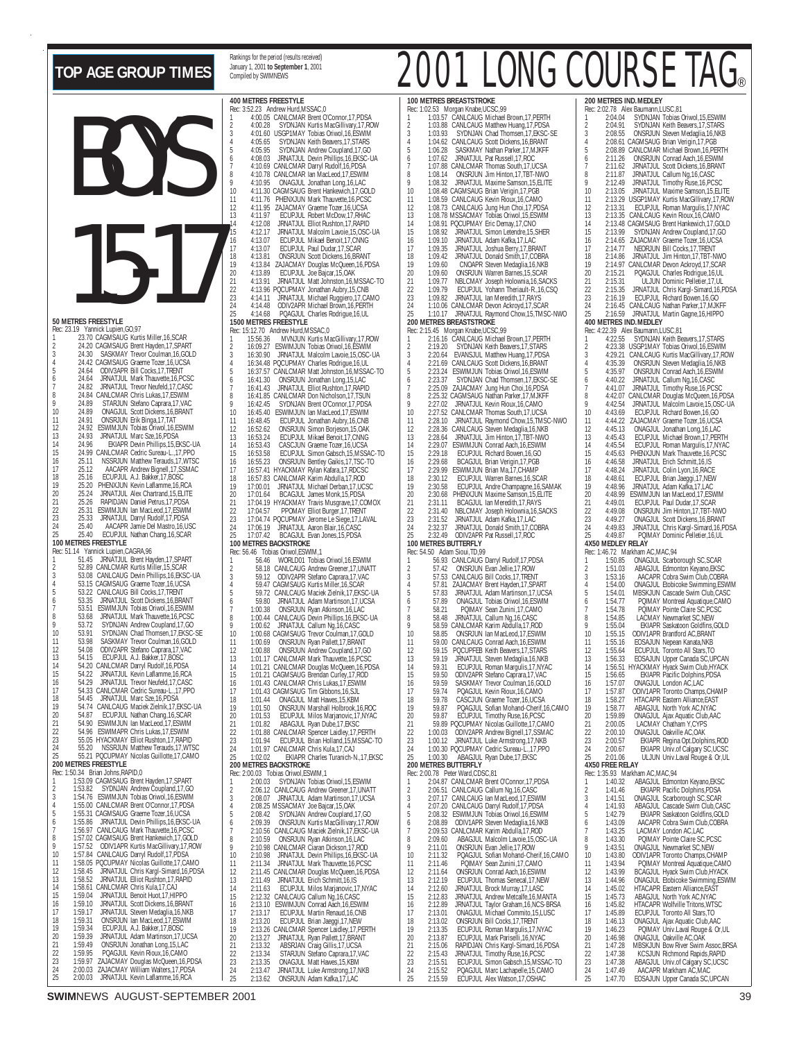# TOP AGE GROUP TIMES

Rankings for the period (results received) January 1, 2001 to September 1, 2001 Compiled by SWIMNEWS

# 2001 LONG COURSE TAG®

# BOYS 15-17

### 50 METRES FREESTYLE

Rec: 23.19 Yannick Lupien,GO,97

1 23.70 CAGMSAUG Kurtis Miller,16,SCAR
2 24.20 CAGMSAUG Brent Hayden,17,SPART
3 24.30 SASKMAY Trevor Coulman,16,GOLD
4 24.42 CAGMSAUG Graeme Tozer,16,UCSA
5 24.64 ODIV2APR Bill Cocks,17,TRENT
6 24.64 JRNATJUL Mark Thauvette,16,PCSC
7 24.82 JRNATJUL Trevor Neufeld,17,CASC
8 24.84 CANLCMAR Chris Lukas,17,ESWIM
9 24.89 STARJUN Stefano Caprara,17,VAC
10 24.89 ONAGJUL Scott Dickens,16,BRANT
11 24.91 ONSRJUN Erik Binga,17,TAT
12 24.92 ESWIMJUN Tobias Oriwol,16,ESWIM
13 24.93 JRNATJUL Marc Sze,16,PDSA
14 24.96 EKIAPR Devin Phillips,15,EKSC-UA
15 24.99 CANLCMAR Cedric Sureau-L.,17,PPO
16 25.11 NSSRJUN Matthew Terauds,17,WTSC
17 25.12 AACAPR Andrew Bignell,17,SSMAC
18 25.16 ECUPJUL A.J. Bakker,17,BOSC
19 25.20 PHENXJUN Kevin Laflamme,16,RCA
20 25.24 JRNATJUL Alex Chartrand,15,ELITE
21 25.26 RAPIDJAN Daniel Petrus,17,PDSA
22 25.31 ESWIMJUN Ian MacLeod,17,ESWIM
23 25.33 JRNATJUL Darryl Rudolf,17,PDSA
24 25.40 AACAPR Jamie Del Mastro,16,USC
25 25.40 ECUPJUL Nathan Chang,16,SCAR

### 100 METRES FREESTYLE

Rec: 51.14 Yannick Lupien,CAGRA,96

1 51.45 JRNATJUL Brent Hayden,17,SPART
2 52.89 CANLCMAR Kurtis Miller,15,SCAR
3 53.08 CANLCAUG Devin Phillips,16,EKSC-UA
4 53.15 CAGMSAUG Graeme Tozer,16,UCSA
5 53.22 CANLCAUG Bill Cocks,17,TRENT
6 53.35 JRNATJUL Scott Dickens,16,BRANT
7 53.51 ESWIMJUN Tobias Oriwol,16,ESWIM
8 53.68 JRNATJUL Mark Thauvette,16,PCSC
9 53.72 SYDNJAN Andrew Coupland,17,GO
10 53.91 SYDNJAN Chad Thomsen,17,EKSC-SE
11 53.98 SASKMAY Trevor Coulman,16,GOLD
12 54.08 ODIV2APR Stefano Caprara,17,VAC
13 54.15 ECUPJUL A.J. Bakker,17,BOSC
14 54.20 CANLCMAR Darryl Rudolf,16,PDSA
15 54.22 JRNATJUL Kevin Laflamme,16,RCA
16 54.29 JRNATJUL Trevor Neufeld,17,CASC
17 54.33 CANLCMAR Cedric Sureau-L.,17,PPO
18 54.45 JRNATJUL Marc Sze,16,PDSA
19 54.74 CANLCAUG Maciek Zielnik,17,EKSC-UA
20 54.87 ECUPJUL Nathan Chang,16,SCAR
21 54.90 ESWIMJUN Ian MacLeod,17,ESWIM
22 54.96 ESWIMAPR Chris Lukas,17,ESWIM
23 55.05 HYACKMAY Elliot Rushton,17,RAPID
24 55.20 NSSRJUN Matthew Terauds,17,WTSC
25 55.21 PQCUPMAY Nicolas Guillotte,17,CAMO

### 200 METRES FREESTYLE

Rec: 1:50.34 Brian Johns,RAPID,0

1 1:53.09 CAGMSAUG Brent Hayden,17,SPART
2 1:53.82 SYDNJAN Andrew Coupland,17,GO
3 1:54.76 ESWIMJUN Tobias Oriwol,16,ESWIM
4 1:55.00 CANLCMAR Brent O'Connor,17,PDSA
5 1:55.31 CAGMSAUG Graeme Tozer,16,UCSA
6 1:55.86 JRNATJUL Devin Phillips,16,EKSC-UA
7 1:56.97 CANLCAUG Mark Thauvette,16,PCSC
8 1:57.02 CAGMSAUG Brent Hankewich,17,GOLD
9 1:57.52 ODIV1APR Kurtis MacGillivary,17,ROW
10 1:57.84 CANLCAUG Darryl Rudolf,16,PDSA
11 1:58.05 PQCUPMAY Nicolas Guillotte,17,CAMO
12 1:58.45 JRNATJUL Chris Kargl-Simard,16,PDSA
13 1:58.52 JRNATJUL Elliot Rushton,17,RAPID
14 1:58.61 CANLCMAR Chris Kula,17,CAJ
15 1:59.04 JRNATJUL Benoit Huot,17,HIPPO
16 1:59.10 JRNATJUL Scott Dickens,16,BRANT
17 1:59.17 JRNATJUL Steven Medaglia,16,NKB
18 1:59.31 ONSRJUN Ian MacLeod,17,ESWIM
19 1:59.34 ECUPJUL A.J. Bakker,17,BOSC
20 1:59.39 JRNATJUL Adam Martinson,17,UCSA
21 1:59.49 ONSRJUN Jonathan Long,15,LAC
22 1:59.95 PQAGJUL Kevin Rioux,16,CAMO
23 1:59.97 ZAJACMAY Douglas McQueen,16,PDSA
24 2:00.03 ZAJACMAY William Walters,17,PDSA
25 2:00.03 JRNATJUL Kevin Laflamme,16,RCA

### 400 METRES FREESTYLE

Rec: 3:52.23 Andrew Hurd,MSSAC,0

1 4:00.05 CANLCMAR Brent O'Connor,17,PDSA
2 4:00.28 SYDNJAN Kurtis MacGillivary,17,ROW
3 4:01.60 USGP1MAY Tobias Oriwol,16,ESWIM
4 4:05.65 SYDNJAN Keith Beavers,17,STARS
5 4:05.95 SYDNJAN Andrew Coupland,17,GO
6 4:08.03 JRNATJUL Devin Phillips,16,EKSC-UA
7 4:10.69 CANLCMAR Darryl Rudolf,16,PDSA
8 4:10.78 CANLCMAR Ian MacLeod,17,ESWIM
9 4:10.95 ONAGJUL Jonathan Long,16,LAC
10 4:11.30 CAGMSAUG Brent Hankewich,17,GOLD
11 4:11.76 PHENXJUN Mark Thauvette,16,PCSC
12 4:11.95 ZAJACMAY Graeme Tozer,16,UCSA
13 4:11.97 ECUPJUL Robert McDow,17,RHAC
14 4:12.08 JRNATJUL Elliot Rushton,17,RAPID
15 4:12.17 JRNATJUL Malcolm Lavoie,15,OSC-UA
16 4:13.07 ECUPJUL Mikael Benoit,17,CNNG
17 4:13.07 ECUPJUL Paul Dudar,17,SCAR
18 4:13.81 ONSRJUN Scott Dickens,16,BRANT
19 4:13.84 ZAJACMAY Douglas McQueen,16,PDSA
20 4:13.89 ECUPJUL Joe Bajcar,15,OAK
21 4:13.91 JRNATJUL Matt Johnston,16,MSSAC-TO
22 4:13.96 PQCUPMAY Jonathan Aubry,15,CNB
23 4:14.11 JRNATJUL Michael Ruggiero,17,CAMO
24 4:14.48 ODIV2APR Michael Brown,16,PERTH
25 4:14.68 PQAGJUL Charles Rodrigue,16,UL

### 1500 METRES FREESTYLE

Rec: 15:12.70 Andrew Hurd,MSSAC,0

1 15:56.36 MVNJUN Kurtis MacGillivary,17,ROW
2 16:09.27 ESWIMJUN Tobias Oriwol,16,ESWIM
3 16:30.90 JRNATJUL Malcolm Lavoie,15,OSC-UA
4 16:34.48 PQCUPMAY Charles Rodrigue,16,UL
5 16:37.57 CANLCMAR Matt Johnston,16,MSSAC-TO
6 16:41.30 ONSRJUN Jonathan Long,15,LAC
7 16:41.43 JRNATJUL Elliot Rushton,17,RAPID
8 16:41.85 CANLCMAR Don Nicholson,17,TSUN
9 16:42.45 SYDNJAN Brent O'Connor,17,PDSA
10 16:45.40 ESWIMJUN Ian MacLeod,17,ESWIM
11 16:48.45 ECUPJUL Jonathan Aubry,16,CNB
12 16:52.62 ONSRJUN Simon Borjeson,15,OAK
13 16:53.24 ECUPJUL Mikael Benoit,17,CNNG
14 16:53.43 CASCJUN Graeme Tozer,16,UCSA
15 16:53.58 ECUPJUL Simon Gabsch,15,MSSAC-TO
16 16:55.23 ONSRJUN Bentley Gaikis,17,TSC-TO
17 16:57.41 HYACKMAY Rylan Kafara,17,RDCSC
18 16:57.83 CANLCMAR Karim Abdulla,17,ROD
19 17:00.01 JRNATJUL Michael Derban,17,UCSC
20 17:01.64 BCAGJUL James Monk,15,PDSA
21 17:04.19 HYACKMAY Travis Musgrave,17,COMOX
22 17:04.57 PPOMAY Elliot Burger,17,TRENT
23 17:04.74 PQCUPMAY Jerome Le Siege,17,LAVAL
24 17:06.19 JRNATJUL Aaron Blair,16,CASC
25 17:07.42 BCAGJUL Evan Jones,15,PDSA

### 100 METRES BACKSTROKE

Rec: 56.46 Tobias Oriwol,ESWIM,1

1 56.46 WORLD01 Tobias Oriwol,16,ESWIM
2 58.18 CANLCAUG Andrew Greener,17,UNATT
3 59.12 ODIV2APR Stefano Caprara,17,VAC
4 59.47 CAGMSAUG Kurtis Miller,16,SCAR
5 59.72 CANLCAUG Maciek Zielnik,17,EKSC-UA
6 59.80 JRNATJUL Adam Martinson,17,UCSA
7 1:00.38 ONSRJUN Ryan Atkinson,16,LAC
8 1:00.44 CANLCAUG Devin Phillips,16,EKSC-UA
9 1:00.62 JRNATJUL Callum Ng,16,CASC
10 1:00.68 CAGMSAUG Trevor Coulman,17,GOLD
11 1:00.69 ONSRJUN Ryan Pallett,17,BRANT
12 1:00.88 ONSRJUN Andrew Coupland,17,GO
13 1:01.17 CANLCMAR Mark Thauvette,16,PCSC
14 1:01.21 CANLCMAR Douglas McQueen,16,PDSA
15 1:01.21 CAGMSAUG Brendan Curley,17,ROD
16 1:01.43 CANLCMAR Chris Lukas,17,ESWIM
17 1:01.43 CAGMSAUG Tim Gibbons,16,SJL
18 1:01.44 ONAGJUL Matt Hawes,15,KBM
19 1:01.50 ONSRJUN Marshall Holbrook,16,ROC
20 1:01.53 ECUPJUL Milos Marjanovic,17,NYAC
21 1:01.82 ABAGJUL Ryan Dube,17,EKSC
22 1:01.88 CANLCMAR Spencer Laidley,17,PERTH
23 1:01.94 ECUPJUL Brian Holland,15,MSSAC-TO
24 1:01.97 CANLCMAR Chris Kula,17,CAJ
25 1:02.02 EKIAPR Charles Turanich-N.,17,EKSC

### 200 METRES BACKSTROKE

Rec: 2:00.03 Tobias Oriwol,ESWIM,1

1 2:00.03 SYDNJAN Tobias Oriwol,15,ESWIM
2 2:06.12 CANLCAUG Andrew Greener,17,UNATT
3 2:08.07 JRNATJUL Adam Martinson,17,UCSA
4 2:08.25 MSSACMAY Joe Bajcar,15,OAK
5 2:08.42 SYDNJAN Andrew Coupland,17,GO
6 2:09.39 ONSRJUN Kurtis MacGillivary,17,ROW
7 2:10.56 CANLCAUG Maciek Zielnik,17,EKSC-UA
8 2:10.59 ONSRJUN Ryan Atkinson,16,LAC
9 2:10.98 CANLCMAR Ciaran Dickson,17,ROD
10 2:10.98 JRNATJUL Devin Phillips,16,EKSC-UA
11 2:11.34 JRNATJUL Mark Thauvette,16,PCSC
12 2:11.45 CANLCMAR Douglas McQueen,16,PDSA
13 2:11.49 JRNATJUL Erich Schmitt,16,IS
14 2:11.63 ECUPJUL Milos Marjanovic,17,NYAC
15 2:12.32 CANLCAUG Callum Ng,16,CASC
16 2:13.10 ESWIMJUN Conrad Aach,16,ESWIM
17 2:13.17 ECUPJUL Martin Renaud,16,CNB
18 2:13.20 ECUPJUL Brian Jaeggi,17,NEW
19 2:13.26 CANLCMAR Spencer Laidley,17,PERTH
20 2:13.27 JRNATJUL Ryan Pallett,17,BRANT
21 2:13.32 ABSRJAN Craig Gillis,17,UCSA
22 2:13.34 STARJUN Stefano Caprara,17,VAC
23 2:13.35 ONAGJUL Matt Hawes,15,KBM
24 2:13.47 JRNATJUL Luke Armstrong,17,NKB
25 2:13.62 ONSRJUN Adam Kafka,17,LAC

### 100 METRES BREASTSTROKE

Rec: 1:02.53 Morgan Knabe,UCSC,99

1 1:03.57 CANLCAUG Michael Brown,17,PERTH
2 1:03.88 CANLCAUG Matthew Huang,17,PDSA
3 1:03.93 SYDNJAN Chad Thomsen,17,EKSC-SE
4 1:04.62 CANLCAUG Scott Dickens,16,BRANT
5 1:06.28 SASKMAY Nathan Parker,17,MJKFF
6 1:07.62 JRNATJUL Pat Russell,17,ROC
7 1:07.88 CANLCMAR Thomas South,17,UCSA
8 1:08.14 ONSRJUN Jim Hinton,17,TBT-NWO
9 1:08.32 JRNATJUL Maxime Samson,15,ELITE
10 1:08.48 CAGMSAUG Brian Verigin,17,PGB
11 1:08.59 CANLCAUG Kevin Rioux,16,CAMO
12 1:08.73 CANLCAUG Jung Hun Choi,17,PDSA
13 1:08.78 MSSACMAY Tobias Oriwol,15,ESWIM
14 1:08.91 PQCUPMAY Eric Demay,17,CNO
15 1:08.92 JRNATJUL Simon Letendre,15,SHER
16 1:09.10 JRNATJUL Adam Kafka,17,LAC
17 1:09.35 JRNATJUL Joshua Berry,17,BRANT
18 1:09.42 JRNATJUL Donald Smith,17,COBRA
19 1:09.60 CNOAPR Steven Medaglia,16,NKB
20 1:09.60 ONSRJUN Warren Barnes,15,SCAR
21 1:09.77 NBLCMAY Joseph Holownia,16,SACKS
22 1:09.79 ECUPJUL Yohann Theriault-R.,16,CSQ
23 1:09.82 JRNATJUL Ian Meredith,17,RAYS
24 1:10.06 CANLCMAR Devon Ackroyd,17,SCAR
25 1:10.17 JRNATJUL Raymond Chow,15,TMSC-NWO

### 200 METRES BREASTSTROKE

Rec: 2:15.45 Morgan Knabe,UCSC,99

1 2:16.16 CANLCAUG Michael Brown,17,PERTH
2 2:19.20 SYDNJAN Keith Beavers,17,STARS
3 2:20.64 EVANSJUL Matthew Huang,17,PDSA
4 2:21.69 CANLCAUG Scott Dickens,16,BRANT
5 2:23.24 ESWIMJUN Tobias Oriwol,16,ESWIM
6 2:23.37 SYDNJAN Chad Thomsen,17,EKSC-SE
7 2:25.09 ZAJACMAY Jung Hun Choi,16,PDSA
8 2:25.32 CAGMSAUG Nathan Parker,17,MJKFF
9 2:27.02 JRNATJUL Kevin Rioux,16,CAMO
10 2:27.52 CANLCMAR Thomas South,17,UCSA
11 2:28.10 JRNATJUL Raymond Chow,15,TMSC-NWO
12 2:28.36 CANLCAUG Steven Medaglia,16,NKB
13 2:28.64 JRNATJUL Jim Hinton,17,TBT-NWO
14 2:29.07 ESWIMJUN Conrad Aach,16,ESWIM
15 2:29.18 ECUPJUL Richard Bowen,16,GO
16 2:29.68 BCAGJUL Brian Verigin,17,PGB
17 2:29.99 ESWIMJUN Brian Ma,17,CHAMP
18 2:30.12 ECUPJUL Warren Barnes,16,SCAR
19 2:30.58 ECUPJUL Andre Champagne,16,SAMAK
20 2:30.68 PHENXJUN Maxime Samson,15,ELITE
21 2:31.11 BCAGJUL Ian Meredith,17,RAYS
22 2:31.40 NBLCMAY Joseph Holownia,16,SACKS
23 2:31.52 JRNATJUL Adam Kafka,17,LAC
24 2:32.37 JRNATJUL Donald Smith,17,COBRA
25 2:32.49 ODIV2APR Pat Russell,17,ROC

### 100 METRES BUTTERFLY

Rec: 54.50 Adam Sioui,TD,99

1 56.93 CANLCAUG Darryl Rudolf,17,PDSA
2 57.42 ONSRJUN Evan Jellie,17,ROW
3 57.53 CANLCAUG Bill Cocks,17,TRENT
4 57.81 ZAJACMAY Brent Hayden,17,SPART
5 57.83 JRNATJUL Adam Martinson,17,UCSA
6 57.89 ONAGJUL Tobias Oriwol,16,ESWIM
7 58.21 PQIMAY Sean Zunini,17,CAMO
8 58.48 JRNATJUL Callum Ng,16,CASC
9 58.59 CANLCMAR Karim Abdulla,17,ROD
10 58.85 ONSRJUN Ian MacLeod,17,ESWIM
11 59.00 CANLCAUG Conrad Aach,16,ESWIM
12 59.15 PQCUPFEB Keith Beavers,17,STARS
13 59.19 JRNATJUL Steven Medaglia,16,NKB
14 59.31 ECUPJUL Roman Margulis,17,NYAC
15 59.50 ODIV2APR Stefano Caprara,17,VAC
16 59.59 SASKMAY Trevor Coulman,16,GOLD
17 59.74 PQAGJUL Kevin Rioux,16,CAMO
18 59.78 CASCJUN Graeme Tozer,16,UCSA
19 59.87 PQAGJUL Sofian Mohand-Cherif,16,CAMO
20 59.87 ECUPJUL Timothy Ruse,16,PCSC
21 59.89 PQCUPMAY Nicolas Guillotte,17,CAMO
22 1:00.03 ODIV2APR Andrew Bignell,17,SSMAC
23 1:00.12 JRNATJUL Luke Armstrong,17,NKB
24 1:00.30 PQCUPMAY Cedric Sureau-L.,17,PPO
25 1:00.30 ABAGJUL Ryan Dube,17,EKSC

### 200 METRES BUTTERFLY

Rec: 2:00.78 Peter Ward,CDSC,81

1 2:04.87 CANLCMAR Brent O'Connor,17,PDSA
2 2:06.51 CANLCAUG Callum Ng,16,CASC
3 2:07.17 CANLCAUG Ian MacLeod,17,ESWIM
4 2:07.20 CANLCAUG Darryl Rudolf,17,PDSA
5 2:08.32 ESWIMJUN Tobias Oriwol,16,ESWIM
6 2:08.89 ODIV1APR Steven Medaglia,16,NKB
7 2:09.53 CANLCMAR Karim Abdulla,17,ROD
8 2:09.60 ABAGJUL Malcolm Lavoie,15,OSC-UA
9 2:11.01 ONSRJUN Evan Jellie,17,ROW
10 2:11.32 PQAGJUL Sofian Mohand-Cherif,16,CAMO
11 2:11.46 PQIMAY Sean Zunini,17,CAMO
12 2:11.64 ONSRJUN Conrad Aach,16,ESWIM
13 2:12.19 ECUPJUL Thomas Senecal,17,NEW
14 2:12.60 JRNATJUL Brock Murray,17,LASC
15 2:12.83 JRNATJUL Andrew Metcalfe,16,MANTA
16 2:12.89 JRNATJUL Taylor Graham,16,NCS-BRSA
17 2:13.01 ONAGJUL Michael Commito,15,LUSC
18 2:13.02 ONSRJUN Bill Cocks,17,TRENT
19 2:13.35 ECUPJUL Roman Margulis,17,NYAC
20 2:13.87 ECUPJUL Mark Pariselli,16,NYAC
21 2:15.06 RAPIDJAN Chris Kargl-Simard,16,PDSA
22 2:15.43 JRNATJUL Timothy Ruse,16,PCSC
23 2:15.51 ECUPJUL Simon Gabsch,15,MSSAC-TO
24 2:15.52 PQAGJUL Marc Lachapelle,15,CAMO
25 2:15.59 ECUPJUL Alex Watson,17,OSHAC

### 200 METRES IND. MEDLEY

Rec: 2:02.78 Alex Baumann,LUSC,81

1 2:04.04 SYDNJAN Tobias Oriwol,15,ESWIM
2 2:04.91 SYDNJAN Keith Beavers,17,STARS
3 2:08.55 ONSRJUN Steven Medaglia,16,NKB
4 2:08.61 CAGMSAUG Brian Verigin,17,PGB
5 2:08.89 CANLCMAR Michael Brown,16,PERTH
6 2:11.26 ONSRJUN Conrad Aach,16,ESWIM
7 2:11.62 JRNATJUL Scott Dickens,16,BRANT
8 2:11.87 JRNATJUL Callum Ng,16,CASC
9 2:12.49 JRNATJUL Timothy Ruse,16,PCSC
10 2:13.05 JRNATJUL Maxime Samson,15,ELITE
11 2:13.29 USGP1MAY Kurtis MacGillivary,17,ROW
12 2:13.31 ECUPJUL Roman Margulis,17,NYAC
13 2:13.35 CANLCAUG Kevin Rioux,16,CAMO
14 2:13.48 CAGMSAUG Brent Hankewich,17,GOLD
15 2:13.99 SYDNJAN Andrew Coupland,17,GO
16 2:14.65 ZAJACMAY Graeme Tozer,16,UCSA
17 2:14.77 NEORJUN Bill Cocks,17,TRENT
18 2:14.86 JRNATJUL Jim Hinton,17,TBT-NWO
19 2:14.97 CANLCMAR Devon Ackroyd,17,SCAR
20 2:15.21 PQAGJUL Charles Rodrigue,16,UL
21 2:15.31 ULJUN Dominic Pelletier,17,UL
22 2:15.35 JRNATJUL Chris Kargl-Simard,16,PDSA
23 2:16.19 ECUPJUL Richard Bowen,16,GO
24 2:16.45 CANLCAUG Nathan Parker,17,MJKFF
25 2:16.59 JRNATJUL Martin Gagne,16,HIPPO

### 400 METRES IND. MEDLEY

Rec: 4:22.39 Alex Baumann,LUSC,81

1 4:22.55 SYDNJAN Keith Beavers,17,STARS
2 4:23.38 USGP1MAY Tobias Oriwol,16,ESWIM
3 4:29.21 CANLCAUG Kurtis MacGillivary,17,ROW
4 4:35.39 ONSRJUN Steven Medaglia,16,NKB
5 4:35.97 ONSRJUN Conrad Aach,16,ESWIM
6 4:40.22 JRNATJUL Callum Ng,16,CASC
7 4:41.07 JRNATJUL Timothy Ruse,16,PCSC
8 4:42.07 CANLCMAR Douglas McQueen,16,PDSA
9 4:42.54 JRNATJUL Malcolm Lavoie,15,OSC-UA
10 4:43.69 ECUPJUL Richard Bowen,16,GO
11 4:44.22 ZAJACMAY Graeme Tozer,16,UCSA
12 4:45.13 ONAGJUL Jonathan Long,16,LAC
13 4:45.43 ECUPJUL Michael Brown,17,PERTH
14 4:45.54 ECUPJUL Roman Margulis,17,NYAC
15 4:45.63 PHENXJUN Mark Thauvette,16,PCSC
16 4:46.58 JRNATJUL Erich Schmitt,16,IS
17 4:48.24 JRNATJUL Colin Lyon,16,RACE
18 4:48.61 ECUPJUL Brian Jaeggi,17,NEW
19 4:48.96 JRNATJUL Adam Kafka,17,LAC
20 4:48.99 ESWIMJUN Ian MacLeod,17,ESWIM
21 4:49.01 ECUPJUL Paul Dudar,17,SCAR
22 4:49.08 ONSRJUN Jim Hinton,17,TBT-NWO
23 4:49.27 ONAGJUL Scott Dickens,16,BRANT
24 4:49.83 JRNATJUL Chris Kargl-Simard,16,PDSA
25 4:49.87 PQIMAY Dominic Pelletier,16,UL

### 4X50 MEDLEY RELAY

Rec: 1:46.72 Markham AC,MAC,94

1 1:50.85 ONAGJUL Scarborough SC,SCAR
2 1:51.03 ABAGJUL Edmonton Keyano,EKSC
3 1:53.16 AACAPR Cobra Swim Club,COBRA
4 1:54.00 ONAGJUL Etobicoke Swimming,ESWIM
5 1:54.01 MBSKJUN Cascade Swim Club,CASC
6 1:54.77 PQIMAY Montreal Aquatique,CAMO
7 1:54.78 PQIMAY Pointe Claire SC,PCSC
8 1:54.85 LACMAY Newmarket SC,NEW
9 1:55.04 EKIAPR Saskatoon Goldfins,GOLD
10 1:55.15 ODIV1APR Brantford AC,BRANT
11 1:55.16 EOSAJUN Nepean Kanata,NKB
12 1:55.64 ECUPJUL Toronto All Stars,TO
13 1:56.33 EOSAJUN Upper Canada SC,UPCAN
14 1:56.51 HYACKMAY Hyack Swim Club,HYACK
15 1:56.65 EKIAPR Pacific Dolphins,PDSA
16 1:57.07 ONAGJUL London AC,LAC
17 1:57.87 ODIV1APR Toronto Champs,CHAMP
18 1:58.27 HTACAPR Eastern Alliance,EAST
19 1:58.77 ABAGJUL North York AC,NYAC
20 1:59.89 ONAGJUL Ajax Aquatic Club,AAC
21 2:00.05 LACMAY Chatham Y,CYPS
22 2:00.10 ONAGJUL Oakville AC,OAK
23 2:00.57 EKIAPR Regina Opt.Dolphins,ROD
24 2:00.67 EKIAPR Univ.of Calgary SC,UCSC
25 2:01.06 ULJUN Univ.Laval Rouge & Or,UL

### 4X50 FREE RELAY

Rec: 1:35.93 Markham AC,MAC,94

1 1:40.32 ABAGJUL Edmonton Keyano,EKSC
2 1:41.46 EKIAPR Pacific Dolphins,PDSA
3 1:41.51 ONAGJUL Scarborough SC,SCAR
4 1:41.93 ABAGJUL Cascade Swim Club,CASC
5 1:42.79 EKIAPR Saskatoon Goldfins,GOLD
6 1:43.09 AACAPR Cobra Swim Club,COBRA
7 1:43.25 LACMAY London AC,LAC
8 1:43.30 PQIMAY Pointe Claire SC,PCSC
9 1:43.51 ONAGJUL Newmarket SC,NEW
10 1:43.80 ODIV1APR Toronto Champs,CHAMP
11 1:43.94 PQIMAY Montreal Aquatique,CAMO
12 1:43.99 BCAGJUL Hyack Swim Club,HYACK
13 1:44.96 ONAGJUL Etobicoke Swimming,ESWIM
14 1:45.02 HTACAPR Eastern Alliance,EAST
15 1:45.73 ABAGJUL North York AC,NYAC
16 1:45.82 HTACAPR Wolfville Tritons,WTSC
17 1:45.89 ECUPJUL Toronto All Stars,TO
18 1:46.13 ONAGJUL Ajax Aquatic Club,AAC
19 1:46.23 PQIMAY Univ.Laval Rouge & Or,UL
20 1:46.98 ONAGJUL Oakville AC,OAK
21 1:47.28 MBSKJUN Bow River Swim Assoc,BRSA
22 1:47.38 KCSJUN Richmond Rapids,RAPID
23 1:47.38 ABAGJUL Univ.of Calgary SC,UCSC
24 1:47.49 AACAPR Markham AC,MAC
25 1:47.70 EOSAJUN Upper Canada SC,UPCAN

**SWIM**NEWS AUGUST-SEPTEMBER 2001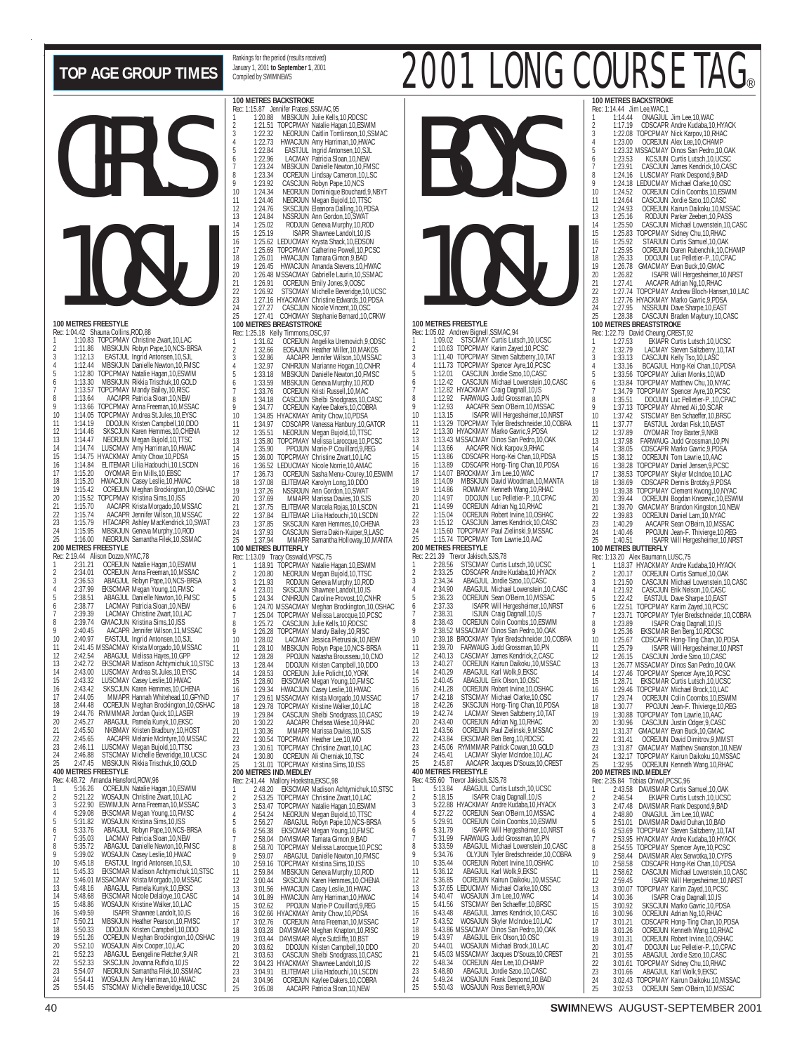# TOP AGE GROUP TIMES

Rankings for the period (results received) January 1, 2001 **to September 1**, 2001 Compiled by SWIMNEWS

# 2001 LONG COURSE TAG®

## GIRLS 10&U

### 100 METRES FREESTYLE
Rec: 1:04.42 Shauna Collins,ROD,88

1 1:10.83 TOPCPMAY Christine Zwart,10,LAC
2 1:11.86 MBSKJUN Robyn Pape,10,NCS-BRSA
3 1:12.13 EASTJUL Ingrid Antonsen,10,SJL
4 1:12.44 MBSKJUN Danielle Newton,10,FMSC
5 1:12.80 TOPCPMAY Natalie Hagan,10,ESWIM
6 1:13.30 MBSKJUN Rikkia Trischuk,10,GOLD
7 1:13.57 TOPCPMAY Mandy Bailey,10,RISC
8 1:13.64 AACAPR Patricia Sloan,10,NEW
9 1:13.66 TOPCPMAY Anna Freeman,10,MSSAC
10 1:14.05 TOPCPMAY Andrea St.Jules,10,EYSC
11 1:14.19 DDOJUN Kristen Campbell,10,DDO
12 1:14.46 SKSCJUN Karen Hemmes,10,CHENA
13 1:14.47 NEORJUN Megan Bujold,10,TTSC
14 1:14.74 LUSCMAY Amy Harriman,10,HWAC
15 1:14.75 HYACKMAY Amity Chow,10,PDSA
16 1:14.84 ELITEMAR Lilia Hadouchi,10,LSCDN
17 1:15.20 OYOMAR Erin Mills,10,EBSC
18 1:15.20 HWACJUN Casey Leslie,10,HWAC
19 1:15.42 OCREJUN Meghan Brockington,10,OSHAC
20 1:15.52 TOPCPMAY Kristina Sims,10,ISS
21 1:15.70 AACAPR Krista Morgado,10,MSSAC
22 1:15.74 AACAPR Jennifer Wilson,10,MSSAC
23 1:15.79 HTACAPR Ashley MacKendrick,10,SWAT
24 1:15.95 MBSKJUN Geneva Murphy,10,ROD
25 1:16.00 NEORJUN Samantha Filek,10,SSMAC

### 200 METRES FREESTYLE
Rec: 2:19.44 Alison Dozzo,NYAC,78

1 2:31.21 OCREJUN Natalie Hagan,10,ESWIM
2 2:34.01 OCREJUN Anna Freeman,10,MSSAC
3 2:36.53 ABAGJUL Robyn Pape,10,NCS-BRSA
4 2:37.99 EKSCMAR Megan Young,10,FMSC
5 2:38.51 ABAGJUL Danielle Newton,10,FMSC
6 2:38.77 LACMAY Patricia Sloan,10,NEW
7 2:39.39 LACMAY Christine Zwart,10,LAC
8 2:39.74 GMACJUN Kristina Sims,10,ISS
9 2:40.45 AACAPR Jennifer Wilson,11,MSSAC
10 2:40.97 EASTJUL Ingrid Antonsen,10,SJL
11 2:41.45 MSSACMAY Krista Morgado,10,MSSAC
12 2:42.54 ABAGJUL Melissa Hayes,10,GPP
13 2:42.72 EKSCMAR Madison Achtymichuk,10,STSC
14 2:43.00 LUSCMAY Andrea St.Jules,10,EYSC
15 2:43.32 LUSCMAY Casey Leslie,10,HWAC
16 2:43.42 SKSCJUN Karen Hemmes,10,CHENA
17 2:44.05 MMAPR Hannah Whitehead,10,GFYND
18 2:44.48 OCREJUN Meghan Brockington,10,OSHAC
19 2:44.76 RYMMMAR Jordan Quick,10,LASER
20 2:45.27 ABAGJUL Pamela Kunyk,10,EKSC
21 2:45.50 NKBMAY Kristen Bradbury,10,HOST
22 2:45.65 AACAPR Melanie McIntyre,10,MSSAC
23 2:46.11 LUSCMAY Megan Bujold,10,TTSC
24 2:46.88 STSCMAY Michelle Beveridge,10,UCSC
25 2:47.45 MBSKJUN Rikkia Trischuk,10,GOLD

### 400 METRES FREESTYLE
Rec: 4:48.72 Amanda Hansford,ROW,96

1 5:16.26 OCREJUN Natalie Hagan,10,ESWIM
2 5:21.22 WOSAJUN Christine Zwart,10,LAC
3 5:22.90 ESWIMJUN Anna Freeman,10,MSSAC
4 5:29.08 EKSCMAR Megan Young,10,FMSC
5 5:31.82 WOSAJUN Kristina Sims,10,ISS
6 5:33.76 ABAGJUL Robyn Pape,10,NCS-BRSA
7 5:35.03 LACMAY Patricia Sloan,10,NEW
8 5:35.72 ABAGJUL Danielle Newton,10,FMSC
9 5:39.02 WOSAJUN Casey Leslie,10,HWAC
10 5:45.18 EASTJUL Ingrid Antonsen,10,SJL
11 5:45.33 EKSCMAR Madison Achtymichuk,10,STSC
12 5:46.01 MSSACMAY Krista Morgado,10,MSSAC
13 5:48.16 ABAGJUL Pamela Kunyk,10,EKSC
14 5:48.68 EKSCMAR Nicole Delaloye,10,CASC
15 5:48.86 WOSAJUN Kristine Walker,10,LAC
16 5:49.59 ISAPR Shawnee Landolt,10,IS
17 5:50.21 MBSKJUN Heather Pearson,10,FMSC
18 5:50.33 DDOJUN Kristen Campbell,10,DDO
19 5:51.26 OCREJUN Meghan Brockington,10,OSHAC
20 5:52.10 WOSAJUN Alex Cooper,10,LAC
21 5:52.23 ABAGJUL Evangeline Fletcher,9,AIR
22 5:52.33 SKSCJUN Jovanna Ruffolo,10,IS
23 5:54.07 NEORJUN Samantha Filek,10,SSMAC
24 5:54.41 WOSAJUN Amy Harriman,10,HWAC
25 5:54.45 STSCMAY Michelle Beveridge,10,UCSC

### 100 METRES BACKSTROKE
Rec: 1:15.87 Jennifer Fratesi,SSMAC,95

1 1:20.88 MBSKJUN Julie Kells,10,RDCSC
2 1:21.51 TOPCPMAY Natalie Hagan,10,ESWIM
3 1:22.32 NEORJUN Caitlin Tomlinson,10,SSMAC
4 1:22.73 HWACJUN Amy Harriman,10,HWAC
5 1:22.84 EASTJUL Ingrid Antonsen,10,SJL
6 1:22.96 LACMAY Patricia Sloan,10,NEW
7 1:23.24 MBSKJUN Danielle Newton,10,FMSC
8 1:23.34 OCREJUN Lindsay Cameron,10,LSC
9 1:23.92 CASCJUN Robyn Pape,10,NCS
10 1:24.34 NEORJUN Dominique Bouchard,9,NBYT
11 1:24.46 NEORJUN Megan Bujold,10,TTSC
12 1:24.76 SKSCJUN Eleanora Dalling,10,PDSA
13 1:24.84 NSSRJUN Ann Gordon,10,SWAT
14 1:25.02 RODJUN Geneva Murphy,10,ROD
15 1:25.19 ISAPR Shawnee Landolt,10,IS
16 1:25.62 LEDUCMAY Krysta Shack,10,EDSON
17 1:25.69 TOPCPMAY Catherine Powell,10,PCSC
18 1:26.01 HWACJUN Tamara Gimon,9,BAD
19 1:26.45 HWACJUN Amanda Stevens,10,HWAC
20 1:26.48 MSSACMAY Gabrielle Laurin,10,SSMAC
21 1:26.91 OCREJUN Emily Jones,9,OOSC
22 1:26.92 STSCMAY Michelle Beveridge,10,UCSC
23 1:27.16 HYACKMAY Christine Edwards,10,PDSA
24 1:27.27 CASCJUN Nicole Vincent,10,OSC
25 1:27.41 COHOMAY Stephanie Bernard,10,CRKW

### 100 METRES BREASTSTROKE
Rec: 1:25.18 Kelly Timmons,OSC,97

1 1:31.62 OCREJUN Angelika Uremovich,9,ODSC
2 1:32.66 EOSAJUN Heather Miller,10,MAKOS
3 1:32.86 AACAPR Jennifer Wilson,10,MSSAC
4 1:32.97 CNHRJUN Marianne Hogan,10,CNHR
5 1:33.18 MBSKJUN Danielle Newton,10,FMSC
6 1:33.59 MBSKJUN Geneva Murphy,10,ROD
7 1:33.76 OCREJUN Kristi Russell,10,MAC
8 1:34.18 CASCJUN Shelbi Snodgrass,10,CASC
9 1:34.77 OCREJUN Kaylee Dakers,10,COBRA
10 1:34.85 HYACKMAY Amity Chow,10,PDSA
11 1:34.97 CDSCAPR Vanessa Hanbury,10,GATOR
12 1:35.51 NEORJUN Megan Bujold,10,TTSC
13 1:35.80 TOPCPMAY Melissa Larocque,10,PCSC
14 1:35.90 PPOJUN Marie-P Couillard,9,REG
15 1:36.00 TOPCPMAY Christine Zwart,10,LAC
16 1:36.52 LEDUCMAY Nicole Norrie,10,AMAC
17 1:36.73 OCREJUN Sasha Menu-Courey,10,ESWIM
18 1:37.08 ELITEMAR Karolyn Long,10,DDO
19 1:37.26 NSSRJUN Ann Gordon,10,SWAT
20 1:37.69 MMAPR Marissa Davies,10,SJS
21 1:37.75 ELITEMAR Marcela Rojas,10,LSCDN
22 1:37.84 ELITEMAR Lilia Hadouchi,10,LSCDN
23 1:37.85 SKSCJUN Karen Hemmes,10,CHENA
24 1:37.93 CASCJUN Sierra Dakin-Kuiper,9,LASC
25 1:37.94 MMAPR Samantha Holloway,10,MANTA

### 100 METRES BUTTERFLY
Rec: 1:13.09 Tracy Osswald,VPSC,75

1 1:18.91 TOPCPMAY Natalie Hagan,10,ESWIM
2 1:20.80 NEORJUN Megan Bujold,10,TTSC
3 1:21.93 RODJUN Geneva Murphy,10,ROD
4 1:23.01 SKSCJUN Shawnee Landolt,10,IS
5 1:24.34 CNHRJUN Caroline Provost,10,CNHR
6 1:24.70 MSSACMAY Meghan Brockington,10,OSHAC
7 1:25.04 TOPCPMAY Melissa Larocque,10,PCSC
8 1:25.72 CASCJUN Julie Kells,10,RDCSC
9 1:26.28 TOPCPMAY Mandy Bailey,10,RISC
10 1:28.02 LACMAY Jessica Pietrusiak,10,NEW
11 1:28.10 MBSKJUN Robyn Pape,10,NCS-BRSA
12 1:28.28 PPOJUN Natasha Brousseau,10,CNO
13 1:28.44 DDOJUN Kristen Campbell,10,DDO
14 1:28.53 OCREJUN Julie Policht,10,YORK
15 1:28.60 EKSCMAR Megan Young,10,FMSC
16 1:29.34 HWACJUN Casey Leslie,10,HWAC
17 1:29.61 MSSACMAY Krista Morgado,10,MSSAC
18 1:29.78 TOPCPMAY Kristine Walker,10,LAC
19 1:29.84 CASCJUN Shelbi Snodgrass,10,CASC
20 1:30.22 AACAPR Chelsea Wiese,10,RHAC
21 1:30.36 MMAPR Marissa Davies,10,SJS
22 1:30.54 TOPCPMAY Heather Lee,10,WD
23 1:30.61 TOPCPMAY Christine Zwart,10,LAC
24 1:30.80 OCREJUN Ali Cherniak,10,TSC
25 1:31.01 TOPCPMAY Kristina Sims,10,ISS

### 200 METRES IND.MEDLEY
Rec: 2:41.44 Mallory Hoekstra,EKSC,98

1 2:48.20 EKSCMAR Madison Achtymichuk,10,STSC
2 2:53.25 TOPCPMAY Christine Zwart,10,LAC
3 2:53.47 TOPCPMAY Natalie Hagan,10,ESWIM
4 2:54.24 NEORJUN Megan Bujold,10,TTSC
5 2:56.27 ABAGJUL Robyn Pape,10,NCS-BRSA
6 2:56.38 EKSCMAR Megan Young,10,FMSC
7 2:58.04 DAVISMAR Tamara Gimon,9,BAD
8 2:58.70 TOPCPMAY Melissa Larocque,10,PCSC
9 2:59.07 ABAGJUL Danielle Newton,10,FMSC
10 2:59.16 TOPCPMAY Kristina Sims,10,ISS
11 2:59.84 MBSKJUN Geneva Murphy,10,ROD
12 3:00.44 SKSCJUN Karen Hemmes,10,CHENA
13 3:01.56 HWACJUN Casey Leslie,10,HWAC
14 3:01.89 HWACJUN Amy Harriman,10,HWAC
15 3:02.62 PPOJUN Marie-P Couillard,9,REG
16 3:02.66 HYACKMAY Amity Chow,10,PDSA
17 3:02.76 OCREJUN Anna Freeman,10,MSSAC
18 3:03.28 DAVISMAR Meghan Knapton,10,RISC
19 3:03.44 DAVISMAR Alyce Sutcliffe,10,BST
20 3:03.62 DDOJUN Kristen Campbell,10,DDO
21 3:03.63 CASCJUN Shelbi Snodgrass,10,CASC
22 3:04.23 HYACKMAY Shawnee Landolt,10,IS
23 3:04.91 ELITEMAR Lilia Hadouchi,10,LSCDN
24 3:04.96 OCREJUN Kaylee Dakers,10,COBRA
25 3:05.08 AACAPR Patricia Sloan,10,NEW

## BOYS 10&U

### 100 METRES FREESTYLE
Rec: 1:05.02 Andrew Bignell,SSMAC,94

1 1:09.02 STSCMAY Curtis Lutsch,10,UCSC
2 1:10.63 TOPCPMAY Karim Zayed,10,PCSC
3 1:11.40 TOPCPMAY Steven Saltzberry,10,TAT
4 1:11.73 TOPCPMAY Spencer Ayre,10,PCSC
5 1:12.01 CASCJUN Jordie Szoo,10,CASC
6 1:12.42 CASCJUN Michael Lowenstein,10,CASC
7 1:12.82 HYACKMAY Craig Dagnall,10,IS
8 1:12.92 FARWAUG Judd Grossman,10,PN
9 1:12.93 AACAPR Sean O'Beirn,10,MSSAC
10 1:13.15 ISAPR Will Hergesheimer,10,NRST
11 1:13.29 TOPCPMAY Tyler Bredschneider,10,COBRA
12 1:13.30 HYACKMAY Marko Gavric,9,PDSA
13 1:13.43 MSSACMAY Dinos San Pedro,10,OAK
14 1:13.66 AACAPR Nick Karpov,9,RHAC
15 1:13.86 CDSCAPR Hong-Kei Chan,10,PDSA
16 1:13.89 CDSCAPR Hong-Ting Chan,10,PDSA
17 1:14.07 BROCKMAY Jim Lee,10,WAC
18 1:14.09 MBSKJUN David Woodman,10,MANTA
19 1:14.86 ROWMAY Kenneth Wang,10,RHAC
20 1:14.97 DDOJUN Luc Pelletier-P.,10,CPAC
21 1:14.99 OCREJUN Adrian Ng,10,RHAC
22 1:15.04 OCREJUN Robert Irvine,10,OSHAC
23 1:15.12 CASCJUN James Kendrick,10,CASC
24 1:15.60 TOPCPMAY Paul Zielinski,9,MSSAC
25 1:15.74 TOPCPMAY Tom Lawrie,10,AAC

### 200 METRES FREESTYLE
Rec: 2:21.39 Trevor Jakisch,SJS,78

1 2:28.56 STSCMAY Curtis Lutsch,10,UCSC
2 2:33.25 CDSCAPR Andre Kudaba,10,HYACK
3 2:34.34 ABAGJUL Jordie Szoo,10,CASC
4 2:34.90 ABAGJUL Michael Lowenstein,10,CASC
5 2:36.23 OCREJUN Sean O'Beirn,10,MSSAC
6 2:37.33 ISAPR Will Hergesheimer,10,NRST
7 2:38.31 ISJUN Craig Dagnall,10,IS
8 2:38.43 OCREJUN Colin Coombs,10,ESWIM
9 2:38.52 MSSACMAY Dinos San Pedro,10,OAK
10 2:39.18 BROCKMAY Tyler Bredschneider,10,COBRA
11 2:39.70 FARWAUG Judd Grossman,10,PN
12 2:40.13 CASCMAY James Kendrick,2,CASC
13 2:40.27 OCREJUN Kairun Daikoku,10,MSSAC
14 2:40.29 ABAGJUL Karl Wolk,9,EKSC
15 2:40.45 ABAGJUL Erik Olson,10,OSC
16 2:41.28 OCREJUN Robert Irvine,10,OSHAC
17 2:42.18 STSCMAY Michael Clarke,10,OSC
18 2:42.26 SKSCJUN Hong-Ting Chan,10,PDSA
19 2:42.74 LACMAY Steven Saltzberry,10,TAT
20 2:43.40 OCREJUN Adrian Ng,10,RHAC
21 2:43.56 OCREJUN Paul Zielinski,9,MSSAC
22 2:43.84 EKSCMAR Ben Berg,10,RDCSC
23 2:45.06 RYMMMAR Patrick Cowan,10,GOLD
24 2:45.41 LACMAY Skyler McIndoe,10,LAC
25 2:45.87 AACAPR Jacques D'Souza,10,CREST

### 400 METRES FREESTYLE
Rec: 4:55.60 Trevor Jakisch,SJS,78

1 5:13.84 ABAGJUL Curtis Lutsch,10,UCSC
2 5:18.15 ISAPR Craig Dagnall,10,IS
3 5:22.88 HYACKMAY Andre Kudaba,10,HYACK
4 5:27.22 OCREJUN Sean O'Beirn,10,MSSAC
5 5:29.91 OCREJUN Colin Coombs,10,ESWIM
6 5:31.79 ISAPR Will Hergesheimer,10,NRST
7 5:31.99 FARWAUG Judd Grossman,10,PN
8 5:33.59 ABAGJUL Michael Lowenstein,10,CASC
9 5:34.76 OLYJUN Tyler Bredschneider,10,COBRA
10 5:35.44 OCREJUN Robert Irvine,10,OSHAC
11 5:36.12 ABAGJUL Karl Wolk,9,EKSC
12 5:36.85 OCREJUN Kairun Daikoku,10,MSSAC
13 5:37.65 LEDUCMAY Michael Clarke,10,OSC
14 5:40.47 WOSAJUN Jim Lee,10,WAC
15 5:41.56 STSCMAY Ben Schaeffer,10,BRSC
16 5:43.48 ABAGJUL James Kendrick,10,CASC
17 5:43.52 WOSAJUN Skyler McIndoe,10,LAC
18 5:43.86 MSSACMAY Dinos San Pedro,10,OAK
19 5:43.97 ABAGJUL Erik Olson,10,OSC
20 5:44.01 WOSAJUN Michael Brock,10,LAC
21 5:45.03 MSSACMAY Jacques D'Souza,10,CREST
22 5:48.34 OCREJUN Alex Lee,10,CHAMP
23 5:48.80 ABAGJUL Jordie Szoo,10,CASC
24 5:49.24 WOSAJUN Frank Despond,10,BAD
25 5:50.43 WOSAJUN Ross Bennett,9,ROW

### 100 METRES BACKSTROKE
Rec: 1:14.44 Jim Lee,WAC,1

1 1:14.44 ONAGJUL Jim Lee,10,WAC
2 1:17.19 CDSCAPR Andre Kudaba,10,HYACK
3 1:22.08 TOPCPMAY Nick Karpov,10,RHAC
4 1:23.00 OCREJUN Alex Lee,10,CHAMP
5 1:23.32 MSSACMAY Dinos San Pedro,10,OAK
6 1:23.53 KCSJUN Curtis Lutsch,10,UCSC
7 1:23.91 CASCJUN James Kendrick,10,CASC
8 1:24.16 LUSCMAY Frank Despond,9,BAD
9 1:24.18 LEDUCMAY Michael Clarke,10,OSC
10 1:24.52 OCREJUN Colin Coombs,10,ESWIM
11 1:24.64 CASCJUN Jordie Szoo,10,CASC
12 1:24.93 OCREJUN Kairun Daikoku,10,MSSAC
13 1:25.16 RODJUN Parker Zeeben,10,PASS
14 1:25.50 CASCJUN Michael Lowenstein,10,CASC
15 1:25.83 TOPCPMAY Sidney Chu,10,RHAC
16 1:25.92 STARJUN Curtis Samuel,10,OAK
17 1:25.95 OCREJUN Daren Rubenchik,10,CHAMP
18 1:26.33 DDOJUN Luc Pelletier-P.,10,CPAC
19 1:26.78 GMACMAY Evan Buck,10,GMAC
20 1:26.82 ISAPR Will Hergesheimer,10,NRST
21 1:27.41 AACAPR Adrian Ng,10,RHAC
22 1:27.74 TOPCPMAY Andrew Bloch-Hansen,10,LAC
23 1:27.76 HYACKMAY Marko Gavric,9,PDSA
24 1:27.95 NSSRJUN Dave Sharpe,10,EAST
25 1:28.38 CASCJUN Braden Maybury,10,CASC

### 100 METRES BREASTSTROKE
Rec: 1:22.79 David Cheung,CREST,92

1 1:27.53 EKIAPR Curtis Lutsch,10,UCSC
2 1:32.79 LACMAY Steven Saltzberry,10,TAT
3 1:33.13 CASCJUN Kelly Tso,10,LASC
4 1:33.16 BCAGJUL Hong-Kei Chan,10,PDSA
5 1:33.56 TOPCPMAY Julian Monks,10,WD
6 1:33.84 TOPCPMAY Matthew Chu,10,NYAC
7 1:34.79 TOPCPMAY Spencer Ayre,10,PCSC
8 1:35.51 DDOJUN Luc Pelletier-P.,10,CPAC
9 1:37.13 TOPCPMAY Ahmed Ali,10,SCAR
10 1:37.42 STSCMAY Ben Schaeffer,10,BRSC
11 1:37.77 EASTJUL Jordan Fisk,10,EAST
12 1:37.89 OYOMAR Troy Baxter,9,NKB
13 1:37.98 FARWAUG Judd Grossman,10,PN
14 1:38.05 CDSCAPR Marko Gavric,9,PDSA
15 1:38.12 OCREJUN Tom Lawrie,10,AAC
16 1:38.28 TOPCPMAY Daniel Jensen,9,PCSC
17 1:38.53 TOPCPMAY Skyler McIndoe,10,LAC
18 1:38.69 CDSCAPR Dennis Brotzky,9,PDSA
19 1:39.38 TOPCPMAY Clement Kwong,10,NYAC
20 1:39.44 OCREJUN Bogdan Knezevic,10,ESWIM
21 1:39.70 GMACMAY Brandon Kingston,10,NEW
22 1:39.83 OCREJUN Daniel Lam,10,NYAC
23 1:40.29 AACAPR Sean O'Beirn,10,MSSAC
24 1:40.46 PPOJUN Jean-F. Thivierge,10,REG
25 1:40.51 ISAPR Will Hergesheimer,10,NRST

### 100 METRES BUTTERFLY
Rec: 1:13.20 Alex Baumann,LUSC,75

1 1:18.37 HYACKMAY Andre Kudaba,10,HYACK
2 1:20.17 OCREJUN Curtis Samuel,10,OAK
3 1:21.50 CASCJUN Michael Lowenstein,10,CASC
4 1:21.92 CASCJUN Erik Nelson,10,CASC
5 1:22.42 EASTJUL Dave Sharpe,10,EAST
6 1:22.51 TOPCPMAY Karim Zayed,10,PCSC
7 1:23.71 TOPCPMAY Tyler Bredschneider,10,COBRA
8 1:23.89 ISAPR Craig Dagnall,10,IS
9 1:25.36 EKSCMAR Ben Berg,10,RDCSC
10 1:25.67 CDSCAPR Hong-Ting Chan,10,PDSA
11 1:25.79 ISAPR Will Hergesheimer,10,NRST
12 1:26.15 CASCJUN Jordie Szoo,10,CASC
13 1:26.77 MSSACMAY Dinos San Pedro,10,OAK
14 1:27.46 TOPCPMAY Spencer Ayre,10,PCSC
15 1:28.71 EKSCMAR Curtis Lutsch,10,UCSC
16 1:29.46 TOPCPMAY Michael Brock,10,LAC
17 1:29.74 OCREJUN Colin Coombs,10,ESWIM
18 1:30.77 PPOJUN Jean-F. Thivierge,10,REG
19 1:30.88 TOPCPMAY Tom Lawrie,10,AAC
20 1:30.96 CASCJUN Justin Odger,9,CASC
21 1:31.37 GMACMAY Evan Buck,10,GMAC
22 1:31.41 OCREJUN David Dimitrov,9,MMST
23 1:31.87 GMACMAY Matthew Swanston,10,NEW
24 1:32.17 TOPCPMAY Kairun Daikoku,10,MSSAC
25 1:32.95 OCREJUN Kenneth Wang,10,RHAC

### 200 METRES IND.MEDLEY
Rec: 2:35.84 Tobias Oriwol,PCSC,96

1 2:43.58 DAVISMAR Curtis Samuel,10,OAK
2 2:46.54 EKIAPR Curtis Lutsch,10,UCSC
3 2:47.48 DAVISMAR Frank Despond,9,BAD
4 2:48.80 ONAGJUL Jim Lee,10,WAC
5 2:51.01 DAVISMAR David Duhan,10,BAD
6 2:53.69 TOPCPMAY Steven Saltzberry,10,TAT
7 2:53.95 HYACKMAY Andre Kudaba,10,HYACK
8 2:54.55 TOPCPMAY Spencer Ayre,10,PCSC
9 2:58.44 DAVISMAR Alex Senwotka,10,CYPS
10 2:58.58 DAVISMAR Hong-Kei Chan,10,PDSA
11 2:58.62 CASCJUN Michael Lowenstein,10,CASC
12 2:59.45 ISAPR Will Hergesheimer,10,NRST
13 3:00.07 TOPCPMAY Karim Zayed,10,PCSC
14 3:00.36 ISAPR Craig Dagnall,10,IS
15 3:00.92 SKSCJUN Marko Gavric,10,PDSA
16 3:00.96 OCREJUN Adrian Ng,10,RHAC
17 3:01.21 CDSCAPR Hong-Ting Chan,10,PDSA
18 3:01.26 OCREJUN Kenneth Wang,10,RHAC
19 3:01.31 OCREJUN Robert Irvine,10,OSHAC
20 3:01.47 DDOJUN Luc Pelletier-P.,10,CPAC
21 3:01.55 ABAGJUL Jordie Szoo,10,CASC
22 3:01.61 TOPCPMAY Sidney Chu,10,RHAC
23 3:01.66 ABAGJUL Karl Wolk,9,EKSC
24 3:02.43 TOPCPMAY Kairun Daikoku,10,MSSAC
25 3:02.53 OCREJUN Sean O'Beirn,10,MSSAC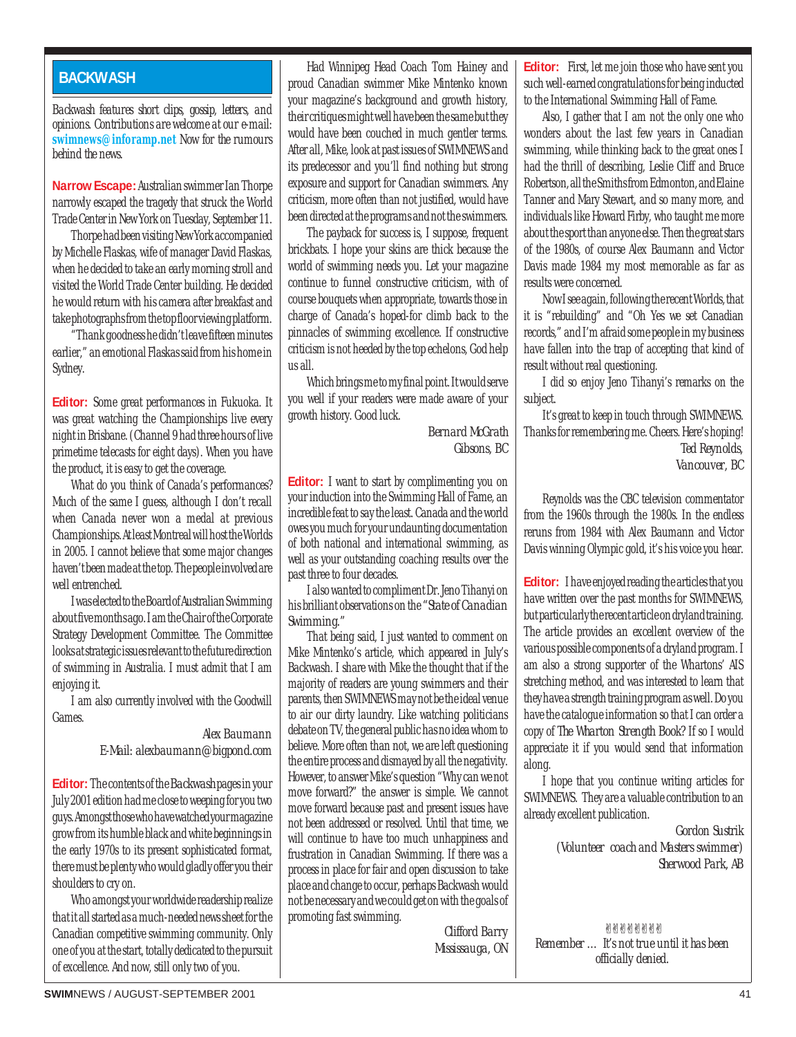## BACKWASH

*Backwash features short clips, gossip, letters, and opinions. Contributions are welcome at our e-mail:* **swimnews@inforamp.net** *Now for the rumours behind the news.*

**Narrow Escape:** Australian swimmer Ian Thorpe narrowly escaped the tragedy that struck the World Trade Center in New York on Tuesday, September 11.

Thorpe had been visiting New York accompanied by Michelle Flaskas, wife of manager David Flaskas, when he decided to take an early morning stroll and visited the World Trade Center building. He decided he would return with his camera after breakfast and take photographs from the top floor viewing platform.

"Thank goodness he didn't leave fifteen minutes earlier," an emotional Flaskas said from his home in Sydney.

**Editor:** Some great performances in Fukuoka. It was great watching the Championships live every night in Brisbane. (Channel 9 had three hours of live primetime telecasts for eight days). When you have the product, it is easy to get the coverage.

What do you think of Canada's performances? Much of the same I guess, although I don't recall when Canada never won a medal at previous Championships. At least Montreal will host the Worlds in 2005. I cannot believe that some major changes haven't been made at the top. The people involved are well entrenched.

I was elected to the Board of Australian Swimming about five months ago. I am the Chair of the Corporate Strategy Development Committee. The Committee looks at strategic issues relevant to the future direction of swimming in Australia. I must admit that I am enjoying it.

I am also currently involved with the Goodwill Games.

*Alex Baumann*
*E-Mail: alexbaumann@bigpond.com*

**Editor:** The contents of the Backwash pages in your July 2001 edition had me close to weeping for you two guys. Amongst those who have watched your magazine grow from its humble black and white beginnings in the early 1970s to its present sophisticated format, there must be plenty who would gladly offer you their shoulders to cry on.

Who amongst your worldwide readership realize that it all started as a much-needed news sheet for the Canadian competitive swimming community. Only one of you at the start, totally dedicated to the pursuit of excellence. And now, still only two of you.

Had Winnipeg Head Coach Tom Hainey and proud Canadian swimmer Mike Mintenko known your magazine's background and growth history, their critiques might well have been the same but they would have been couched in much gentler terms. After all, Mike, look at past issues of SWIMNEWS and its predecessor and you'll find nothing but strong exposure and support for Canadian swimmers. Any criticism, more often than not justified, would have been directed at the programs and not the swimmers.

The payback for success is, I suppose, frequent brickbats. I hope your skins are thick because the world of swimming needs you. Let your magazine continue to funnel constructive criticism, with of course bouquets when appropriate, towards those in charge of Canada's hoped-for climb back to the pinnacles of swimming excellence. If constructive criticism is not heeded by the top echelons, God help us all.

Which brings me to my final point. It would serve you well if your readers were made aware of your growth history. Good luck.

*Bernard McGrath*
*Gibsons, BC*

**Editor:** I want to start by complimenting you on your induction into the Swimming Hall of Fame, an incredible feat to say the least. Canada and the world owes you much for your undaunting documentation of both national and international swimming, as well as your outstanding coaching results over the past three to four decades.

I also wanted to compliment Dr. Jeno Tihanyi on his brilliant observations on the "*State of Canadian Swimming.*"

That being said, I just wanted to comment on Mike Mintenko's article, which appeared in July's Backwash. I share with Mike the thought that if the majority of readers are young swimmers and their parents, then SWIMNEWS may not be the ideal venue to air our dirty laundry. Like watching politicians debate on TV, the general public has no idea whom to believe. More often than not, we are left questioning the entire process and dismayed by all the negativity. However, to answer Mike's question "Why can we not move forward?" the answer is simple. We cannot move forward because past and present issues have not been addressed or resolved. Until that time, we will continue to have too much unhappiness and frustration in Canadian Swimming. If there was a process in place for fair and open discussion to take place and change to occur, perhaps Backwash would not be necessary and we could get on with the goals of promoting fast swimming.

*Clifford Barry*
*Mississauga, ON*

**Editor:** First, let me join those who have sent you such well-earned congratulations for being inducted to the International Swimming Hall of Fame.

Also, I gather that I am not the only one who wonders about the last few years in Canadian swimming, while thinking back to the great ones I had the thrill of describing, Leslie Cliff and Bruce Robertson, all the Smiths from Edmonton, and Elaine Tanner and Mary Stewart, and so many more, and individuals like Howard Firby, who taught me more about the sport than anyone else. Then the great stars of the 1980s, of course Alex Baumann and Victor Davis made 1984 my most memorable as far as results were concerned.

Now I see again, following the recent Worlds, that it is "rebuilding" and "Oh Yes we set Canadian records," and I'm afraid some people in my business have fallen into the trap of accepting that kind of result without real questioning.

I did so enjoy Jeno Tihanyi's remarks on the subject.

It's great to keep in touch through SWIMNEWS. Thanks for remembering me. Cheers. Here's hoping!

*Ted Reynolds,*
*Vancouver, BC*

Reynolds was the CBC television commentator from the 1960s through the 1980s. In the endless reruns from 1984 with Alex Baumann and Victor Davis winning Olympic gold, it's his voice you hear.

**Editor:** I have enjoyed reading the articles that you have written over the past months for SWIMNEWS, but particularly the recent article on dryland training. The article provides an excellent overview of the various possible components of a dryland program. I am also a strong supporter of the Whartons' AIS stretching method, and was interested to learn that they have a strength training program as well. Do you have the catalogue information so that I can order a copy of *The Wharton Strength Book*? If so I would appreciate it if you would send that information along.

I hope that you continue writing articles for SWIMNEWS. They are a valuable contribution to an already excellent publication.

*Gordon Sustrik*
*(Volunteer coach and Masters swimmer)*
*Sherwood Park, AB*

*Remember … It's not true until it has been officially denied.*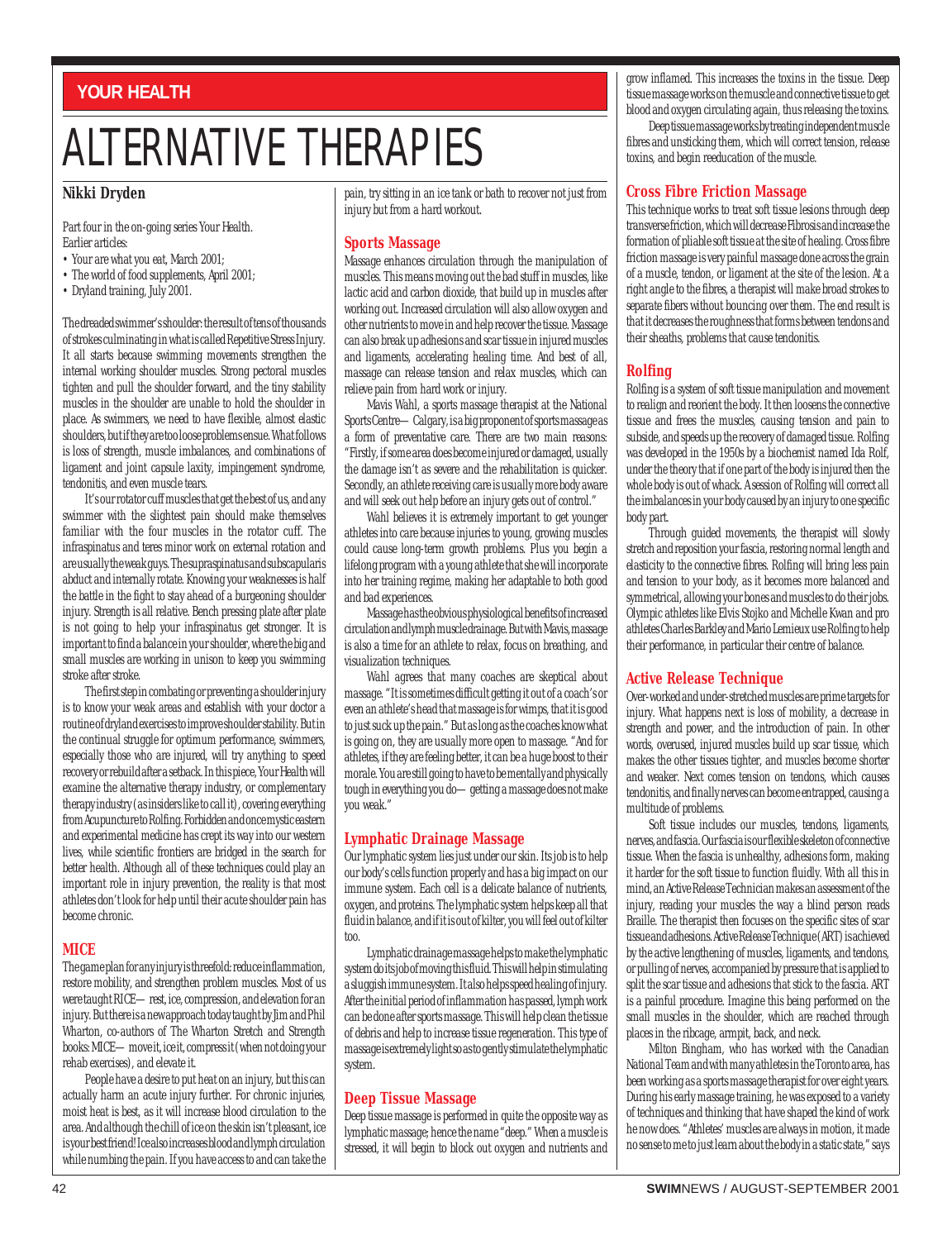YOUR HEALTH

# ALTERNATIVE THERAPIES

**Nikki Dryden**

Part four in the on-going series Your Health.
Earlier articles:

- Your are what you eat, March 2001;
- The world of food supplements, April 2001;
- Dryland training, July 2001.

The dreaded swimmer's shoulder: the result of tens of thousands of strokes culminating in what is called Repetitive Stress Injury. It all starts because swimming movements strengthen the internal working shoulder muscles. Strong pectoral muscles tighten and pull the shoulder forward, and the tiny stability muscles in the shoulder are unable to hold the shoulder in place. As swimmers, we need to have flexible, almost elastic shoulders, but if they are too loose problems ensue. What follows is loss of strength, muscle imbalances, and combinations of ligament and joint capsule laxity, impingement syndrome, tendonitis, and even muscle tears.

It's our rotator cuff muscles that get the best of us, and any swimmer with the slightest pain should make themselves familiar with the four muscles in the rotator cuff. The infraspinatus and teres minor work on external rotation and are usually the weak guys. The supraspinatus and subscapularis abduct and internally rotate. Knowing your weaknesses is half the battle in the fight to stay ahead of a burgeoning shoulder injury. Strength is all relative. Bench pressing plate after plate is not going to help your infraspinatus get stronger. It is important to find a balance in your shoulder, where the big and small muscles are working in unison to keep you swimming stroke after stroke.

The first step in combating or preventing a shoulder injury is to know your weak areas and establish with your doctor a routine of dryland exercises to improve shoulder stability. But in the continual struggle for optimum performance, swimmers, especially those who are injured, will try anything to speed recovery or rebuild after a setback. In this piece, Your Health will examine the alternative therapy industry, or complementary therapy industry (as insiders like to call it), covering everything from Acupuncture to Rolfing. Forbidden and once mystic eastern and experimental medicine has crept its way into our western lives, while scientific frontiers are bridged in the search for better health. Although all of these techniques could play an important role in injury prevention, the reality is that most athletes don't look for help until their acute shoulder pain has become chronic.

## MICE

The game plan for any injury is threefold: reduce inflammation, restore mobility, and strengthen problem muscles. Most of us were taught RICE— rest, ice, compression, and elevation for an injury. But there is a new approach today taught by Jim and Phil Wharton, co-authors of The Wharton Stretch and Strength books: MICE— move it, ice it, compress it (when not doing your rehab exercises), and elevate it.

People have a desire to put heat on an injury, but this can actually harm an acute injury further. For chronic injuries, moist heat is best, as it will increase blood circulation to the area. And although the chill of ice on the skin isn't pleasant, ice is your best friend! Ice also increases blood and lymph circulation while numbing the pain. If you have access to and can take the pain, try sitting in an ice tank or bath to recover not just from injury but from a hard workout.

## Sports Massage

Massage enhances circulation through the manipulation of muscles. This means moving out the bad stuff in muscles, like lactic acid and carbon dioxide, that build up in muscles after working out. Increased circulation will also allow oxygen and other nutrients to move in and help recover the tissue. Massage can also break up adhesions and scar tissue in injured muscles and ligaments, accelerating healing time. And best of all, massage can release tension and relax muscles, which can relieve pain from hard work or injury.

Mavis Wahl, a sports massage therapist at the National Sports Centre— Calgary, is a big proponent of sports massage as a form of preventative care. There are two main reasons: "Firstly, if some area does become injured or damaged, usually the damage isn't as severe and the rehabilitation is quicker. Secondly, an athlete receiving care is usually more body aware and will seek out help before an injury gets out of control."

Wahl believes it is extremely important to get younger athletes into care because injuries to young, growing muscles could cause long-term growth problems. Plus you begin a lifelong program with a young athlete that she will incorporate into her training regime, making her adaptable to both good and bad experiences.

Massage has the obvious physiological benefits of increased circulation and lymph muscle drainage. But with Mavis, massage is also a time for an athlete to relax, focus on breathing, and visualization techniques.

Wahl agrees that many coaches are skeptical about massage. "It is sometimes difficult getting it out of a coach's or even an athlete's head that massage is for wimps, that it is good to just suck up the pain." But as long as the coaches know what is going on, they are usually more open to massage. "And for athletes, if they are feeling better, it can be a huge boost to their morale. You are still going to have to be mentally and physically tough in everything you do— getting a massage does not make you weak."

## Lymphatic Drainage Massage

Our lymphatic system lies just under our skin. Its job is to help our body's cells function properly and has a big impact on our immune system. Each cell is a delicate balance of nutrients, oxygen, and proteins. The lymphatic system helps keep all that fluid in balance, and if it is out of kilter, you will feel out of kilter too.

Lymphatic drainage massage helps to make the lymphatic system do its job of moving this fluid. This will help in stimulating a sluggish immune system. It also helps speed healing of injury. After the initial period of inflammation has passed, lymph work can be done after sports massage. This will help clean the tissue of debris and help to increase tissue regeneration. This type of massage is extremely light so as to gently stimulate the lymphatic system.

## Deep Tissue Massage

Deep tissue massage is performed in quite the opposite way as lymphatic massage; hence the name "deep." When a muscle is stressed, it will begin to block out oxygen and nutrients and grow inflamed. This increases the toxins in the tissue. Deep tissue massage works on the muscle and connective tissue to get blood and oxygen circulating again, thus releasing the toxins.

Deep tissue massage works by treating independent muscle fibres and unsticking them, which will correct tension, release toxins, and begin reeducation of the muscle.

## Cross Fibre Friction Massage

This technique works to treat soft tissue lesions through deep transverse friction, which will decrease Fibrosis and increase the formation of pliable soft tissue at the site of healing. Cross fibre friction massage is very painful massage done across the grain of a muscle, tendon, or ligament at the site of the lesion. At a right angle to the fibres, a therapist will make broad strokes to separate fibers without bouncing over them. The end result is that it decreases the roughness that forms between tendons and their sheaths, problems that cause tendonitis.

## Rolfing

Rolfing is a system of soft tissue manipulation and movement to realign and reorient the body. It then loosens the connective tissue and frees the muscles, causing tension and pain to subside, and speeds up the recovery of damaged tissue. Rolfing was developed in the 1950s by a biochemist named Ida Rolf, under the theory that if one part of the body is injured then the whole body is out of whack. A session of Rolfing will correct all the imbalances in your body caused by an injury to one specific body part.

Through guided movements, the therapist will slowly stretch and reposition your fascia, restoring normal length and elasticity to the connective fibres. Rolfing will bring less pain and tension to your body, as it becomes more balanced and symmetrical, allowing your bones and muscles to do their jobs. Olympic athletes like Elvis Stojko and Michelle Kwan and pro athletes Charles Barkley and Mario Lemieux use Rolfing to help their performance, in particular their centre of balance.

## Active Release Technique

Over-worked and under-stretched muscles are prime targets for injury. What happens next is loss of mobility, a decrease in strength and power, and the introduction of pain. In other words, overused, injured muscles build up scar tissue, which makes the other tissues tighter, and muscles become shorter and weaker. Next comes tension on tendons, which causes tendonitis, and finally nerves can become entrapped, causing a multitude of problems.

Soft tissue includes our muscles, tendons, ligaments, nerves, and fascia. Our fascia is our flexible skeleton of connective tissue. When the fascia is unhealthy, adhesions form, making it harder for the soft tissue to function fluidly. With all this in mind, an Active Release Technician makes an assessment of the injury, reading your muscles the way a blind person reads Braille. The therapist then focuses on the specific sites of scar tissue and adhesions. Active Release Technique (ART) is achieved by the active lengthening of muscles, ligaments, and tendons, or pulling of nerves, accompanied by pressure that is applied to split the scar tissue and adhesions that stick to the fascia. ART is a painful procedure. Imagine this being performed on the small muscles in the shoulder, which are reached through places in the ribcage, armpit, back, and neck.

Milton Bingham, who has worked with the Canadian National Team and with many athletes in the Toronto area, has been working as a sports massage therapist for over eight years. During his early massage training, he was exposed to a variety of techniques and thinking that have shaped the kind of work he now does. "Athletes' muscles are always in motion, it made no sense to me to just learn about the body in a static state," says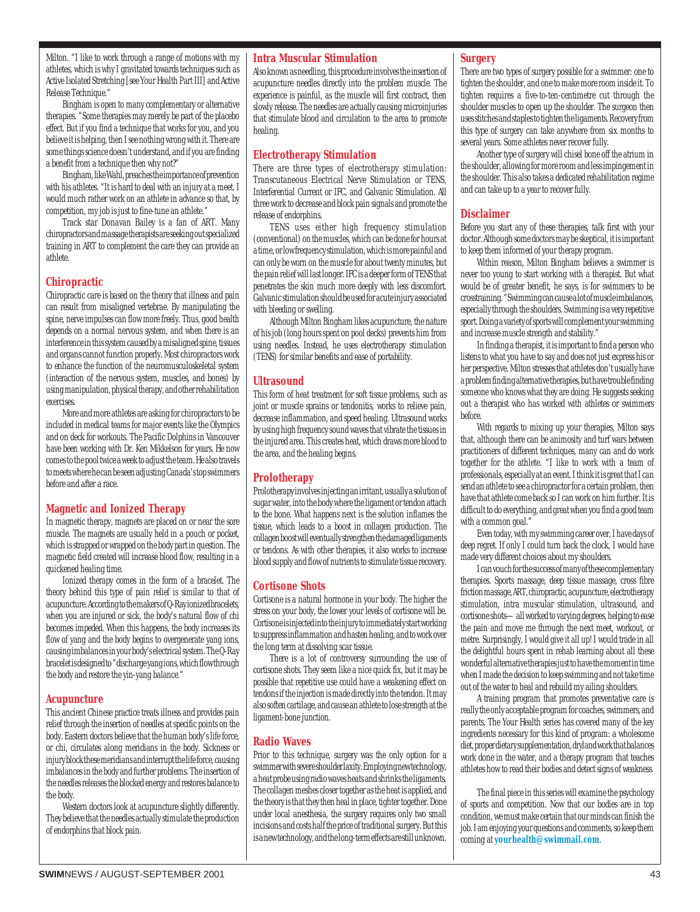Milton. "I like to work through a range of motions with my athletes, which is why I gravitated towards techniques such as Active Isolated Stretching [see Your Health Part III] and Active Release Technique."

Bingham is open to many complementary or alternative therapies. "Some therapies may merely be part of the placebo effect. But if you find a technique that works for you, and you believe it is helping, then I see nothing wrong with it. There are some things science doesn't understand, and if you are finding a benefit from a technique then why not?"

Bingham, like Wahl, preaches the importance of prevention with his athletes. "It is hard to deal with an injury at a meet. I would much rather work on an athlete in advance so that, by competition, my job is just to fine-tune an athlete."

Track star Donavan Bailey is a fan of ART. Many chiropractors and massage therapists are seeking out specialized training in ART to complement the care they can provide an athlete.

## Chiropractic

Chiropractic care is based on the theory that illness and pain can result from misaligned vertebrae. By manipulating the spine, nerve impulses can flow more freely. Thus, good health depends on a normal nervous system, and when there is an interference in this system caused by a misaligned spine, tissues and organs cannot function properly. Most chiropractors work to enhance the function of the neuromusculoskeletal system (interaction of the nervous system, muscles, and bones) by using manipulation, physical therapy, and other rehabilitation exercises.

More and more athletes are asking for chiropractors to be included in medical teams for major events like the Olympics and on deck for workouts. The Pacific Dolphins in Vancouver have been working with Dr. Ken Mikkelson for years. He now comes to the pool twice a week to adjust the team. He also travels to meets where he can be seen adjusting Canada's top swimmers before and after a race.

## Magnetic and Ionized Therapy

In magnetic therapy, magnets are placed on or near the sore muscle. The magnets are usually held in a pouch or pocket, which is strapped or wrapped on the body part in question. The magnetic field created will increase blood flow, resulting in a quickened healing time.

Ionized therapy comes in the form of a bracelet. The theory behind this type of pain relief is similar to that of acupuncture. According to the makers of Q-Ray ionized bracelets, when you are injured or sick, the body's natural flow of chi becomes impeded. When this happens, the body increases its flow of yang and the body begins to overgenerate yang ions, causing imbalances in your body's electrical system. The Q-Ray bracelet is designed to "discharge yang ions, which flow through the body and restore the yin-yang balance."

## Acupuncture

This ancient Chinese practice treats illness and provides pain relief through the insertion of needles at specific points on the body. Eastern doctors believe that the human body's life force, or chi, circulates along meridians in the body. Sickness or injury block these meridians and interrupt the life force, causing imbalances in the body and further problems. The insertion of the needles releases the blocked energy and restores balance to the body.

Western doctors look at acupuncture slightly differently. They believe that the needles actually stimulate the production of endorphins that block pain.

## Intra Muscular Stimulation

Also known as needling, this procedure involves the insertion of acupuncture needles directly into the problem muscle. The experience is painful, as the muscle will first contract, then slowly release. The needles are actually causing microinjuries that stimulate blood and circulation to the area to promote healing.

## Electrotherapy Stimulation

There are three types of electrotherapy stimulation: Transcutaneous Electrical Nerve Stimulation or TENS, Interferential Current or IFC, and Galvanic Stimulation. All three work to decrease and block pain signals and promote the release of endorphins.

TENS uses either high frequency stimulation (conventional) on the muscles, which can be done for hours at a time, or low frequency stimulation, which is more painful and can only be worn on the muscle for about twenty minutes, but the pain relief will last longer. IFC is a deeper form of TENS that penetrates the skin much more deeply with less discomfort. Galvanic stimulation should be used for acute injury associated with bleeding or swelling.

Although Milton Bingham likes acupuncture, the nature of his job (long hours spent on pool decks) prevents him from using needles. Instead, he uses electrotherapy stimulation (TENS) for similar benefits and ease of portability.

## Ultrasound

This form of heat treatment for soft tissue problems, such as joint or muscle sprains or tendonitis, works to relieve pain, decrease inflammation, and speed healing. Ultrasound works by using high frequency sound waves that vibrate the tissues in the injured area. This creates heat, which draws more blood to the area, and the healing begins.

## Prolotherapy

Prolotherapy involves injecting an irritant, usually a solution of sugar water, into the body where the ligament or tendon attach to the bone. What happens next is the solution inflames the tissue, which leads to a boost in collagen production. The collagen boost will eventually strengthen the damaged ligaments or tendons. As with other therapies, it also works to increase blood supply and flow of nutrients to stimulate tissue recovery.

## Cortisone Shots

Cortisone is a natural hormone in your body. The higher the stress on your body, the lower your levels of cortisone will be. Cortisone is injected into the injury to immediately start working to suppress inflammation and hasten healing, and to work over the long term at dissolving scar tissue.

There is a lot of controversy surrounding the use of cortisone shots. They seem like a nice quick fix, but it may be possible that repetitive use could have a weakening effect on tendons if the injection is made directly into the tendon. It may also soften cartilage, and cause an athlete to lose strength at the ligament-bone junction.

## Radio Waves

Prior to this technique, surgery was the only option for a swimmer with severe shoulder laxity. Employing new technology, a heat probe using radio waves heats and shrinks the ligaments. The collagen meshes closer together as the heat is applied, and the theory is that they then heal in place, tighter together. Done under local anesthesia, the surgery requires only two small incisions and costs half the price of traditional surgery. But this is a new technology, and the long-term effects are still unknown.

## Surgery

There are two types of surgery possible for a swimmer: one to tighten the shoulder, and one to make more room inside it. To tighten requires a five-to-ten-centimetre cut through the shoulder muscles to open up the shoulder. The surgeon then uses stitches and staples to tighten the ligaments. Recovery from this type of surgery can take anywhere from six months to several years. Some athletes never recover fully.

Another type of surgery will chisel bone off the atrium in the shoulder, allowing for more room and less impingement in the shoulder. This also takes a dedicated rehabilitation regime and can take up to a year to recover fully.

## Disclaimer

Before you start any of these therapies, talk first with your doctor. Although some doctors may be skeptical, it is important to keep them informed of your therapy program.

Within reason, Milton Bingham believes a swimmer is never too young to start working with a therapist. But what would be of greater benefit, he says, is for swimmers to be crosstraining. "Swimming can cause a lot of muscle imbalances, especially through the shoulders. Swimming is a very repetitive sport. Doing a variety of sports will complement your swimming and increase muscle strength and stability."

In finding a therapist, it is important to find a person who listens to what you have to say and does not just express his or her perspective. Milton stresses that athletes don't usually have a problem finding alternative therapies, but have trouble finding someone who knows what they are doing. He suggests seeking out a therapist who has worked with athletes or swimmers before.

With regards to mixing up your therapies, Milton says that, although there can be animosity and turf wars between practitioners of different techniques, many can and do work together for the athlete. "I like to work with a team of professionals, especially at an event. I think it is great that I can send an athlete to see a chiropractor for a certain problem, then have that athlete come back so I can work on him further. It is difficult to do everything, and great when you find a good team with a common goal."

Even today, with my swimming career over, I have days of deep regret. If only I could turn back the clock, I would have made very different choices about my shoulders.

I can vouch for the success of many of these complementary therapies. Sports massage, deep tissue massage, cross fibre friction massage, ART, chiropractic, acupuncture, electrotherapy stimulation, intra muscular stimulation, ultrasound, and cortisone shots— all worked to varying degrees, helping to ease the pain and move me through the next meet, workout, or metre. Surprisingly, I would give it all up! I would trade in all the delightful hours spent in rehab learning about all these wonderful alternative therapies just to have the moment in time when I made the decision to keep swimming and not take time out of the water to heal and rebuild my ailing shoulders.

A training program that promotes preventative care is really the only acceptable program for coaches, swimmers, and parents. The Your Health series has covered many of the key ingredients necessary for this kind of program: a wholesome diet, proper dietary supplementation, dryland work that balances work done in the water, and a therapy program that teaches athletes how to read their bodies and detect signs of weakness.

The final piece in this series will examine the psychology of sports and competition. Now that our bodies are in top condition, we must make certain that our minds can finish the job. I am enjoying your questions and comments, so keep them coming at **yourhealth@swimmail.com**.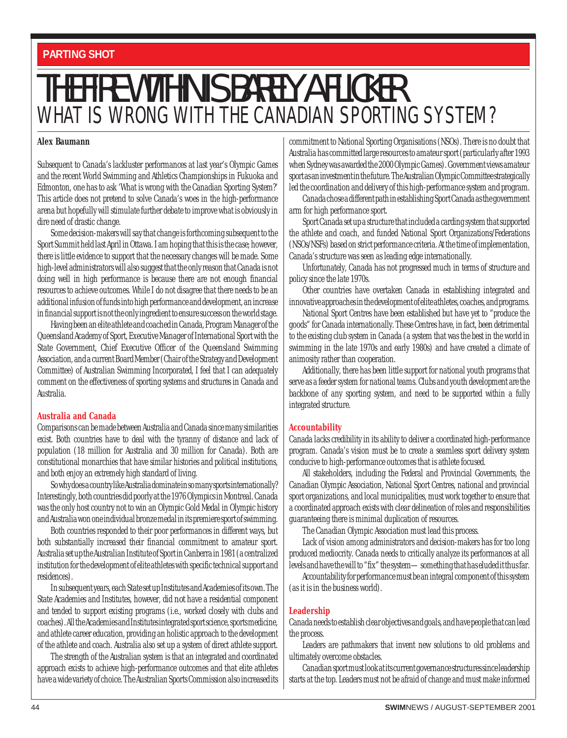PARTING SHOT

# THE FIRE WITHIN IS BARELY A FLICKER

## WHAT IS WRONG WITH THE CANADIAN SPORTING SYSTEM?

**Alex Baumann**

Subsequent to Canada's lackluster performances at last year's Olympic Games and the recent World Swimming and Athletics Championships in Fukuoka and Edmonton, one has to ask 'What is wrong with the Canadian Sporting System?' This article does not pretend to solve Canada's woes in the high-performance arena but hopefully will stimulate further debate to improve what is obviously in dire need of drastic change.

Some decision-makers will say that change is forthcoming subsequent to the Sport Summit held last April in Ottawa. I am hoping that this is the case; however, there is little evidence to support that the necessary changes will be made. Some high-level administrators will also suggest that the only reason that Canada is not doing well in high performance is because there are not enough financial resources to achieve outcomes. While I do not disagree that there needs to be an additional infusion of funds into high performance and development, an increase in financial support is not the only ingredient to ensure success on the world stage.

Having been an elite athlete and coached in Canada, Program Manager of the Queensland Academy of Sport, Executive Manager of International Sport with the State Government, Chief Executive Officer of the Queensland Swimming Association, and a current Board Member (Chair of the Strategy and Development Committee) of Australian Swimming Incorporated, I feel that I can adequately comment on the effectiveness of sporting systems and structures in Canada and Australia.

### Australia and Canada

Comparisons can be made between Australia and Canada since many similarities exist. Both countries have to deal with the tyranny of distance and lack of population (18 million for Australia and 30 million for Canada). Both are constitutional monarchies that have similar histories and political institutions, and both enjoy an extremely high standard of living.

So why does a country like Australia dominate in so many sports internationally? Interestingly, both countries did poorly at the 1976 Olympics in Montreal. Canada was the only host country not to win an Olympic Gold Medal in Olympic history and Australia won one individual bronze medal in its premiere sport of swimming.

Both countries responded to their poor performances in different ways, but both substantially increased their financial commitment to amateur sport. Australia set up the Australian Institute of Sport in Canberra in 1981 (a centralized institution for the development of elite athletes with specific technical support and residences).

In subsequent years, each State set up Institutes and Academies of its own. The State Academies and Institutes, however, did not have a residential component and tended to support existing programs (i.e., worked closely with clubs and coaches). All the Academies and Institutes integrated sport science, sports medicine, and athlete career education, providing an holistic approach to the development of the athlete and coach. Australia also set up a system of direct athlete support.

The strength of the Australian system is that an integrated and coordinated approach exists to achieve high-performance outcomes and that elite athletes have a wide variety of choice. The Australian Sports Commission also increased its commitment to National Sporting Organisations (NSOs). There is no doubt that Australia has committed large resources to amateur sport (particularly after 1993 when Sydney was awarded the 2000 Olympic Games). Government views amateur sport as an investment in the future. The Australian Olympic Committee strategically led the coordination and delivery of this high-performance system and program.

Canada chose a different path in establishing Sport Canada as the government arm for high performance sport.

Sport Canada set up a structure that included a carding system that supported the athlete and coach, and funded National Sport Organizations/Federations (NSOs/NSFs) based on strict performance criteria. At the time of implementation, Canada's structure was seen as leading edge internationally.

Unfortunately, Canada has not progressed much in terms of structure and policy since the late 1970s.

Other countries have overtaken Canada in establishing integrated and innovative approaches in the development of elite athletes, coaches, and programs.

National Sport Centres have been established but have yet to "produce the goods" for Canada internationally. These Centres have, in fact, been detrimental to the existing club system in Canada (a system that was the best in the world in swimming in the late 1970s and early 1980s) and have created a climate of animosity rather than cooperation.

Additionally, there has been little support for national youth programs that serve as a feeder system for national teams. Clubs and youth development are the backbone of any sporting system, and need to be supported within a fully integrated structure.

### Accountability

Canada lacks credibility in its ability to deliver a coordinated high-performance program. Canada's vision must be to create a seamless sport delivery system conducive to high-performance outcomes that is athlete focused.

All stakeholders, including the Federal and Provincial Governments, the Canadian Olympic Association, National Sport Centres, national and provincial sport organizations, and local municipalities, must work together to ensure that a coordinated approach exists with clear delineation of roles and responsibilities guaranteeing there is minimal duplication of resources.

The Canadian Olympic Association must lead this process.

Lack of vision among administrators and decision-makers has for too long produced mediocrity. Canada needs to critically analyze its performances at all levels and have the will to "fix" the system— something that has eluded it thus far.

Accountability for performance must be an integral component of this system (as it is in the business world).

### Leadership

Canada needs to establish clear objectives and goals, and have people that can lead the process.

Leaders are pathmakers that invent new solutions to old problems and ultimately overcome obstacles.

Canadian sport must look at its current governance structures since leadership starts at the top. Leaders must not be afraid of change and must make informed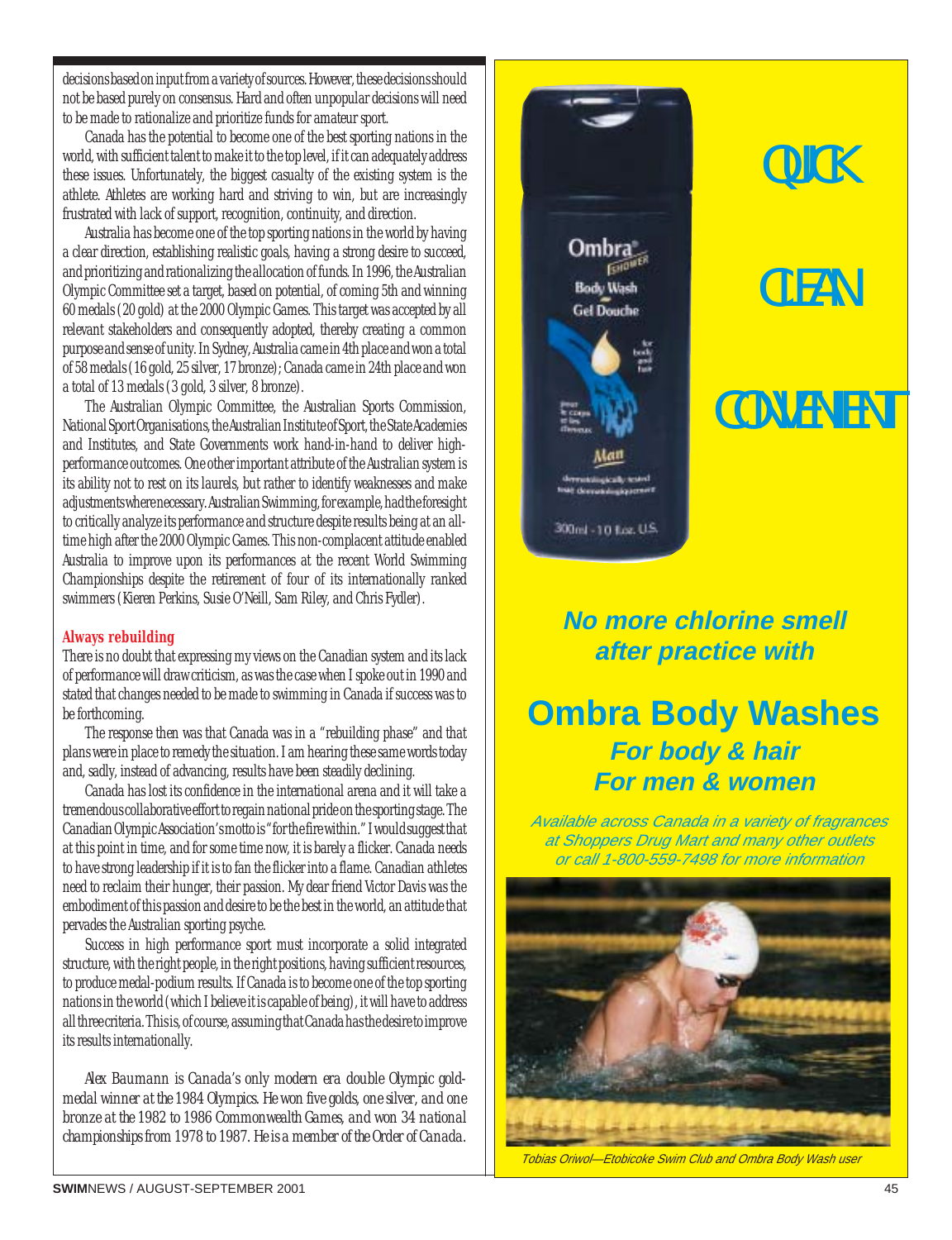decisions based on input from a variety of sources. However, these decisions should not be based purely on consensus. Hard and often unpopular decisions will need to be made to rationalize and prioritize funds for amateur sport.

Canada has the potential to become one of the best sporting nations in the world, with sufficient talent to make it to the top level, if it can adequately address these issues. Unfortunately, the biggest casualty of the existing system is the athlete. Athletes are working hard and striving to win, but are increasingly frustrated with lack of support, recognition, continuity, and direction.

Australia has become one of the top sporting nations in the world by having a clear direction, establishing realistic goals, having a strong desire to succeed, and prioritizing and rationalizing the allocation of funds. In 1996, the Australian Olympic Committee set a target, based on potential, of coming 5th and winning 60 medals (20 gold) at the 2000 Olympic Games. This target was accepted by all relevant stakeholders and consequently adopted, thereby creating a common purpose and sense of unity. In Sydney, Australia came in 4th place and won a total of 58 medals (16 gold, 25 silver, 17 bronze); Canada came in 24th place and won a total of 13 medals (3 gold, 3 silver, 8 bronze).

The Australian Olympic Committee, the Australian Sports Commission, National Sport Organisations, the Australian Institute of Sport, the State Academies and Institutes, and State Governments work hand-in-hand to deliver high-performance outcomes. One other important attribute of the Australian system is its ability not to rest on its laurels, but rather to identify weaknesses and make adjustments where necessary. Australian Swimming, for example, had the foresight to critically analyze its performance and structure despite results being at an all-time high after the 2000 Olympic Games. This non-complacent attitude enabled Australia to improve upon its performances at the recent World Swimming Championships despite the retirement of four of its internationally ranked swimmers (Kieren Perkins, Susie O'Neill, Sam Riley, and Chris Fydler).

## Always rebuilding

There is no doubt that expressing my views on the Canadian system and its lack of performance will draw criticism, as was the case when I spoke out in 1990 and stated that changes needed to be made to swimming in Canada if success was to be forthcoming.

The response then was that Canada was in a "rebuilding phase" and that plans were in place to remedy the situation. I am hearing these same words today and, sadly, instead of advancing, results have been steadily declining.

Canada has lost its confidence in the international arena and it will take a tremendous collaborative effort to regain national pride on the sporting stage. The Canadian Olympic Association's motto is "for the fire within." I would suggest that at this point in time, and for some time now, it is barely a flicker. Canada needs to have strong leadership if it is to fan the flicker into a flame. Canadian athletes need to reclaim their hunger, their passion. My dear friend Victor Davis was the embodiment of this passion and desire to be the best in the world, an attitude that pervades the Australian sporting psyche.

Success in high performance sport must incorporate a solid integrated structure, with the right people, in the right positions, having sufficient resources, to produce medal-podium results. If Canada is to become one of the top sporting nations in the world (which I believe it is capable of being), it will have to address all three criteria. This is, of course, assuming that Canada has the desire to improve its results internationally.

*Alex Baumann is Canada's only modern era double Olympic gold-medal winner at the 1984 Olympics. He won five golds, one silver, and one bronze at the 1982 to 1986 Commonwealth Games, and won 34 national championships from 1978 to 1987. He is a member of the Order of Canada.*

---

QUICK

CLEAN

CONVENIENT

**No more chlorine smell after practice with**

## Ombra Body Washes

**For body & hair**
**For men & women**

*Available across Canada in a variety of fragrances at Shoppers Drug Mart and many other outlets or call 1-800-559-7498 for more information*

*Tobias Oriwol—Etobicoke Swim Club and Ombra Body Wash user*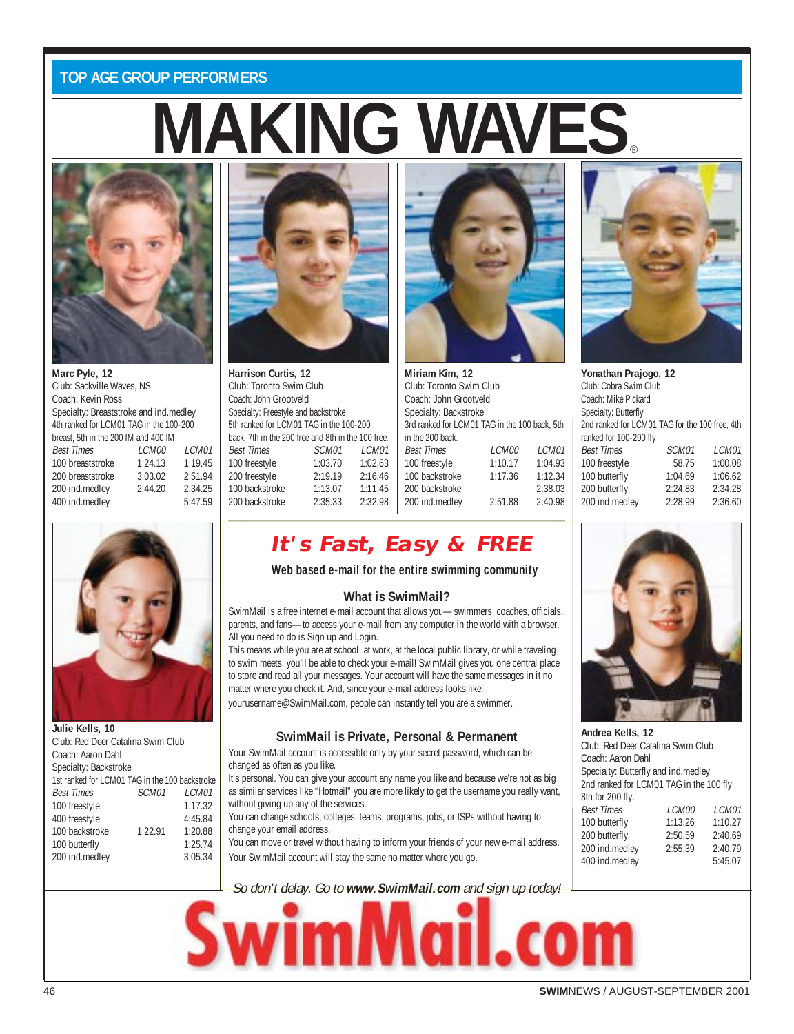TOP AGE GROUP PERFORMERS

# MAKING WAVES®

**Marc Pyle, 12**
Club: Sackville Waves, NS
Coach: Kevin Ross
Specialty: Breaststroke and ind.medley
4th ranked for LCM01 TAG in the 100-200 breast, 5th in the 200 IM and 400 IM

| *Best Times* | *LCM00* | *LCM01* |
|---|---|---|
| 100 breaststroke | 1:24.13 | 1:19.45 |
| 200 breaststroke | 3:03.02 | 2:51.94 |
| 200 ind.medley | 2:44.20 | 2:34.25 |
| 400 ind.medley | | 5:47.59 |

**Harrison Curtis, 12**
Club: Toronto Swim Club
Coach: John Grootveld
Specialty: Freestyle and backstroke
5th ranked for LCM01 TAG in the 100-200 back, 7th in the 200 free and 8th in the 100 free.

| *Best Times* | *SCM01* | *LCM01* |
|---|---|---|
| 100 freestyle | 1:03.70 | 1:02.63 |
| 200 freestyle | 2:19.19 | 2:16.46 |
| 100 backstroke | 1:13.07 | 1:11.45 |
| 200 backstroke | 2:35.33 | 2:32.98 |

**Miriam Kim, 12**
Club: Toronto Swim Club
Coach: John Grootveld
Specialty: Backstroke
3rd ranked for LCM01 TAG in the 100 back, 5th in the 200 back.

| *Best Times* | *LCM00* | *LCM01* |
|---|---|---|
| 100 freestyle | 1:10.17 | 1:04.93 |
| 100 backstroke | 1:17.36 | 1:12.34 |
| 200 backstroke | | 2:38.03 |
| 200 ind.medley | 2:51.88 | 2:40.98 |

**Yonathan Prajogo, 12**
Club: Cobra Swim Club
Coach: Mike Pickard
Specialty: Butterfly
2nd ranked for LCM01 TAG for the 100 free, 4th ranked for 100-200 fly

| *Best Times* | *SCM01* | *LCM01* |
|---|---|---|
| 100 freestyle | 58.75 | 1:00.08 |
| 100 butterfly | 1:04.69 | 1:06.62 |
| 200 butterfly | 2:24.83 | 2:34.28 |
| 200 ind medley | 2:28.99 | 2:36.60 |

**Julie Kells, 10**
Club: Red Deer Catalina Swim Club
Coach: Aaron Dahl
Specialty: Backstroke
1st ranked for LCM01 TAG in the 100 backstroke

| *Best Times* | *SCM01* | *LCM01* |
|---|---|---|
| 100 freestyle | | 1:17.32 |
| 400 freestyle | | 4:45.84 |
| 100 backstroke | 1:22.91 | 1:20.88 |
| 100 butterfly | | 1:25.74 |
| 200 ind.medley | | 3:05.34 |

## *It's Fast, Easy & FREE*

**Web based e-mail for the entire swimming community**

### What is SwimMail?

SwimMail is a free internet e-mail account that allows you— swimmers, coaches, officials, parents, and fans— to access your e-mail from any computer in the world with a browser. All you need to do is Sign up and Login.

This means while you are at school, at work, at the local public library, or while traveling to swim meets, you'll be able to check your e-mail! SwimMail gives you one central place to store and read all your messages. Your account will have the same messages in it no matter where you check it. And, since your e-mail address looks like: yourusername@SwimMail.com, people can instantly tell you are a swimmer.

### SwimMail is Private, Personal & Permanent

Your SwimMail account is accessible only by your secret password, which can be changed as often as you like.

It's personal. You can give your account any name you like and because we're not as big as similar services like "Hotmail" you are more likely to get the username you really want, without giving up any of the services.

You can change schools, colleges, teams, programs, jobs, or ISPs without having to change your email address.

You can move or travel without having to inform your friends of your new e-mail address.

Your SwimMail account will stay the same no matter where you go.

*So don't delay. Go to **www.SwimMail.com** and sign up today!*

# SwimMail.com

**Andrea Kells, 12**
Club: Red Deer Catalina Swim Club
Coach: Aaron Dahl
Specialty: Butterfly and ind.medley
2nd ranked for LCM01 TAG in the 100 fly, 8th for 200 fly.

| *Best Times* | *LCM00* | *LCM01* |
|---|---|---|
| 100 butterfly | 1:13.26 | 1:10.27 |
| 200 butterfly | 2:50.59 | 2:40.69 |
| 200 ind.medley | 2:55.39 | 2:40.79 |
| 400 ind.medley | | 5:45.07 |